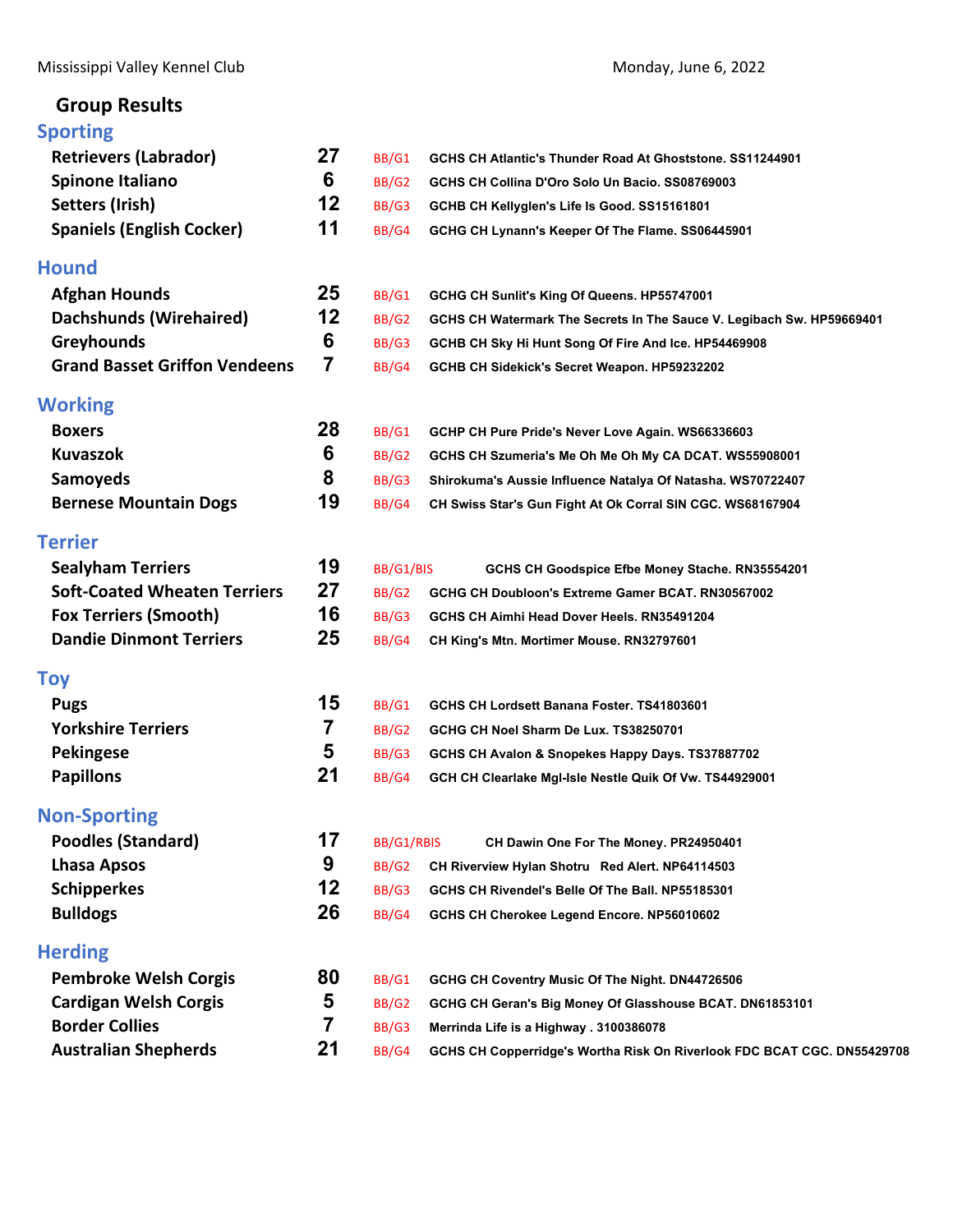Mississippi Valley Kennel Club

Monday, June 6, 2022

## Group Results

### Sporting

| Breed | Entries | Award | Dog |
|---|---|---|---|
| Retrievers (Labrador) | 27 | BB/G1 | GCHS CH Atlantic's Thunder Road At Ghoststone. SS11244901 |
| Spinone Italiano | 6 | BB/G2 | GCHS CH Collina D'Oro Solo Un Bacio. SS08769003 |
| Setters (Irish) | 12 | BB/G3 | GCHB CH Kellyglen's Life Is Good. SS15161801 |
| Spaniels (English Cocker) | 11 | BB/G4 | GCHG CH Lynann's Keeper Of The Flame. SS06445901 |

### Hound

| Breed | Entries | Award | Dog |
|---|---|---|---|
| Afghan Hounds | 25 | BB/G1 | GCHG CH Sunlit's King Of Queens. HP55747001 |
| Dachshunds (Wirehaired) | 12 | BB/G2 | GCHS CH Watermark The Secrets In The Sauce V. Legibach Sw. HP59669401 |
| Greyhounds | 6 | BB/G3 | GCHB CH Sky Hi Hunt Song Of Fire And Ice. HP54469908 |
| Grand Basset Griffon Vendeens | 7 | BB/G4 | GCHB CH Sidekick's Secret Weapon. HP59232202 |

### Working

| Breed | Entries | Award | Dog |
|---|---|---|---|
| Boxers | 28 | BB/G1 | GCHP CH Pure Pride's Never Love Again. WS66336603 |
| Kuvaszok | 6 | BB/G2 | GCHS CH Szumeria's Me Oh Me Oh My CA DCAT. WS55908001 |
| Samoyeds | 8 | BB/G3 | Shirokuma's Aussie Influence Natalya Of Natasha. WS70722407 |
| Bernese Mountain Dogs | 19 | BB/G4 | CH Swiss Star's Gun Fight At Ok Corral SIN CGC. WS68167904 |

### Terrier

| Breed | Entries | Award | Dog |
|---|---|---|---|
| Sealyham Terriers | 19 | BB/G1/BIS | GCHS CH Goodspice Efbe Money Stache. RN35554201 |
| Soft-Coated Wheaten Terriers | 27 | BB/G2 | GCHG CH Doubloon's Extreme Gamer BCAT. RN30567002 |
| Fox Terriers (Smooth) | 16 | BB/G3 | GCHS CH Aimhi Head Dover Heels. RN35491204 |
| Dandie Dinmont Terriers | 25 | BB/G4 | CH King's Mtn. Mortimer Mouse. RN32797601 |

### Toy

| Breed | Entries | Award | Dog |
|---|---|---|---|
| Pugs | 15 | BB/G1 | GCHS CH Lordsett Banana Foster. TS41803601 |
| Yorkshire Terriers | 7 | BB/G2 | GCHG CH Noel Sharm De Lux. TS38250701 |
| Pekingese | 5 | BB/G3 | GCHS CH Avalon & Snopekes Happy Days. TS37887702 |
| Papillons | 21 | BB/G4 | GCH CH Clearlake Mgl-Isle Nestle Quik Of Vw. TS44929001 |

### Non-Sporting

| Breed | Entries | Award | Dog |
|---|---|---|---|
| Poodles (Standard) | 17 | BB/G1/RBIS | CH Dawin One For The Money. PR24950401 |
| Lhasa Apsos | 9 | BB/G2 | CH Riverview Hylan Shotru Red Alert. NP64114503 |
| Schipperkes | 12 | BB/G3 | GCHS CH Rivendel's Belle Of The Ball. NP55185301 |
| Bulldogs | 26 | BB/G4 | GCHS CH Cherokee Legend Encore. NP56010602 |

### Herding

| Breed | Entries | Award | Dog |
|---|---|---|---|
| Pembroke Welsh Corgis | 80 | BB/G1 | GCHG CH Coventry Music Of The Night. DN44726506 |
| Cardigan Welsh Corgis | 5 | BB/G2 | GCHG CH Geran's Big Money Of Glasshouse BCAT. DN61853101 |
| Border Collies | 7 | BB/G3 | Merrinda Life is a Highway . 3100386078 |
| Australian Shepherds | 21 | BB/G4 | GCHS CH Copperridge's Wortha Risk On Riverlook FDC BCAT CGC. DN55429708 |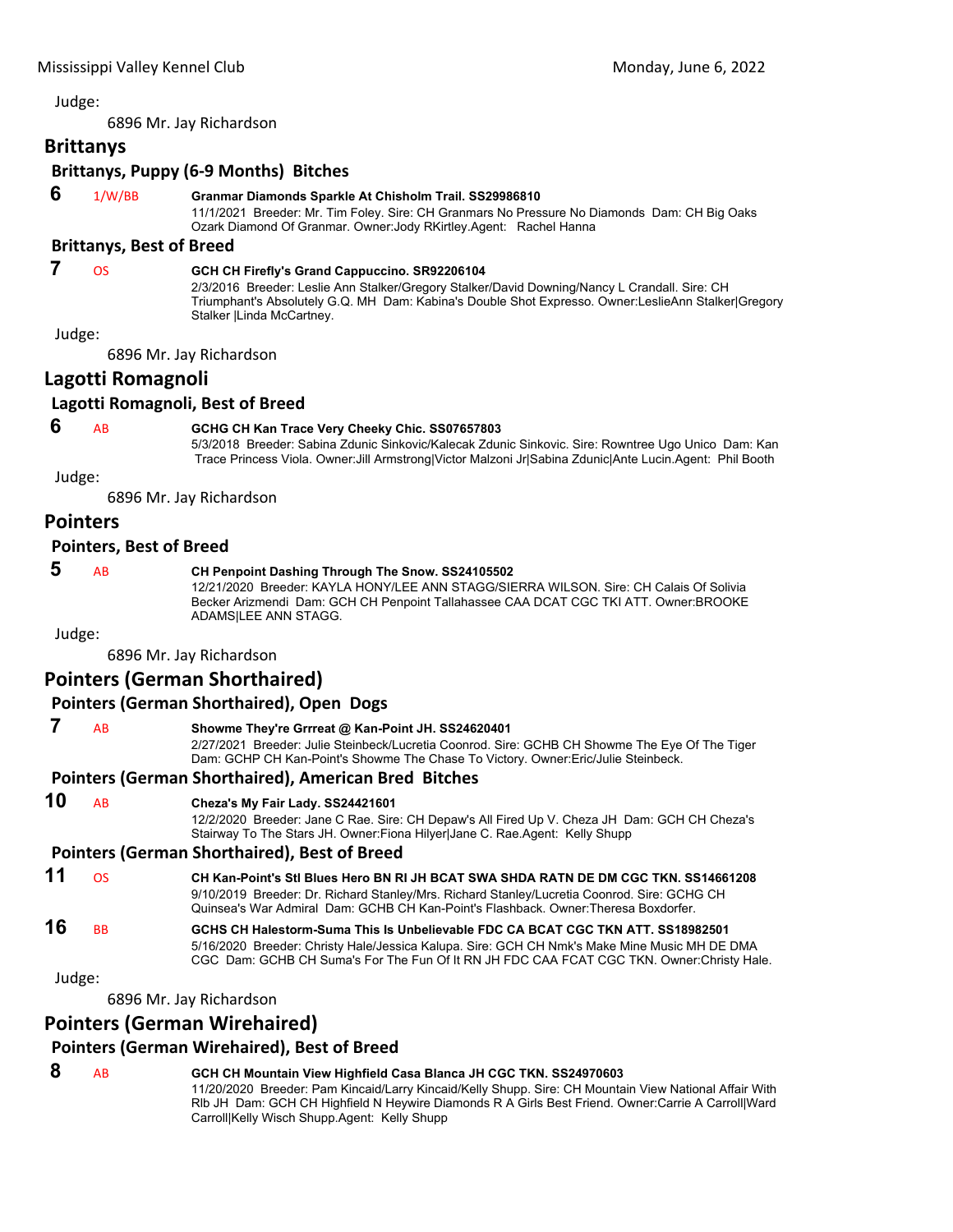Judge:

6896 Mr. Jay Richardson

## Brittanys

### Brittanys, Puppy (6-9 Months) Bitches

**6** 1/W/BB **Granmar Diamonds Sparkle At Chisholm Trail. SS29986810**
11/1/2021 Breeder: Mr. Tim Foley. Sire: CH Granmars No Pressure No Diamonds Dam: CH Big Oaks Ozark Diamond Of Granmar. Owner:Jody RKirtley.Agent: Rachel Hanna

### Brittanys, Best of Breed

**7** OS **GCH CH Firefly's Grand Cappuccino. SR92206104**
2/3/2016 Breeder: Leslie Ann Stalker/Gregory Stalker/David Downing/Nancy L Crandall. Sire: CH Triumphant's Absolutely G.Q. MH Dam: Kabina's Double Shot Expresso. Owner:LeslieAnn Stalker|Gregory Stalker |Linda McCartney.

Judge:

6896 Mr. Jay Richardson

## Lagotti Romagnoli

### Lagotti Romagnoli, Best of Breed

**6** AB **GCHG CH Kan Trace Very Cheeky Chic. SS07657803**
5/3/2018 Breeder: Sabina Zdunic Sinkovic/Kalecak Zdunic Sinkovic. Sire: Rowntree Ugo Unico Dam: Kan Trace Princess Viola. Owner:Jill Armstrong|Victor Malzoni Jr|Sabina Zdunic|Ante Lucin.Agent: Phil Booth

Judge:

6896 Mr. Jay Richardson

## Pointers

### Pointers, Best of Breed

**5** AB **CH Penpoint Dashing Through The Snow. SS24105502**
12/21/2020 Breeder: KAYLA HONY/LEE ANN STAGG/SIERRA WILSON. Sire: CH Calais Of Solivia Becker Arizmendi Dam: GCH CH Penpoint Tallahassee CAA DCAT CGC TKI ATT. Owner:BROOKE ADAMS|LEE ANN STAGG.

Judge:

6896 Mr. Jay Richardson

## Pointers (German Shorthaired)

### Pointers (German Shorthaired), Open Dogs

**7** AB **Showme They're Grrreat @ Kan-Point JH. SS24620401**
2/27/2021 Breeder: Julie Steinbeck/Lucretia Coonrod. Sire: GCHB CH Showme The Eye Of The Tiger Dam: GCHP CH Kan-Point's Showme The Chase To Victory. Owner:Eric/Julie Steinbeck.

### Pointers (German Shorthaired), American Bred Bitches

**10** AB **Cheza's My Fair Lady. SS24421601**
12/2/2020 Breeder: Jane C Rae. Sire: CH Depaw's All Fired Up V. Cheza JH Dam: GCH CH Cheza's Stairway To The Stars JH. Owner:Fiona Hilyer|Jane C. Rae.Agent: Kelly Shupp

### Pointers (German Shorthaired), Best of Breed

**11** OS **CH Kan-Point's Stl Blues Hero BN RI JH BCAT SWA SHDA RATN DE DM CGC TKN. SS14661208**
9/10/2019 Breeder: Dr. Richard Stanley/Mrs. Richard Stanley/Lucretia Coonrod. Sire: GCHG CH Quinsea's War Admiral Dam: GCHB CH Kan-Point's Flashback. Owner:Theresa Boxdorfer.

**16** BB **GCHS CH Halestorm-Suma This Is Unbelievable FDC CA BCAT CGC TKN ATT. SS18982501**
5/16/2020 Breeder: Christy Hale/Jessica Kalupa. Sire: GCH CH Nmk's Make Mine Music MH DE DMA CGC Dam: GCHB CH Suma's For The Fun Of It RN JH FDC CAA FCAT CGC TKN. Owner:Christy Hale.

Judge:

6896 Mr. Jay Richardson

## Pointers (German Wirehaired)

### Pointers (German Wirehaired), Best of Breed

**8** AB **GCH CH Mountain View Highfield Casa Blanca JH CGC TKN. SS24970603**
11/20/2020 Breeder: Pam Kincaid/Larry Kincaid/Kelly Shupp. Sire: CH Mountain View National Affair With Rlb JH Dam: GCH CH Highfield N Heywire Diamonds R A Girls Best Friend. Owner:Carrie A Carroll|Ward Carroll|Kelly Wisch Shupp.Agent: Kelly Shupp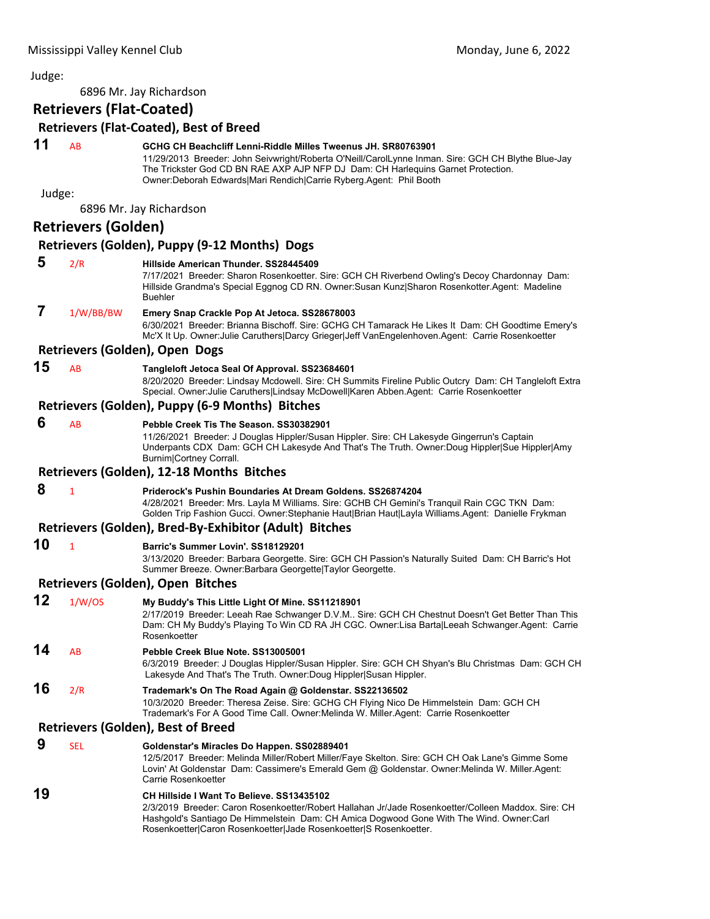Judge:

6896 Mr. Jay Richardson

## Retrievers (Flat-Coated)

### Retrievers (Flat-Coated), Best of Breed

**11** AB **GCHG CH Beachcliff Lenni-Riddle Milles Tweenus JH. SR80763901**
11/29/2013 Breeder: John Seivwright/Roberta O'Neill/CarolLynne Inman. Sire: GCH CH Blythe Blue-Jay The Trickster God CD BN RAE AXP AJP NFP DJ Dam: CH Harlequins Garnet Protection. Owner:Deborah Edwards|Mari Rendich|Carrie Ryberg.Agent: Phil Booth

Judge:

6896 Mr. Jay Richardson

## Retrievers (Golden)

### Retrievers (Golden), Puppy (9-12 Months) Dogs

**5** 2/R **Hillside American Thunder. SS28445409**
7/17/2021 Breeder: Sharon Rosenkoetter. Sire: GCH CH Riverbend Owling's Decoy Chardonnay Dam: Hillside Grandma's Special Eggnog CD RN. Owner:Susan Kunz|Sharon Rosenkotter.Agent: Madeline Buehler

**7** 1/W/BB/BW **Emery Snap Crackle Pop At Jetoca. SS28678003**
6/30/2021 Breeder: Brianna Bischoff. Sire: GCHG CH Tamarack He Likes It Dam: CH Goodtime Emery's Mc'X It Up. Owner:Julie Caruthers|Darcy Grieger|Jeff VanEngelenhoven.Agent: Carrie Rosenkoetter

### Retrievers (Golden), Open Dogs

**15** AB **Tangleloft Jetoca Seal Of Approval. SS23684601**
8/20/2020 Breeder: Lindsay Mcdowell. Sire: CH Summits Fireline Public Outcry Dam: CH Tangleloft Extra Special. Owner:Julie Caruthers|Lindsay McDowell|Karen Abben.Agent: Carrie Rosenkoetter

### Retrievers (Golden), Puppy (6-9 Months) Bitches

**6** AB **Pebble Creek Tis The Season. SS30382901**
11/26/2021 Breeder: J Douglas Hippler/Susan Hippler. Sire: CH Lakesyde Gingerrun's Captain Underpants CDX Dam: GCH CH Lakesyde And That's The Truth. Owner:Doug Hippler|Sue Hippler|Amy Burnim|Cortney Corrall.

### Retrievers (Golden), 12-18 Months Bitches

**8** 1 **Priderock's Pushin Boundaries At Dream Goldens. SS26874204**
4/28/2021 Breeder: Mrs. Layla M Williams. Sire: GCHB CH Gemini's Tranquil Rain CGC TKN Dam: Golden Trip Fashion Gucci. Owner:Stephanie Haut|Brian Haut|Layla Williams.Agent: Danielle Frykman

### Retrievers (Golden), Bred-By-Exhibitor (Adult) Bitches

**10** 1 **Barric's Summer Lovin'. SS18129201**
3/13/2020 Breeder: Barbara Georgette. Sire: GCH CH Passion's Naturally Suited Dam: CH Barric's Hot Summer Breeze. Owner:Barbara Georgette|Taylor Georgette.

### Retrievers (Golden), Open Bitches

**12** 1/W/OS **My Buddy's This Little Light Of Mine. SS11218901**
2/17/2019 Breeder: Leeah Rae Schwanger D.V.M.. Sire: GCH CH Chestnut Doesn't Get Better Than This Dam: CH My Buddy's Playing To Win CD RA JH CGC. Owner:Lisa Barta|Leeah Schwanger.Agent: Carrie Rosenkoetter

**14** AB **Pebble Creek Blue Note. SS13005001**
6/3/2019 Breeder: J Douglas Hippler/Susan Hippler. Sire: GCH CH Shyan's Blu Christmas Dam: GCH CH Lakesyde And That's The Truth. Owner:Doug Hippler|Susan Hippler.

**16** 2/R **Trademark's On The Road Again @ Goldenstar. SS22136502**
10/3/2020 Breeder: Theresa Zeise. Sire: GCHG CH Flying Nico De Himmelstein Dam: GCH CH Trademark's For A Good Time Call. Owner:Melinda W. Miller.Agent: Carrie Rosenkoetter

### Retrievers (Golden), Best of Breed

**9** SEL **Goldenstar's Miracles Do Happen. SS02889401**
12/5/2017 Breeder: Melinda Miller/Robert Miller/Faye Skelton. Sire: GCH CH Oak Lane's Gimme Some Lovin' At Goldenstar Dam: Cassimere's Emerald Gem @ Goldenstar. Owner:Melinda W. Miller.Agent: Carrie Rosenkoetter

**19** **CH Hillside I Want To Believe. SS13435102**
2/3/2019 Breeder: Caron Rosenkoetter/Robert Hallahan Jr/Jade Rosenkoetter/Colleen Maddox. Sire: CH Hashgold's Santiago De Himmelstein Dam: CH Amica Dogwood Gone With The Wind. Owner:Carl Rosenkoetter|Caron Rosenkoetter|Jade Rosenkoetter|S Rosenkoetter.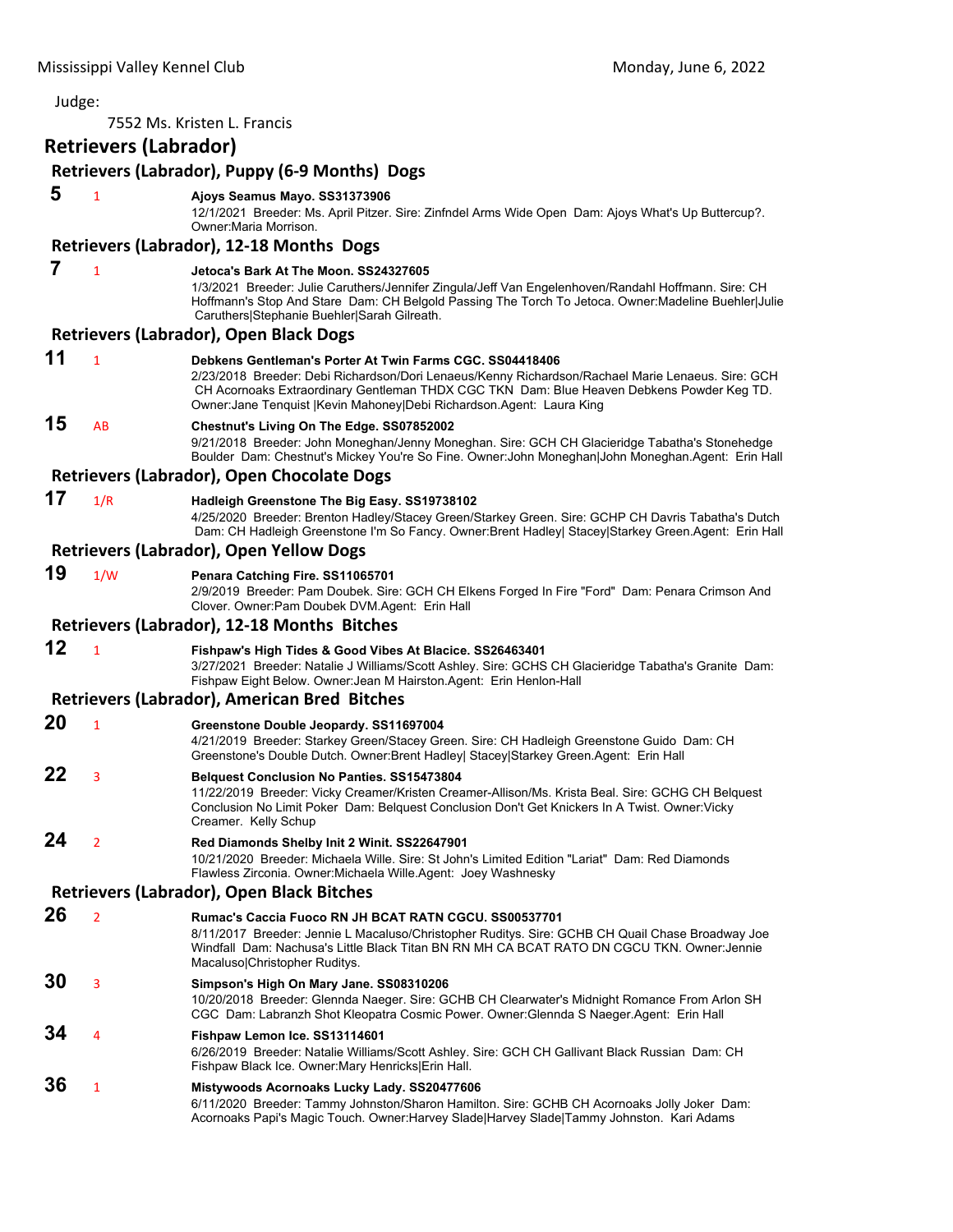Judge:

7552 Ms. Kristen L. Francis

## Retrievers (Labrador)

### Retrievers (Labrador), Puppy (6-9 Months) Dogs

**5** 1 **Ajoys Seamus Mayo. SS31373906**
12/1/2021 Breeder: Ms. April Pitzer. Sire: Zinfndel Arms Wide Open Dam: Ajoys What's Up Buttercup?. Owner:Maria Morrison.

### Retrievers (Labrador), 12-18 Months Dogs

**7** 1 **Jetoca's Bark At The Moon. SS24327605**
1/3/2021 Breeder: Julie Caruthers/Jennifer Zingula/Jeff Van Engelenhoven/Randahl Hoffmann. Sire: CH Hoffmann's Stop And Stare Dam: CH Belgold Passing The Torch To Jetoca. Owner:Madeline Buehler|Julie Caruthers|Stephanie Buehler|Sarah Gilreath.

### Retrievers (Labrador), Open Black Dogs

**11** 1 **Debkens Gentleman's Porter At Twin Farms CGC. SS04418406**
2/23/2018 Breeder: Debi Richardson/Dori Lenaeus/Kenny Richardson/Rachael Marie Lenaeus. Sire: GCH CH Acornoaks Extraordinary Gentleman THDX CGC TKN Dam: Blue Heaven Debkens Powder Keg TD. Owner:Jane Tenquist |Kevin Mahoney|Debi Richardson.Agent: Laura King

**15** AB **Chestnut's Living On The Edge. SS07852002**
9/21/2018 Breeder: John Moneghan/Jenny Moneghan. Sire: GCH CH Glacieridge Tabatha's Stonehedge Boulder Dam: Chestnut's Mickey You're So Fine. Owner:John Moneghan|John Moneghan.Agent: Erin Hall

### Retrievers (Labrador), Open Chocolate Dogs

**17** 1/R **Hadleigh Greenstone The Big Easy. SS19738102**
4/25/2020 Breeder: Brenton Hadley/Stacey Green/Starkey Green. Sire: GCHP CH Davris Tabatha's Dutch Dam: CH Hadleigh Greenstone I'm So Fancy. Owner:Brent Hadley| Stacey|Starkey Green.Agent: Erin Hall

### Retrievers (Labrador), Open Yellow Dogs

**19** 1/W **Penara Catching Fire. SS11065701**
2/9/2019 Breeder: Pam Doubek. Sire: GCH CH Elkens Forged In Fire "Ford" Dam: Penara Crimson And Clover. Owner:Pam Doubek DVM.Agent: Erin Hall

### Retrievers (Labrador), 12-18 Months Bitches

**12** 1 **Fishpaw's High Tides & Good Vibes At Blacice. SS26463401**
3/27/2021 Breeder: Natalie J Williams/Scott Ashley. Sire: GCHS CH Glacieridge Tabatha's Granite Dam: Fishpaw Eight Below. Owner:Jean M Hairston.Agent: Erin Henlon-Hall

### Retrievers (Labrador), American Bred Bitches

**20** 1 **Greenstone Double Jeopardy. SS11697004**
4/21/2019 Breeder: Starkey Green/Stacey Green. Sire: CH Hadleigh Greenstone Guido Dam: CH Greenstone's Double Dutch. Owner:Brent Hadley| Stacey|Starkey Green.Agent: Erin Hall

**22** 3 **Belquest Conclusion No Panties. SS15473804**
11/22/2019 Breeder: Vicky Creamer/Kristen Creamer-Allison/Ms. Krista Beal. Sire: GCHG CH Belquest Conclusion No Limit Poker Dam: Belquest Conclusion Don't Get Knickers In A Twist. Owner:Vicky Creamer. Kelly Schup

**24** 2 **Red Diamonds Shelby Init 2 Winit. SS22647901**
10/21/2020 Breeder: Michaela Wille. Sire: St John's Limited Edition "Lariat" Dam: Red Diamonds Flawless Zirconia. Owner:Michaela Wille.Agent: Joey Washnesky

### Retrievers (Labrador), Open Black Bitches

**26** 2 **Rumac's Caccia Fuoco RN JH BCAT RATN CGCU. SS00537701**
8/11/2017 Breeder: Jennie L Macaluso/Christopher Ruditys. Sire: GCHB CH Quail Chase Broadway Joe Windfall Dam: Nachusa's Little Black Titan BN RN MH CA BCAT RATO DN CGCU TKN. Owner:Jennie Macaluso|Christopher Ruditys.

**30** 3 **Simpson's High On Mary Jane. SS08310206**
10/20/2018 Breeder: Glennda Naeger. Sire: GCHB CH Clearwater's Midnight Romance From Arlon SH CGC Dam: Labranzh Shot Kleopatra Cosmic Power. Owner:Glennda S Naeger.Agent: Erin Hall

**34** 4 **Fishpaw Lemon Ice. SS13114601**
6/26/2019 Breeder: Natalie Williams/Scott Ashley. Sire: GCH CH Gallivant Black Russian Dam: CH Fishpaw Black Ice. Owner:Mary Henricks|Erin Hall.

**36** 1 **Mistywoods Acornoaks Lucky Lady. SS20477606**
6/11/2020 Breeder: Tammy Johnston/Sharon Hamilton. Sire: GCHB CH Acornoaks Jolly Joker Dam: Acornoaks Papi's Magic Touch. Owner:Harvey Slade|Harvey Slade|Tammy Johnston. Kari Adams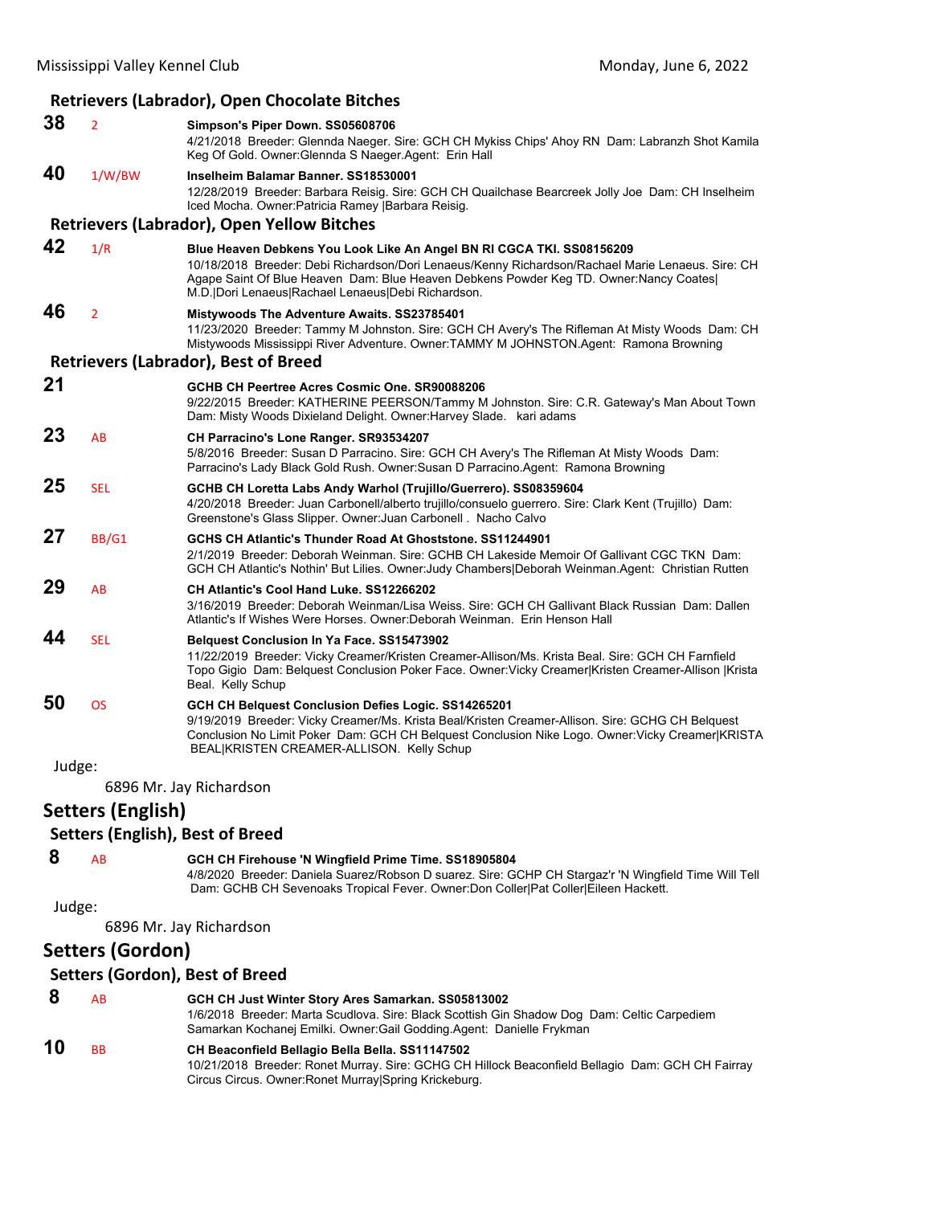### Retrievers (Labrador), Open Chocolate Bitches

**38** 2 **Simpson's Piper Down. SS05608706**
4/21/2018 Breeder: Glennda Naeger. Sire: GCH CH Mykiss Chips' Ahoy RN Dam: Labranzh Shot Kamila Keg Of Gold. Owner:Glennda S Naeger.Agent: Erin Hall

**40** 1/W/BW **Inselheim Balamar Banner. SS18530001**
12/28/2019 Breeder: Barbara Reisig. Sire: GCH CH Quailchase Bearcreek Jolly Joe Dam: CH Inselheim Iced Mocha. Owner:Patricia Ramey |Barbara Reisig.

### Retrievers (Labrador), Open Yellow Bitches

**42** 1/R **Blue Heaven Debkens You Look Like An Angel BN RI CGCA TKI. SS08156209**
10/18/2018 Breeder: Debi Richardson/Dori Lenaeus/Kenny Richardson/Rachael Marie Lenaeus. Sire: CH Agape Saint Of Blue Heaven Dam: Blue Heaven Debkens Powder Keg TD. Owner:Nancy Coates| M.D.|Dori Lenaeus|Rachael Lenaeus|Debi Richardson.

**46** 2 **Mistywoods The Adventure Awaits. SS23785401**
11/23/2020 Breeder: Tammy M Johnston. Sire: GCH CH Avery's The Rifleman At Misty Woods Dam: CH Mistywoods Mississippi River Adventure. Owner:TAMMY M JOHNSTON.Agent: Ramona Browning

### Retrievers (Labrador), Best of Breed

**21** **GCHB CH Peertree Acres Cosmic One. SR90088206**
9/22/2015 Breeder: KATHERINE PEERSON/Tammy M Johnston. Sire: C.R. Gateway's Man About Town Dam: Misty Woods Dixieland Delight. Owner:Harvey Slade. kari adams

**23** AB **CH Parracino's Lone Ranger. SR93534207**
5/8/2016 Breeder: Susan D Parracino. Sire: GCH CH Avery's The Rifleman At Misty Woods Dam: Parracino's Lady Black Gold Rush. Owner:Susan D Parracino.Agent: Ramona Browning

**25** SEL **GCHB CH Loretta Labs Andy Warhol (Trujillo/Guerrero). SS08359604**
4/20/2018 Breeder: Juan Carbonell/alberto trujillo/consuelo guerrero. Sire: Clark Kent (Trujillo) Dam: Greenstone's Glass Slipper. Owner:Juan Carbonell . Nacho Calvo

**27** BB/G1 **GCHS CH Atlantic's Thunder Road At Ghoststone. SS11244901**
2/1/2019 Breeder: Deborah Weinman. Sire: GCHB CH Lakeside Memoir Of Gallivant CGC TKN Dam: GCH CH Atlantic's Nothin' But Lilies. Owner:Judy Chambers|Deborah Weinman.Agent: Christian Rutten

**29** AB **CH Atlantic's Cool Hand Luke. SS12266202**
3/16/2019 Breeder: Deborah Weinman/Lisa Weiss. Sire: GCH CH Gallivant Black Russian Dam: Dallen Atlantic's If Wishes Were Horses. Owner:Deborah Weinman. Erin Henson Hall

**44** SEL **Belquest Conclusion In Ya Face. SS15473902**
11/22/2019 Breeder: Vicky Creamer/Kristen Creamer-Allison/Ms. Krista Beal. Sire: GCH CH Farnfield Topo Gigio Dam: Belquest Conclusion Poker Face. Owner:Vicky Creamer|Kristen Creamer-Allison |Krista Beal. Kelly Schup

**50** OS **GCH CH Belquest Conclusion Defies Logic. SS14265201**
9/19/2019 Breeder: Vicky Creamer/Ms. Krista Beal/Kristen Creamer-Allison. Sire: GCHG CH Belquest Conclusion No Limit Poker Dam: GCH CH Belquest Conclusion Nike Logo. Owner:Vicky Creamer|KRISTA BEAL|KRISTEN CREAMER-ALLISON. Kelly Schup

Judge:

6896 Mr. Jay Richardson

## Setters (English)

### Setters (English), Best of Breed

**8** AB **GCH CH Firehouse 'N Wingfield Prime Time. SS18905804**
4/8/2020 Breeder: Daniela Suarez/Robson D suarez. Sire: GCHP CH Stargaz'r 'N Wingfield Time Will Tell Dam: GCHB CH Sevenoaks Tropical Fever. Owner:Don Coller|Pat Coller|Eileen Hackett.

Judge:

6896 Mr. Jay Richardson

## Setters (Gordon)

### Setters (Gordon), Best of Breed

**8** AB **GCH CH Just Winter Story Ares Samarkan. SS05813002**
1/6/2018 Breeder: Marta Scudlova. Sire: Black Scottish Gin Shadow Dog Dam: Celtic Carpediem Samarkan Kochanej Emilki. Owner:Gail Godding.Agent: Danielle Frykman

**10** BB **CH Beaconfield Bellagio Bella Bella. SS11147502**
10/21/2018 Breeder: Ronet Murray. Sire: GCHG CH Hillock Beaconfield Bellagio Dam: GCH CH Fairray Circus Circus. Owner:Ronet Murray|Spring Krickeburg.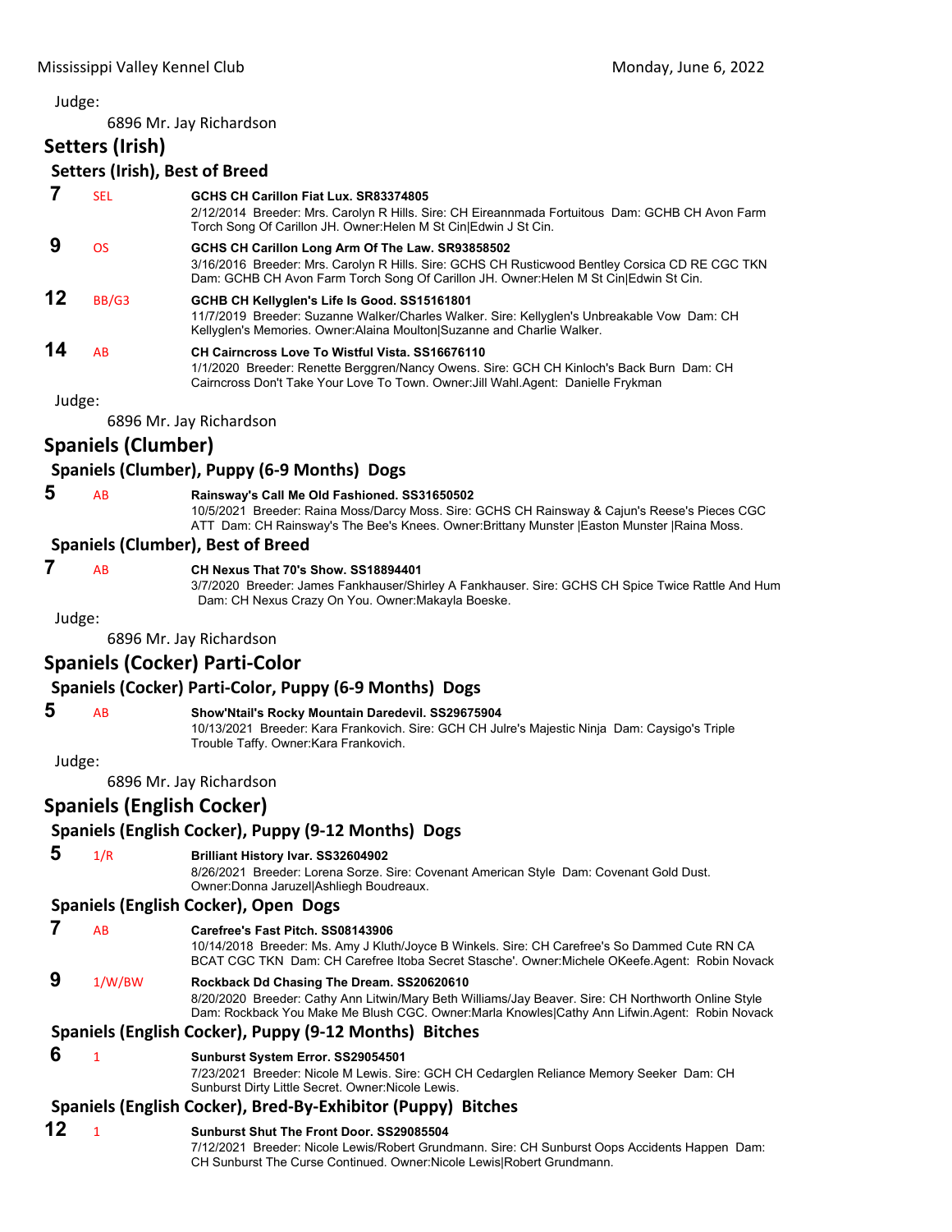Judge:

6896 Mr. Jay Richardson

## Setters (Irish)

### Setters (Irish), Best of Breed

**7** SEL **GCHS CH Carillon Fiat Lux. SR83374805**
2/12/2014 Breeder: Mrs. Carolyn R Hills. Sire: CH Eireannmada Fortuitous Dam: GCHB CH Avon Farm Torch Song Of Carillon JH. Owner:Helen M St Cin|Edwin J St Cin.

**9** OS **GCHS CH Carillon Long Arm Of The Law. SR93858502**
3/16/2016 Breeder: Mrs. Carolyn R Hills. Sire: GCHS CH Rusticwood Bentley Corsica CD RE CGC TKN Dam: GCHB CH Avon Farm Torch Song Of Carillon JH. Owner:Helen M St Cin|Edwin St Cin.

**12** BB/G3 **GCHB CH Kellyglen's Life Is Good. SS15161801**
11/7/2019 Breeder: Suzanne Walker/Charles Walker. Sire: Kellyglen's Unbreakable Vow Dam: CH Kellyglen's Memories. Owner:Alaina Moulton|Suzanne and Charlie Walker.

**14** AB **CH Cairncross Love To Wistful Vista. SS16676110**
1/1/2020 Breeder: Renette Berggren/Nancy Owens. Sire: GCH CH Kinloch's Back Burn Dam: CH Cairncross Don't Take Your Love To Town. Owner:Jill Wahl.Agent: Danielle Frykman

Judge:

6896 Mr. Jay Richardson

## Spaniels (Clumber)

### Spaniels (Clumber), Puppy (6-9 Months) Dogs

**5** AB **Rainsway's Call Me Old Fashioned. SS31650502**
10/5/2021 Breeder: Raina Moss/Darcy Moss. Sire: GCHS CH Rainsway & Cajun's Reese's Pieces CGC ATT Dam: CH Rainsway's The Bee's Knees. Owner:Brittany Munster |Easton Munster |Raina Moss.

### Spaniels (Clumber), Best of Breed

**7** AB **CH Nexus That 70's Show. SS18894401**
3/7/2020 Breeder: James Fankhauser/Shirley A Fankhauser. Sire: GCHS CH Spice Twice Rattle And Hum Dam: CH Nexus Crazy On You. Owner:Makayla Boeske.

Judge:

6896 Mr. Jay Richardson

## Spaniels (Cocker) Parti-Color

### Spaniels (Cocker) Parti-Color, Puppy (6-9 Months) Dogs

**5** AB **Show'Ntail's Rocky Mountain Daredevil. SS29675904**
10/13/2021 Breeder: Kara Frankovich. Sire: GCH CH Julre's Majestic Ninja Dam: Caysigo's Triple Trouble Taffy. Owner:Kara Frankovich.

Judge:

6896 Mr. Jay Richardson

## Spaniels (English Cocker)

### Spaniels (English Cocker), Puppy (9-12 Months) Dogs

**5** 1/R **Brilliant History Ivar. SS32604902**
8/26/2021 Breeder: Lorena Sorze. Sire: Covenant American Style Dam: Covenant Gold Dust. Owner:Donna Jaruzel|Ashliegh Boudreaux.

### Spaniels (English Cocker), Open Dogs

**7** AB **Carefree's Fast Pitch. SS08143906**
10/14/2018 Breeder: Ms. Amy J Kluth/Joyce B Winkels. Sire: CH Carefree's So Dammed Cute RN CA BCAT CGC TKN Dam: CH Carefree Itoba Secret Stasche'. Owner:Michele OKeefe.Agent: Robin Novack

**9** 1/W/BW **Rockback Dd Chasing The Dream. SS20620610**
8/20/2020 Breeder: Cathy Ann Litwin/Mary Beth Williams/Jay Beaver. Sire: CH Northworth Online Style Dam: Rockback You Make Me Blush CGC. Owner:Marla Knowles|Cathy Ann Lifwin.Agent: Robin Novack

### Spaniels (English Cocker), Puppy (9-12 Months) Bitches

**6** 1 **Sunburst System Error. SS29054501**
7/23/2021 Breeder: Nicole M Lewis. Sire: GCH CH Cedarglen Reliance Memory Seeker Dam: CH Sunburst Dirty Little Secret. Owner:Nicole Lewis.

### Spaniels (English Cocker), Bred-By-Exhibitor (Puppy) Bitches

**12** 1 **Sunburst Shut The Front Door. SS29085504**
7/12/2021 Breeder: Nicole Lewis/Robert Grundmann. Sire: CH Sunburst Oops Accidents Happen Dam: CH Sunburst The Curse Continued. Owner:Nicole Lewis|Robert Grundmann.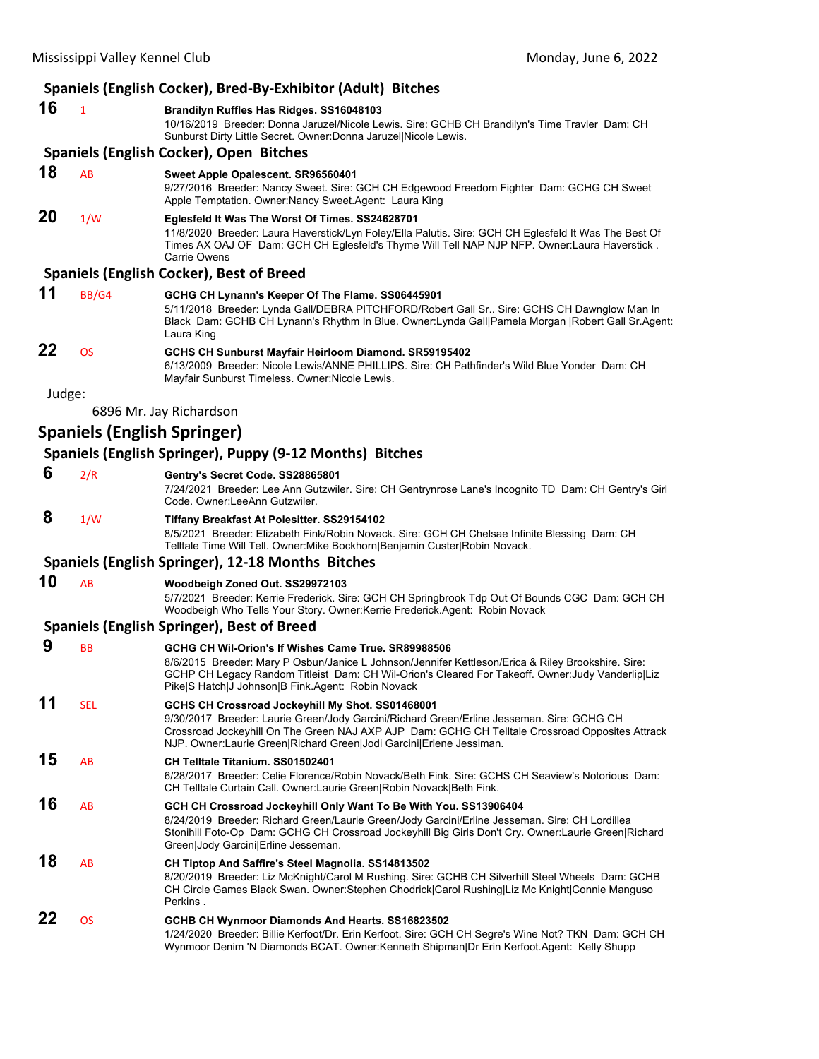### Spaniels (English Cocker), Bred-By-Exhibitor (Adult) Bitches

**16** 1 **Brandilyn Ruffles Has Ridges. SS16048103**
10/16/2019 Breeder: Donna Jaruzel/Nicole Lewis. Sire: GCHB CH Brandilyn's Time Travler Dam: CH Sunburst Dirty Little Secret. Owner:Donna Jaruzel|Nicole Lewis.

### Spaniels (English Cocker), Open Bitches

**18** AB **Sweet Apple Opalescent. SR96560401**
9/27/2016 Breeder: Nancy Sweet. Sire: GCH CH Edgewood Freedom Fighter Dam: GCHG CH Sweet Apple Temptation. Owner:Nancy Sweet.Agent: Laura King

**20** 1/W **Eglesfeld It Was The Worst Of Times. SS24628701**
11/8/2020 Breeder: Laura Haverstick/Lyn Foley/Ella Palutis. Sire: GCH CH Eglesfeld It Was The Best Of Times AX OAJ OF Dam: GCH CH Eglesfeld's Thyme Will Tell NAP NJP NFP. Owner:Laura Haverstick . Carrie Owens

### Spaniels (English Cocker), Best of Breed

**11** BB/G4 **GCHG CH Lynann's Keeper Of The Flame. SS06445901**
5/11/2018 Breeder: Lynda Gall/DEBRA PITCHFORD/Robert Gall Sr.. Sire: GCHS CH Dawnglow Man In Black Dam: GCHB CH Lynann's Rhythm In Blue. Owner:Lynda Gall|Pamela Morgan |Robert Gall Sr.Agent: Laura King

**22** OS **GCHS CH Sunburst Mayfair Heirloom Diamond. SR59195402**
6/13/2009 Breeder: Nicole Lewis/ANNE PHILLIPS. Sire: CH Pathfinder's Wild Blue Yonder Dam: CH Mayfair Sunburst Timeless. Owner:Nicole Lewis.

Judge:

6896 Mr. Jay Richardson

## Spaniels (English Springer)

### Spaniels (English Springer), Puppy (9-12 Months) Bitches

**6** 2/R **Gentry's Secret Code. SS28865801**
7/24/2021 Breeder: Lee Ann Gutzwiler. Sire: CH Gentrynrose Lane's Incognito TD Dam: CH Gentry's Girl Code. Owner:LeeAnn Gutzwiler.

**8** 1/W **Tiffany Breakfast At Polesitter. SS29154102**
8/5/2021 Breeder: Elizabeth Fink/Robin Novack. Sire: GCH CH Chelsae Infinite Blessing Dam: CH Telltale Time Will Tell. Owner:Mike Bockhorn|Benjamin Custer|Robin Novack.

### Spaniels (English Springer), 12-18 Months Bitches

**10** AB **Woodbeigh Zoned Out. SS29972103**
5/7/2021 Breeder: Kerrie Frederick. Sire: GCH CH Springbrook Tdp Out Of Bounds CGC Dam: GCH CH Woodbeigh Who Tells Your Story. Owner:Kerrie Frederick.Agent: Robin Novack

### Spaniels (English Springer), Best of Breed

**9** BB **GCHG CH Wil-Orion's If Wishes Came True. SR89988506**
8/6/2015 Breeder: Mary P Osbun/Janice L Johnson/Jennifer Kettleson/Erica & Riley Brookshire. Sire: GCHP CH Legacy Random Titleist Dam: CH Wil-Orion's Cleared For Takeoff. Owner:Judy Vanderlip|Liz Pike|S Hatch|J Johnson|B Fink.Agent: Robin Novack

**11** SEL **GCHS CH Crossroad Jockeyhill My Shot. SS01468001**
9/30/2017 Breeder: Laurie Green/Jody Garcini/Richard Green/Erline Jesseman. Sire: GCHG CH Crossroad Jockeyhill On The Green NAJ AXP AJP Dam: GCHG CH Telltale Crossroad Opposites Attrack NJP. Owner:Laurie Green|Richard Green|Jodi Garcini|Erlene Jessiman.

**15** AB **CH Telltale Titanium. SS01502401**
6/28/2017 Breeder: Celie Florence/Robin Novack/Beth Fink. Sire: GCHS CH Seaview's Notorious Dam: CH Telltale Curtain Call. Owner:Laurie Green|Robin Novack|Beth Fink.

**16** AB **GCH CH Crossroad Jockeyhill Only Want To Be With You. SS13906404**
8/24/2019 Breeder: Richard Green/Laurie Green/Jody Garcini/Erline Jesseman. Sire: CH Lordillea Stonihill Foto-Op Dam: GCHG CH Crossroad Jockeyhill Big Girls Don't Cry. Owner:Laurie Green|Richard Green|Jody Garcini|Erline Jesseman.

**18** AB **CH Tiptop And Saffire's Steel Magnolia. SS14813502**
8/20/2019 Breeder: Liz McKnight/Carol M Rushing. Sire: GCHB CH Silverhill Steel Wheels Dam: GCHB CH Circle Games Black Swan. Owner:Stephen Chodrick|Carol Rushing|Liz Mc Knight|Connie Manguso Perkins .

**22** OS **GCHB CH Wynmoor Diamonds And Hearts. SS16823502**
1/24/2020 Breeder: Billie Kerfoot/Dr. Erin Kerfoot. Sire: GCH CH Segre's Wine Not? TKN Dam: GCH CH Wynmoor Denim 'N Diamonds BCAT. Owner:Kenneth Shipman|Dr Erin Kerfoot.Agent: Kelly Shupp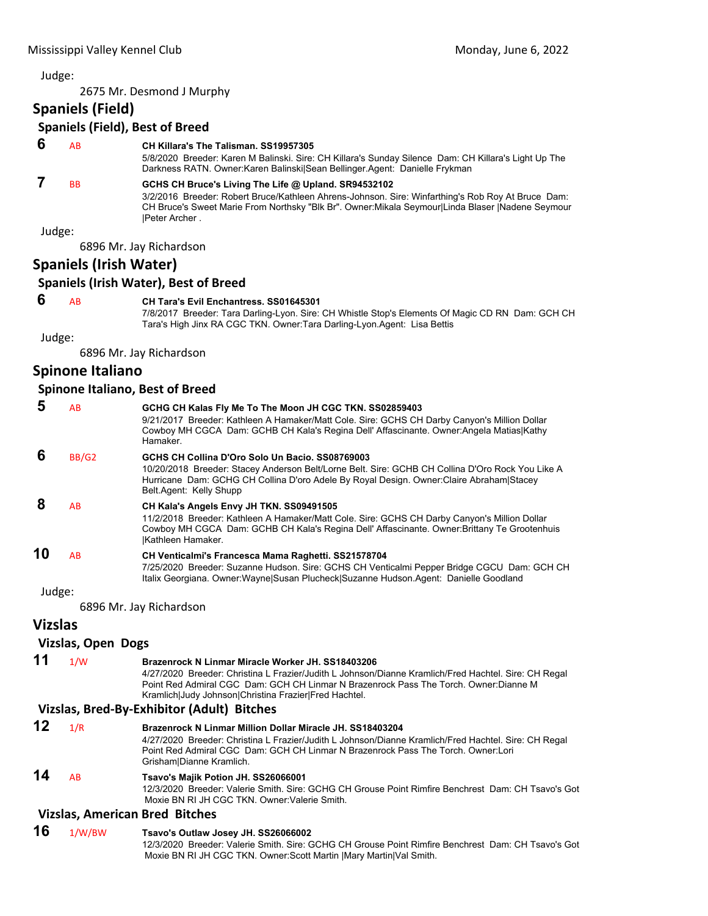Judge:

2675 Mr. Desmond J Murphy

## Spaniels (Field)

### Spaniels (Field), Best of Breed

**6** AB **CH Killara's The Talisman. SS19957305**
5/8/2020 Breeder: Karen M Balinski. Sire: CH Killara's Sunday Silence Dam: CH Killara's Light Up The Darkness RATN. Owner:Karen Balinski|Sean Bellinger.Agent: Danielle Frykman

**7** BB **GCHS CH Bruce's Living The Life @ Upland. SR94532102**
3/2/2016 Breeder: Robert Bruce/Kathleen Ahrens-Johnson. Sire: Winfarthing's Rob Roy At Bruce Dam: CH Bruce's Sweet Marie From Northsky "Blk Br". Owner:Mikala Seymour|Linda Blaser |Nadene Seymour |Peter Archer .

Judge:

6896 Mr. Jay Richardson

## Spaniels (Irish Water)

### Spaniels (Irish Water), Best of Breed

**6** AB **CH Tara's Evil Enchantress. SS01645301**
7/8/2017 Breeder: Tara Darling-Lyon. Sire: CH Whistle Stop's Elements Of Magic CD RN Dam: GCH CH Tara's High Jinx RA CGC TKN. Owner:Tara Darling-Lyon.Agent: Lisa Bettis

Judge:

6896 Mr. Jay Richardson

## Spinone Italiano

### Spinone Italiano, Best of Breed

**5** AB **GCHG CH Kalas Fly Me To The Moon JH CGC TKN. SS02859403**
9/21/2017 Breeder: Kathleen A Hamaker/Matt Cole. Sire: GCHS CH Darby Canyon's Million Dollar Cowboy MH CGCA Dam: GCHB CH Kala's Regina Dell' Affascinante. Owner:Angela Matias|Kathy Hamaker.

**6** BB/G2 **GCHS CH Collina D'Oro Solo Un Bacio. SS08769003**
10/20/2018 Breeder: Stacey Anderson Belt/Lorne Belt. Sire: GCHB CH Collina D'Oro Rock You Like A Hurricane Dam: GCHG CH Collina D'oro Adele By Royal Design. Owner:Claire Abraham|Stacey Belt.Agent: Kelly Shupp

**8** AB **CH Kala's Angels Envy JH TKN. SS09491505**
11/2/2018 Breeder: Kathleen A Hamaker/Matt Cole. Sire: GCHS CH Darby Canyon's Million Dollar Cowboy MH CGCA Dam: GCHB CH Kala's Regina Dell' Affascinante. Owner:Brittany Te Grootenhuis |Kathleen Hamaker.

**10** AB **CH Venticalmi's Francesca Mama Raghetti. SS21578704**
7/25/2020 Breeder: Suzanne Hudson. Sire: GCHS CH Venticalmi Pepper Bridge CGCU Dam: GCH CH Italix Georgiana. Owner:Wayne|Susan Plucheck|Suzanne Hudson.Agent: Danielle Goodland

Judge:

6896 Mr. Jay Richardson

## Vizslas

### Vizslas, Open Dogs

**11** 1/W **Brazenrock N Linmar Miracle Worker JH. SS18403206**
4/27/2020 Breeder: Christina L Frazier/Judith L Johnson/Dianne Kramlich/Fred Hachtel. Sire: CH Regal Point Red Admiral CGC Dam: GCH CH Linmar N Brazenrock Pass The Torch. Owner:Dianne M Kramlich|Judy Johnson|Christina Frazier|Fred Hachtel.

### Vizslas, Bred-By-Exhibitor (Adult) Bitches

**12** 1/R **Brazenrock N Linmar Million Dollar Miracle JH. SS18403204**
4/27/2020 Breeder: Christina L Frazier/Judith L Johnson/Dianne Kramlich/Fred Hachtel. Sire: CH Regal Point Red Admiral CGC Dam: GCH CH Linmar N Brazenrock Pass The Torch. Owner:Lori Grisham|Dianne Kramlich.

**14** AB **Tsavo's Majik Potion JH. SS26066001**
12/3/2020 Breeder: Valerie Smith. Sire: GCHG CH Grouse Point Rimfire Benchrest Dam: CH Tsavo's Got Moxie BN RI JH CGC TKN. Owner:Valerie Smith.

### Vizslas, American Bred Bitches

**16** 1/W/BW **Tsavo's Outlaw Josey JH. SS26066002**
12/3/2020 Breeder: Valerie Smith. Sire: GCHG CH Grouse Point Rimfire Benchrest Dam: CH Tsavo's Got Moxie BN RI JH CGC TKN. Owner:Scott Martin |Mary Martin|Val Smith.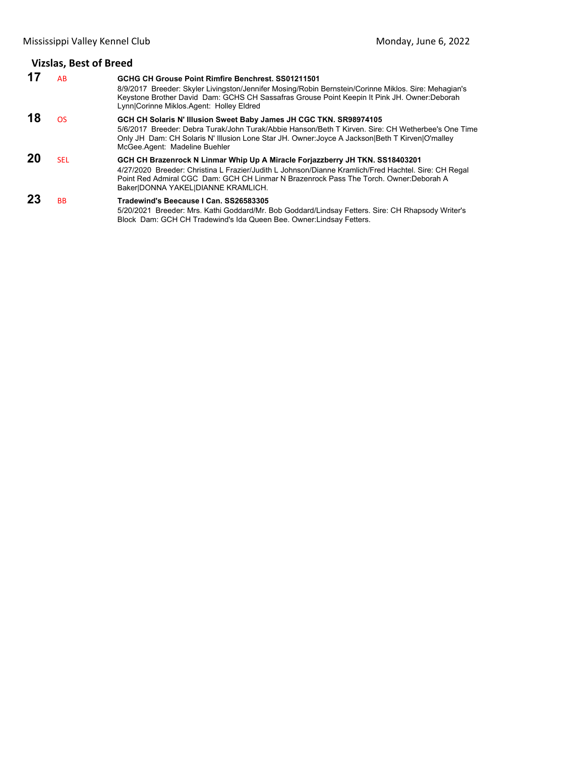## Vizslas, Best of Breed

**17** AB **GCHG CH Grouse Point Rimfire Benchrest. SS01211501**
8/9/2017 Breeder: Skyler Livingston/Jennifer Mosing/Robin Bernstein/Corinne Miklos. Sire: Mehagian's Keystone Brother David Dam: GCHS CH Sassafras Grouse Point Keepin It Pink JH. Owner:Deborah Lynn|Corinne Miklos.Agent: Holley Eldred

**18** OS **GCH CH Solaris N' Illusion Sweet Baby James JH CGC TKN. SR98974105**
5/6/2017 Breeder: Debra Turak/John Turak/Abbie Hanson/Beth T Kirven. Sire: CH Wetherbee's One Time Only JH Dam: CH Solaris N' Illusion Lone Star JH. Owner:Joyce A Jackson|Beth T Kirven|O'malley McGee.Agent: Madeline Buehler

**20** SEL **GCH CH Brazenrock N Linmar Whip Up A Miracle Forjazzberry JH TKN. SS18403201**
4/27/2020 Breeder: Christina L Frazier/Judith L Johnson/Dianne Kramlich/Fred Hachtel. Sire: CH Regal Point Red Admiral CGC Dam: GCH CH Linmar N Brazenrock Pass The Torch. Owner:Deborah A Baker|DONNA YAKEL|DIANNE KRAMLICH.

**23** BB **Tradewind's Beecause I Can. SS26583305**
5/20/2021 Breeder: Mrs. Kathi Goddard/Mr. Bob Goddard/Lindsay Fetters. Sire: CH Rhapsody Writer's Block Dam: GCH CH Tradewind's Ida Queen Bee. Owner:Lindsay Fetters.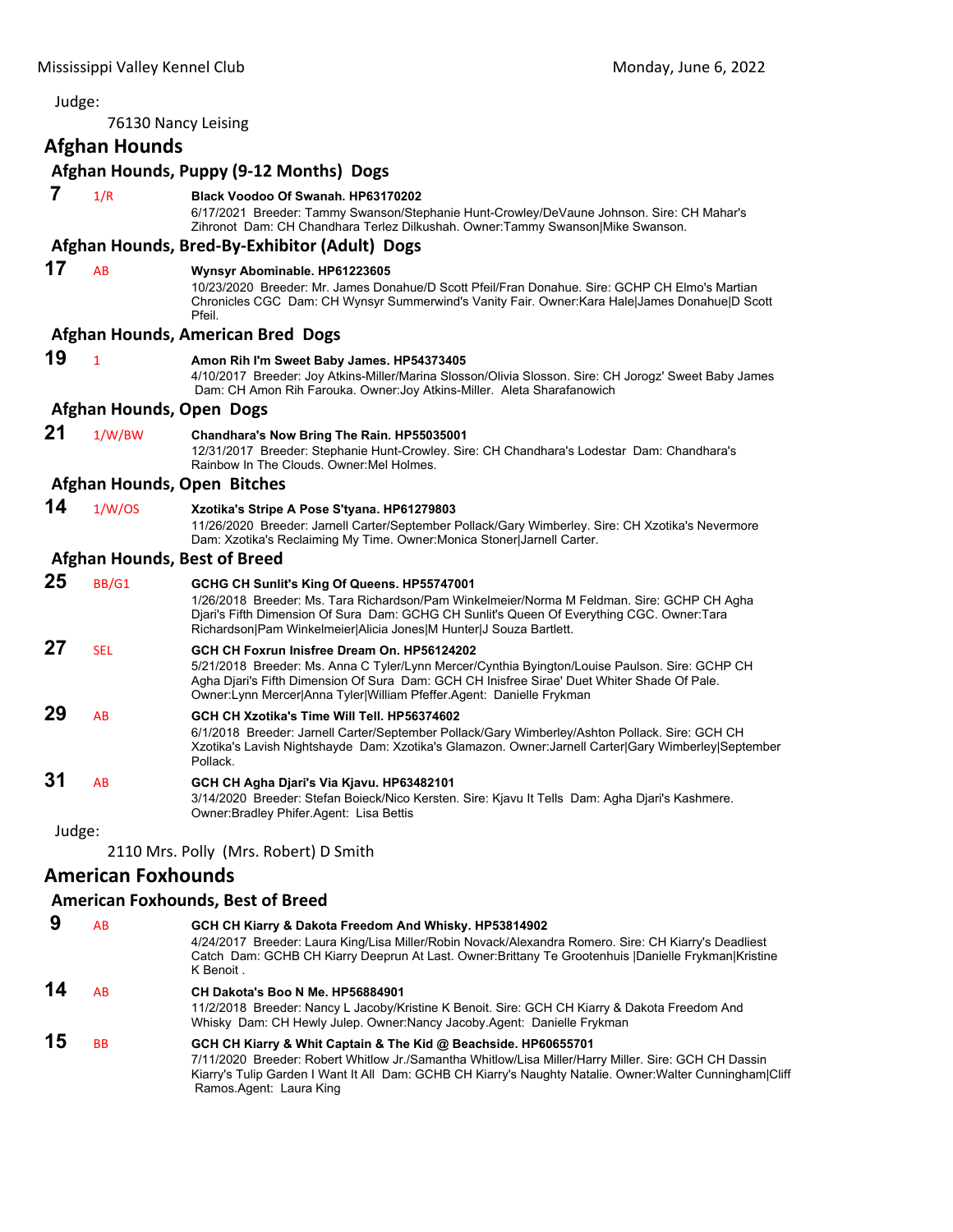Judge:

76130 Nancy Leising

## Afghan Hounds

### Afghan Hounds, Puppy (9-12 Months) Dogs

**7** 1/R **Black Voodoo Of Swanah. HP63170202**
6/17/2021 Breeder: Tammy Swanson/Stephanie Hunt-Crowley/DeVaune Johnson. Sire: CH Mahar's Zihronot Dam: CH Chandhara Terlez Dilkushah. Owner:Tammy Swanson|Mike Swanson.

### Afghan Hounds, Bred-By-Exhibitor (Adult) Dogs

**17** AB **Wynsyr Abominable. HP61223605**
10/23/2020 Breeder: Mr. James Donahue/D Scott Pfeil/Fran Donahue. Sire: GCHP CH Elmo's Martian Chronicles CGC Dam: CH Wynsyr Summerwind's Vanity Fair. Owner:Kara Hale|James Donahue|D Scott Pfeil.

### Afghan Hounds, American Bred Dogs

**19** 1 **Amon Rih I'm Sweet Baby James. HP54373405**
4/10/2017 Breeder: Joy Atkins-Miller/Marina Slosson/Olivia Slosson. Sire: CH Jorogz' Sweet Baby James Dam: CH Amon Rih Farouka. Owner:Joy Atkins-Miller. Aleta Sharafanowich

### Afghan Hounds, Open Dogs

**21** 1/W/BW **Chandhara's Now Bring The Rain. HP55035001**
12/31/2017 Breeder: Stephanie Hunt-Crowley. Sire: CH Chandhara's Lodestar Dam: Chandhara's Rainbow In The Clouds. Owner:Mel Holmes.

### Afghan Hounds, Open Bitches

**14** 1/W/OS **Xzotika's Stripe A Pose S'tyana. HP61279803**
11/26/2020 Breeder: Jarnell Carter/September Pollack/Gary Wimberley. Sire: CH Xzotika's Nevermore Dam: Xzotika's Reclaiming My Time. Owner:Monica Stoner|Jarnell Carter.

### Afghan Hounds, Best of Breed

**25** BB/G1 **GCHG CH Sunlit's King Of Queens. HP55747001**
1/26/2018 Breeder: Ms. Tara Richardson/Pam Winkelmeier/Norma M Feldman. Sire: GCHP CH Agha Djari's Fifth Dimension Of Sura Dam: GCHG CH Sunlit's Queen Of Everything CGC. Owner:Tara Richardson|Pam Winkelmeier|Alicia Jones|M Hunter|J Souza Bartlett.

**27** SEL **GCH CH Foxrun Inisfree Dream On. HP56124202**
5/21/2018 Breeder: Ms. Anna C Tyler/Lynn Mercer/Cynthia Byington/Louise Paulson. Sire: GCHP CH Agha Djari's Fifth Dimension Of Sura Dam: GCH CH Inisfree Sirae' Duet Whiter Shade Of Pale. Owner:Lynn Mercer|Anna Tyler|William Pfeffer.Agent: Danielle Frykman

**29** AB **GCH CH Xzotika's Time Will Tell. HP56374602**
6/1/2018 Breeder: Jarnell Carter/September Pollack/Gary Wimberley/Ashton Pollack. Sire: GCH CH Xzotika's Lavish Nightshayde Dam: Xzotika's Glamazon. Owner:Jarnell Carter|Gary Wimberley|September Pollack.

**31** AB **GCH CH Agha Djari's Via Kjavu. HP63482101**
3/14/2020 Breeder: Stefan Boieck/Nico Kersten. Sire: Kjavu It Tells Dam: Agha Djari's Kashmere. Owner:Bradley Phifer.Agent: Lisa Bettis

Judge:

2110 Mrs. Polly (Mrs. Robert) D Smith

## American Foxhounds

### American Foxhounds, Best of Breed

**9** AB **GCH CH Kiarry & Dakota Freedom And Whisky. HP53814902**
4/24/2017 Breeder: Laura King/Lisa Miller/Robin Novack/Alexandra Romero. Sire: CH Kiarry's Deadliest Catch Dam: GCHB CH Kiarry Deeprun At Last. Owner:Brittany Te Grootenhuis |Danielle Frykman|Kristine K Benoit .

**14** AB **CH Dakota's Boo N Me. HP56884901**
11/2/2018 Breeder: Nancy L Jacoby/Kristine K Benoit. Sire: GCH CH Kiarry & Dakota Freedom And Whisky Dam: CH Hewly Julep. Owner:Nancy Jacoby.Agent: Danielle Frykman

**15** BB **GCH CH Kiarry & Whit Captain & The Kid @ Beachside. HP60655701**
7/11/2020 Breeder: Robert Whitlow Jr./Samantha Whitlow/Lisa Miller/Harry Miller. Sire: GCH CH Dassin Kiarry's Tulip Garden I Want It All Dam: GCHB CH Kiarry's Naughty Natalie. Owner:Walter Cunningham|Cliff Ramos.Agent: Laura King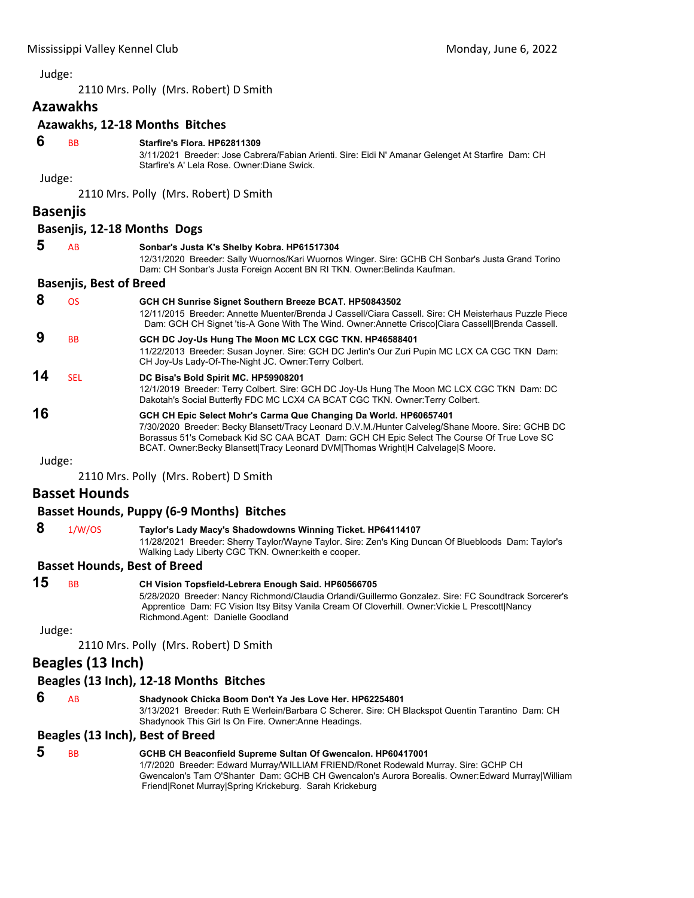Judge:

2110 Mrs. Polly (Mrs. Robert) D Smith

## Azawakhs

### Azawakhs, 12-18 Months Bitches

**6** BB **Starfire's Flora. HP62811309**
3/11/2021 Breeder: Jose Cabrera/Fabian Arienti. Sire: Eidi N' Amanar Gelenget At Starfire Dam: CH Starfire's A' Lela Rose. Owner:Diane Swick.

Judge:

2110 Mrs. Polly (Mrs. Robert) D Smith

## Basenjis

### Basenjis, 12-18 Months Dogs

**5** AB **Sonbar's Justa K's Shelby Kobra. HP61517304**
12/31/2020 Breeder: Sally Wuornos/Kari Wuornos Winger. Sire: GCHB CH Sonbar's Justa Grand Torino Dam: CH Sonbar's Justa Foreign Accent BN RI TKN. Owner:Belinda Kaufman.

### Basenjis, Best of Breed

**8** OS **GCH CH Sunrise Signet Southern Breeze BCAT. HP50843502**
12/11/2015 Breeder: Annette Muenter/Brenda J Cassell/Ciara Cassell. Sire: CH Meisterhaus Puzzle Piece Dam: GCH CH Signet 'tis-A Gone With The Wind. Owner:Annette Crisco|Ciara Cassell|Brenda Cassell.

**9** BB **GCH DC Joy-Us Hung The Moon MC LCX CGC TKN. HP46588401**
11/22/2013 Breeder: Susan Joyner. Sire: GCH DC Jerlin's Our Zuri Pupin MC LCX CA CGC TKN Dam: CH Joy-Us Lady-Of-The-Night JC. Owner:Terry Colbert.

**14** SEL **DC Bisa's Bold Spirit MC. HP59908201**
12/1/2019 Breeder: Terry Colbert. Sire: GCH DC Joy-Us Hung The Moon MC LCX CGC TKN Dam: DC Dakotah's Social Butterfly FDC MC LCX4 CA BCAT CGC TKN. Owner:Terry Colbert.

**16** **GCH CH Epic Select Mohr's Carma Que Changing Da World. HP60657401**
7/30/2020 Breeder: Becky Blansett/Tracy Leonard D.V.M./Hunter Calveleg/Shane Moore. Sire: GCHB DC Borassus 51's Comeback Kid SC CAA BCAT Dam: GCH CH Epic Select The Course Of True Love SC BCAT. Owner:Becky Blansett|Tracy Leonard DVM|Thomas Wright|H Calvelage|S Moore.

Judge:

2110 Mrs. Polly (Mrs. Robert) D Smith

## Basset Hounds

### Basset Hounds, Puppy (6-9 Months) Bitches

**8** 1/W/OS **Taylor's Lady Macy's Shadowdowns Winning Ticket. HP64114107**
11/28/2021 Breeder: Sherry Taylor/Wayne Taylor. Sire: Zen's King Duncan Of Bluebloods Dam: Taylor's Walking Lady Liberty CGC TKN. Owner:keith e cooper.

### Basset Hounds, Best of Breed

**15** BB **CH Vision Topsfield-Lebrera Enough Said. HP60566705**
5/28/2020 Breeder: Nancy Richmond/Claudia Orlandi/Guillermo Gonzalez. Sire: FC Soundtrack Sorcerer's Apprentice Dam: FC Vision Itsy Bitsy Vanila Cream Of Cloverhill. Owner:Vickie L Prescott|Nancy Richmond.Agent: Danielle Goodland

Judge:

2110 Mrs. Polly (Mrs. Robert) D Smith

## Beagles (13 Inch)

### Beagles (13 Inch), 12-18 Months Bitches

**6** AB **Shadynook Chicka Boom Don't Ya Jes Love Her. HP62254801**
3/13/2021 Breeder: Ruth E Werlein/Barbara C Scherer. Sire: CH Blackspot Quentin Tarantino Dam: CH Shadynook This Girl Is On Fire. Owner:Anne Headings.

### Beagles (13 Inch), Best of Breed

**5** BB **GCHB CH Beaconfield Supreme Sultan Of Gwencalon. HP60417001**
1/7/2020 Breeder: Edward Murray/WILLIAM FRIEND/Ronet Rodewald Murray. Sire: GCHP CH Gwencalon's Tam O'Shanter Dam: GCHB CH Gwencalon's Aurora Borealis. Owner:Edward Murray|William Friend|Ronet Murray|Spring Krickeburg. Sarah Krickeburg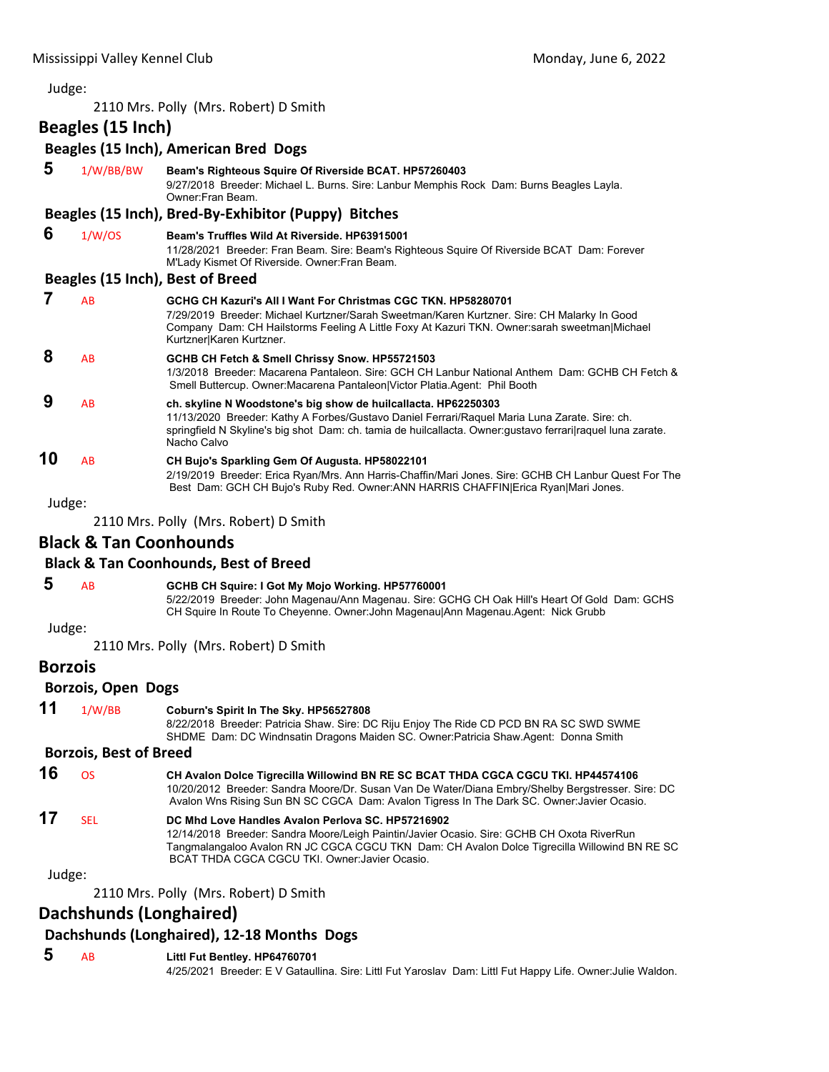Judge:

2110 Mrs. Polly (Mrs. Robert) D Smith

## Beagles (15 Inch)

### Beagles (15 Inch), American Bred Dogs

**5** 1/W/BB/BW **Beam's Righteous Squire Of Riverside BCAT. HP57260403**
9/27/2018 Breeder: Michael L. Burns. Sire: Lanbur Memphis Rock Dam: Burns Beagles Layla. Owner:Fran Beam.

### Beagles (15 Inch), Bred-By-Exhibitor (Puppy) Bitches

**6** 1/W/OS **Beam's Truffles Wild At Riverside. HP63915001**
11/28/2021 Breeder: Fran Beam. Sire: Beam's Righteous Squire Of Riverside BCAT Dam: Forever M'Lady Kismet Of Riverside. Owner:Fran Beam.

### Beagles (15 Inch), Best of Breed

**7** AB **GCHG CH Kazuri's All I Want For Christmas CGC TKN. HP58280701**
7/29/2019 Breeder: Michael Kurtzner/Sarah Sweetman/Karen Kurtzner. Sire: CH Malarky In Good Company Dam: CH Hailstorms Feeling A Little Foxy At Kazuri TKN. Owner:sarah sweetman|Michael Kurtzner|Karen Kurtzner.

**8** AB **GCHB CH Fetch & Smell Chrissy Snow. HP55721503**
1/3/2018 Breeder: Macarena Pantaleon. Sire: GCH CH Lanbur National Anthem Dam: GCHB CH Fetch & Smell Buttercup. Owner:Macarena Pantaleon|Victor Platia.Agent: Phil Booth

**9** AB **ch. skyline N Woodstone's big show de huilcallacta. HP62250303**
11/13/2020 Breeder: Kathy A Forbes/Gustavo Daniel Ferrari/Raquel Maria Luna Zarate. Sire: ch. springfield N Skyline's big shot Dam: ch. tamia de huilcallacta. Owner:gustavo ferrari|raquel luna zarate. Nacho Calvo

**10** AB **CH Bujo's Sparkling Gem Of Augusta. HP58022101**
2/19/2019 Breeder: Erica Ryan/Mrs. Ann Harris-Chaffin/Mari Jones. Sire: GCHB CH Lanbur Quest For The Best Dam: GCH CH Bujo's Ruby Red. Owner:ANN HARRIS CHAFFIN|Erica Ryan|Mari Jones.

Judge:

2110 Mrs. Polly (Mrs. Robert) D Smith

## Black & Tan Coonhounds

### Black & Tan Coonhounds, Best of Breed

**5** AB **GCHB CH Squire: I Got My Mojo Working. HP57760001**
5/22/2019 Breeder: John Magenau/Ann Magenau. Sire: GCHG CH Oak Hill's Heart Of Gold Dam: GCHS CH Squire In Route To Cheyenne. Owner:John Magenau|Ann Magenau.Agent: Nick Grubb

Judge:

2110 Mrs. Polly (Mrs. Robert) D Smith

## Borzois

### Borzois, Open Dogs

**11** 1/W/BB **Coburn's Spirit In The Sky. HP56527808**
8/22/2018 Breeder: Patricia Shaw. Sire: DC Riju Enjoy The Ride CD PCD BN RA SC SWD SWME SHDME Dam: DC Windnsatin Dragons Maiden SC. Owner:Patricia Shaw.Agent: Donna Smith

### Borzois, Best of Breed

**16** OS **CH Avalon Dolce Tigrecilla Willowind BN RE SC BCAT THDA CGCA CGCU TKI. HP44574106**
10/20/2012 Breeder: Sandra Moore/Dr. Susan Van De Water/Diana Embry/Shelby Bergstresser. Sire: DC Avalon Wns Rising Sun BN SC CGCA Dam: Avalon Tigress In The Dark SC. Owner:Javier Ocasio.

**17** SEL **DC Mhd Love Handles Avalon Perlova SC. HP57216902**
12/14/2018 Breeder: Sandra Moore/Leigh Paintin/Javier Ocasio. Sire: GCHB CH Oxota RiverRun Tangmalangaloo Avalon RN JC CGCA CGCU TKN Dam: CH Avalon Dolce Tigrecilla Willowind BN RE SC BCAT THDA CGCA CGCU TKI. Owner:Javier Ocasio.

Judge:

2110 Mrs. Polly (Mrs. Robert) D Smith

## Dachshunds (Longhaired)

### Dachshunds (Longhaired), 12-18 Months Dogs

**5** AB **Littl Fut Bentley. HP64760701**
4/25/2021 Breeder: E V Gataullina. Sire: Littl Fut Yaroslav Dam: Littl Fut Happy Life. Owner:Julie Waldon.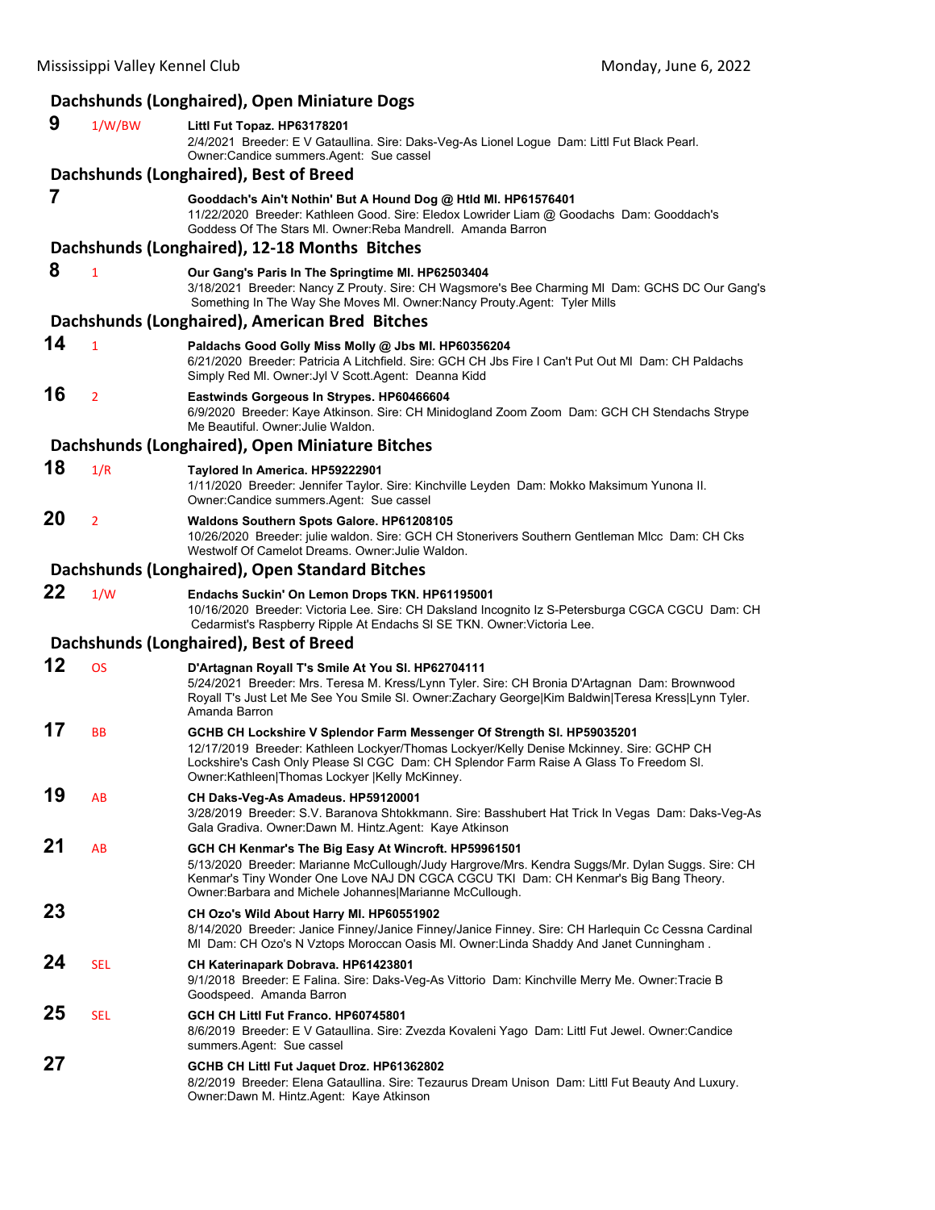### Dachshunds (Longhaired), Open Miniature Dogs

**9** 1/W/BW **Littl Fut Topaz. HP63178201**
2/4/2021 Breeder: E V Gataullina. Sire: Daks-Veg-As Lionel Logue Dam: Littl Fut Black Pearl. Owner:Candice summers.Agent: Sue cassel

### Dachshunds (Longhaired), Best of Breed

**7** **Gooddach's Ain't Nothin' But A Hound Dog @ Htld Ml. HP61576401**
11/22/2020 Breeder: Kathleen Good. Sire: Eledox Lowrider Liam @ Goodachs Dam: Gooddach's Goddess Of The Stars Ml. Owner:Reba Mandrell. Amanda Barron

### Dachshunds (Longhaired), 12-18 Months Bitches

**8** 1 **Our Gang's Paris In The Springtime Ml. HP62503404**
3/18/2021 Breeder: Nancy Z Prouty. Sire: CH Wagsmore's Bee Charming Ml Dam: GCHS DC Our Gang's Something In The Way She Moves Ml. Owner:Nancy Prouty.Agent: Tyler Mills

### Dachshunds (Longhaired), American Bred Bitches

**14** 1 **Paldachs Good Golly Miss Molly @ Jbs Ml. HP60356204**
6/21/2020 Breeder: Patricia A Litchfield. Sire: GCH CH Jbs Fire I Can't Put Out Ml Dam: CH Paldachs Simply Red Ml. Owner:Jyl V Scott.Agent: Deanna Kidd

**16** 2 **Eastwinds Gorgeous In Strypes. HP60466604**
6/9/2020 Breeder: Kaye Atkinson. Sire: CH Minidogland Zoom Zoom Dam: GCH CH Stendachs Strype Me Beautiful. Owner:Julie Waldon.

### Dachshunds (Longhaired), Open Miniature Bitches

**18** 1/R **Taylored In America. HP59222901**
1/11/2020 Breeder: Jennifer Taylor. Sire: Kinchville Leyden Dam: Mokko Maksimum Yunona II. Owner:Candice summers.Agent: Sue cassel

**20** 2 **Waldons Southern Spots Galore. HP61208105**
10/26/2020 Breeder: julie waldon. Sire: GCH CH Stonerivers Southern Gentleman Mlcc Dam: CH Cks Westwolf Of Camelot Dreams. Owner:Julie Waldon.

### Dachshunds (Longhaired), Open Standard Bitches

**22** 1/W **Endachs Suckin' On Lemon Drops TKN. HP61195001**
10/16/2020 Breeder: Victoria Lee. Sire: CH Daksland Incognito Iz S-Petersburga CGCA CGCU Dam: CH Cedarmist's Raspberry Ripple At Endachs Sl SE TKN. Owner:Victoria Lee.

### Dachshunds (Longhaired), Best of Breed

**12** OS **D'Artagnan Royall T's Smile At You Sl. HP62704111**
5/24/2021 Breeder: Mrs. Teresa M. Kress/Lynn Tyler. Sire: CH Bronia D'Artagnan Dam: Brownwood Royall T's Just Let Me See You Smile Sl. Owner:Zachary George|Kim Baldwin|Teresa Kress|Lynn Tyler. Amanda Barron

**17** BB **GCHB CH Lockshire V Splendor Farm Messenger Of Strength Sl. HP59035201**
12/17/2019 Breeder: Kathleen Lockyer/Thomas Lockyer/Kelly Denise Mckinney. Sire: GCHP CH Lockshire's Cash Only Please Sl CGC Dam: CH Splendor Farm Raise A Glass To Freedom Sl. Owner:Kathleen|Thomas Lockyer |Kelly McKinney.

**19** AB **CH Daks-Veg-As Amadeus. HP59120001**
3/28/2019 Breeder: S.V. Baranova Shtokkmann. Sire: Basshubert Hat Trick In Vegas Dam: Daks-Veg-As Gala Gradiva. Owner:Dawn M. Hintz.Agent: Kaye Atkinson

**21** AB **GCH CH Kenmar's The Big Easy At Wincroft. HP59961501**
5/13/2020 Breeder: Marianne McCullough/Judy Hargrove/Mrs. Kendra Suggs/Mr. Dylan Suggs. Sire: CH Kenmar's Tiny Wonder One Love NAJ DN CGCA CGCU TKI Dam: CH Kenmar's Big Bang Theory. Owner:Barbara and Michele Johannes|Marianne McCullough.

**23** **CH Ozo's Wild About Harry Ml. HP60551902**
8/14/2020 Breeder: Janice Finney/Janice Finney/Janice Finney. Sire: CH Harlequin Cc Cessna Cardinal Ml Dam: CH Ozo's N Vztops Moroccan Oasis Ml. Owner:Linda Shaddy And Janet Cunningham .

**24** SEL **CH Katerinapark Dobrava. HP61423801**
9/1/2018 Breeder: E Falina. Sire: Daks-Veg-As Vittorio Dam: Kinchville Merry Me. Owner:Tracie B Goodspeed. Amanda Barron

**25** SEL **GCH CH Littl Fut Franco. HP60745801**
8/6/2019 Breeder: E V Gataullina. Sire: Zvezda Kovaleni Yago Dam: Littl Fut Jewel. Owner:Candice summers.Agent: Sue cassel

**27** **GCHB CH Littl Fut Jaquet Droz. HP61362802**
8/2/2019 Breeder: Elena Gataullina. Sire: Tezaurus Dream Unison Dam: Littl Fut Beauty And Luxury. Owner:Dawn M. Hintz.Agent: Kaye Atkinson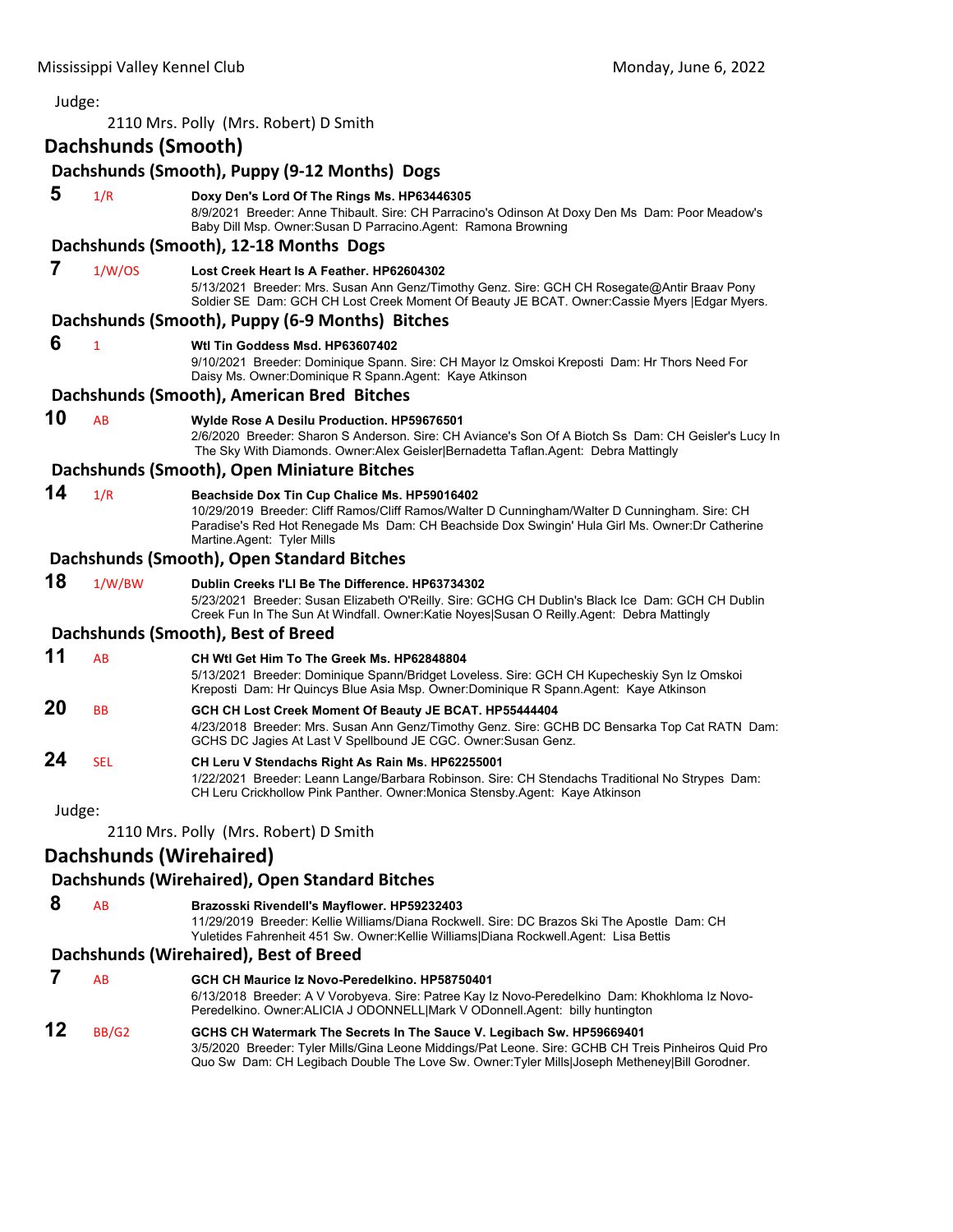Judge:

2110 Mrs. Polly (Mrs. Robert) D Smith

## Dachshunds (Smooth)

### Dachshunds (Smooth), Puppy (9-12 Months) Dogs

**5** 1/R **Doxy Den's Lord Of The Rings Ms. HP63446305**
8/9/2021 Breeder: Anne Thibault. Sire: CH Parracino's Odinson At Doxy Den Ms Dam: Poor Meadow's Baby Dill Msp. Owner:Susan D Parracino.Agent: Ramona Browning

### Dachshunds (Smooth), 12-18 Months Dogs

**7** 1/W/OS **Lost Creek Heart Is A Feather. HP62604302**
5/13/2021 Breeder: Mrs. Susan Ann Genz/Timothy Genz. Sire: GCH CH Rosegate@Antir Braav Pony Soldier SE Dam: GCH CH Lost Creek Moment Of Beauty JE BCAT. Owner:Cassie Myers |Edgar Myers.

### Dachshunds (Smooth), Puppy (6-9 Months) Bitches

**6** 1 **Wtl Tin Goddess Msd. HP63607402**
9/10/2021 Breeder: Dominique Spann. Sire: CH Mayor Iz Omskoi Kreposti Dam: Hr Thors Need For Daisy Ms. Owner:Dominique R Spann.Agent: Kaye Atkinson

### Dachshunds (Smooth), American Bred Bitches

**10** AB **Wylde Rose A Desilu Production. HP59676501**
2/6/2020 Breeder: Sharon S Anderson. Sire: CH Aviance's Son Of A Biotch Ss Dam: CH Geisler's Lucy In The Sky With Diamonds. Owner:Alex Geisler|Bernadetta Taflan.Agent: Debra Mattingly

### Dachshunds (Smooth), Open Miniature Bitches

**14** 1/R **Beachside Dox Tin Cup Chalice Ms. HP59016402**
10/29/2019 Breeder: Cliff Ramos/Cliff Ramos/Walter D Cunningham/Walter D Cunningham. Sire: CH Paradise's Red Hot Renegade Ms Dam: CH Beachside Dox Swingin' Hula Girl Ms. Owner:Dr Catherine Martine.Agent: Tyler Mills

### Dachshunds (Smooth), Open Standard Bitches

**18** 1/W/BW **Dublin Creeks I'Ll Be The Difference. HP63734302**
5/23/2021 Breeder: Susan Elizabeth O'Reilly. Sire: GCHG CH Dublin's Black Ice Dam: GCH CH Dublin Creek Fun In The Sun At Windfall. Owner:Katie Noyes|Susan O Reilly.Agent: Debra Mattingly

### Dachshunds (Smooth), Best of Breed

**11** AB **CH Wtl Get Him To The Greek Ms. HP62848804**
5/13/2021 Breeder: Dominique Spann/Bridget Loveless. Sire: GCH CH Kupecheskiy Syn Iz Omskoi Kreposti Dam: Hr Quincys Blue Asia Msp. Owner:Dominique R Spann.Agent: Kaye Atkinson

**20** BB **GCH CH Lost Creek Moment Of Beauty JE BCAT. HP55444404**
4/23/2018 Breeder: Mrs. Susan Ann Genz/Timothy Genz. Sire: GCHB DC Bensarka Top Cat RATN Dam: GCHS DC Jagies At Last V Spellbound JE CGC. Owner:Susan Genz.

**24** SEL **CH Leru V Stendachs Right As Rain Ms. HP62255001**
1/22/2021 Breeder: Leann Lange/Barbara Robinson. Sire: CH Stendachs Traditional No Strypes Dam: CH Leru Crickhollow Pink Panther. Owner:Monica Stensby.Agent: Kaye Atkinson

Judge:

2110 Mrs. Polly (Mrs. Robert) D Smith

## Dachshunds (Wirehaired)

### Dachshunds (Wirehaired), Open Standard Bitches

**8** AB **Brazosski Rivendell's Mayflower. HP59232403**
11/29/2019 Breeder: Kellie Williams/Diana Rockwell. Sire: DC Brazos Ski The Apostle Dam: CH Yuletides Fahrenheit 451 Sw. Owner:Kellie Williams|Diana Rockwell.Agent: Lisa Bettis

### Dachshunds (Wirehaired), Best of Breed

**7** AB **GCH CH Maurice Iz Novo-Peredelkino. HP58750401**
6/13/2018 Breeder: A V Vorobyeva. Sire: Patree Kay Iz Novo-Peredelkino Dam: Khokhloma Iz Novo-Peredelkino. Owner:ALICIA J ODONNELL|Mark V ODonnell.Agent: billy huntington

**12** BB/G2 **GCHS CH Watermark The Secrets In The Sauce V. Legibach Sw. HP59669401**
3/5/2020 Breeder: Tyler Mills/Gina Leone Middings/Pat Leone. Sire: GCHB CH Treis Pinheiros Quid Pro Quo Sw Dam: CH Legibach Double The Love Sw. Owner:Tyler Mills|Joseph Metheney|Bill Gorodner.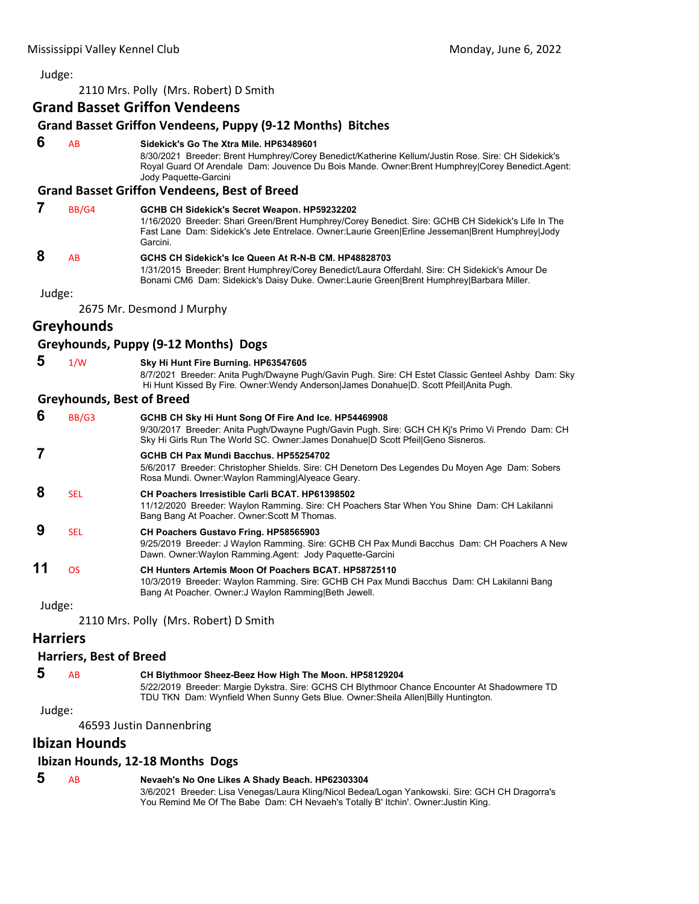Judge:

2110 Mrs. Polly (Mrs. Robert) D Smith

## Grand Basset Griffon Vendeens

### Grand Basset Griffon Vendeens, Puppy (9-12 Months) Bitches

**6** AB **Sidekick's Go The Xtra Mile. HP63489601**
8/30/2021 Breeder: Brent Humphrey/Corey Benedict/Katherine Kellum/Justin Rose. Sire: CH Sidekick's Royal Guard Of Arendale Dam: Jouvence Du Bois Mande. Owner:Brent Humphrey|Corey Benedict.Agent: Jody Paquette-Garcini

### Grand Basset Griffon Vendeens, Best of Breed

**7** BB/G4 **GCHB CH Sidekick's Secret Weapon. HP59232202**
1/16/2020 Breeder: Shari Green/Brent Humphrey/Corey Benedict. Sire: GCHB CH Sidekick's Life In The Fast Lane Dam: Sidekick's Jete Entrelace. Owner:Laurie Green|Erline Jesseman|Brent Humphrey|Jody Garcini.

**8** AB **GCHS CH Sidekick's Ice Queen At R-N-B CM. HP48828703**
1/31/2015 Breeder: Brent Humphrey/Corey Benedict/Laura Offerdahl. Sire: CH Sidekick's Amour De Bonami CM6 Dam: Sidekick's Daisy Duke. Owner:Laurie Green|Brent Humphrey|Barbara Miller.

Judge:

2675 Mr. Desmond J Murphy

## Greyhounds

### Greyhounds, Puppy (9-12 Months) Dogs

**5** 1/W **Sky Hi Hunt Fire Burning. HP63547605**
8/7/2021 Breeder: Anita Pugh/Dwayne Pugh/Gavin Pugh. Sire: CH Estet Classic Genteel Ashby Dam: Sky Hi Hunt Kissed By Fire. Owner:Wendy Anderson|James Donahue|D. Scott Pfeil|Anita Pugh.

### Greyhounds, Best of Breed

**6** BB/G3 **GCHB CH Sky Hi Hunt Song Of Fire And Ice. HP54469908**
9/30/2017 Breeder: Anita Pugh/Dwayne Pugh/Gavin Pugh. Sire: GCH CH Kj's Primo Vi Prendo Dam: CH Sky Hi Girls Run The World SC. Owner:James Donahue|D Scott Pfeil|Geno Sisneros.

**7** **GCHB CH Pax Mundi Bacchus. HP55254702**
5/6/2017 Breeder: Christopher Shields. Sire: CH Denetorn Des Legendes Du Moyen Age Dam: Sobers Rosa Mundi. Owner:Waylon Ramming|Alyeace Geary.

**8** SEL **CH Poachers Irresistible Carli BCAT. HP61398502**
11/12/2020 Breeder: Waylon Ramming. Sire: CH Poachers Star When You Shine Dam: CH Lakilanni Bang Bang At Poacher. Owner:Scott M Thomas.

**9** SEL **CH Poachers Gustavo Fring. HP58565903**
9/25/2019 Breeder: J Waylon Ramming. Sire: GCHB CH Pax Mundi Bacchus Dam: CH Poachers A New Dawn. Owner:Waylon Ramming.Agent: Jody Paquette-Garcini

**11** OS **CH Hunters Artemis Moon Of Poachers BCAT. HP58725110**
10/3/2019 Breeder: Waylon Ramming. Sire: GCHB CH Pax Mundi Bacchus Dam: CH Lakilanni Bang Bang At Poacher. Owner:J Waylon Ramming|Beth Jewell.

Judge:

2110 Mrs. Polly (Mrs. Robert) D Smith

## Harriers

### Harriers, Best of Breed

**5** AB **CH Blythmoor Sheez-Beez How High The Moon. HP58129204**
5/22/2019 Breeder: Margie Dykstra. Sire: GCHS CH Blythmoor Chance Encounter At Shadowmere TD TDU TKN Dam: Wynfield When Sunny Gets Blue. Owner:Sheila Allen|Billy Huntington.

Judge:

46593 Justin Dannenbring

## Ibizan Hounds

### Ibizan Hounds, 12-18 Months Dogs

**5** AB **Nevaeh's No One Likes A Shady Beach. HP62303304**
3/6/2021 Breeder: Lisa Venegas/Laura Kling/Nicol Bedea/Logan Yankowski. Sire: GCH CH Dragorra's You Remind Me Of The Babe Dam: CH Nevaeh's Totally B' Itchin'. Owner:Justin King.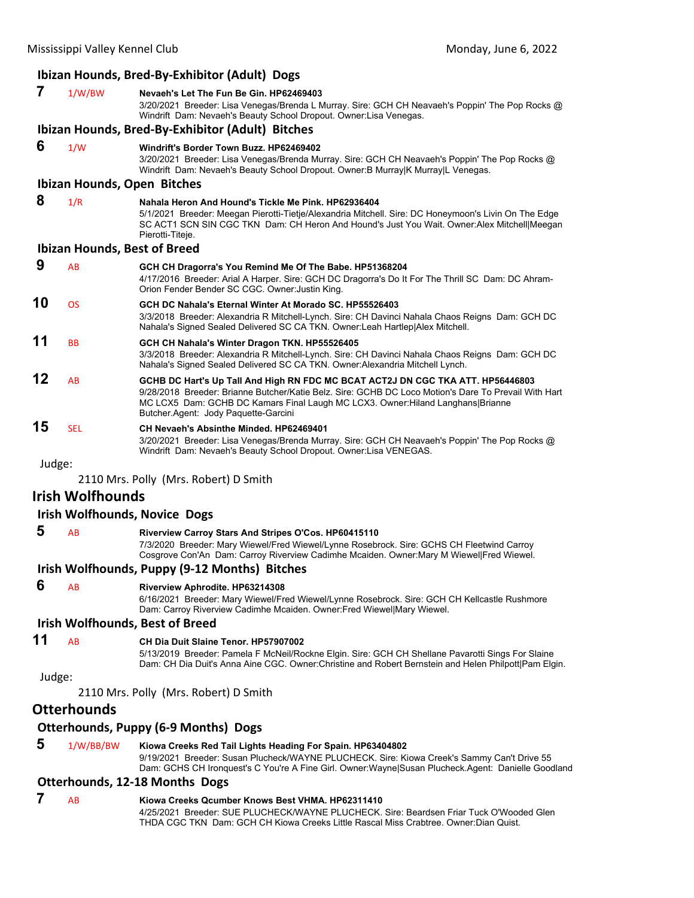### Ibizan Hounds, Bred-By-Exhibitor (Adult) Dogs

**7** 1/W/BW **Nevaeh's Let The Fun Be Gin. HP62469403**
3/20/2021 Breeder: Lisa Venegas/Brenda L Murray. Sire: GCH CH Neavaeh's Poppin' The Pop Rocks @ Windrift Dam: Nevaeh's Beauty School Dropout. Owner:Lisa Venegas.

### Ibizan Hounds, Bred-By-Exhibitor (Adult) Bitches

**6** 1/W **Windrift's Border Town Buzz. HP62469402**
3/20/2021 Breeder: Lisa Venegas/Brenda Murray. Sire: GCH CH Neavaeh's Poppin' The Pop Rocks @ Windrift Dam: Nevaeh's Beauty School Dropout. Owner:B Murray|K Murray|L Venegas.

### Ibizan Hounds, Open Bitches

**8** 1/R **Nahala Heron And Hound's Tickle Me Pink. HP62936404**
5/1/2021 Breeder: Meegan Pierotti-Tietje/Alexandria Mitchell. Sire: DC Honeymoon's Livin On The Edge SC ACT1 SCN SIN CGC TKN Dam: CH Heron And Hound's Just You Wait. Owner:Alex Mitchell|Meegan Pierotti-Titeje.

### Ibizan Hounds, Best of Breed

**9** AB **GCH CH Dragorra's You Remind Me Of The Babe. HP51368204**
4/17/2016 Breeder: Arial A Harper. Sire: GCH DC Dragorra's Do It For The Thrill SC Dam: DC Ahram-Orion Fender Bender SC CGC. Owner:Justin King.

**10** OS **GCH DC Nahala's Eternal Winter At Morado SC. HP55526403**
3/3/2018 Breeder: Alexandria R Mitchell-Lynch. Sire: CH Davinci Nahala Chaos Reigns Dam: GCH DC Nahala's Signed Sealed Delivered SC CA TKN. Owner:Leah Hartlep|Alex Mitchell.

**11** BB **GCH CH Nahala's Winter Dragon TKN. HP55526405**
3/3/2018 Breeder: Alexandria R Mitchell-Lynch. Sire: CH Davinci Nahala Chaos Reigns Dam: GCH DC Nahala's Signed Sealed Delivered SC CA TKN. Owner:Alexandria Mitchell Lynch.

**12** AB **GCHB DC Hart's Up Tall And High RN FDC MC BCAT ACT2J DN CGC TKA ATT. HP56446803**
9/28/2018 Breeder: Brianne Butcher/Katie Belz. Sire: GCHB DC Loco Motion's Dare To Prevail With Hart MC LCX5 Dam: GCHB DC Kamars Final Laugh MC LCX3. Owner:Hiland Langhans|Brianne Butcher.Agent: Jody Paquette-Garcini

**15** SEL **CH Nevaeh's Absinthe Minded. HP62469401**
3/20/2021 Breeder: Lisa Venegas/Brenda Murray. Sire: GCH CH Neavaeh's Poppin' The Pop Rocks @ Windrift Dam: Nevaeh's Beauty School Dropout. Owner:Lisa VENEGAS.

Judge:

2110 Mrs. Polly (Mrs. Robert) D Smith

## Irish Wolfhounds

### Irish Wolfhounds, Novice Dogs

**5** AB **Riverview Carroy Stars And Stripes O'Cos. HP60415110**
7/3/2020 Breeder: Mary Wiewel/Fred Wiewel/Lynne Rosebrock. Sire: GCHS CH Fleetwind Carroy Cosgrove Con'An Dam: Carroy Riverview Cadimhe Mcaiden. Owner:Mary M Wiewel|Fred Wiewel.

### Irish Wolfhounds, Puppy (9-12 Months) Bitches

**6** AB **Riverview Aphrodite. HP63214308**
6/16/2021 Breeder: Mary Wiewel/Fred Wiewel/Lynne Rosebrock. Sire: GCH CH Kellcastle Rushmore Dam: Carroy Riverview Cadimhe Mcaiden. Owner:Fred Wiewel|Mary Wiewel.

### Irish Wolfhounds, Best of Breed

**11** AB **CH Dia Duit Slaine Tenor. HP57907002**
5/13/2019 Breeder: Pamela F McNeil/Rockne Elgin. Sire: GCH CH Shellane Pavarotti Sings For Slaine Dam: CH Dia Duit's Anna Aine CGC. Owner:Christine and Robert Bernstein and Helen Philpott|Pam Elgin.

Judge:

2110 Mrs. Polly (Mrs. Robert) D Smith

## Otterhounds

### Otterhounds, Puppy (6-9 Months) Dogs

**5** 1/W/BB/BW **Kiowa Creeks Red Tail Lights Heading For Spain. HP63404802**
9/19/2021 Breeder: Susan Plucheck/WAYNE PLUCHECK. Sire: Kiowa Creek's Sammy Can't Drive 55 Dam: GCHS CH Ironquest's C You're A Fine Girl. Owner:Wayne|Susan Plucheck.Agent: Danielle Goodland

### Otterhounds, 12-18 Months Dogs

**7** AB **Kiowa Creeks Qcumber Knows Best VHMA. HP62311410**
4/25/2021 Breeder: SUE PLUCHECK/WAYNE PLUCHECK. Sire: Beardsen Friar Tuck O'Wooded Glen THDA CGC TKN Dam: GCH CH Kiowa Creeks Little Rascal Miss Crabtree. Owner:Dian Quist.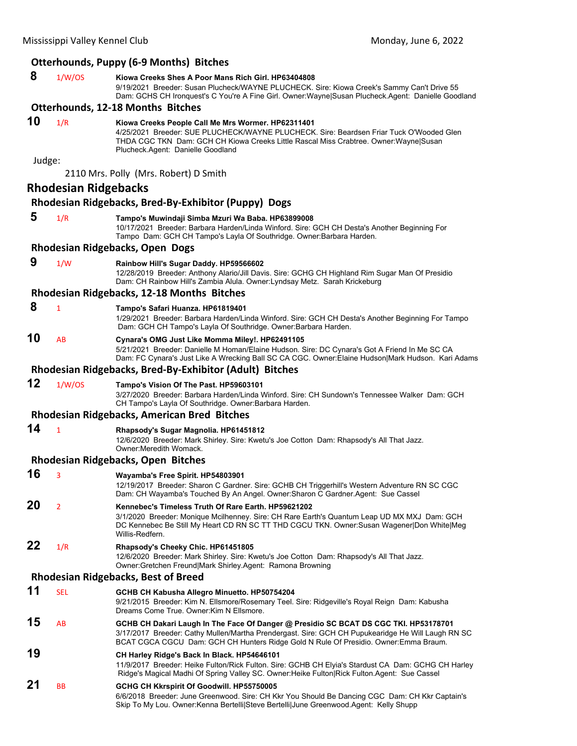### Otterhounds, Puppy (6-9 Months) Bitches

**8** 1/W/OS **Kiowa Creeks Shes A Poor Mans Rich Girl. HP63404808**
9/19/2021 Breeder: Susan Plucheck/WAYNE PLUCHECK. Sire: Kiowa Creek's Sammy Can't Drive 55 Dam: GCHS CH Ironquest's C You're A Fine Girl. Owner:Wayne|Susan Plucheck.Agent: Danielle Goodland

### Otterhounds, 12-18 Months Bitches

**10** 1/R **Kiowa Creeks People Call Me Mrs Wormer. HP62311401**
4/25/2021 Breeder: SUE PLUCHECK/WAYNE PLUCHECK. Sire: Beardsen Friar Tuck O'Wooded Glen THDA CGC TKN Dam: GCH CH Kiowa Creeks Little Rascal Miss Crabtree. Owner:Wayne|Susan Plucheck.Agent: Danielle Goodland

Judge:

2110 Mrs. Polly (Mrs. Robert) D Smith

## Rhodesian Ridgebacks

### Rhodesian Ridgebacks, Bred-By-Exhibitor (Puppy) Dogs

**5** 1/R **Tampo's Muwindaji Simba Mzuri Wa Baba. HP63899008**
10/17/2021 Breeder: Barbara Harden/Linda Winford. Sire: GCH CH Desta's Another Beginning For Tampo Dam: GCH CH Tampo's Layla Of Southridge. Owner:Barbara Harden.

### Rhodesian Ridgebacks, Open Dogs

**9** 1/W **Rainbow Hill's Sugar Daddy. HP59566602**
12/28/2019 Breeder: Anthony Alario/Jill Davis. Sire: GCHG CH Highland Rim Sugar Man Of Presidio Dam: CH Rainbow Hill's Zambia Alula. Owner:Lyndsay Metz. Sarah Krickeburg

### Rhodesian Ridgebacks, 12-18 Months Bitches

**8** 1 **Tampo's Safari Huanza. HP61819401**
1/29/2021 Breeder: Barbara Harden/Linda Winford. Sire: GCH CH Desta's Another Beginning For Tampo Dam: GCH CH Tampo's Layla Of Southridge. Owner:Barbara Harden.

**10** AB **Cynara's OMG Just Like Momma Miley!. HP62491105**
5/21/2021 Breeder: Danielle M Homan/Elaine Hudson. Sire: DC Cynara's Got A Friend In Me SC CA Dam: FC Cynara's Just Like A Wrecking Ball SC CA CGC. Owner:Elaine Hudson|Mark Hudson. Kari Adams

### Rhodesian Ridgebacks, Bred-By-Exhibitor (Adult) Bitches

**12** 1/W/OS **Tampo's Vision Of The Past. HP59603101**
3/27/2020 Breeder: Barbara Harden/Linda Winford. Sire: CH Sundown's Tennessee Walker Dam: GCH CH Tampo's Layla Of Southridge. Owner:Barbara Harden.

### Rhodesian Ridgebacks, American Bred Bitches

**14** 1 **Rhapsody's Sugar Magnolia. HP61451812**
12/6/2020 Breeder: Mark Shirley. Sire: Kwetu's Joe Cotton Dam: Rhapsody's All That Jazz. Owner:Meredith Womack.

### Rhodesian Ridgebacks, Open Bitches

**16** 3 **Wayamba's Free Spirit. HP54803901**
12/19/2017 Breeder: Sharon C Gardner. Sire: GCHB CH Triggerhill's Western Adventure RN SC CGC Dam: CH Wayamba's Touched By An Angel. Owner:Sharon C Gardner.Agent: Sue Cassel

**20** 2 **Kennebec's Timeless Truth Of Rare Earth. HP59621202**
3/1/2020 Breeder: Monique Mcilhenney. Sire: CH Rare Earth's Quantum Leap UD MX MXJ Dam: GCH DC Kennebec Be Still My Heart CD RN SC TT THD CGCU TKN. Owner:Susan Wagener|Don White|Meg Willis-Redfern.

**22** 1/R **Rhapsody's Cheeky Chic. HP61451805**
12/6/2020 Breeder: Mark Shirley. Sire: Kwetu's Joe Cotton Dam: Rhapsody's All That Jazz. Owner:Gretchen Freund|Mark Shirley.Agent: Ramona Browning

### Rhodesian Ridgebacks, Best of Breed

**11** SEL **GCHB CH Kabusha Allegro Minuetto. HP50754204**
9/21/2015 Breeder: Kim N. Ellsmore/Rosemary Teel. Sire: Ridgeville's Royal Reign Dam: Kabusha Dreams Come True. Owner:Kim N Ellsmore.

**15** AB **GCHB CH Dakari Laugh In The Face Of Danger @ Presidio SC BCAT DS CGC TKI. HP53178701**
3/17/2017 Breeder: Cathy Mullen/Martha Prendergast. Sire: GCH CH Pupukearidge He Will Laugh RN SC BCAT CGCA CGCU Dam: GCH CH Hunters Ridge Gold N Rule Of Presidio. Owner:Emma Braum.

**19** **CH Harley Ridge's Back In Black. HP54646101**
11/9/2017 Breeder: Heike Fulton/Rick Fulton. Sire: GCHB CH Elyia's Stardust CA Dam: GCHG CH Harley Ridge's Magical Madhi Of Spring Valley SC. Owner:Heike Fulton|Rick Fulton.Agent: Sue Cassel

**21** BB **GCHG CH Kkrspirit Of Goodwill. HP55750005**
6/6/2018 Breeder: June Greenwood. Sire: CH Kkr You Should Be Dancing CGC Dam: CH Kkr Captain's Skip To My Lou. Owner:Kenna Bertelli|Steve Bertelli|June Greenwood.Agent: Kelly Shupp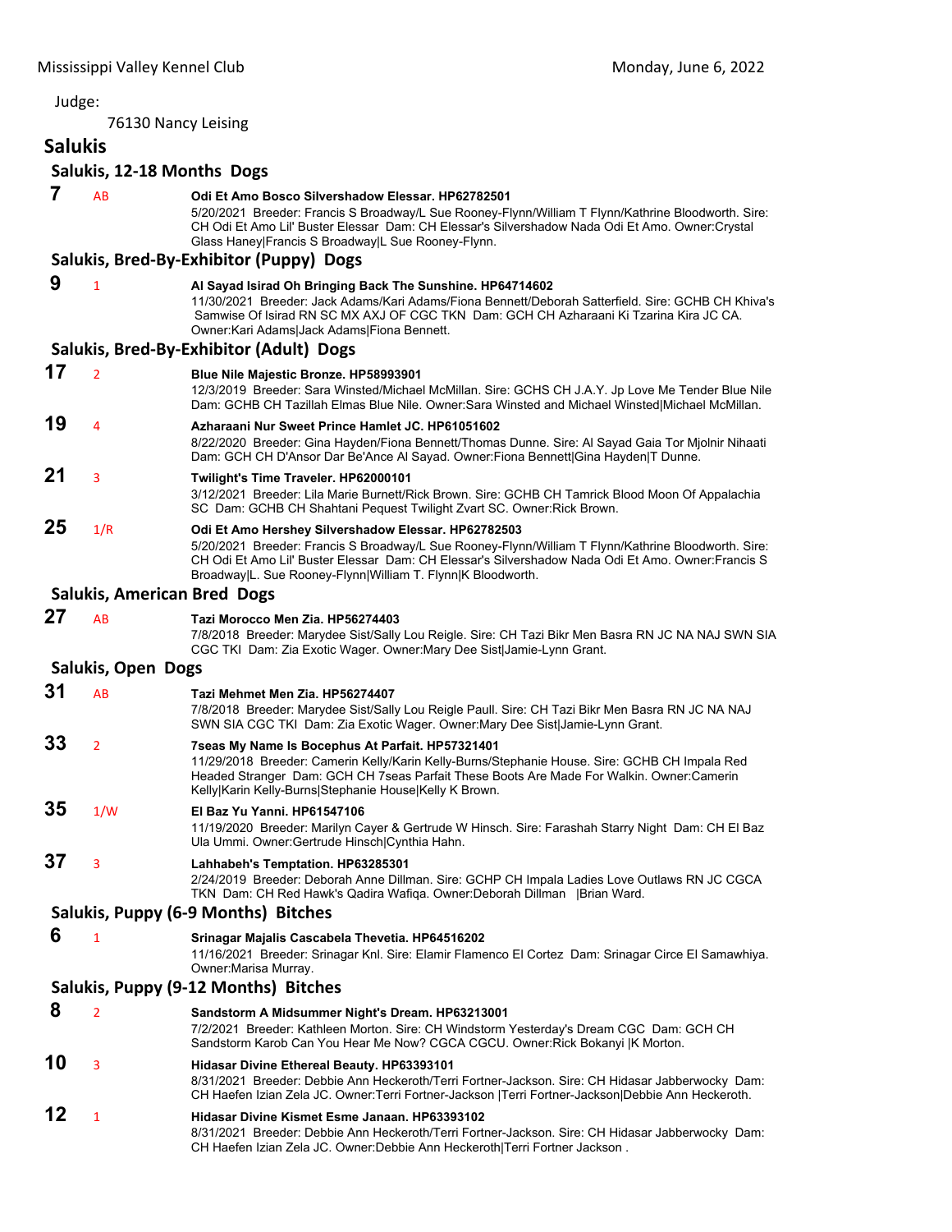Judge:

76130 Nancy Leising

## Salukis

### Salukis, 12-18 Months Dogs

**7** AB **Odi Et Amo Bosco Silvershadow Elessar. HP62782501**
5/20/2021 Breeder: Francis S Broadway/L Sue Rooney-Flynn/William T Flynn/Kathrine Bloodworth. Sire: CH Odi Et Amo Lil' Buster Elessar Dam: CH Elessar's Silvershadow Nada Odi Et Amo. Owner:Crystal Glass Haney|Francis S Broadway|L Sue Rooney-Flynn.

### Salukis, Bred-By-Exhibitor (Puppy) Dogs

**9** 1 **Al Sayad Isirad Oh Bringing Back The Sunshine. HP64714602**
11/30/2021 Breeder: Jack Adams/Kari Adams/Fiona Bennett/Deborah Satterfield. Sire: GCHB CH Khiva's Samwise Of Isirad RN SC MX AXJ OF CGC TKN Dam: GCH CH Azharaani Ki Tzarina Kira JC CA. Owner:Kari Adams|Jack Adams|Fiona Bennett.

### Salukis, Bred-By-Exhibitor (Adult) Dogs

**17** 2 **Blue Nile Majestic Bronze. HP58993901**
12/3/2019 Breeder: Sara Winsted/Michael McMillan. Sire: GCHS CH J.A.Y. Jp Love Me Tender Blue Nile Dam: GCHB CH Tazillah Elmas Blue Nile. Owner:Sara Winsted and Michael Winsted|Michael McMillan.

**19** 4 **Azharaani Nur Sweet Prince Hamlet JC. HP61051602**
8/22/2020 Breeder: Gina Hayden/Fiona Bennett/Thomas Dunne. Sire: Al Sayad Gaia Tor Mjolnir Nihaati Dam: GCH CH D'Ansor Dar Be'Ance Al Sayad. Owner:Fiona Bennett|Gina Hayden|T Dunne.

**21** 3 **Twilight's Time Traveler. HP62000101**
3/12/2021 Breeder: Lila Marie Burnett/Rick Brown. Sire: GCHB CH Tamrick Blood Moon Of Appalachia SC Dam: GCHB CH Shahtani Pequest Twilight Zvart SC. Owner:Rick Brown.

**25** 1/R **Odi Et Amo Hershey Silvershadow Elessar. HP62782503**
5/20/2021 Breeder: Francis S Broadway/L Sue Rooney-Flynn/William T Flynn/Kathrine Bloodworth. Sire: CH Odi Et Amo Lil' Buster Elessar Dam: CH Elessar's Silvershadow Nada Odi Et Amo. Owner:Francis S Broadway|L. Sue Rooney-Flynn|William T. Flynn|K Bloodworth.

### Salukis, American Bred Dogs

**27** AB **Tazi Morocco Men Zia. HP56274403**
7/8/2018 Breeder: Marydee Sist/Sally Lou Reigle. Sire: CH Tazi Bikr Men Basra RN JC NA NAJ SWN SIA CGC TKI Dam: Zia Exotic Wager. Owner:Mary Dee Sist|Jamie-Lynn Grant.

### Salukis, Open Dogs

**31** AB **Tazi Mehmet Men Zia. HP56274407**
7/8/2018 Breeder: Marydee Sist/Sally Lou Reigle Paull. Sire: CH Tazi Bikr Men Basra RN JC NA NAJ SWN SIA CGC TKI Dam: Zia Exotic Wager. Owner:Mary Dee Sist|Jamie-Lynn Grant.

**33** 2 **7seas My Name Is Bocephus At Parfait. HP57321401**
11/29/2018 Breeder: Camerin Kelly/Karin Kelly-Burns/Stephanie House. Sire: GCHB CH Impala Red Headed Stranger Dam: GCH CH 7seas Parfait These Boots Are Made For Walkin. Owner:Camerin Kelly|Karin Kelly-Burns|Stephanie House|Kelly K Brown.

**35** 1/W **El Baz Yu Yanni. HP61547106**
11/19/2020 Breeder: Marilyn Cayer & Gertrude W Hinsch. Sire: Farashah Starry Night Dam: CH El Baz Ula Ummi. Owner:Gertrude Hinsch|Cynthia Hahn.

**37** 3 **Lahhabeh's Temptation. HP63285301**
2/24/2019 Breeder: Deborah Anne Dillman. Sire: GCHP CH Impala Ladies Love Outlaws RN JC CGCA TKN Dam: CH Red Hawk's Qadira Wafiqa. Owner:Deborah Dillman |Brian Ward.

### Salukis, Puppy (6-9 Months) Bitches

**6** 1 **Srinagar Majalis Cascabela Thevetia. HP64516202**
11/16/2021 Breeder: Srinagar Knl. Sire: Elamir Flamenco El Cortez Dam: Srinagar Circe El Samawhiya. Owner:Marisa Murray.

### Salukis, Puppy (9-12 Months) Bitches

**8** 2 **Sandstorm A Midsummer Night's Dream. HP63213001**
7/2/2021 Breeder: Kathleen Morton. Sire: CH Windstorm Yesterday's Dream CGC Dam: GCH CH Sandstorm Karob Can You Hear Me Now? CGCA CGCU. Owner:Rick Bokanyi |K Morton.

**10** 3 **Hidasar Divine Ethereal Beauty. HP63393101**
8/31/2021 Breeder: Debbie Ann Heckeroth/Terri Fortner-Jackson. Sire: CH Hidasar Jabberwocky Dam: CH Haefen Izian Zela JC. Owner:Terri Fortner-Jackson |Terri Fortner-Jackson|Debbie Ann Heckeroth.

**12** 1 **Hidasar Divine Kismet Esme Janaan. HP63393102**
8/31/2021 Breeder: Debbie Ann Heckeroth/Terri Fortner-Jackson. Sire: CH Hidasar Jabberwocky Dam: CH Haefen Izian Zela JC. Owner:Debbie Ann Heckeroth|Terri Fortner Jackson .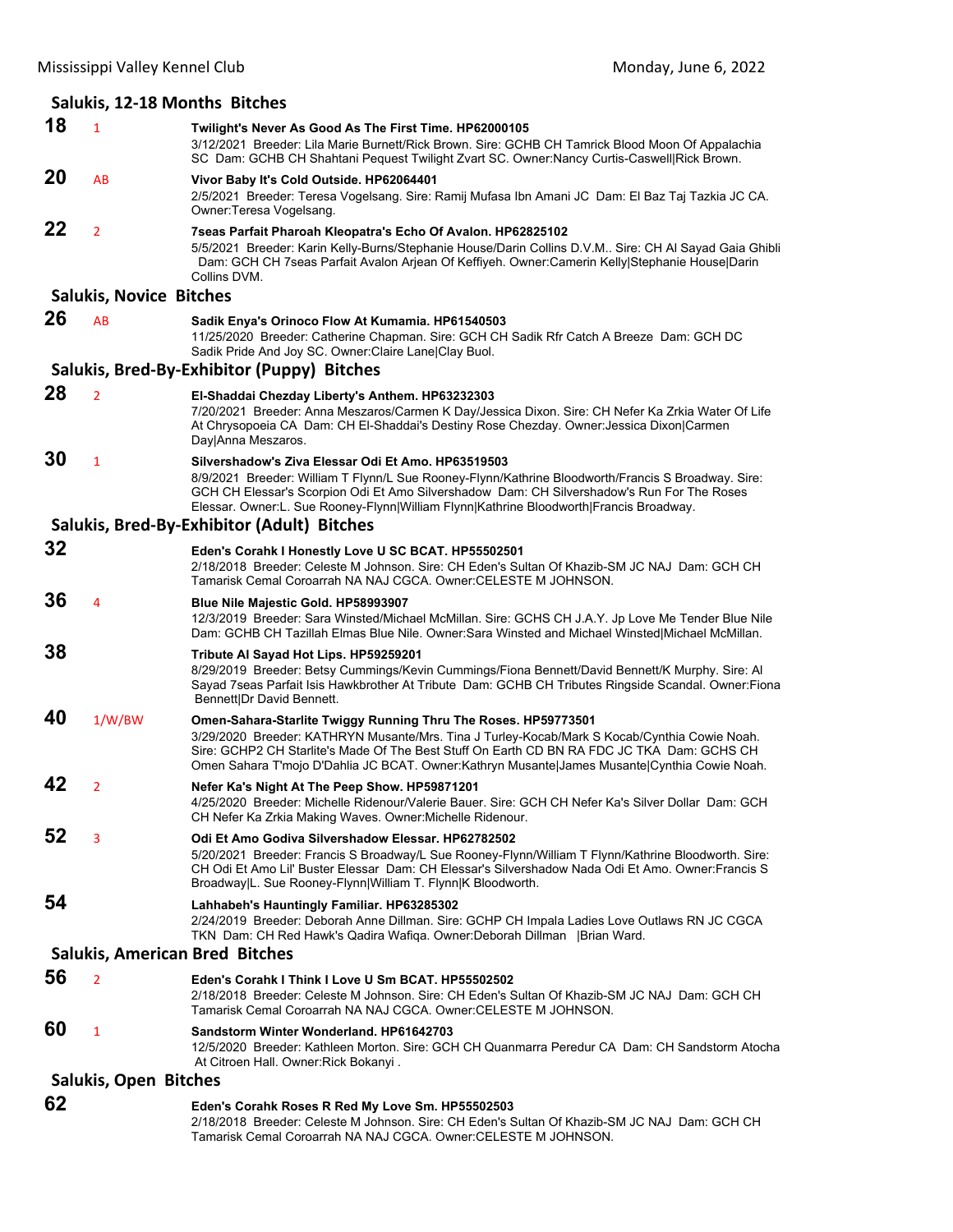## Salukis, 12-18 Months Bitches

**18** 1 **Twilight's Never As Good As The First Time. HP62000105**
3/12/2021 Breeder: Lila Marie Burnett/Rick Brown. Sire: GCHB CH Tamrick Blood Moon Of Appalachia SC Dam: GCHB CH Shahtani Pequest Twilight Zvart SC. Owner:Nancy Curtis-Caswell|Rick Brown.

**20** AB **Vivor Baby It's Cold Outside. HP62064401**
2/5/2021 Breeder: Teresa Vogelsang. Sire: Ramij Mufasa Ibn Amani JC Dam: El Baz Taj Tazkia JC CA. Owner:Teresa Vogelsang.

**22** 2 **7seas Parfait Pharoah Kleopatra's Echo Of Avalon. HP62825102**
5/5/2021 Breeder: Karin Kelly-Burns/Stephanie House/Darin Collins D.V.M.. Sire: CH Al Sayad Gaia Ghibli Dam: GCH CH 7seas Parfait Avalon Arjean Of Keffiyeh. Owner:Camerin Kelly|Stephanie House|Darin Collins DVM.

## Salukis, Novice Bitches

**26** AB **Sadik Enya's Orinoco Flow At Kumamia. HP61540503**
11/25/2020 Breeder: Catherine Chapman. Sire: GCH CH Sadik Rfr Catch A Breeze Dam: GCH DC Sadik Pride And Joy SC. Owner:Claire Lane|Clay Buol.

## Salukis, Bred-By-Exhibitor (Puppy) Bitches

**28** 2 **El-Shaddai Chezday Liberty's Anthem. HP63232303**
7/20/2021 Breeder: Anna Meszaros/Carmen K Day/Jessica Dixon. Sire: CH Nefer Ka Zrkia Water Of Life At Chrysopoeia CA Dam: CH El-Shaddai's Destiny Rose Chezday. Owner:Jessica Dixon|Carmen Day|Anna Meszaros.

**30** 1 **Silvershadow's Ziva Elessar Odi Et Amo. HP63519503**
8/9/2021 Breeder: William T Flynn/L Sue Rooney-Flynn/Kathrine Bloodworth/Francis S Broadway. Sire: GCH CH Elessar's Scorpion Odi Et Amo Silvershadow Dam: CH Silvershadow's Run For The Roses Elessar. Owner:L. Sue Rooney-Flynn|William Flynn|Kathrine Bloodworth|Francis Broadway.

## Salukis, Bred-By-Exhibitor (Adult) Bitches

**32** **Eden's Corahk I Honestly Love U SC BCAT. HP55502501**
2/18/2018 Breeder: Celeste M Johnson. Sire: CH Eden's Sultan Of Khazib-SM JC NAJ Dam: GCH CH Tamarisk Cemal Coroarrah NA NAJ CGCA. Owner:CELESTE M JOHNSON.

**36** 4 **Blue Nile Majestic Gold. HP58993907**
12/3/2019 Breeder: Sara Winsted/Michael McMillan. Sire: GCHS CH J.A.Y. Jp Love Me Tender Blue Nile Dam: GCHB CH Tazillah Elmas Blue Nile. Owner:Sara Winsted and Michael Winsted|Michael McMillan.

**38** **Tribute Al Sayad Hot Lips. HP59259201**
8/29/2019 Breeder: Betsy Cummings/Kevin Cummings/Fiona Bennett/David Bennett/K Murphy. Sire: Al Sayad 7seas Parfait Isis Hawkbrother At Tribute Dam: GCHB CH Tributes Ringside Scandal. Owner:Fiona Bennett|Dr David Bennett.

**40** 1/W/BW **Omen-Sahara-Starlite Twiggy Running Thru The Roses. HP59773501**
3/29/2020 Breeder: KATHRYN Musante/Mrs. Tina J Turley-Kocab/Mark S Kocab/Cynthia Cowie Noah. Sire: GCHP2 CH Starlite's Made Of The Best Stuff On Earth CD BN RA FDC JC TKA Dam: GCHS CH Omen Sahara T'mojo D'Dahlia JC BCAT. Owner:Kathryn Musante|James Musante|Cynthia Cowie Noah.

**42** 2 **Nefer Ka's Night At The Peep Show. HP59871201**
4/25/2020 Breeder: Michelle Ridenour/Valerie Bauer. Sire: GCH CH Nefer Ka's Silver Dollar Dam: GCH CH Nefer Ka Zrkia Making Waves. Owner:Michelle Ridenour.

**52** 3 **Odi Et Amo Godiva Silvershadow Elessar. HP62782502**
5/20/2021 Breeder: Francis S Broadway/L Sue Rooney-Flynn/William T Flynn/Kathrine Bloodworth. Sire: CH Odi Et Amo Lil' Buster Elessar Dam: CH Elessar's Silvershadow Nada Odi Et Amo. Owner:Francis S Broadway|L. Sue Rooney-Flynn|William T. Flynn|K Bloodworth.

**54** **Lahhabeh's Hauntingly Familiar. HP63285302**
2/24/2019 Breeder: Deborah Anne Dillman. Sire: GCHP CH Impala Ladies Love Outlaws RN JC CGCA TKN Dam: CH Red Hawk's Qadira Wafiqa. Owner:Deborah Dillman |Brian Ward.

## Salukis, American Bred Bitches

**56** 2 **Eden's Corahk I Think I Love U Sm BCAT. HP55502502**
2/18/2018 Breeder: Celeste M Johnson. Sire: CH Eden's Sultan Of Khazib-SM JC NAJ Dam: GCH CH Tamarisk Cemal Coroarrah NA NAJ CGCA. Owner:CELESTE M JOHNSON.

**60** 1 **Sandstorm Winter Wonderland. HP61642703**
12/5/2020 Breeder: Kathleen Morton. Sire: GCH CH Quanmarra Peredur CA Dam: CH Sandstorm Atocha At Citroen Hall. Owner:Rick Bokanyi .

## Salukis, Open Bitches

**62** **Eden's Corahk Roses R Red My Love Sm. HP55502503**
2/18/2018 Breeder: Celeste M Johnson. Sire: CH Eden's Sultan Of Khazib-SM JC NAJ Dam: GCH CH Tamarisk Cemal Coroarrah NA NAJ CGCA. Owner:CELESTE M JOHNSON.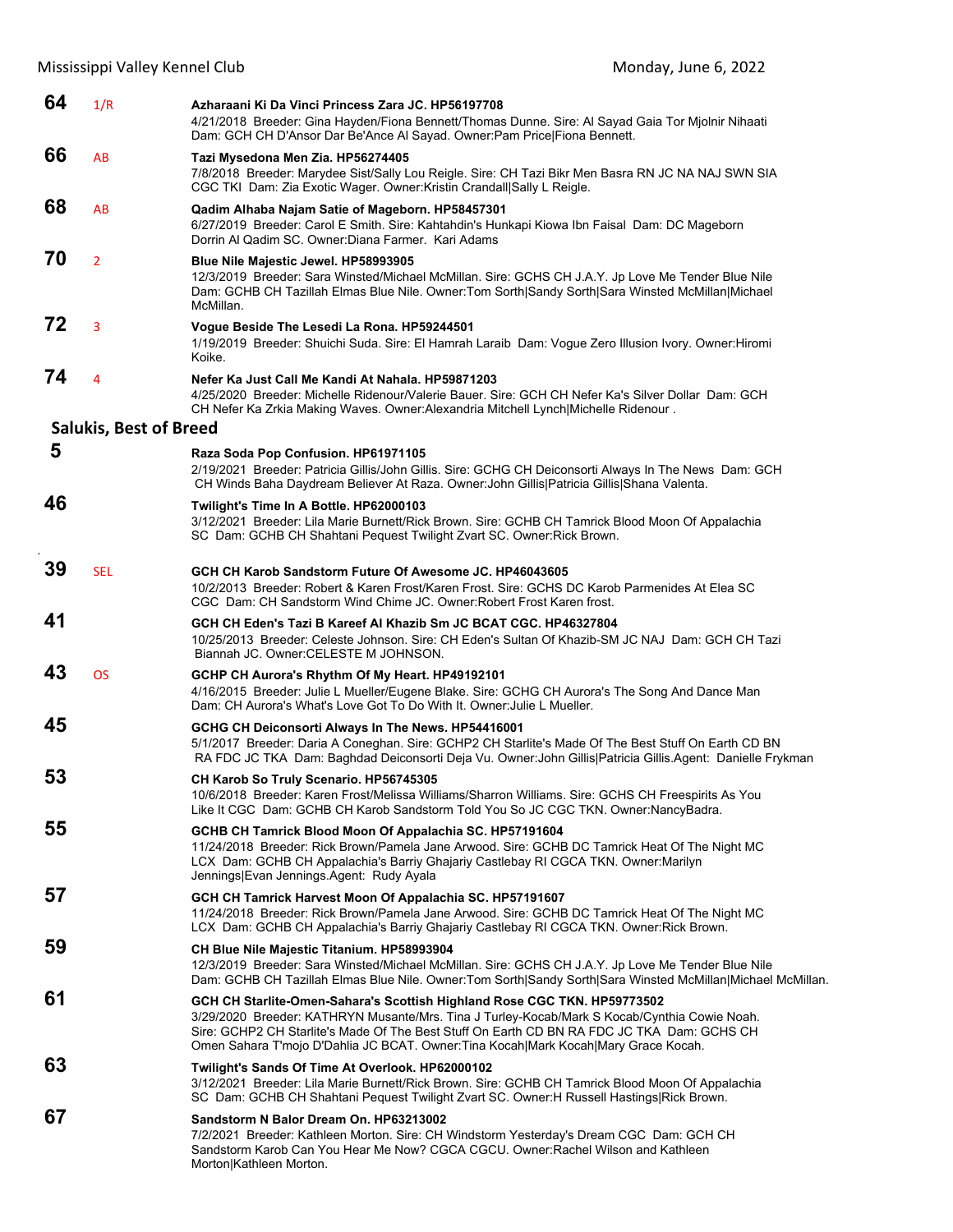**64** 1/R **Azharaani Ki Da Vinci Princess Zara JC. HP56197708**
4/21/2018 Breeder: Gina Hayden/Fiona Bennett/Thomas Dunne. Sire: Al Sayad Gaia Tor Mjolnir Nihaati Dam: GCH CH D'Ansor Dar Be'Ance Al Sayad. Owner:Pam Price|Fiona Bennett.

**66** AB **Tazi Mysedona Men Zia. HP56274405**
7/8/2018 Breeder: Marydee Sist/Sally Lou Reigle. Sire: CH Tazi Bikr Men Basra RN JC NA NAJ SWN SIA CGC TKI Dam: Zia Exotic Wager. Owner:Kristin Crandall|Sally L Reigle.

**68** AB **Qadim Alhaba Najam Satie of Mageborn. HP58457301**
6/27/2019 Breeder: Carol E Smith. Sire: Kahtahdin's Hunkapi Kiowa Ibn Faisal Dam: DC Mageborn Dorrin Al Qadim SC. Owner:Diana Farmer. Kari Adams

**70** 2 **Blue Nile Majestic Jewel. HP58993905**
12/3/2019 Breeder: Sara Winsted/Michael McMillan. Sire: GCHS CH J.A.Y. Jp Love Me Tender Blue Nile Dam: GCHB CH Tazillah Elmas Blue Nile. Owner:Tom Sorth|Sandy Sorth|Sara Winsted McMillan|Michael McMillan.

**72** 3 **Vogue Beside The Lesedi La Rona. HP59244501**
1/19/2019 Breeder: Shuichi Suda. Sire: El Hamrah Laraib Dam: Vogue Zero Illusion Ivory. Owner:Hiromi Koike.

**74** 4 **Nefer Ka Just Call Me Kandi At Nahala. HP59871203**
4/25/2020 Breeder: Michelle Ridenour/Valerie Bauer. Sire: GCH CH Nefer Ka's Silver Dollar Dam: GCH CH Nefer Ka Zrkia Making Waves. Owner:Alexandria Mitchell Lynch|Michelle Ridenour .

## Salukis, Best of Breed

**5** **Raza Soda Pop Confusion. HP61971105**
2/19/2021 Breeder: Patricia Gillis/John Gillis. Sire: GCHG CH Deiconsorti Always In The News Dam: GCH CH Winds Baha Daydream Believer At Raza. Owner:John Gillis|Patricia Gillis|Shana Valenta.

**46** **Twilight's Time In A Bottle. HP62000103**
3/12/2021 Breeder: Lila Marie Burnett/Rick Brown. Sire: GCHB CH Tamrick Blood Moon Of Appalachia SC Dam: GCHB CH Shahtani Pequest Twilight Zvart SC. Owner:Rick Brown.

**39** SEL **GCH CH Karob Sandstorm Future Of Awesome JC. HP46043605**
10/2/2013 Breeder: Robert & Karen Frost/Karen Frost. Sire: GCHS DC Karob Parmenides At Elea SC CGC Dam: CH Sandstorm Wind Chime JC. Owner:Robert Frost Karen frost.

**41** **GCH CH Eden's Tazi B Kareef Al Khazib Sm JC BCAT CGC. HP46327804**
10/25/2013 Breeder: Celeste Johnson. Sire: CH Eden's Sultan Of Khazib-SM JC NAJ Dam: GCH CH Tazi Biannah JC. Owner:CELESTE M JOHNSON.

**43** OS **GCHP CH Aurora's Rhythm Of My Heart. HP49192101**
4/16/2015 Breeder: Julie L Mueller/Eugene Blake. Sire: GCHG CH Aurora's The Song And Dance Man Dam: CH Aurora's What's Love Got To Do With It. Owner:Julie L Mueller.

**45** **GCHG CH Deiconsorti Always In The News. HP54416001**
5/1/2017 Breeder: Daria A Coneghan. Sire: GCHP2 CH Starlite's Made Of The Best Stuff On Earth CD BN RA FDC JC TKA Dam: Baghdad Deiconsorti Deja Vu. Owner:John Gillis|Patricia Gillis.Agent: Danielle Frykman

**53** **CH Karob So Truly Scenario. HP56745305**
10/6/2018 Breeder: Karen Frost/Melissa Williams/Sharron Williams. Sire: GCHS CH Freespirits As You Like It CGC Dam: GCHB CH Karob Sandstorm Told You So JC CGC TKN. Owner:NancyBadra.

**55** **GCHB CH Tamrick Blood Moon Of Appalachia SC. HP57191604**
11/24/2018 Breeder: Rick Brown/Pamela Jane Arwood. Sire: GCHB DC Tamrick Heat Of The Night MC LCX Dam: GCHB CH Appalachia's Barriy Ghajariy Castlebay RI CGCA TKN. Owner:Marilyn Jennings|Evan Jennings.Agent: Rudy Ayala

**57** **GCH CH Tamrick Harvest Moon Of Appalachia SC. HP57191607**
11/24/2018 Breeder: Rick Brown/Pamela Jane Arwood. Sire: GCHB DC Tamrick Heat Of The Night MC LCX Dam: GCHB CH Appalachia's Barriy Ghajariy Castlebay RI CGCA TKN. Owner:Rick Brown.

**59** **CH Blue Nile Majestic Titanium. HP58993904**
12/3/2019 Breeder: Sara Winsted/Michael McMillan. Sire: GCHS CH J.A.Y. Jp Love Me Tender Blue Nile Dam: GCHB CH Tazillah Elmas Blue Nile. Owner:Tom Sorth|Sandy Sorth|Sara Winsted McMillan|Michael McMillan.

**61** **GCH CH Starlite-Omen-Sahara's Scottish Highland Rose CGC TKN. HP59773502**
3/29/2020 Breeder: KATHRYN Musante/Mrs. Tina J Turley-Kocab/Mark S Kocab/Cynthia Cowie Noah. Sire: GCHP2 CH Starlite's Made Of The Best Stuff On Earth CD BN RA FDC JC TKA Dam: GCHS CH Omen Sahara T'mojo D'Dahlia JC BCAT. Owner:Tina Kocab|Mark Kocab|Mary Grace Kocah.

**63** **Twilight's Sands Of Time At Overlook. HP62000102**
3/12/2021 Breeder: Lila Marie Burnett/Rick Brown. Sire: GCHB CH Tamrick Blood Moon Of Appalachia SC Dam: GCHB CH Shahtani Pequest Twilight Zvart SC. Owner:H Russell Hastings|Rick Brown.

**67** **Sandstorm N Balor Dream On. HP63213002**
7/2/2021 Breeder: Kathleen Morton. Sire: CH Windstorm Yesterday's Dream CGC Dam: GCH CH Sandstorm Karob Can You Hear Me Now? CGCA CGCU. Owner:Rachel Wilson and Kathleen Morton|Kathleen Morton.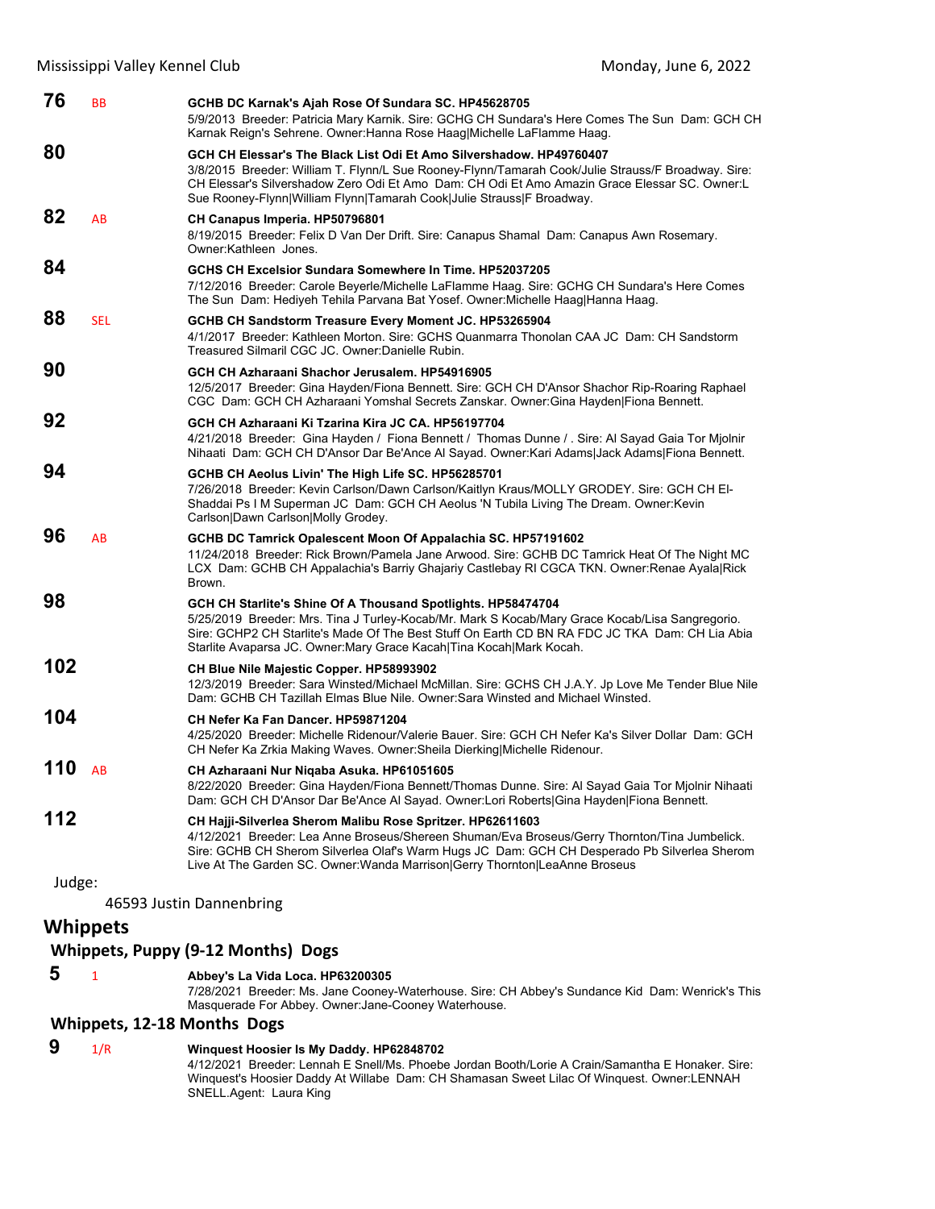**76** BB **GCHB DC Karnak's Ajah Rose Of Sundara SC. HP45628705**
5/9/2013 Breeder: Patricia Mary Karnik. Sire: GCHG CH Sundara's Here Comes The Sun Dam: GCH CH Karnak Reign's Sehrene. Owner:Hanna Rose Haag|Michelle LaFlamme Haag.

**80** **GCH CH Elessar's The Black List Odi Et Amo Silvershadow. HP49760407**
3/8/2015 Breeder: William T. Flynn/L Sue Rooney-Flynn/Tamarah Cook/Julie Strauss/F Broadway. Sire: CH Elessar's Silvershadow Zero Odi Et Amo Dam: CH Odi Et Amo Amazin Grace Elessar SC. Owner:L Sue Rooney-Flynn|William Flynn|Tamarah Cook|Julie Strauss|F Broadway.

**82** AB **CH Canapus Imperia. HP50796801**
8/19/2015 Breeder: Felix D Van Der Drift. Sire: Canapus Shamal Dam: Canapus Awn Rosemary. Owner:Kathleen Jones.

**84** **GCHS CH Excelsior Sundara Somewhere In Time. HP52037205**
7/12/2016 Breeder: Carole Beyerle/Michelle LaFlamme Haag. Sire: GCHG CH Sundara's Here Comes The Sun Dam: Hediyeh Tehila Parvana Bat Yosef. Owner:Michelle Haag|Hanna Haag.

**88** SEL **GCHB CH Sandstorm Treasure Every Moment JC. HP53265904**
4/1/2017 Breeder: Kathleen Morton. Sire: GCHS Quanmarra Thonolan CAA JC Dam: CH Sandstorm Treasured Silmaril CGC JC. Owner:Danielle Rubin.

**90** **GCH CH Azharaani Shachor Jerusalem. HP54916905**
12/5/2017 Breeder: Gina Hayden/Fiona Bennett. Sire: GCH CH D'Ansor Shachor Rip-Roaring Raphael CGC Dam: GCH CH Azharaani Yomshal Secrets Zanskar. Owner:Gina Hayden|Fiona Bennett.

**92** **GCH CH Azharaani Ki Tzarina Kira JC CA. HP56197704**
4/21/2018 Breeder: Gina Hayden / Fiona Bennett / Thomas Dunne / . Sire: Al Sayad Gaia Tor Mjolnir Nihaati Dam: GCH CH D'Ansor Dar Be'Ance Al Sayad. Owner:Kari Adams|Jack Adams|Fiona Bennett.

**94** **GCHB CH Aeolus Livin' The High Life SC. HP56285701**
7/26/2018 Breeder: Kevin Carlson/Dawn Carlson/Kaitlyn Kraus/MOLLY GRODEY. Sire: GCH CH El-Shaddai Ps I M Superman JC Dam: GCH CH Aeolus 'N Tubila Living The Dream. Owner:Kevin Carlson|Dawn Carlson|Molly Grodey.

**96** AB **GCHB DC Tamrick Opalescent Moon Of Appalachia SC. HP57191602**
11/24/2018 Breeder: Rick Brown/Pamela Jane Arwood. Sire: GCHB DC Tamrick Heat Of The Night MC LCX Dam: GCHB CH Appalachia's Barriy Ghajariy Castlebay RI CGCA TKN. Owner:Renae Ayala|Rick Brown.

**98** **GCH CH Starlite's Shine Of A Thousand Spotlights. HP58474704**
5/25/2019 Breeder: Mrs. Tina J Turley-Kocab/Mr. Mark S Kocab/Mary Grace Kocab/Lisa Sangregorio. Sire: GCHP2 CH Starlite's Made Of The Best Stuff On Earth CD BN RA FDC JC TKA Dam: CH Lia Abia Starlite Avaparsa JC. Owner:Mary Grace Kacah|Tina Kocah|Mark Kocah.

**102** **CH Blue Nile Majestic Copper. HP58993902**
12/3/2019 Breeder: Sara Winsted/Michael McMillan. Sire: GCHS CH J.A.Y. Jp Love Me Tender Blue Nile Dam: GCHB CH Tazillah Elmas Blue Nile. Owner:Sara Winsted and Michael Winsted.

**104** **CH Nefer Ka Fan Dancer. HP59871204**
4/25/2020 Breeder: Michelle Ridenour/Valerie Bauer. Sire: GCH CH Nefer Ka's Silver Dollar Dam: GCH CH Nefer Ka Zrkia Making Waves. Owner:Sheila Dierking|Michelle Ridenour.

**110** AB **CH Azharaani Nur Niqaba Asuka. HP61051605**
8/22/2020 Breeder: Gina Hayden/Fiona Bennett/Thomas Dunne. Sire: Al Sayad Gaia Tor Mjolnir Nihaati Dam: GCH CH D'Ansor Dar Be'Ance Al Sayad. Owner:Lori Roberts|Gina Hayden|Fiona Bennett.

**112** **CH Hajji-Silverlea Sherom Malibu Rose Spritzer. HP62611603**
4/12/2021 Breeder: Lea Anne Broseus/Shereen Shuman/Eva Broseus/Gerry Thornton/Tina Jumbelick. Sire: GCHB CH Sherom Silverlea Olaf's Warm Hugs JC Dam: GCH CH Desperado Pb Silverlea Sherom Live At The Garden SC. Owner:Wanda Marrison|Gerry Thornton|LeaAnne Broseus

Judge:

46593 Justin Dannenbring

## Whippets

### Whippets, Puppy (9-12 Months) Dogs

**5** 1 **Abbey's La Vida Loca. HP63200305**
7/28/2021 Breeder: Ms. Jane Cooney-Waterhouse. Sire: CH Abbey's Sundance Kid Dam: Wenrick's This Masquerade For Abbey. Owner:Jane-Cooney Waterhouse.

### Whippets, 12-18 Months Dogs

**9** 1/R **Winquest Hoosier Is My Daddy. HP62848702**
4/12/2021 Breeder: Lennah E Snell/Ms. Phoebe Jordan Booth/Lorie A Crain/Samantha E Honaker. Sire: Winquest's Hoosier Daddy At Willabe Dam: CH Shamasan Sweet Lilac Of Winquest. Owner:LENNAH SNELL.Agent: Laura King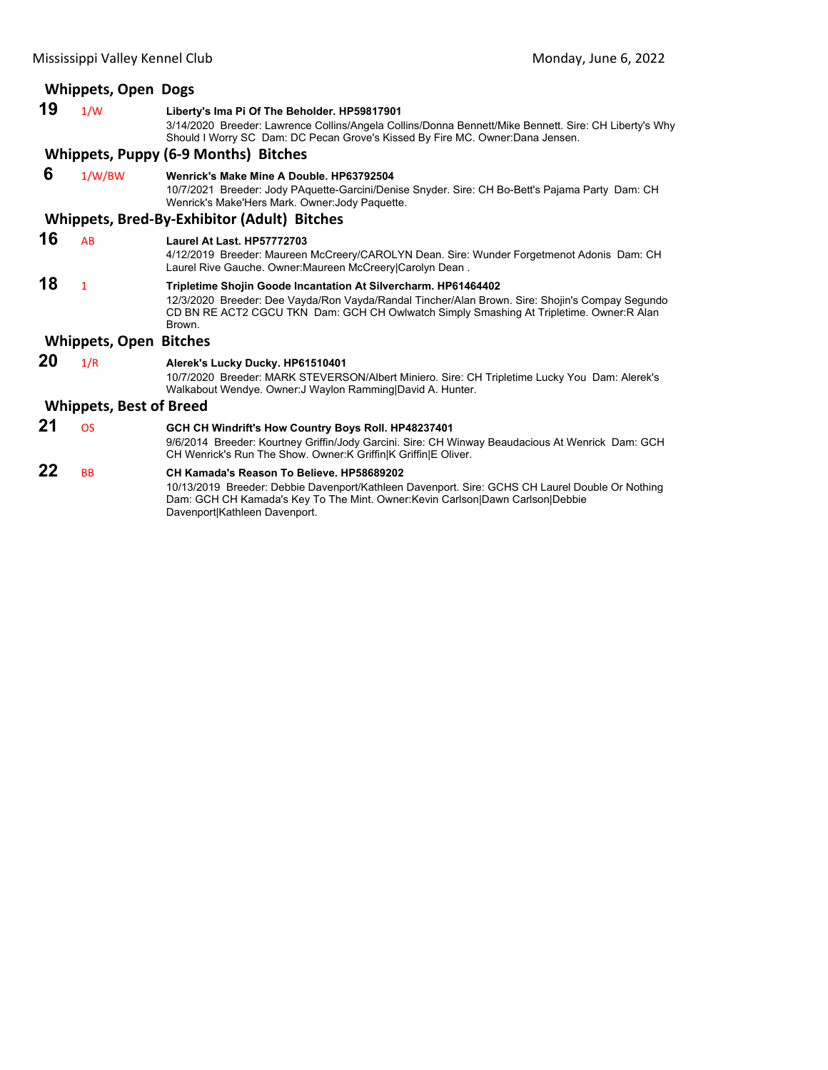## Whippets, Open Dogs

**19** 1/W **Liberty's Ima Pi Of The Beholder. HP59817901**
3/14/2020 Breeder: Lawrence Collins/Angela Collins/Donna Bennett/Mike Bennett. Sire: CH Liberty's Why Should I Worry SC Dam: DC Pecan Grove's Kissed By Fire MC. Owner:Dana Jensen.

## Whippets, Puppy (6-9 Months) Bitches

**6** 1/W/BW **Wenrick's Make Mine A Double. HP63792504**
10/7/2021 Breeder: Jody PAquette-Garcini/Denise Snyder. Sire: CH Bo-Bett's Pajama Party Dam: CH Wenrick's Make'Hers Mark. Owner:Jody Paquette.

## Whippets, Bred-By-Exhibitor (Adult) Bitches

**16** AB **Laurel At Last. HP57772703**
4/12/2019 Breeder: Maureen McCreery/CAROLYN Dean. Sire: Wunder Forgetmenot Adonis Dam: CH Laurel Rive Gauche. Owner:Maureen McCreery|Carolyn Dean .

**18** 1 **Tripletime Shojin Goode Incantation At Silvercharm. HP61464402**
12/3/2020 Breeder: Dee Vayda/Ron Vayda/Randal Tincher/Alan Brown. Sire: Shojin's Compay Segundo CD BN RE ACT2 CGCU TKN Dam: GCH CH Owlwatch Simply Smashing At Tripletime. Owner:R Alan Brown.

## Whippets, Open Bitches

**20** 1/R **Alerek's Lucky Ducky. HP61510401**
10/7/2020 Breeder: MARK STEVERSON/Albert Miniero. Sire: CH Tripletime Lucky You Dam: Alerek's Walkabout Wendye. Owner:J Waylon Ramming|David A. Hunter.

## Whippets, Best of Breed

**21** OS **GCH CH Windrift's How Country Boys Roll. HP48237401**
9/6/2014 Breeder: Kourtney Griffin/Jody Garcini. Sire: CH Winway Beaudacious At Wenrick Dam: GCH CH Wenrick's Run The Show. Owner:K Griffin|K Griffin|E Oliver.

**22** BB **CH Kamada's Reason To Believe. HP58689202**
10/13/2019 Breeder: Debbie Davenport/Kathleen Davenport. Sire: GCHS CH Laurel Double Or Nothing Dam: GCH CH Kamada's Key To The Mint. Owner:Kevin Carlson|Dawn Carlson|Debbie Davenport|Kathleen Davenport.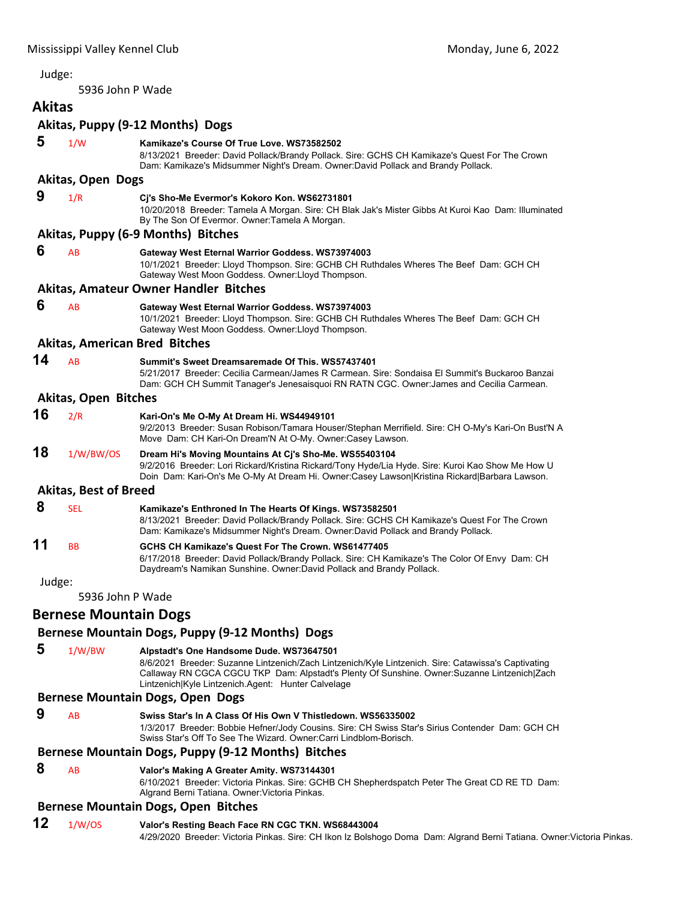Judge:

5936 John P Wade

## Akitas

### Akitas, Puppy (9-12 Months) Dogs

**5** 1/W **Kamikaze's Course Of True Love. WS73582502**
8/13/2021 Breeder: David Pollack/Brandy Pollack. Sire: GCHS CH Kamikaze's Quest For The Crown Dam: Kamikaze's Midsummer Night's Dream. Owner:David Pollack and Brandy Pollack.

### Akitas, Open Dogs

**9** 1/R **Cj's Sho-Me Evermor's Kokoro Kon. WS62731801**
10/20/2018 Breeder: Tamela A Morgan. Sire: CH Blak Jak's Mister Gibbs At Kuroi Kao Dam: Illuminated By The Son Of Evermor. Owner:Tamela A Morgan.

### Akitas, Puppy (6-9 Months) Bitches

**6** AB **Gateway West Eternal Warrior Goddess. WS73974003**
10/1/2021 Breeder: Lloyd Thompson. Sire: GCHB CH Ruthdales Wheres The Beef Dam: GCH CH Gateway West Moon Goddess. Owner:Lloyd Thompson.

### Akitas, Amateur Owner Handler Bitches

**6** AB **Gateway West Eternal Warrior Goddess. WS73974003**
10/1/2021 Breeder: Lloyd Thompson. Sire: GCHB CH Ruthdales Wheres The Beef Dam: GCH CH Gateway West Moon Goddess. Owner:Lloyd Thompson.

### Akitas, American Bred Bitches

**14** AB **Summit's Sweet Dreamsaremade Of This. WS57437401**
5/21/2017 Breeder: Cecilia Carmean/James R Carmean. Sire: Sondaisa El Summit's Buckaroo Banzai Dam: GCH CH Summit Tanager's Jenesaisquoi RN RATN CGC. Owner:James and Cecilia Carmean.

### Akitas, Open Bitches

**16** 2/R **Kari-On's Me O-My At Dream Hi. WS44949101**
9/2/2013 Breeder: Susan Robison/Tamara Houser/Stephan Merrifield. Sire: CH O-My's Kari-On Bust'N A Move Dam: CH Kari-On Dream'N At O-My. Owner:Casey Lawson.

**18** 1/W/BW/OS **Dream Hi's Moving Mountains At Cj's Sho-Me. WS55403104**
9/2/2016 Breeder: Lori Rickard/Kristina Rickard/Tony Hyde/Lia Hyde. Sire: Kuroi Kao Show Me How U Doin Dam: Kari-On's Me O-My At Dream Hi. Owner:Casey Lawson|Kristina Rickard|Barbara Lawson.

### Akitas, Best of Breed

**8** SEL **Kamikaze's Enthroned In The Hearts Of Kings. WS73582501**
8/13/2021 Breeder: David Pollack/Brandy Pollack. Sire: GCHS CH Kamikaze's Quest For The Crown Dam: Kamikaze's Midsummer Night's Dream. Owner:David Pollack and Brandy Pollack.

**11** BB **GCHS CH Kamikaze's Quest For The Crown. WS61477405**
6/17/2018 Breeder: David Pollack/Brandy Pollack. Sire: CH Kamikaze's The Color Of Envy Dam: CH Daydream's Namikan Sunshine. Owner:David Pollack and Brandy Pollack.

Judge:

5936 John P Wade

## Bernese Mountain Dogs

### Bernese Mountain Dogs, Puppy (9-12 Months) Dogs

**5** 1/W/BW **Alpstadt's One Handsome Dude. WS73647501**
8/6/2021 Breeder: Suzanne Lintzenich/Zach Lintzenich/Kyle Lintzenich. Sire: Catawissa's Captivating Callaway RN CGCA CGCU TKP Dam: Alpstadt's Plenty Of Sunshine. Owner:Suzanne Lintzenich|Zach Lintzenich|Kyle Lintzenich.Agent: Hunter Calvelage

### Bernese Mountain Dogs, Open Dogs

**9** AB **Swiss Star's In A Class Of His Own V Thistledown. WS56335002**
1/3/2017 Breeder: Bobbie Hefner/Jody Cousins. Sire: CH Swiss Star's Sirius Contender Dam: GCH CH Swiss Star's Off To See The Wizard. Owner:Carri Lindblom-Borisch.

### Bernese Mountain Dogs, Puppy (9-12 Months) Bitches

**8** AB **Valor's Making A Greater Amity. WS73144301**
6/10/2021 Breeder: Victoria Pinkas. Sire: GCHB CH Shepherdspatch Peter The Great CD RE TD Dam: Algrand Berni Tatiana. Owner:Victoria Pinkas.

### Bernese Mountain Dogs, Open Bitches

**12** 1/W/OS **Valor's Resting Beach Face RN CGC TKN. WS68443004**
4/29/2020 Breeder: Victoria Pinkas. Sire: CH Ikon Iz Bolshogo Doma Dam: Algrand Berni Tatiana. Owner:Victoria Pinkas.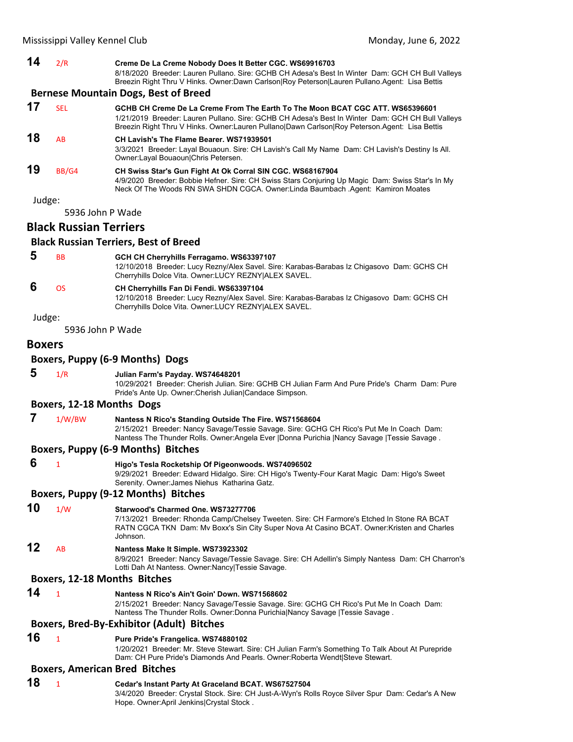**14** 2/R **Creme De La Creme Nobody Does It Better CGC. WS69916703**
8/18/2020 Breeder: Lauren Pullano. Sire: GCHB CH Adesa's Best In Winter Dam: GCH CH Bull Valleys Breezin Right Thru V Hinks. Owner:Dawn Carlson|Roy Peterson|Lauren Pullano.Agent: Lisa Bettis

### Bernese Mountain Dogs, Best of Breed

**17** SEL **GCHB CH Creme De La Creme From The Earth To The Moon BCAT CGC ATT. WS65396601**
1/21/2019 Breeder: Lauren Pullano. Sire: GCHB CH Adesa's Best In Winter Dam: GCH CH Bull Valleys Breezin Right Thru V Hinks. Owner:Lauren Pullano|Dawn Carlson|Roy Peterson.Agent: Lisa Bettis

**18** AB **CH Lavish's The Flame Bearer. WS71939501**
3/3/2021 Breeder: Layal Bouaoun. Sire: CH Lavish's Call My Name Dam: CH Lavish's Destiny Is All. Owner:Layal Bouaoun|Chris Petersen.

**19** BB/G4 **CH Swiss Star's Gun Fight At Ok Corral SIN CGC. WS68167904**
4/9/2020 Breeder: Bobbie Hefner. Sire: CH Swiss Stars Conjuring Up Magic Dam: Swiss Star's In My Neck Of The Woods RN SWA SHDN CGCA. Owner:Linda Baumbach .Agent: Kamiron Moates

Judge:

5936 John P Wade

## Black Russian Terriers

### Black Russian Terriers, Best of Breed

**5** BB **GCH CH Cherryhills Ferragamo. WS63397107**
12/10/2018 Breeder: Lucy Rezny/Alex Savel. Sire: Karabas-Barabas Iz Chigasovo Dam: GCHS CH Cherryhills Dolce Vita. Owner:LUCY REZNY|ALEX SAVEL.

**6** OS **CH Cherryhills Fan Di Fendi. WS63397104**
12/10/2018 Breeder: Lucy Rezny/Alex Savel. Sire: Karabas-Barabas Iz Chigasovo Dam: GCHS CH Cherryhills Dolce Vita. Owner:LUCY REZNY|ALEX SAVEL.

Judge:

5936 John P Wade

## Boxers

### Boxers, Puppy (6-9 Months) Dogs

**5** 1/R **Julian Farm's Payday. WS74648201**
10/29/2021 Breeder: Cherish Julian. Sire: GCHB CH Julian Farm And Pure Pride's Charm Dam: Pure Pride's Ante Up. Owner:Cherish Julian|Candace Simpson.

### Boxers, 12-18 Months Dogs

**7** 1/W/BW **Nantess N Rico's Standing Outside The Fire. WS71568604**
2/15/2021 Breeder: Nancy Savage/Tessie Savage. Sire: GCHG CH Rico's Put Me In Coach Dam: Nantess The Thunder Rolls. Owner:Angela Ever |Donna Purichia |Nancy Savage |Tessie Savage .

### Boxers, Puppy (6-9 Months) Bitches

**6** 1 **Higo's Tesla Rocketship Of Pigeonwoods. WS74096502**
9/29/2021 Breeder: Edward Hidalgo. Sire: CH Higo's Twenty-Four Karat Magic Dam: Higo's Sweet Serenity. Owner:James Niehus Katharina Gatz.

### Boxers, Puppy (9-12 Months) Bitches

**10** 1/W **Starwood's Charmed One. WS73277706**
7/13/2021 Breeder: Rhonda Camp/Chelsey Tweeten. Sire: CH Farmore's Etched In Stone RA BCAT RATN CGCA TKN Dam: Mv Boxx's Sin City Super Nova At Casino BCAT. Owner:Kristen and Charles Johnson.

**12** AB **Nantess Make It Simple. WS73923302**
8/9/2021 Breeder: Nancy Savage/Tessie Savage. Sire: CH Adellin's Simply Nantess Dam: CH Charron's Lotti Dah At Nantess. Owner:Nancy|Tessie Savage.

### Boxers, 12-18 Months Bitches

**14** 1 **Nantess N Rico's Ain't Goin' Down. WS71568602**
2/15/2021 Breeder: Nancy Savage/Tessie Savage. Sire: GCHG CH Rico's Put Me In Coach Dam: Nantess The Thunder Rolls. Owner:Donna Purichia|Nancy Savage |Tessie Savage .

### Boxers, Bred-By-Exhibitor (Adult) Bitches

**16** 1 **Pure Pride's Frangelica. WS74880102**
1/20/2021 Breeder: Mr. Steve Stewart. Sire: CH Julian Farm's Something To Talk About At Purepride Dam: CH Pure Pride's Diamonds And Pearls. Owner:Roberta Wendt|Steve Stewart.

### Boxers, American Bred Bitches

**18** 1 **Cedar's Instant Party At Graceland BCAT. WS67527504**
3/4/2020 Breeder: Crystal Stock. Sire: CH Just-A-Wyn's Rolls Royce Silver Spur Dam: Cedar's A New Hope. Owner:April Jenkins|Crystal Stock .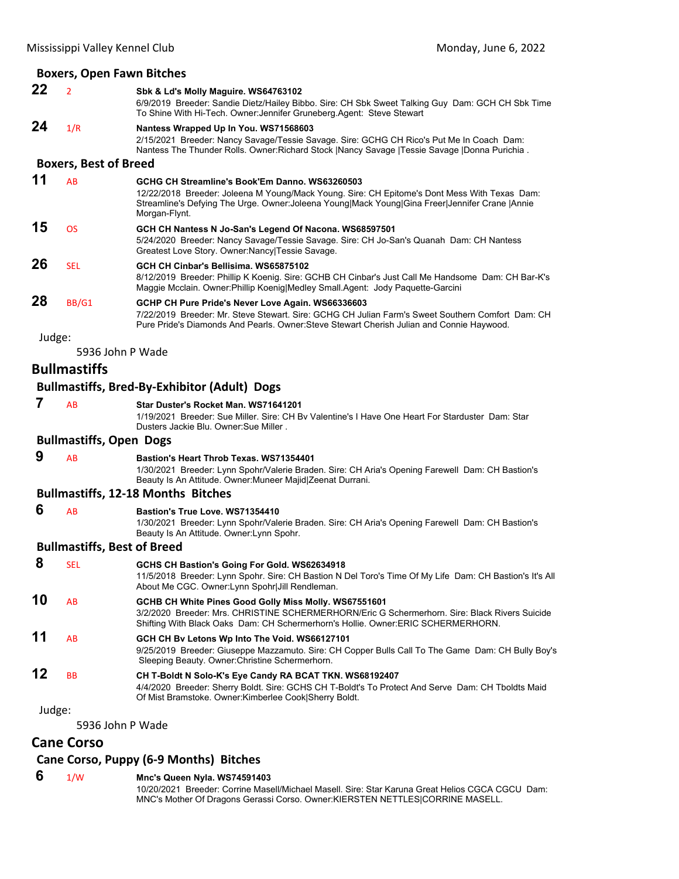### Boxers, Open Fawn Bitches

**22** 2 **Sbk & Ld's Molly Maguire. WS64763102**
6/9/2019 Breeder: Sandie Dietz/Hailey Bibbo. Sire: CH Sbk Sweet Talking Guy Dam: GCH CH Sbk Time To Shine With Hi-Tech. Owner:Jennifer Gruneberg.Agent: Steve Stewart

**24** 1/R **Nantess Wrapped Up In You. WS71568603**
2/15/2021 Breeder: Nancy Savage/Tessie Savage. Sire: GCHG CH Rico's Put Me In Coach Dam: Nantess The Thunder Rolls. Owner:Richard Stock |Nancy Savage |Tessie Savage |Donna Purichia .

### Boxers, Best of Breed

**11** AB **GCHG CH Streamline's Book'Em Danno. WS63260503**
12/22/2018 Breeder: Joleena M Young/Mack Young. Sire: CH Epitome's Dont Mess With Texas Dam: Streamline's Defying The Urge. Owner:Joleena Young|Mack Young|Gina Freer|Jennifer Crane |Annie Morgan-Flynt.

**15** OS **GCH CH Nantess N Jo-San's Legend Of Nacona. WS68597501**
5/24/2020 Breeder: Nancy Savage/Tessie Savage. Sire: CH Jo-San's Quanah Dam: CH Nantess Greatest Love Story. Owner:Nancy|Tessie Savage.

**26** SEL **GCH CH Cinbar's Bellisima. WS65875102**
8/12/2019 Breeder: Phillip K Koenig. Sire: GCHB CH Cinbar's Just Call Me Handsome Dam: CH Bar-K's Maggie Mcclain. Owner:Phillip Koenig|Medley Small.Agent: Jody Paquette-Garcini

**28** BB/G1 **GCHP CH Pure Pride's Never Love Again. WS66336603**
7/22/2019 Breeder: Mr. Steve Stewart. Sire: GCHG CH Julian Farm's Sweet Southern Comfort Dam: CH Pure Pride's Diamonds And Pearls. Owner:Steve Stewart Cherish Julian and Connie Haywood.

Judge:

5936 John P Wade

## Bullmastiffs

### Bullmastiffs, Bred-By-Exhibitor (Adult) Dogs

**7** AB **Star Duster's Rocket Man. WS71641201**
1/19/2021 Breeder: Sue Miller. Sire: CH Bv Valentine's I Have One Heart For Starduster Dam: Star Dusters Jackie Blu. Owner:Sue Miller .

### Bullmastiffs, Open Dogs

**9** AB **Bastion's Heart Throb Texas. WS71354401**
1/30/2021 Breeder: Lynn Spohr/Valerie Braden. Sire: CH Aria's Opening Farewell Dam: CH Bastion's Beauty Is An Attitude. Owner:Muneer Majid|Zeenat Durrani.

### Bullmastiffs, 12-18 Months Bitches

**6** AB **Bastion's True Love. WS71354410**
1/30/2021 Breeder: Lynn Spohr/Valerie Braden. Sire: CH Aria's Opening Farewell Dam: CH Bastion's Beauty Is An Attitude. Owner:Lynn Spohr.

### Bullmastiffs, Best of Breed

**8** SEL **GCHS CH Bastion's Going For Gold. WS62634918**
11/5/2018 Breeder: Lynn Spohr. Sire: CH Bastion N Del Toro's Time Of My Life Dam: CH Bastion's It's All About Me CGC. Owner:Lynn Spohr|Jill Rendleman.

**10** AB **GCHB CH White Pines Good Golly Miss Molly. WS67551601**
3/2/2020 Breeder: Mrs. CHRISTINE SCHERMERHORN/Eric G Schermerhorn. Sire: Black Rivers Suicide Shifting With Black Oaks Dam: CH Schermerhorn's Hollie. Owner:ERIC SCHERMERHORN.

**11** AB **GCH CH Bv Letons Wp Into The Void. WS66127101**
9/25/2019 Breeder: Giuseppe Mazzamuto. Sire: CH Copper Bulls Call To The Game Dam: CH Bully Boy's Sleeping Beauty. Owner:Christine Schermerhorn.

**12** BB **CH T-Boldt N Solo-K's Eye Candy RA BCAT TKN. WS68192407**
4/4/2020 Breeder: Sherry Boldt. Sire: GCHS CH T-Boldt's To Protect And Serve Dam: CH Tboldts Maid Of Mist Bramstoke. Owner:Kimberlee Cook|Sherry Boldt.

Judge:

5936 John P Wade

## Cane Corso

### Cane Corso, Puppy (6-9 Months) Bitches

**6** 1/W **Mnc's Queen Nyla. WS74591403**
10/20/2021 Breeder: Corrine Masell/Michael Masell. Sire: Star Karuna Great Helios CGCA CGCU Dam: MNC's Mother Of Dragons Gerassi Corso. Owner:KIERSTEN NETTLES|CORRINE MASELL.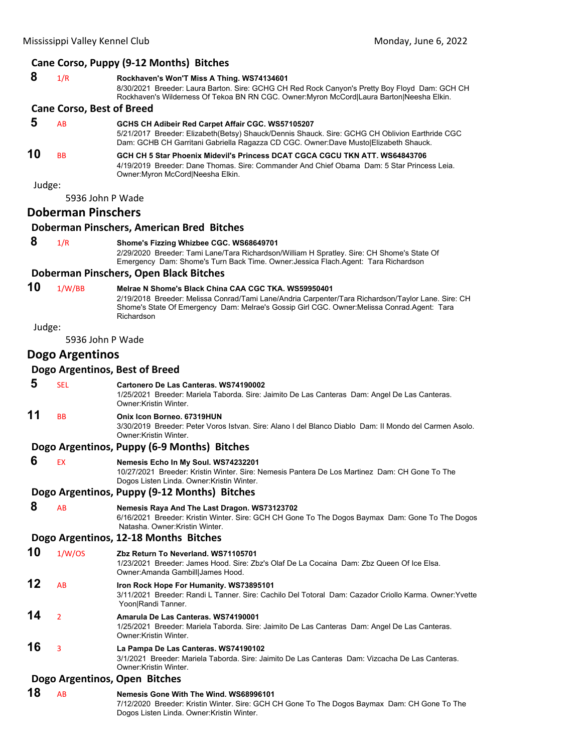### Cane Corso, Puppy (9-12 Months) Bitches

**8** 1/R **Rockhaven's Won'T Miss A Thing. WS74134601**
8/30/2021 Breeder: Laura Barton. Sire: GCHG CH Red Rock Canyon's Pretty Boy Floyd Dam: GCH CH Rockhaven's Wilderness Of Tekoa BN RN CGC. Owner:Myron McCord|Laura Barton|Neesha Elkin.

### Cane Corso, Best of Breed

**5** AB **GCHS CH Adibeir Red Carpet Affair CGC. WS57105207**
5/21/2017 Breeder: Elizabeth(Betsy) Shauck/Dennis Shauck. Sire: GCHG CH Oblivion Earthride CGC Dam: GCHB CH Garritani Gabriella Ragazza CD CGC. Owner:Dave Musto|Elizabeth Shauck.

**10** BB **GCH CH 5 Star Phoenix Midevil's Princess DCAT CGCA CGCU TKN ATT. WS64843706**
4/19/2019 Breeder: Dane Thomas. Sire: Commander And Chief Obama Dam: 5 Star Princess Leia. Owner:Myron McCord|Neesha Elkin.

Judge:

5936 John P Wade

## Doberman Pinschers

### Doberman Pinschers, American Bred Bitches

**8** 1/R **Shome's Fizzing Whizbee CGC. WS68649701**
2/29/2020 Breeder: Tami Lane/Tara Richardson/William H Spratley. Sire: CH Shome's State Of Emergency Dam: Shome's Turn Back Time. Owner:Jessica Flach.Agent: Tara Richardson

### Doberman Pinschers, Open Black Bitches

**10** 1/W/BB **Melrae N Shome's Black China CAA CGC TKA. WS59950401**
2/19/2018 Breeder: Melissa Conrad/Tami Lane/Andria Carpenter/Tara Richardson/Taylor Lane. Sire: CH Shome's State Of Emergency Dam: Melrae's Gossip Girl CGC. Owner:Melissa Conrad.Agent: Tara Richardson

Judge:

5936 John P Wade

## Dogo Argentinos

### Dogo Argentinos, Best of Breed

**5** SEL **Cartonero De Las Canteras. WS74190002**
1/25/2021 Breeder: Mariela Taborda. Sire: Jaimito De Las Canteras Dam: Angel De Las Canteras. Owner:Kristin Winter.

**11** BB **Onix Icon Borneo. 67319HUN**
3/30/2019 Breeder: Peter Voros Istvan. Sire: Alano I del Blanco Diablo Dam: Il Mondo del Carmen Asolo. Owner:Kristin Winter.

### Dogo Argentinos, Puppy (6-9 Months) Bitches

**6** EX **Nemesis Echo In My Soul. WS74232201**
10/27/2021 Breeder: Kristin Winter. Sire: Nemesis Pantera De Los Martinez Dam: CH Gone To The Dogos Listen Linda. Owner:Kristin Winter.

### Dogo Argentinos, Puppy (9-12 Months) Bitches

**8** AB **Nemesis Raya And The Last Dragon. WS73123702**
6/16/2021 Breeder: Kristin Winter. Sire: GCH CH Gone To The Dogos Baymax Dam: Gone To The Dogos Natasha. Owner:Kristin Winter.

### Dogo Argentinos, 12-18 Months Bitches

**10** 1/W/OS **Zbz Return To Neverland. WS71105701**
1/23/2021 Breeder: James Hood. Sire: Zbz's Olaf De La Cocaina Dam: Zbz Queen Of Ice Elsa. Owner:Amanda Gambill|James Hood.

**12** AB **Iron Rock Hope For Humanity. WS73895101**
3/11/2021 Breeder: Randi L Tanner. Sire: Cachilo Del Totoral Dam: Cazador Criollo Karma. Owner:Yvette Yoon|Randi Tanner.

**14** 2 **Amarula De Las Canteras. WS74190001**
1/25/2021 Breeder: Mariela Taborda. Sire: Jaimito De Las Canteras Dam: Angel De Las Canteras. Owner:Kristin Winter.

**16** 3 **La Pampa De Las Canteras. WS74190102**
3/1/2021 Breeder: Mariela Taborda. Sire: Jaimito De Las Canteras Dam: Vizcacha De Las Canteras. Owner:Kristin Winter.

### Dogo Argentinos, Open Bitches

**18** AB **Nemesis Gone With The Wind. WS68996101**
7/12/2020 Breeder: Kristin Winter. Sire: GCH CH Gone To The Dogos Baymax Dam: CH Gone To The Dogos Listen Linda. Owner:Kristin Winter.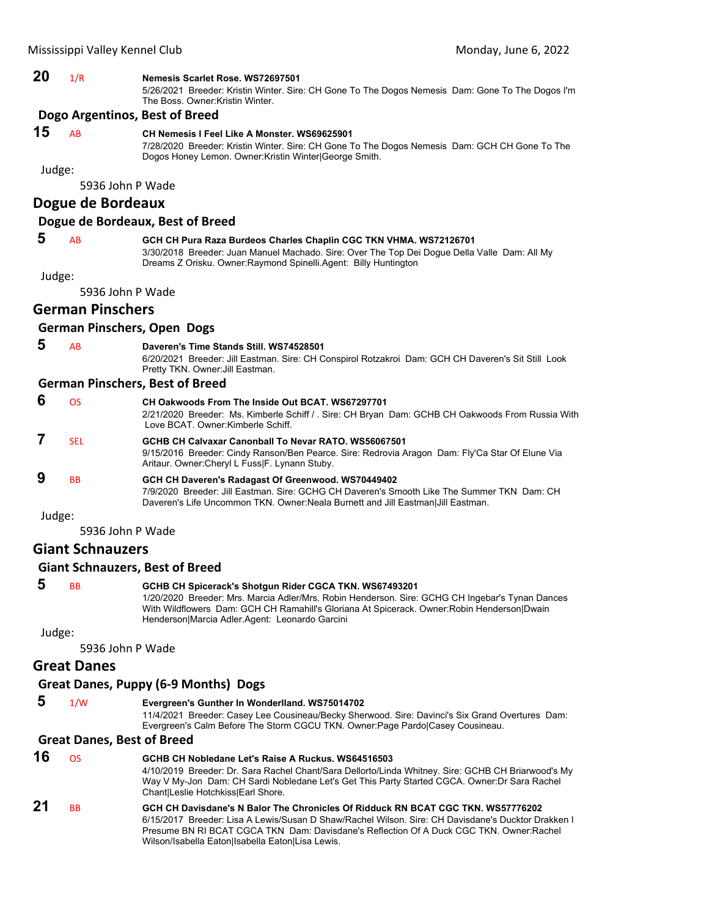**20** 1/R **Nemesis Scarlet Rose. WS72697501**
5/26/2021 Breeder: Kristin Winter. Sire: CH Gone To The Dogos Nemesis Dam: Gone To The Dogos I'm The Boss. Owner:Kristin Winter.

### Dogo Argentinos, Best of Breed

**15** AB **CH Nemesis I Feel Like A Monster. WS69625901**
7/28/2020 Breeder: Kristin Winter. Sire: CH Gone To The Dogos Nemesis Dam: GCH CH Gone To The Dogos Honey Lemon. Owner:Kristin Winter|George Smith.

Judge:

5936 John P Wade

## Dogue de Bordeaux

### Dogue de Bordeaux, Best of Breed

**5** AB **GCH CH Pura Raza Burdeos Charles Chaplin CGC TKN VHMA. WS72126701**
3/30/2018 Breeder: Juan Manuel Machado. Sire: Over The Top Dei Dogue Della Valle Dam: All My Dreams Z Orisku. Owner:Raymond Spinelli.Agent: Billy Huntington

Judge:

5936 John P Wade

## German Pinschers

### German Pinschers, Open Dogs

**5** AB **Daveren's Time Stands Still. WS74528501**
6/20/2021 Breeder: Jill Eastman. Sire: CH Conspirol Rotzakroi Dam: GCH CH Daveren's Sit Still Look Pretty TKN. Owner:Jill Eastman.

### German Pinschers, Best of Breed

**6** OS **CH Oakwoods From The Inside Out BCAT. WS67297701**
2/21/2020 Breeder: Ms. Kimberle Schiff / . Sire: CH Bryan Dam: GCHB CH Oakwoods From Russia With Love BCAT. Owner:Kimberle Schiff.

**7** SEL **GCHB CH Calvaxar Canonball To Nevar RATO. WS56067501**
9/15/2016 Breeder: Cindy Ranson/Ben Pearce. Sire: Redrovia Aragon Dam: Fly'Ca Star Of Elune Via Aritaur. Owner:Cheryl L Fuss|F. Lynann Stuby.

**9** BB **GCH CH Daveren's Radagast Of Greenwood. WS70449402**
7/9/2020 Breeder: Jill Eastman. Sire: GCHG CH Daveren's Smooth Like The Summer TKN Dam: CH Daveren's Life Uncommon TKN. Owner:Neala Burnett and Jill Eastman|Jill Eastman.

Judge:

5936 John P Wade

## Giant Schnauzers

### Giant Schnauzers, Best of Breed

**5** BB **GCHB CH Spicerack's Shotgun Rider CGCA TKN. WS67493201**
1/20/2020 Breeder: Mrs. Marcia Adler/Mrs. Robin Henderson. Sire: GCHG CH Ingebar's Tynan Dances With Wildflowers Dam: GCH CH Ramahill's Gloriana At Spicerack. Owner:Robin Henderson|Dwain Henderson|Marcia Adler.Agent: Leonardo Garcini

Judge:

5936 John P Wade

## Great Danes

### Great Danes, Puppy (6-9 Months) Dogs

**5** 1/W **Evergreen's Gunther In Wonderlland. WS75014702**
11/4/2021 Breeder: Casey Lee Cousineau/Becky Sherwood. Sire: Davinci's Six Grand Overtures Dam: Evergreen's Calm Before The Storm CGCU TKN. Owner:Page Pardo|Casey Cousineau.

### Great Danes, Best of Breed

**16** OS **GCHB CH Nobledane Let's Raise A Ruckus. WS64516503**
4/10/2019 Breeder: Dr. Sara Rachel Chant/Sara Dellorto/Linda Whitney. Sire: GCHB CH Briarwood's My Way V My-Jon Dam: CH Sardi Nobledane Let's Get This Party Started CGCA. Owner:Dr Sara Rachel Chant|Leslie Hotchkiss|Earl Shore.

**21** BB **GCH CH Davisdane's N Balor The Chronicles Of Ridduck RN BCAT CGC TKN. WS57776202**
6/15/2017 Breeder: Lisa A Lewis/Susan D Shaw/Rachel Wilson. Sire: CH Davisdane's Ducktor Drakken I Presume BN RI BCAT CGCA TKN Dam: Davisdane's Reflection Of A Duck CGC TKN. Owner:Rachel Wilson/Isabella Eaton|Isabella Eaton|Lisa Lewis.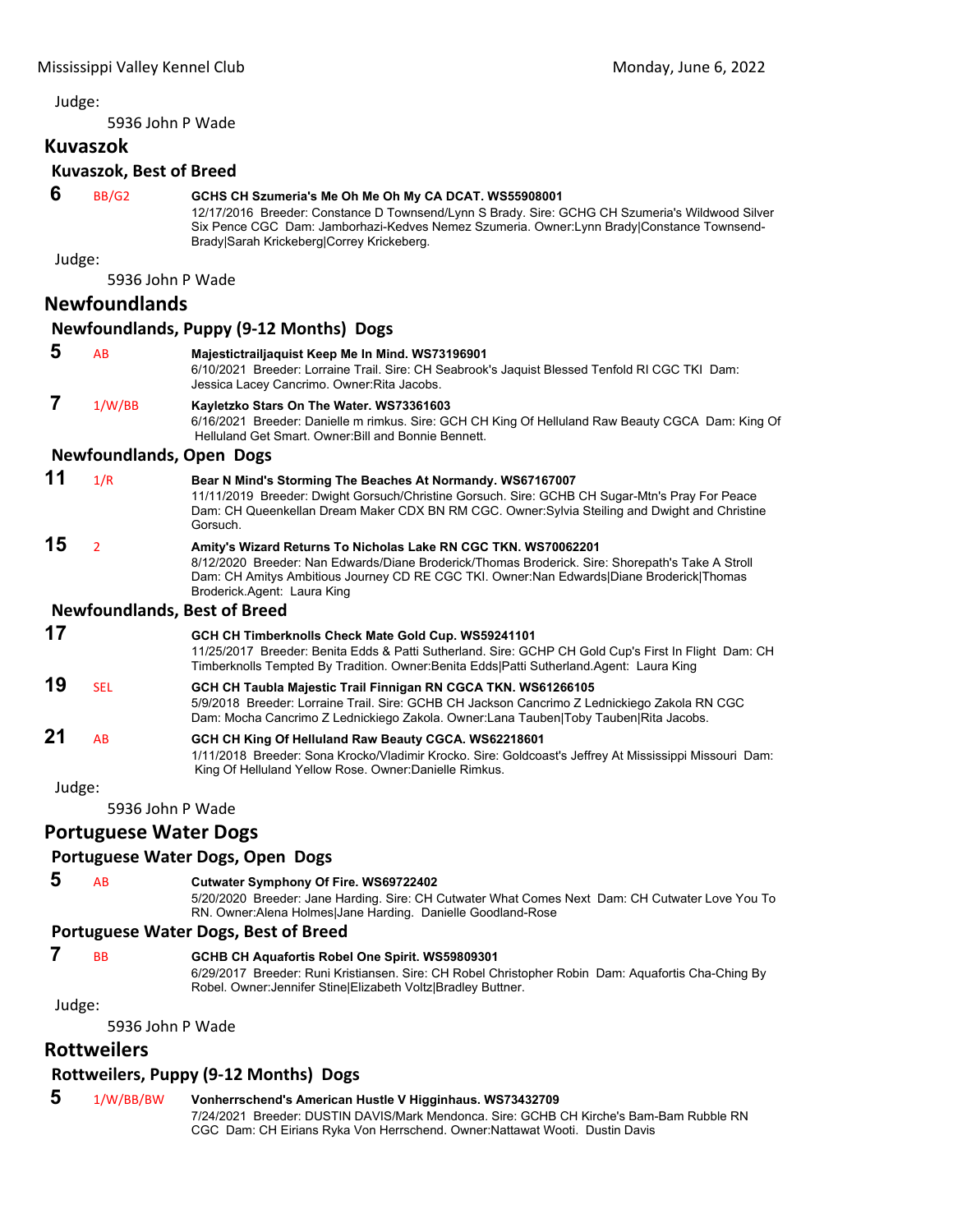Judge:

5936 John P Wade

## Kuvaszok

### Kuvaszok, Best of Breed

**6** BB/G2 **GCHS CH Szumeria's Me Oh Me Oh My CA DCAT. WS55908001**
12/17/2016 Breeder: Constance D Townsend/Lynn S Brady. Sire: GCHG CH Szumeria's Wildwood Silver Six Pence CGC Dam: Jamborhazi-Kedves Nemez Szumeria. Owner:Lynn Brady|Constance Townsend-Brady|Sarah Krickeberg|Correy Krickeberg.

Judge:

5936 John P Wade

## Newfoundlands

### Newfoundlands, Puppy (9-12 Months) Dogs

**5** AB **Majestictrailjaquist Keep Me In Mind. WS73196901**
6/10/2021 Breeder: Lorraine Trail. Sire: CH Seabrook's Jaquist Blessed Tenfold RI CGC TKI Dam: Jessica Lacey Cancrimo. Owner:Rita Jacobs.

**7** 1/W/BB **Kayletzko Stars On The Water. WS73361603**
6/16/2021 Breeder: Danielle m rimkus. Sire: GCH CH King Of Helluland Raw Beauty CGCA Dam: King Of Helluland Get Smart. Owner:Bill and Bonnie Bennett.

### Newfoundlands, Open Dogs

**11** 1/R **Bear N Mind's Storming The Beaches At Normandy. WS67167007**
11/11/2019 Breeder: Dwight Gorsuch/Christine Gorsuch. Sire: GCHB CH Sugar-Mtn's Pray For Peace Dam: CH Queenkellan Dream Maker CDX BN RM CGC. Owner:Sylvia Steiling and Dwight and Christine Gorsuch.

**15** 2 **Amity's Wizard Returns To Nicholas Lake RN CGC TKN. WS70062201**
8/12/2020 Breeder: Nan Edwards/Diane Broderick/Thomas Broderick. Sire: Shorepath's Take A Stroll Dam: CH Amitys Ambitious Journey CD RE CGC TKI. Owner:Nan Edwards|Diane Broderick|Thomas Broderick.Agent: Laura King

### Newfoundlands, Best of Breed

**17** **GCH CH Timberknolls Check Mate Gold Cup. WS59241101**
11/25/2017 Breeder: Benita Edds & Patti Sutherland. Sire: GCHP CH Gold Cup's First In Flight Dam: CH Timberknolls Tempted By Tradition. Owner:Benita Edds|Patti Sutherland.Agent: Laura King

**19** SEL **GCH CH Taubla Majestic Trail Finnigan RN CGCA TKN. WS61266105**
5/9/2018 Breeder: Lorraine Trail. Sire: GCHB CH Jackson Cancrimo Z Lednickiego Zakola RN CGC Dam: Mocha Cancrimo Z Lednickiego Zakola. Owner:Lana Tauben|Toby Tauben|Rita Jacobs.

**21** AB **GCH CH King Of Helluland Raw Beauty CGCA. WS62218601**
1/11/2018 Breeder: Sona Krocko/Vladimir Krocko. Sire: Goldcoast's Jeffrey At Mississippi Missouri Dam: King Of Helluland Yellow Rose. Owner:Danielle Rimkus.

Judge:

5936 John P Wade

## Portuguese Water Dogs

### Portuguese Water Dogs, Open Dogs

**5** AB **Cutwater Symphony Of Fire. WS69722402**
5/20/2020 Breeder: Jane Harding. Sire: CH Cutwater What Comes Next Dam: CH Cutwater Love You To RN. Owner:Alena Holmes|Jane Harding. Danielle Goodland-Rose

### Portuguese Water Dogs, Best of Breed

**7** BB **GCHB CH Aquafortis Robel One Spirit. WS59809301**
6/29/2017 Breeder: Runi Kristiansen. Sire: CH Robel Christopher Robin Dam: Aquafortis Cha-Ching By Robel. Owner:Jennifer Stine|Elizabeth Voltz|Bradley Buttner.

Judge:

5936 John P Wade

## Rottweilers

### Rottweilers, Puppy (9-12 Months) Dogs

**5** 1/W/BB/BW **Vonherrschend's American Hustle V Higginhaus. WS73432709**
7/24/2021 Breeder: DUSTIN DAVIS/Mark Mendonca. Sire: GCHB CH Kirche's Bam-Bam Rubble RN CGC Dam: CH Eirians Ryka Von Herrschend. Owner:Nattawat Wooti. Dustin Davis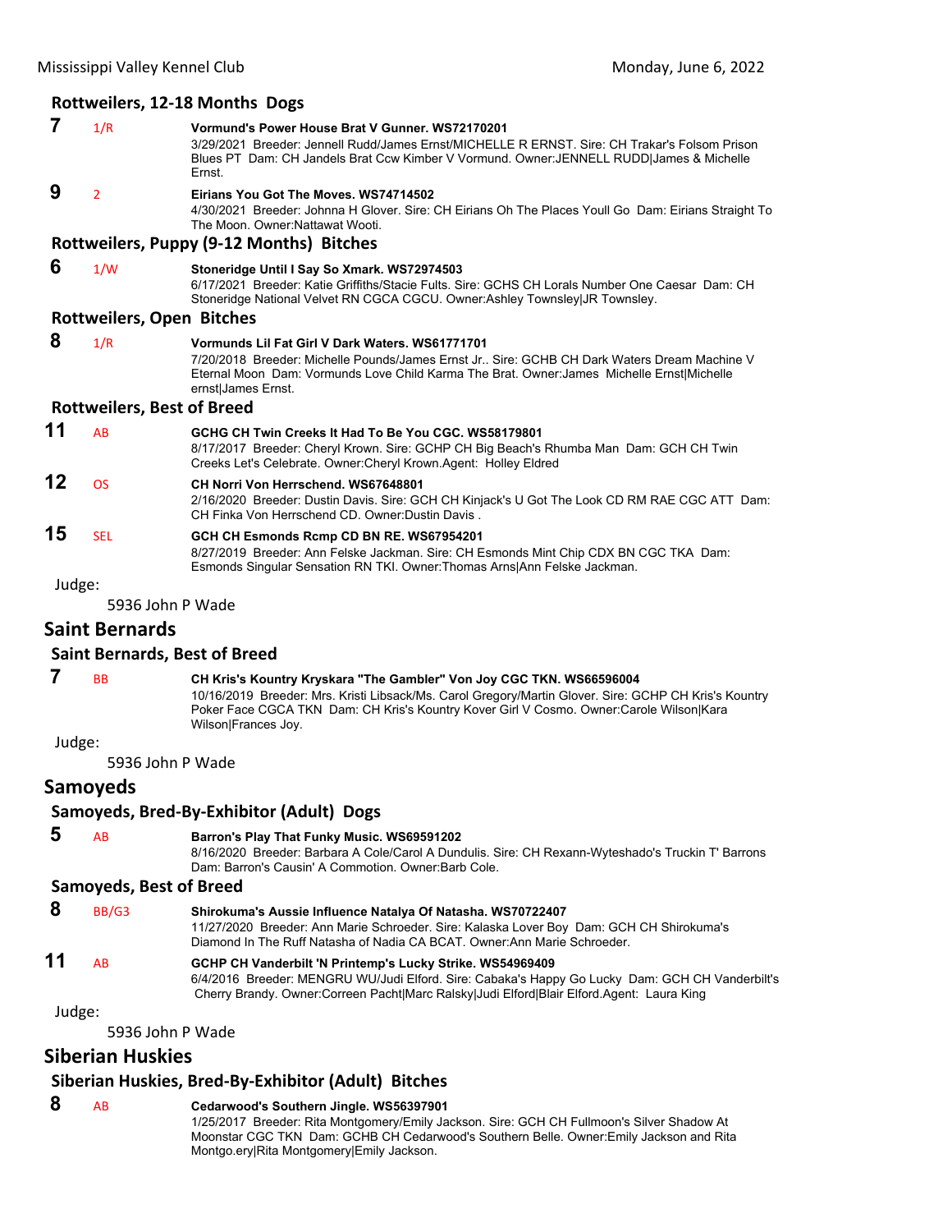### Rottweilers, 12-18 Months Dogs

**7** 1/R **Vormund's Power House Brat V Gunner. WS72170201**
3/29/2021 Breeder: Jennell Rudd/James Ernst/MICHELLE R ERNST. Sire: CH Trakar's Folsom Prison Blues PT Dam: CH Jandels Brat Ccw Kimber V Vormund. Owner:JENNELL RUDD|James & Michelle Ernst.

**9** 2 **Eirians You Got The Moves. WS74714502**
4/30/2021 Breeder: Johnna H Glover. Sire: CH Eirians Oh The Places Youll Go Dam: Eirians Straight To The Moon. Owner:Nattawat Wooti.

### Rottweilers, Puppy (9-12 Months) Bitches

**6** 1/W **Stoneridge Until I Say So Xmark. WS72974503**
6/17/2021 Breeder: Katie Griffiths/Stacie Fults. Sire: GCHS CH Lorals Number One Caesar Dam: CH Stoneridge National Velvet RN CGCA CGCU. Owner:Ashley Townsley|JR Townsley.

### Rottweilers, Open Bitches

**8** 1/R **Vormunds Lil Fat Girl V Dark Waters. WS61771701**
7/20/2018 Breeder: Michelle Pounds/James Ernst Jr.. Sire: GCHB CH Dark Waters Dream Machine V Eternal Moon Dam: Vormunds Love Child Karma The Brat. Owner:James Michelle Ernst|Michelle ernst|James Ernst.

### Rottweilers, Best of Breed

**11** AB **GCHG CH Twin Creeks It Had To Be You CGC. WS58179801**
8/17/2017 Breeder: Cheryl Krown. Sire: GCHP CH Big Beach's Rhumba Man Dam: GCH CH Twin Creeks Let's Celebrate. Owner:Cheryl Krown.Agent: Holley Eldred

**12** OS **CH Norri Von Herrschend. WS67648801**
2/16/2020 Breeder: Dustin Davis. Sire: GCH CH Kinjack's U Got The Look CD RM RAE CGC ATT Dam: CH Finka Von Herrschend CD. Owner:Dustin Davis .

**15** SEL **GCH CH Esmonds Rcmp CD BN RE. WS67954201**
8/27/2019 Breeder: Ann Felske Jackman. Sire: CH Esmonds Mint Chip CDX BN CGC TKA Dam: Esmonds Singular Sensation RN TKI. Owner:Thomas Arns|Ann Felske Jackman.

Judge:

5936 John P Wade

## Saint Bernards

### Saint Bernards, Best of Breed

**7** BB **CH Kris's Kountry Kryskara "The Gambler" Von Joy CGC TKN. WS66596004**
10/16/2019 Breeder: Mrs. Kristi Libsack/Ms. Carol Gregory/Martin Glover. Sire: GCHP CH Kris's Kountry Poker Face CGCA TKN Dam: CH Kris's Kountry Kover Girl V Cosmo. Owner:Carole Wilson|Kara Wilson|Frances Joy.

Judge:

5936 John P Wade

## Samoyeds

### Samoyeds, Bred-By-Exhibitor (Adult) Dogs

**5** AB **Barron's Play That Funky Music. WS69591202**
8/16/2020 Breeder: Barbara A Cole/Carol A Dundulis. Sire: CH Rexann-Wyteshado's Truckin T' Barrons Dam: Barron's Causin' A Commotion. Owner:Barb Cole.

### Samoyeds, Best of Breed

**8** BB/G3 **Shirokuma's Aussie Influence Natalya Of Natasha. WS70722407**
11/27/2020 Breeder: Ann Marie Schroeder. Sire: Kalaska Lover Boy Dam: GCH CH Shirokuma's Diamond In The Ruff Natasha of Nadia CA BCAT. Owner:Ann Marie Schroeder.

**11** AB **GCHP CH Vanderbilt 'N Printemp's Lucky Strike. WS54969409**
6/4/2016 Breeder: MENGRU WU/Judi Elford. Sire: Cabaka's Happy Go Lucky Dam: GCH CH Vanderbilt's Cherry Brandy. Owner:Correen Pacht|Marc Ralsky|Judi Elford|Blair Elford.Agent: Laura King

Judge:

5936 John P Wade

## Siberian Huskies

### Siberian Huskies, Bred-By-Exhibitor (Adult) Bitches

**8** AB **Cedarwood's Southern Jingle. WS56397901**
1/25/2017 Breeder: Rita Montgomery/Emily Jackson. Sire: GCH CH Fullmoon's Silver Shadow At Moonstar CGC TKN Dam: GCHB CH Cedarwood's Southern Belle. Owner:Emily Jackson and Rita Montgo.ery|Rita Montgomery|Emily Jackson.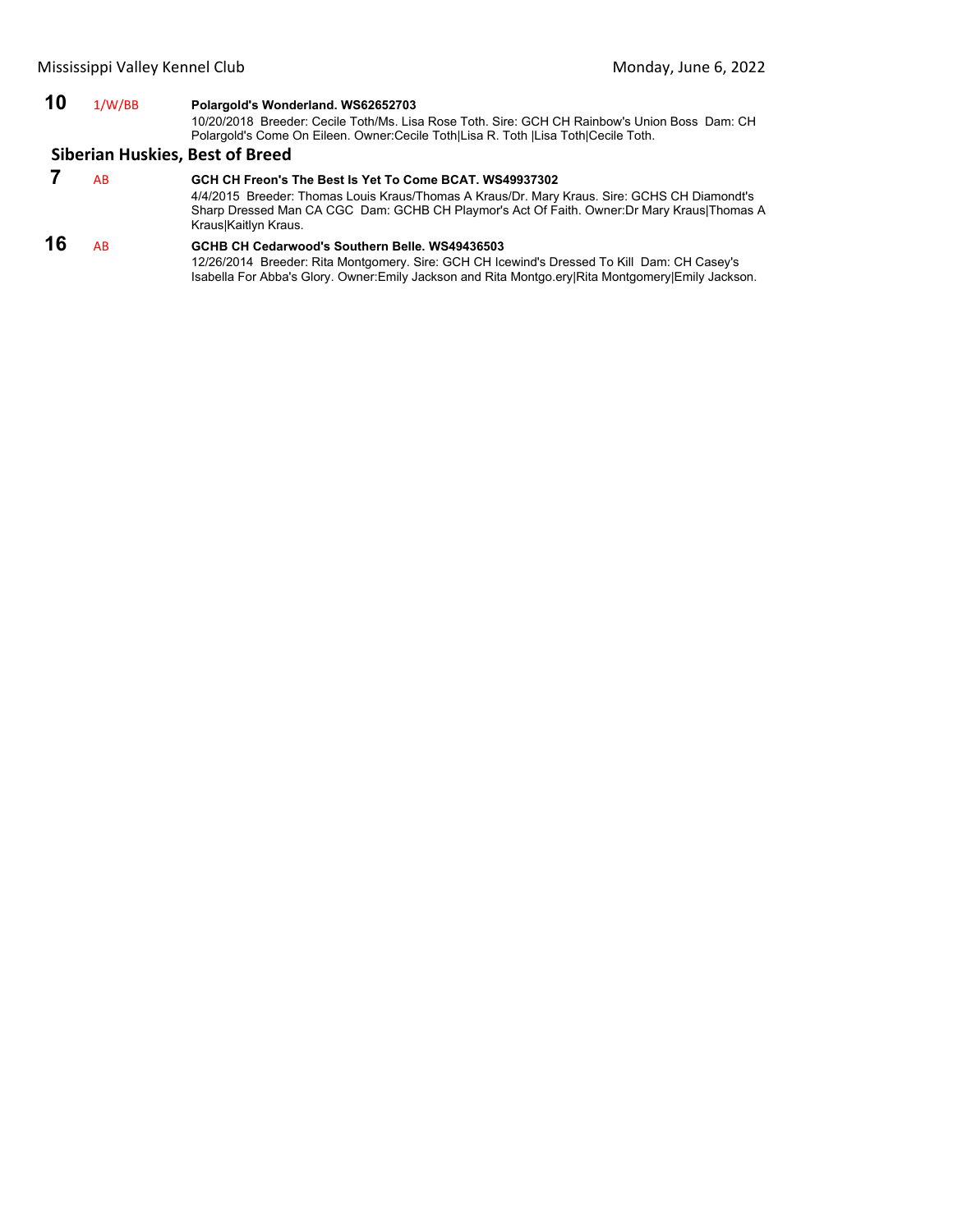**10** 1/W/BB **Polargold's Wonderland. WS62652703**
10/20/2018 Breeder: Cecile Toth/Ms. Lisa Rose Toth. Sire: GCH CH Rainbow's Union Boss Dam: CH Polargold's Come On Eileen. Owner:Cecile Toth|Lisa R. Toth |Lisa Toth|Cecile Toth.

## Siberian Huskies, Best of Breed

**7** AB **GCH CH Freon's The Best Is Yet To Come BCAT. WS49937302**
4/4/2015 Breeder: Thomas Louis Kraus/Thomas A Kraus/Dr. Mary Kraus. Sire: GCHS CH Diamondt's Sharp Dressed Man CA CGC Dam: GCHB CH Playmor's Act Of Faith. Owner:Dr Mary Kraus|Thomas A Kraus|Kaitlyn Kraus.

**16** AB **GCHB CH Cedarwood's Southern Belle. WS49436503**
12/26/2014 Breeder: Rita Montgomery. Sire: GCH CH Icewind's Dressed To Kill Dam: CH Casey's Isabella For Abba's Glory. Owner:Emily Jackson and Rita Montgo.ery|Rita Montgomery|Emily Jackson.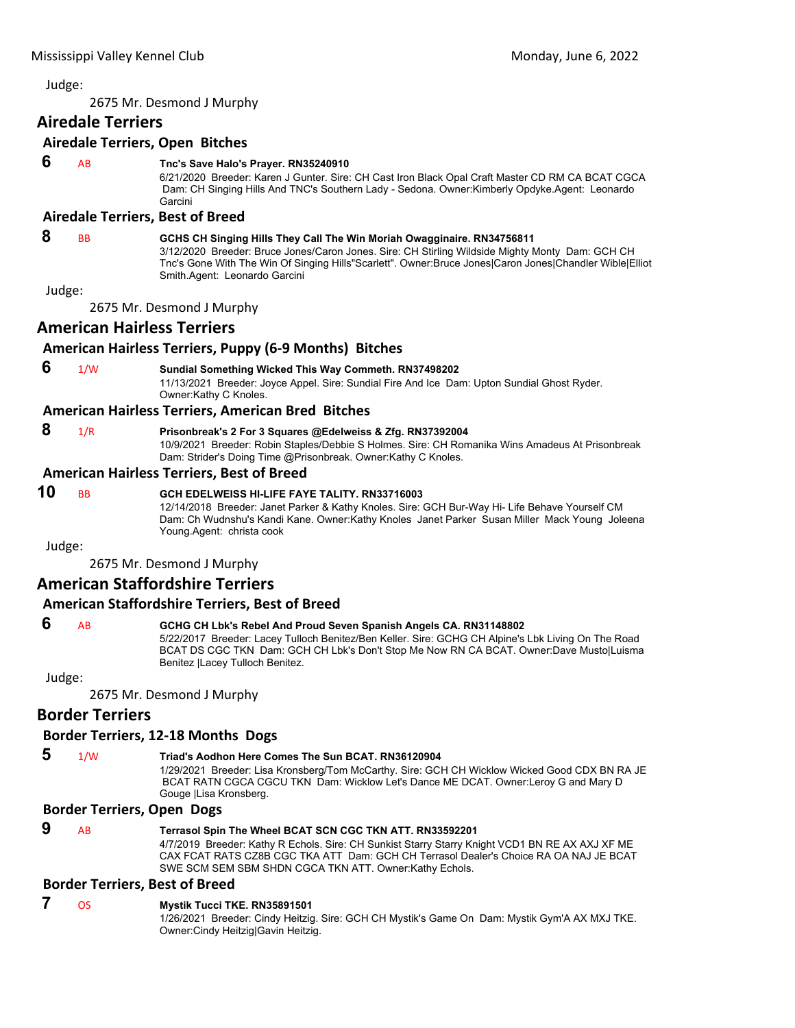Judge:

2675 Mr. Desmond J Murphy

## Airedale Terriers

### Airedale Terriers, Open Bitches

**6** AB **Tnc's Save Halo's Prayer. RN35240910**
6/21/2020 Breeder: Karen J Gunter. Sire: CH Cast Iron Black Opal Craft Master CD RM CA BCAT CGCA Dam: CH Singing Hills And TNC's Southern Lady - Sedona. Owner:Kimberly Opdyke.Agent: Leonardo Garcini

### Airedale Terriers, Best of Breed

**8** BB **GCHS CH Singing Hills They Call The Win Moriah Owagginaire. RN34756811**
3/12/2020 Breeder: Bruce Jones/Caron Jones. Sire: CH Stirling Wildside Mighty Monty Dam: GCH CH Tnc's Gone With The Win Of Singing Hills"Scarlett". Owner:Bruce Jones|Caron Jones|Chandler Wible|Elliot Smith.Agent: Leonardo Garcini

Judge:

2675 Mr. Desmond J Murphy

## American Hairless Terriers

### American Hairless Terriers, Puppy (6-9 Months) Bitches

**6** 1/W **Sundial Something Wicked This Way Commeth. RN37498202**
11/13/2021 Breeder: Joyce Appel. Sire: Sundial Fire And Ice Dam: Upton Sundial Ghost Ryder. Owner:Kathy C Knoles.

### American Hairless Terriers, American Bred Bitches

**8** 1/R **Prisonbreak's 2 For 3 Squares @Edelweiss & Zfg. RN37392004**
10/9/2021 Breeder: Robin Staples/Debbie S Holmes. Sire: CH Romanika Wins Amadeus At Prisonbreak Dam: Strider's Doing Time @Prisonbreak. Owner:Kathy C Knoles.

### American Hairless Terriers, Best of Breed

**10** BB **GCH EDELWEISS HI-LIFE FAYE TALITY. RN33716003**
12/14/2018 Breeder: Janet Parker & Kathy Knoles. Sire: GCH Bur-Way Hi- Life Behave Yourself CM Dam: Ch Wudnshu's Kandi Kane. Owner:Kathy Knoles Janet Parker Susan Miller Mack Young Joleena Young.Agent: christa cook

Judge:

2675 Mr. Desmond J Murphy

## American Staffordshire Terriers

### American Staffordshire Terriers, Best of Breed

**6** AB **GCHG CH Lbk's Rebel And Proud Seven Spanish Angels CA. RN31148802**
5/22/2017 Breeder: Lacey Tulloch Benitez/Ben Keller. Sire: GCHG CH Alpine's Lbk Living On The Road BCAT DS CGC TKN Dam: GCH CH Lbk's Don't Stop Me Now RN CA BCAT. Owner:Dave Musto|Luisma Benitez |Lacey Tulloch Benitez.

Judge:

2675 Mr. Desmond J Murphy

## Border Terriers

### Border Terriers, 12-18 Months Dogs

**5** 1/W **Triad's Aodhon Here Comes The Sun BCAT. RN36120904**
1/29/2021 Breeder: Lisa Kronsberg/Tom McCarthy. Sire: GCH CH Wicklow Wicked Good CDX BN RA JE BCAT RATN CGCA CGCU TKN Dam: Wicklow Let's Dance ME DCAT. Owner:Leroy G and Mary D Gouge |Lisa Kronsberg.

### Border Terriers, Open Dogs

**9** AB **Terrasol Spin The Wheel BCAT SCN CGC TKN ATT. RN33592201**
4/7/2019 Breeder: Kathy R Echols. Sire: CH Sunkist Starry Starry Knight VCD1 BN RE AX AXJ XF ME CAX FCAT RATS CZ8B CGC TKA ATT Dam: GCH CH Terrasol Dealer's Choice RA OA NAJ JE BCAT SWE SCM SEM SBM SHDN CGCA TKN ATT. Owner:Kathy Echols.

### Border Terriers, Best of Breed

**7** OS **Mystik Tucci TKE. RN35891501**
1/26/2021 Breeder: Cindy Heitzig. Sire: GCH CH Mystik's Game On Dam: Mystik Gym'A AX MXJ TKE. Owner:Cindy Heitzig|Gavin Heitzig.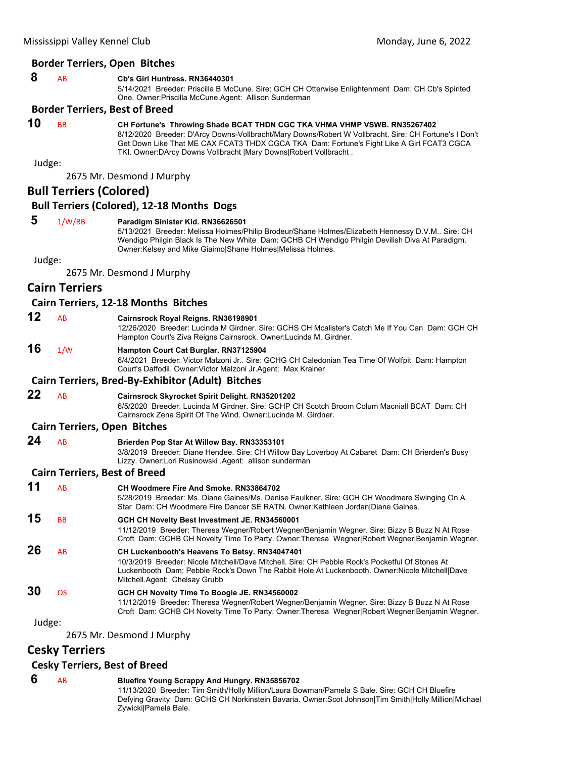### Border Terriers, Open Bitches

**8** AB **Cb's Girl Huntress. RN36440301**
5/14/2021 Breeder: Priscilla B McCune. Sire: GCH CH Otterwise Enlightenment Dam: CH Cb's Spirited One. Owner:Priscilla McCune.Agent: Allison Sunderman

### Border Terriers, Best of Breed

**10** BB **CH Fortune's Throwing Shade BCAT THDN CGC TKA VHMA VHMP VSWB. RN35267402**
8/12/2020 Breeder: D'Arcy Downs-Vollbracht/Mary Downs/Robert W Vollbracht. Sire: CH Fortune's I Don't Get Down Like That ME CAX FCAT3 THDX CGCA TKA Dam: Fortune's Fight Like A Girl FCAT3 CGCA TKI. Owner:DArcy Downs Vollbracht |Mary Downs|Robert Vollbracht .

Judge:

2675 Mr. Desmond J Murphy

## Bull Terriers (Colored)

### Bull Terriers (Colored), 12-18 Months Dogs

**5** 1/W/BB **Paradigm Sinister Kid. RN36626501**
5/13/2021 Breeder: Melissa Holmes/Philip Brodeur/Shane Holmes/Elizabeth Hennessy D.V.M.. Sire: CH Wendigo Philgin Black Is The New White Dam: GCHB CH Wendigo Philgin Devilish Diva At Paradigm. Owner:Kelsey and Mike Giaimo|Shane Holmes|Melissa Holmes.

Judge:

2675 Mr. Desmond J Murphy

## Cairn Terriers

### Cairn Terriers, 12-18 Months Bitches

**12** AB **Cairnsrock Royal Reigns. RN36198901**
12/26/2020 Breeder: Lucinda M Girdner. Sire: GCHS CH Mcalister's Catch Me If You Can Dam: GCH CH Hampton Court's Ziva Reigns Cairnsrock. Owner:Lucinda M. Girdner.

**16** 1/W **Hampton Court Cat Burglar. RN37125904**
6/4/2021 Breeder: Victor Malzoni Jr.. Sire: GCHG CH Caledonian Tea Time Of Wolfpit Dam: Hampton Court's Daffodil. Owner:Victor Malzoni Jr.Agent: Max Krainer

### Cairn Terriers, Bred-By-Exhibitor (Adult) Bitches

**22** AB **Cairnsrock Skyrocket Spirit Delight. RN35201202**
6/5/2020 Breeder: Lucinda M Girdner. Sire: GCHP CH Scotch Broom Colum Macniall BCAT Dam: CH Cairnsrock Zena Spirit Of The Wind. Owner:Lucinda M. Girdner.

### Cairn Terriers, Open Bitches

**24** AB **Brierden Pop Star At Willow Bay. RN33353101**
3/8/2019 Breeder: Diane Hendee. Sire: CH Willow Bay Loverboy At Cabaret Dam: CH Brierden's Busy Lizzy. Owner:Lori Rusinowski .Agent: allison sunderman

### Cairn Terriers, Best of Breed

**11** AB **CH Woodmere Fire And Smoke. RN33864702**
5/28/2019 Breeder: Ms. Diane Gaines/Ms. Denise Faulkner. Sire: GCH CH Woodmere Swinging On A Star Dam: CH Woodmere Fire Dancer SE RATN. Owner:Kathleen Jordan|Diane Gaines.

**15** BB **GCH CH Novelty Best Investment JE. RN34560001**
11/12/2019 Breeder: Theresa Wegner/Robert Wegner/Benjamin Wegner. Sire: Bizzy B Buzz N At Rose Croft Dam: GCHB CH Novelty Time To Party. Owner:Theresa Wegner|Robert Wegner|Benjamin Wegner.

**26** AB **CH Luckenbooth's Heavens To Betsy. RN34047401**
10/3/2019 Breeder: Nicole Mitchell/Dave Mitchell. Sire: CH Pebble Rock's Pocketful Of Stones At Luckenbooth Dam: Pebble Rock's Down The Rabbit Hole At Luckenbooth. Owner:Nicole Mitchell|Dave Mitchell.Agent: Chelsay Grubb

**30** OS **GCH CH Novelty Time To Boogie JE. RN34560002**
11/12/2019 Breeder: Theresa Wegner/Robert Wegner/Benjamin Wegner. Sire: Bizzy B Buzz N At Rose Croft Dam: GCHB CH Novelty Time To Party. Owner:Theresa Wegner|Robert Wegner|Benjamin Wegner.

Judge:

2675 Mr. Desmond J Murphy

## Cesky Terriers

### Cesky Terriers, Best of Breed

**6** AB **Bluefire Young Scrappy And Hungry. RN35856702**
11/13/2020 Breeder: Tim Smith/Holly Million/Laura Bowman/Pamela S Bale. Sire: GCH CH Bluefire Defying Gravity Dam: GCHS CH Norkinstein Bavaria. Owner:Scot Johnson|Tim Smith|Holly Million|Michael Zywicki|Pamela Bale.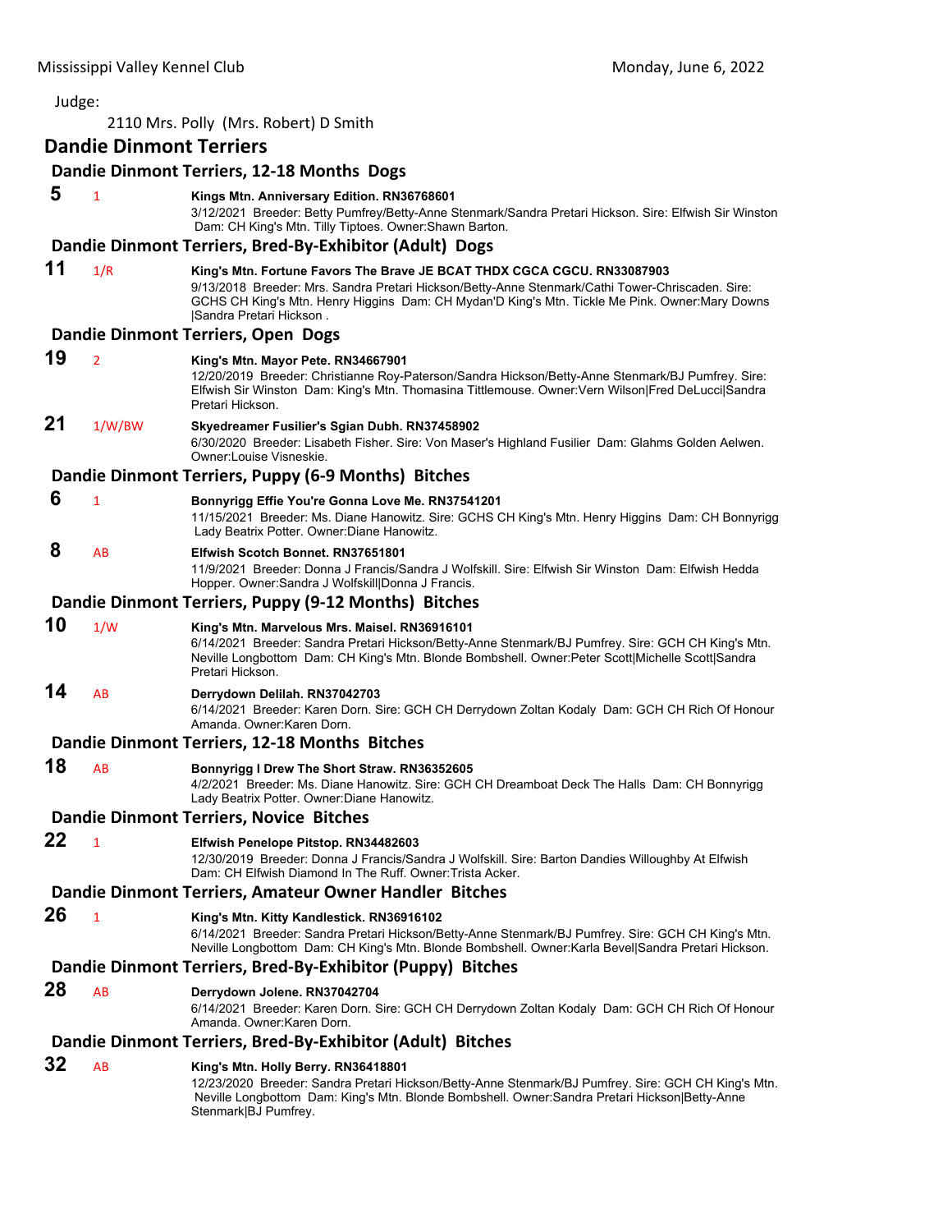Judge:

2110 Mrs. Polly (Mrs. Robert) D Smith

## Dandie Dinmont Terriers

### Dandie Dinmont Terriers, 12-18 Months Dogs

**5** 1 **Kings Mtn. Anniversary Edition. RN36768601**
3/12/2021 Breeder: Betty Pumfrey/Betty-Anne Stenmark/Sandra Pretari Hickson. Sire: Elfwish Sir Winston Dam: CH King's Mtn. Tilly Tiptoes. Owner:Shawn Barton.

### Dandie Dinmont Terriers, Bred-By-Exhibitor (Adult) Dogs

**11** 1/R **King's Mtn. Fortune Favors The Brave JE BCAT THDX CGCA CGCU. RN33087903**
9/13/2018 Breeder: Mrs. Sandra Pretari Hickson/Betty-Anne Stenmark/Cathi Tower-Chriscaden. Sire: GCHS CH King's Mtn. Henry Higgins Dam: CH Mydan'D King's Mtn. Tickle Me Pink. Owner:Mary Downs |Sandra Pretari Hickson .

### Dandie Dinmont Terriers, Open Dogs

**19** 2 **King's Mtn. Mayor Pete. RN34667901**
12/20/2019 Breeder: Christianne Roy-Paterson/Sandra Hickson/Betty-Anne Stenmark/BJ Pumfrey. Sire: Elfwish Sir Winston Dam: King's Mtn. Thomasina Tittlemouse. Owner:Vern Wilson|Fred DeLucci|Sandra Pretari Hickson.

**21** 1/W/BW **Skyedreamer Fusilier's Sgian Dubh. RN37458902**
6/30/2020 Breeder: Lisabeth Fisher. Sire: Von Maser's Highland Fusilier Dam: Glahms Golden Aelwen. Owner:Louise Visneskie.

### Dandie Dinmont Terriers, Puppy (6-9 Months) Bitches

**6** 1 **Bonnyrigg Effie You're Gonna Love Me. RN37541201**
11/15/2021 Breeder: Ms. Diane Hanowitz. Sire: GCHS CH King's Mtn. Henry Higgins Dam: CH Bonnyrigg Lady Beatrix Potter. Owner:Diane Hanowitz.

**8** AB **Elfwish Scotch Bonnet. RN37651801**
11/9/2021 Breeder: Donna J Francis/Sandra J Wolfskill. Sire: Elfwish Sir Winston Dam: Elfwish Hedda Hopper. Owner:Sandra J Wolfskill|Donna J Francis.

### Dandie Dinmont Terriers, Puppy (9-12 Months) Bitches

**10** 1/W **King's Mtn. Marvelous Mrs. Maisel. RN36916101**
6/14/2021 Breeder: Sandra Pretari Hickson/Betty-Anne Stenmark/BJ Pumfrey. Sire: GCH CH King's Mtn. Neville Longbottom Dam: CH King's Mtn. Blonde Bombshell. Owner:Peter Scott|Michelle Scott|Sandra Pretari Hickson.

**14** AB **Derrydown Delilah. RN37042703**
6/14/2021 Breeder: Karen Dorn. Sire: GCH CH Derrydown Zoltan Kodaly Dam: GCH CH Rich Of Honour Amanda. Owner:Karen Dorn.

### Dandie Dinmont Terriers, 12-18 Months Bitches

**18** AB **Bonnyrigg I Drew The Short Straw. RN36352605**
4/2/2021 Breeder: Ms. Diane Hanowitz. Sire: GCH CH Dreamboat Deck The Halls Dam: CH Bonnyrigg Lady Beatrix Potter. Owner:Diane Hanowitz.

### Dandie Dinmont Terriers, Novice Bitches

**22** 1 **Elfwish Penelope Pitstop. RN34482603**
12/30/2019 Breeder: Donna J Francis/Sandra J Wolfskill. Sire: Barton Dandies Willoughby At Elfwish Dam: CH Elfwish Diamond In The Ruff. Owner:Trista Acker.

### Dandie Dinmont Terriers, Amateur Owner Handler Bitches

**26** 1 **King's Mtn. Kitty Kandlestick. RN36916102**
6/14/2021 Breeder: Sandra Pretari Hickson/Betty-Anne Stenmark/BJ Pumfrey. Sire: GCH CH King's Mtn. Neville Longbottom Dam: CH King's Mtn. Blonde Bombshell. Owner:Karla Bevel|Sandra Pretari Hickson.

### Dandie Dinmont Terriers, Bred-By-Exhibitor (Puppy) Bitches

**28** AB **Derrydown Jolene. RN37042704**
6/14/2021 Breeder: Karen Dorn. Sire: GCH CH Derrydown Zoltan Kodaly Dam: GCH CH Rich Of Honour Amanda. Owner:Karen Dorn.

### Dandie Dinmont Terriers, Bred-By-Exhibitor (Adult) Bitches

**32** AB **King's Mtn. Holly Berry. RN36418801**
12/23/2020 Breeder: Sandra Pretari Hickson/Betty-Anne Stenmark/BJ Pumfrey. Sire: GCH CH King's Mtn. Neville Longbottom Dam: King's Mtn. Blonde Bombshell. Owner:Sandra Pretari Hickson|Betty-Anne Stenmark|BJ Pumfrey.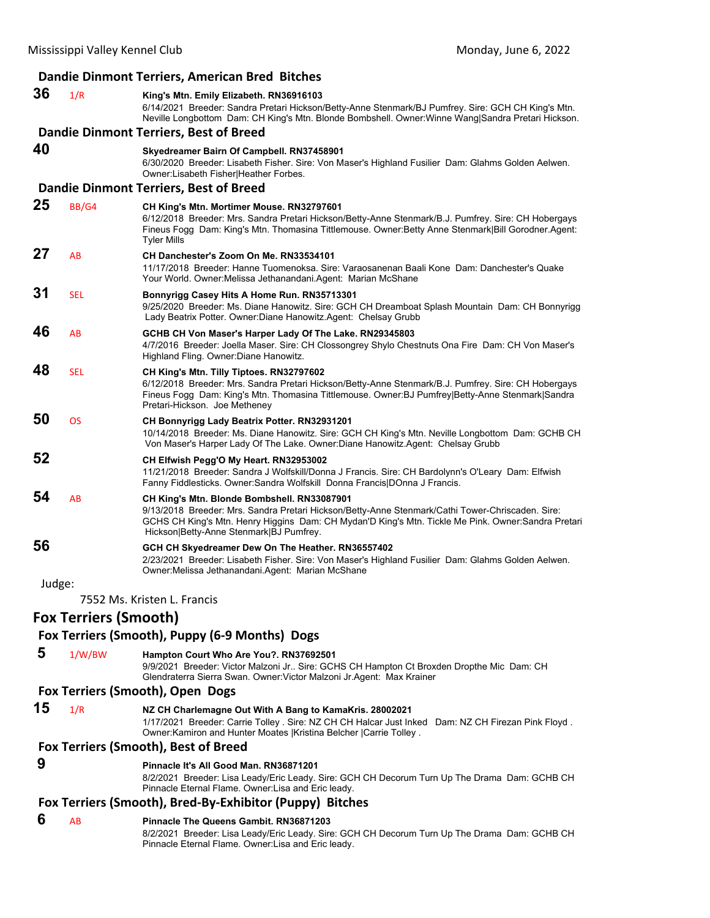### Dandie Dinmont Terriers, American Bred Bitches

**36** 1/R **King's Mtn. Emily Elizabeth. RN36916103**
6/14/2021 Breeder: Sandra Pretari Hickson/Betty-Anne Stenmark/BJ Pumfrey. Sire: GCH CH King's Mtn. Neville Longbottom Dam: CH King's Mtn. Blonde Bombshell. Owner:Winne Wang|Sandra Pretari Hickson.

### Dandie Dinmont Terriers, Best of Breed

**40** **Skyedreamer Bairn Of Campbell. RN37458901**
6/30/2020 Breeder: Lisabeth Fisher. Sire: Von Maser's Highland Fusilier Dam: Glahms Golden Aelwen. Owner:Lisabeth Fisher|Heather Forbes.

### Dandie Dinmont Terriers, Best of Breed

**25** BB/G4 **CH King's Mtn. Mortimer Mouse. RN32797601**
6/12/2018 Breeder: Mrs. Sandra Pretari Hickson/Betty-Anne Stenmark/B.J. Pumfrey. Sire: CH Hobergays Fineus Fogg Dam: King's Mtn. Thomasina Tittlemouse. Owner:Betty Anne Stenmark|Bill Gorodner.Agent: Tyler Mills

**27** AB **CH Danchester's Zoom On Me. RN33534101**
11/17/2018 Breeder: Hanne Tuomenoksa. Sire: Varaosanenan Baali Kone Dam: Danchester's Quake Your World. Owner:Melissa Jethanandani.Agent: Marian McShane

**31** SEL **Bonnyrigg Casey Hits A Home Run. RN35713301**
9/25/2020 Breeder: Ms. Diane Hanowitz. Sire: GCH CH Dreamboat Splash Mountain Dam: CH Bonnyrigg Lady Beatrix Potter. Owner:Diane Hanowitz.Agent: Chelsay Grubb

**46** AB **GCHB CH Von Maser's Harper Lady Of The Lake. RN29345803**
4/7/2016 Breeder: Joella Maser. Sire: CH Clossongrey Shylo Chestnuts Ona Fire Dam: CH Von Maser's Highland Fling. Owner:Diane Hanowitz.

**48** SEL **CH King's Mtn. Tilly Tiptoes. RN32797602**
6/12/2018 Breeder: Mrs. Sandra Pretari Hickson/Betty-Anne Stenmark/B.J. Pumfrey. Sire: CH Hobergays Fineus Fogg Dam: King's Mtn. Thomasina Tittlemouse. Owner:BJ Pumfrey|Betty-Anne Stenmark|Sandra Pretari-Hickson. Joe Metheney

**50** OS **CH Bonnyrigg Lady Beatrix Potter. RN32931201**
10/14/2018 Breeder: Ms. Diane Hanowitz. Sire: GCH CH King's Mtn. Neville Longbottom Dam: GCHB CH Von Maser's Harper Lady Of The Lake. Owner:Diane Hanowitz.Agent: Chelsay Grubb

**52** **CH Elfwish Pegg'O My Heart. RN32953002**
11/21/2018 Breeder: Sandra J Wolfskill/Donna J Francis. Sire: CH Bardolynn's O'Leary Dam: Elfwish Fanny Fiddlesticks. Owner:Sandra Wolfskill Donna Francis|DOnna J Francis.

**54** AB **CH King's Mtn. Blonde Bombshell. RN33087901**
9/13/2018 Breeder: Mrs. Sandra Pretari Hickson/Betty-Anne Stenmark/Cathi Tower-Chriscaden. Sire: GCHS CH King's Mtn. Henry Higgins Dam: CH Mydan'D King's Mtn. Tickle Me Pink. Owner:Sandra Pretari Hickson|Betty-Anne Stenmark|BJ Pumfrey.

**56** **GCH CH Skyedreamer Dew On The Heather. RN36557402**
2/23/2021 Breeder: Lisabeth Fisher. Sire: Von Maser's Highland Fusilier Dam: Glahms Golden Aelwen. Owner:Melissa Jethanandani.Agent: Marian McShane

Judge:

7552 Ms. Kristen L. Francis

## Fox Terriers (Smooth)

### Fox Terriers (Smooth), Puppy (6-9 Months) Dogs

**5** 1/W/BW **Hampton Court Who Are You?. RN37692501**
9/9/2021 Breeder: Victor Malzoni Jr.. Sire: GCHS CH Hampton Ct Broxden Dropthe Mic Dam: CH Glendraterra Sierra Swan. Owner:Victor Malzoni Jr.Agent: Max Krainer

### Fox Terriers (Smooth), Open Dogs

**15** 1/R **NZ CH Charlemagne Out With A Bang to KamaKris. 28002021**
1/17/2021 Breeder: Carrie Tolley . Sire: NZ CH CH Halcar Just Inked Dam: NZ CH Firezan Pink Floyd . Owner:Kamiron and Hunter Moates |Kristina Belcher |Carrie Tolley .

### Fox Terriers (Smooth), Best of Breed

**9** **Pinnacle It's All Good Man. RN36871201**
8/2/2021 Breeder: Lisa Leady/Eric Leady. Sire: GCH CH Decorum Turn Up The Drama Dam: GCHB CH Pinnacle Eternal Flame. Owner:Lisa and Eric leady.

### Fox Terriers (Smooth), Bred-By-Exhibitor (Puppy) Bitches

**6** AB **Pinnacle The Queens Gambit. RN36871203**
8/2/2021 Breeder: Lisa Leady/Eric Leady. Sire: GCH CH Decorum Turn Up The Drama Dam: GCHB CH Pinnacle Eternal Flame. Owner:Lisa and Eric leady.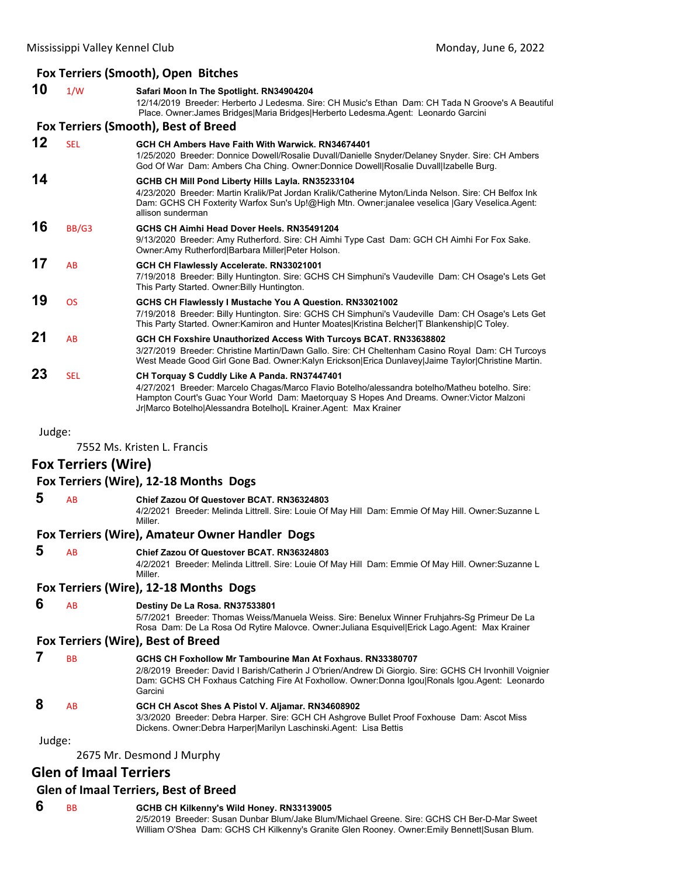### Fox Terriers (Smooth), Open Bitches

**10** 1/W **Safari Moon In The Spotlight. RN34904204**
12/14/2019 Breeder: Herberto J Ledesma. Sire: CH Music's Ethan Dam: CH Tada N Groove's A Beautiful Place. Owner:James Bridges|Maria Bridges|Herberto Ledesma.Agent: Leonardo Garcini

### Fox Terriers (Smooth), Best of Breed

**12** SEL **GCH CH Ambers Have Faith With Warwick. RN34674401**
1/25/2020 Breeder: Donnice Dowell/Rosalie Duvall/Danielle Snyder/Delaney Snyder. Sire: CH Ambers God Of War Dam: Ambers Cha Ching. Owner:Donnice Dowell|Rosalie Duvall|Izabelle Burg.

**14** **GCHB CH Mill Pond Liberty Hills Layla. RN35233104**
4/23/2020 Breeder: Martin Kralik/Pat Jordan Kralik/Catherine Myton/Linda Nelson. Sire: CH Belfox Ink Dam: GCHS CH Foxterity Warfox Sun's Up!@High Mtn. Owner:janalee veselica |Gary Veselica.Agent: allison sunderman

**16** BB/G3 **GCHS CH Aimhi Head Dover Heels. RN35491204**
9/13/2020 Breeder: Amy Rutherford. Sire: CH Aimhi Type Cast Dam: GCH CH Aimhi For Fox Sake. Owner:Amy Rutherford|Barbara Miller|Peter Holson.

**17** AB **GCH CH Flawlessly Accelerate. RN33021001**
7/19/2018 Breeder: Billy Huntington. Sire: GCHS CH Simphuni's Vaudeville Dam: CH Osage's Lets Get This Party Started. Owner:Billy Huntington.

**19** OS **GCHS CH Flawlessly I Mustache You A Question. RN33021002**
7/19/2018 Breeder: Billy Huntington. Sire: GCHS CH Simphuni's Vaudeville Dam: CH Osage's Lets Get This Party Started. Owner:Kamiron and Hunter Moates|Kristina Belcher|T Blankenship|C Toley.

**21** AB **GCH CH Foxshire Unauthorized Access With Turcoys BCAT. RN33638802**
3/27/2019 Breeder: Christine Martin/Dawn Gallo. Sire: CH Cheltenham Casino Royal Dam: CH Turcoys West Meade Good Girl Gone Bad. Owner:Kalyn Erickson|Erica Dunlavey|Jaime Taylor|Christine Martin.

**23** SEL **CH Torquay S Cuddly Like A Panda. RN37447401**
4/27/2021 Breeder: Marcelo Chagas/Marco Flavio Botelho/alessandra botelho/Matheu botelho. Sire: Hampton Court's Guac Your World Dam: Maetorquay S Hopes And Dreams. Owner:Victor Malzoni Jr|Marco Botelho|Alessandra Botelho|L Krainer.Agent: Max Krainer

Judge:

7552 Ms. Kristen L. Francis

## Fox Terriers (Wire)

### Fox Terriers (Wire), 12-18 Months Dogs

**5** AB **Chief Zazou Of Questover BCAT. RN36324803**
4/2/2021 Breeder: Melinda Littrell. Sire: Louie Of May Hill Dam: Emmie Of May Hill. Owner:Suzanne L Miller.

### Fox Terriers (Wire), Amateur Owner Handler Dogs

**5** AB **Chief Zazou Of Questover BCAT. RN36324803**
4/2/2021 Breeder: Melinda Littrell. Sire: Louie Of May Hill Dam: Emmie Of May Hill. Owner:Suzanne L Miller.

### Fox Terriers (Wire), 12-18 Months Dogs

**6** AB **Destiny De La Rosa. RN37533801**
5/7/2021 Breeder: Thomas Weiss/Manuela Weiss. Sire: Benelux Winner Fruhjahrs-Sg Primeur De La Rosa Dam: De La Rosa Od Rytire Malovce. Owner:Juliana Esquivel|Erick Lago.Agent: Max Krainer

### Fox Terriers (Wire), Best of Breed

**7** BB **GCHS CH Foxhollow Mr Tambourine Man At Foxhaus. RN33380707**
2/8/2019 Breeder: David I Barish/Catherin J O'brien/Andrew Di Giorgio. Sire: GCHS CH Irvonhill Voignier Dam: GCHS CH Foxhaus Catching Fire At Foxhollow. Owner:Donna Igou|Ronals Igou.Agent: Leonardo Garcini

**8** AB **GCH CH Ascot Shes A Pistol V. Aljamar. RN34608902**
3/3/2020 Breeder: Debra Harper. Sire: GCH CH Ashgrove Bullet Proof Foxhouse Dam: Ascot Miss Dickens. Owner:Debra Harper|Marilyn Laschinski.Agent: Lisa Bettis

Judge:

2675 Mr. Desmond J Murphy

## Glen of Imaal Terriers

### Glen of Imaal Terriers, Best of Breed

**6** BB **GCHB CH Kilkenny's Wild Honey. RN33139005**
2/5/2019 Breeder: Susan Dunbar Blum/Jake Blum/Michael Greene. Sire: GCHS CH Ber-D-Mar Sweet William O'Shea Dam: GCHS CH Kilkenny's Granite Glen Rooney. Owner:Emily Bennett|Susan Blum.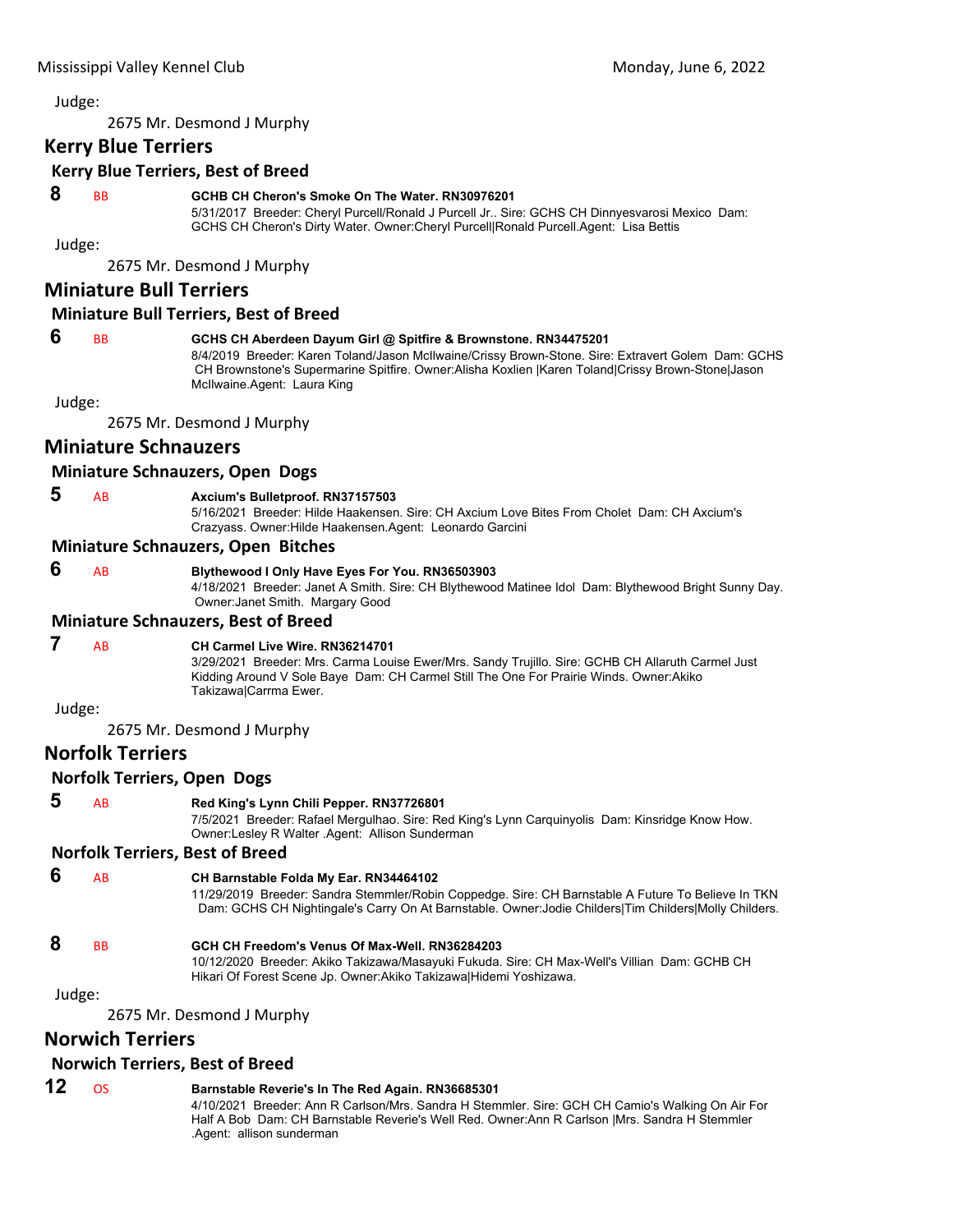Judge:

2675 Mr. Desmond J Murphy

## Kerry Blue Terriers

### Kerry Blue Terriers, Best of Breed

**8** BB **GCHB CH Cheron's Smoke On The Water. RN30976201**
5/31/2017 Breeder: Cheryl Purcell/Ronald J Purcell Jr.. Sire: GCHS CH Dinnyesvarosi Mexico Dam: GCHS CH Cheron's Dirty Water. Owner:Cheryl Purcell|Ronald Purcell.Agent: Lisa Bettis

Judge:

2675 Mr. Desmond J Murphy

## Miniature Bull Terriers

### Miniature Bull Terriers, Best of Breed

**6** BB **GCHS CH Aberdeen Dayum Girl @ Spitfire & Brownstone. RN34475201**
8/4/2019 Breeder: Karen Toland/Jason McIlwaine/Crissy Brown-Stone. Sire: Extravert Golem Dam: GCHS CH Brownstone's Supermarine Spitfire. Owner:Alisha Koxlien |Karen Toland|Crissy Brown-Stone|Jason McIlwaine.Agent: Laura King

Judge:

2675 Mr. Desmond J Murphy

## Miniature Schnauzers

### Miniature Schnauzers, Open Dogs

**5** AB **Axcium's Bulletproof. RN37157503**
5/16/2021 Breeder: Hilde Haakensen. Sire: CH Axcium Love Bites From Cholet Dam: CH Axcium's Crazyass. Owner:Hilde Haakensen.Agent: Leonardo Garcini

### Miniature Schnauzers, Open Bitches

**6** AB **Blythewood I Only Have Eyes For You. RN36503903**
4/18/2021 Breeder: Janet A Smith. Sire: CH Blythewood Matinee Idol Dam: Blythewood Bright Sunny Day. Owner:Janet Smith. Margary Good

### Miniature Schnauzers, Best of Breed

**7** AB **CH Carmel Live Wire. RN36214701**
3/29/2021 Breeder: Mrs. Carma Louise Ewer/Mrs. Sandy Trujillo. Sire: GCHB CH Allaruth Carmel Just Kidding Around V Sole Baye Dam: CH Carmel Still The One For Prairie Winds. Owner:Akiko Takizawa|Carrma Ewer.

Judge:

2675 Mr. Desmond J Murphy

## Norfolk Terriers

### Norfolk Terriers, Open Dogs

**5** AB **Red King's Lynn Chili Pepper. RN37726801**
7/5/2021 Breeder: Rafael Mergulhao. Sire: Red King's Lynn Carquinyolis Dam: Kinsridge Know How. Owner:Lesley R Walter .Agent: Allison Sunderman

### Norfolk Terriers, Best of Breed

**6** AB **CH Barnstable Folda My Ear. RN34464102**
11/29/2019 Breeder: Sandra Stemmler/Robin Coppedge. Sire: CH Barnstable A Future To Believe In TKN Dam: GCHS CH Nightingale's Carry On At Barnstable. Owner:Jodie Childers|Tim Childers|Molly Childers.

**8** BB **GCH CH Freedom's Venus Of Max-Well. RN36284203**
10/12/2020 Breeder: Akiko Takizawa/Masayuki Fukuda. Sire: CH Max-Well's Villian Dam: GCHB CH Hikari Of Forest Scene Jp. Owner:Akiko Takizawa|Hidemi Yoshizawa.

Judge:

2675 Mr. Desmond J Murphy

## Norwich Terriers

### Norwich Terriers, Best of Breed

**12** OS **Barnstable Reverie's In The Red Again. RN36685301**
4/10/2021 Breeder: Ann R Carlson/Mrs. Sandra H Stemmler. Sire: GCH CH Camio's Walking On Air For Half A Bob Dam: CH Barnstable Reverie's Well Red. Owner:Ann R Carlson |Mrs. Sandra H Stemmler .Agent: allison sunderman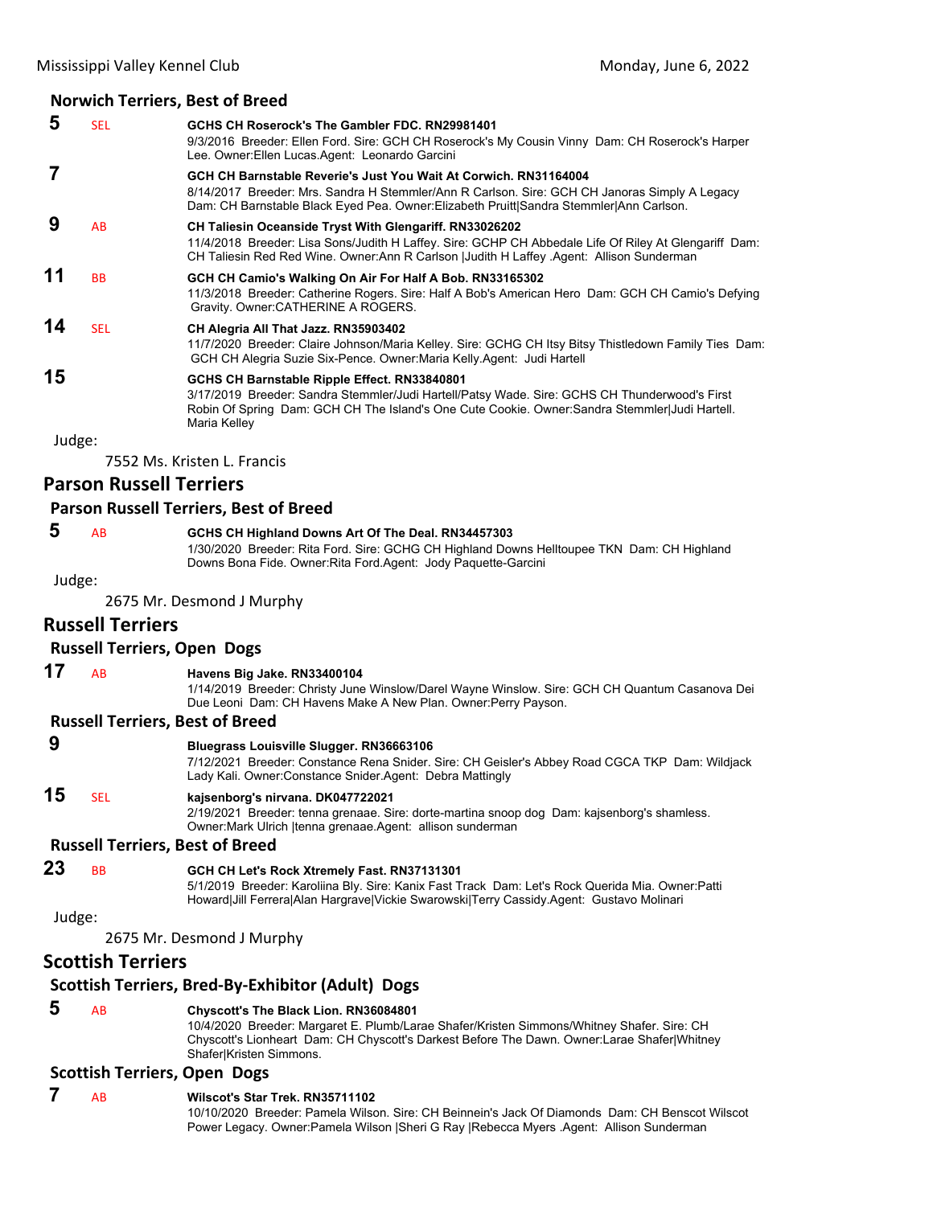### Norwich Terriers, Best of Breed

**5** SEL **GCHS CH Roserock's The Gambler FDC. RN29981401**
9/3/2016 Breeder: Ellen Ford. Sire: GCH CH Roserock's My Cousin Vinny Dam: CH Roserock's Harper Lee. Owner:Ellen Lucas.Agent: Leonardo Garcini

**7** **GCH CH Barnstable Reverie's Just You Wait At Corwich. RN31164004**
8/14/2017 Breeder: Mrs. Sandra H Stemmler/Ann R Carlson. Sire: GCH CH Janoras Simply A Legacy Dam: CH Barnstable Black Eyed Pea. Owner:Elizabeth Pruitt|Sandra Stemmler|Ann Carlson.

**9** AB **CH Taliesin Oceanside Tryst With Glengariff. RN33026202**
11/4/2018 Breeder: Lisa Sons/Judith H Laffey. Sire: GCHP CH Abbedale Life Of Riley At Glengariff Dam: CH Taliesin Red Red Wine. Owner:Ann R Carlson |Judith H Laffey .Agent: Allison Sunderman

**11** BB **GCH CH Camio's Walking On Air For Half A Bob. RN33165302**
11/3/2018 Breeder: Catherine Rogers. Sire: Half A Bob's American Hero Dam: GCH CH Camio's Defying Gravity. Owner:CATHERINE A ROGERS.

**14** SEL **CH Alegria All That Jazz. RN35903402**
11/7/2020 Breeder: Claire Johnson/Maria Kelley. Sire: GCHG CH Itsy Bitsy Thistledown Family Ties Dam: GCH CH Alegria Suzie Six-Pence. Owner:Maria Kelly.Agent: Judi Hartell

**15** **GCHS CH Barnstable Ripple Effect. RN33840801**
3/17/2019 Breeder: Sandra Stemmler/Judi Hartell/Patsy Wade. Sire: GCHS CH Thunderwood's First Robin Of Spring Dam: GCH CH The Island's One Cute Cookie. Owner:Sandra Stemmler|Judi Hartell. Maria Kelley

Judge:

7552 Ms. Kristen L. Francis

## Parson Russell Terriers

### Parson Russell Terriers, Best of Breed

**5** AB **GCHS CH Highland Downs Art Of The Deal. RN34457303**
1/30/2020 Breeder: Rita Ford. Sire: GCHG CH Highland Downs Helltoupee TKN Dam: CH Highland Downs Bona Fide. Owner:Rita Ford.Agent: Jody Paquette-Garcini

Judge:

2675 Mr. Desmond J Murphy

## Russell Terriers

### Russell Terriers, Open Dogs

**17** AB **Havens Big Jake. RN33400104**
1/14/2019 Breeder: Christy June Winslow/Darel Wayne Winslow. Sire: GCH CH Quantum Casanova Dei Due Leoni Dam: CH Havens Make A New Plan. Owner:Perry Payson.

### Russell Terriers, Best of Breed

**9** **Bluegrass Louisville Slugger. RN36663106**
7/12/2021 Breeder: Constance Rena Snider. Sire: CH Geisler's Abbey Road CGCA TKP Dam: Wildjack Lady Kali. Owner:Constance Snider.Agent: Debra Mattingly

**15** SEL **kajsenborg's nirvana. DK047722021**
2/19/2021 Breeder: tenna grenaae. Sire: dorte-martina snoop dog Dam: kajsenborg's shamless. Owner:Mark Ulrich |tenna grenaae.Agent: allison sunderman

### Russell Terriers, Best of Breed

**23** BB **GCH CH Let's Rock Xtremely Fast. RN37131301**
5/1/2019 Breeder: Karoliina Bly. Sire: Kanix Fast Track Dam: Let's Rock Querida Mia. Owner:Patti Howard|Jill Ferrera|Alan Hargrave|Vickie Swarowski|Terry Cassidy.Agent: Gustavo Molinari

Judge:

2675 Mr. Desmond J Murphy

## Scottish Terriers

### Scottish Terriers, Bred-By-Exhibitor (Adult) Dogs

**5** AB **Chyscott's The Black Lion. RN36084801**
10/4/2020 Breeder: Margaret E. Plumb/Larae Shafer/Kristen Simmons/Whitney Shafer. Sire: CH Chyscott's Lionheart Dam: CH Chyscott's Darkest Before The Dawn. Owner:Larae Shafer|Whitney Shafer|Kristen Simmons.

### Scottish Terriers, Open Dogs

**7** AB **Wilscot's Star Trek. RN35711102**
10/10/2020 Breeder: Pamela Wilson. Sire: CH Beinnein's Jack Of Diamonds Dam: CH Benscot Wilscot Power Legacy. Owner:Pamela Wilson |Sheri G Ray |Rebecca Myers .Agent: Allison Sunderman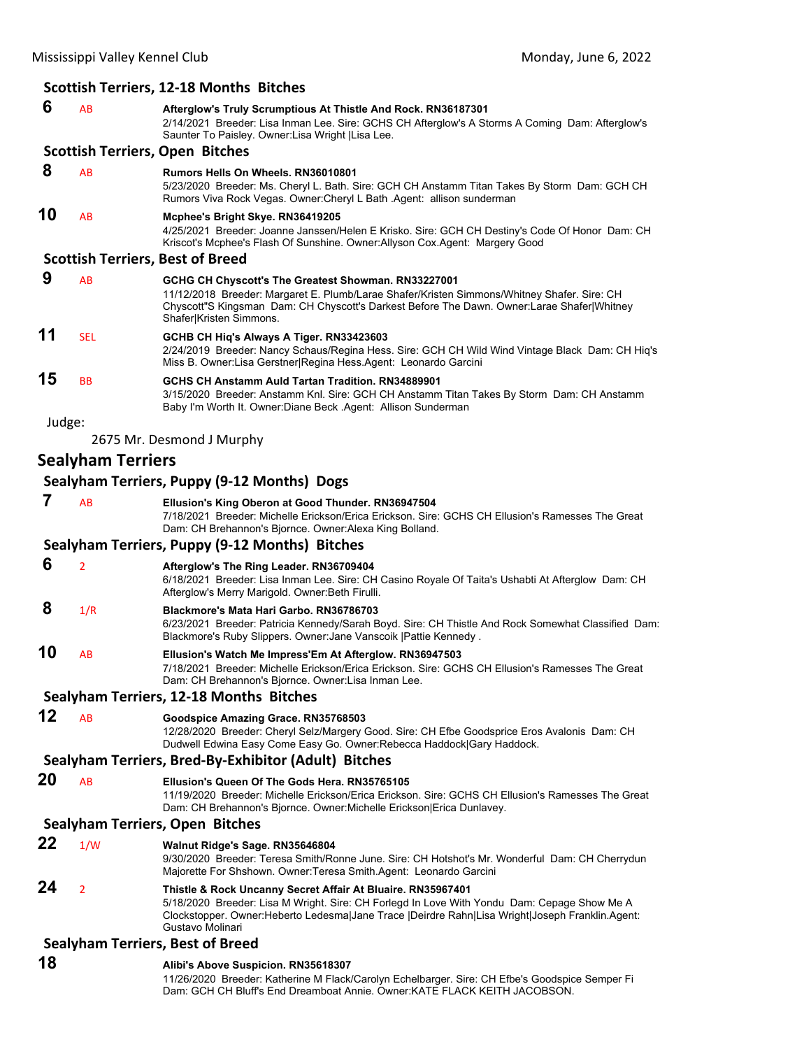### Scottish Terriers, 12-18 Months Bitches

**6** AB **Afterglow's Truly Scrumptious At Thistle And Rock. RN36187301**
2/14/2021 Breeder: Lisa Inman Lee. Sire: GCHS CH Afterglow's A Storms A Coming Dam: Afterglow's Saunter To Paisley. Owner:Lisa Wright |Lisa Lee.

### Scottish Terriers, Open Bitches

**8** AB **Rumors Hells On Wheels. RN36010801**
5/23/2020 Breeder: Ms. Cheryl L. Bath. Sire: GCH CH Anstamm Titan Takes By Storm Dam: GCH CH Rumors Viva Rock Vegas. Owner:Cheryl L Bath .Agent: allison sunderman

**10** AB **Mcphee's Bright Skye. RN36419205**
4/25/2021 Breeder: Joanne Janssen/Helen E Krisko. Sire: GCH CH Destiny's Code Of Honor Dam: CH Kriscot's Mcphee's Flash Of Sunshine. Owner:Allyson Cox.Agent: Margery Good

### Scottish Terriers, Best of Breed

**9** AB **GCHG CH Chyscott's The Greatest Showman. RN33227001**
11/12/2018 Breeder: Margaret E. Plumb/Larae Shafer/Kristen Simmons/Whitney Shafer. Sire: CH Chyscott''S Kingsman Dam: CH Chyscott's Darkest Before The Dawn. Owner:Larae Shafer|Whitney Shafer|Kristen Simmons.

**11** SEL **GCHB CH Hiq's Always A Tiger. RN33423603**
2/24/2019 Breeder: Nancy Schaus/Regina Hess. Sire: GCH CH Wild Wind Vintage Black Dam: CH Hiq's Miss B. Owner:Lisa Gerstner|Regina Hess.Agent: Leonardo Garcini

**15** BB **GCHS CH Anstamm Auld Tartan Tradition. RN34889901**
3/15/2020 Breeder: Anstamm Knl. Sire: GCH CH Anstamm Titan Takes By Storm Dam: CH Anstamm Baby I'm Worth It. Owner:Diane Beck .Agent: Allison Sunderman

Judge:

2675 Mr. Desmond J Murphy

## Sealyham Terriers

### Sealyham Terriers, Puppy (9-12 Months) Dogs

**7** AB **Ellusion's King Oberon at Good Thunder. RN36947504**
7/18/2021 Breeder: Michelle Erickson/Erica Erickson. Sire: GCHS CH Ellusion's Ramesses The Great Dam: CH Brehannon's Bjornce. Owner:Alexa King Bolland.

### Sealyham Terriers, Puppy (9-12 Months) Bitches

**6** 2 **Afterglow's The Ring Leader. RN36709404**
6/18/2021 Breeder: Lisa Inman Lee. Sire: CH Casino Royale Of Taita's Ushabti At Afterglow Dam: CH Afterglow's Merry Marigold. Owner:Beth Firulli.

**8** 1/R **Blackmore's Mata Hari Garbo. RN36786703**
6/23/2021 Breeder: Patricia Kennedy/Sarah Boyd. Sire: CH Thistle And Rock Somewhat Classified Dam: Blackmore's Ruby Slippers. Owner:Jane Vanscoik |Pattie Kennedy .

**10** AB **Ellusion's Watch Me Impress'Em At Afterglow. RN36947503**
7/18/2021 Breeder: Michelle Erickson/Erica Erickson. Sire: GCHS CH Ellusion's Ramesses The Great Dam: CH Brehannon's Bjornce. Owner:Lisa Inman Lee.

### Sealyham Terriers, 12-18 Months Bitches

**12** AB **Goodspice Amazing Grace. RN35768503**
12/28/2020 Breeder: Cheryl Selz/Margery Good. Sire: CH Efbe Goodsprice Eros Avalonis Dam: CH Dudwell Edwina Easy Come Easy Go. Owner:Rebecca Haddock|Gary Haddock.

### Sealyham Terriers, Bred-By-Exhibitor (Adult) Bitches

**20** AB **Ellusion's Queen Of The Gods Hera. RN35765105**
11/19/2020 Breeder: Michelle Erickson/Erica Erickson. Sire: GCHS CH Ellusion's Ramesses The Great Dam: CH Brehannon's Bjornce. Owner:Michelle Erickson|Erica Dunlavey.

### Sealyham Terriers, Open Bitches

**22** 1/W **Walnut Ridge's Sage. RN35646804**
9/30/2020 Breeder: Teresa Smith/Ronne June. Sire: CH Hotshot's Mr. Wonderful Dam: CH Cherrydun Majorette For Shshown. Owner:Teresa Smith.Agent: Leonardo Garcini

**24** 2 **Thistle & Rock Uncanny Secret Affair At Bluaire. RN35967401**
5/18/2020 Breeder: Lisa M Wright. Sire: CH Forlegd In Love With Yondu Dam: Cepage Show Me A Clockstopper. Owner:Heberto Ledesma|Jane Trace |Deirdre Rahn|Lisa Wright|Joseph Franklin.Agent: Gustavo Molinari

### Sealyham Terriers, Best of Breed

**18** **Alibi's Above Suspicion. RN35618307**
11/26/2020 Breeder: Katherine M Flack/Carolyn Echelbarger. Sire: CH Efbe's Goodspice Semper Fi Dam: GCH CH Bluff's End Dreamboat Annie. Owner:KATE FLACK KEITH JACOBSON.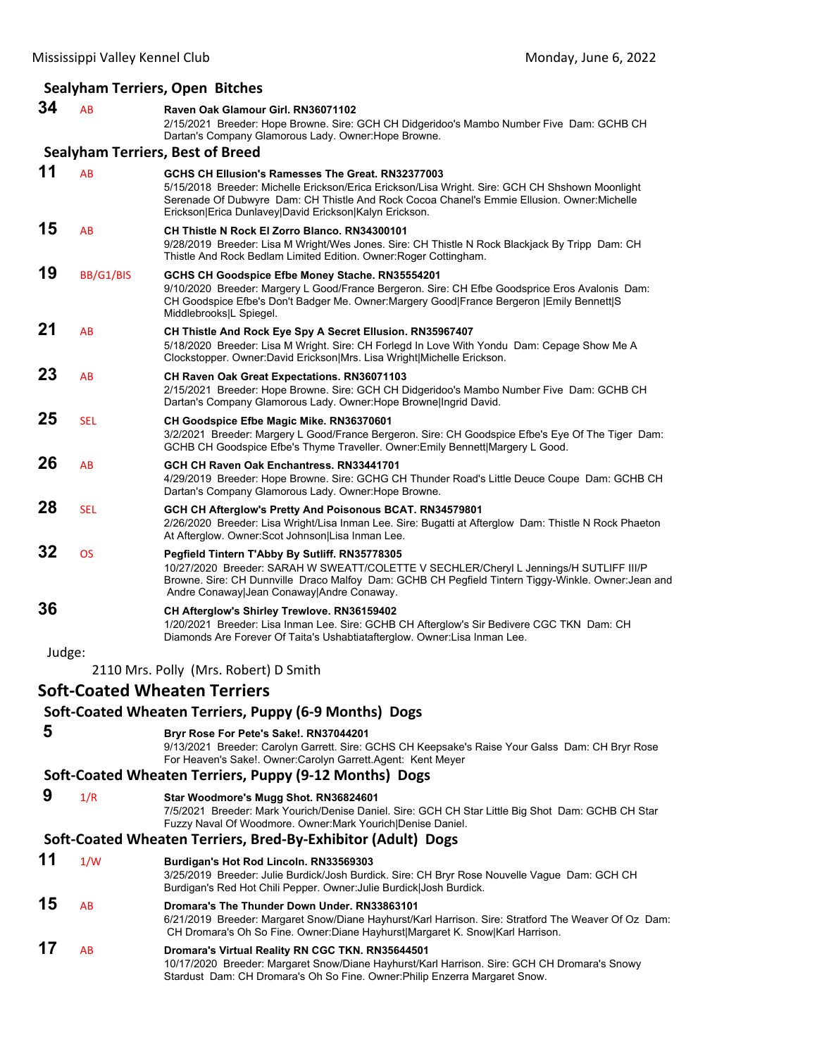### Sealyham Terriers, Open Bitches

**34** AB **Raven Oak Glamour Girl. RN36071102**
2/15/2021 Breeder: Hope Browne. Sire: GCH CH Didgeridoo's Mambo Number Five Dam: GCHB CH Dartan's Company Glamorous Lady. Owner:Hope Browne.

### Sealyham Terriers, Best of Breed

**11** AB **GCHS CH Ellusion's Ramesses The Great. RN32377003**
5/15/2018 Breeder: Michelle Erickson/Erica Erickson/Lisa Wright. Sire: GCH CH Shshown Moonlight Serenade Of Dubwyre Dam: CH Thistle And Rock Cocoa Chanel's Emmie Ellusion. Owner:Michelle Erickson|Erica Dunlavey|David Erickson|Kalyn Erickson.

**15** AB **CH Thistle N Rock El Zorro Blanco. RN34300101**
9/28/2019 Breeder: Lisa M Wright/Wes Jones. Sire: CH Thistle N Rock Blackjack By Tripp Dam: CH Thistle And Rock Bedlam Limited Edition. Owner:Roger Cottingham.

**19** BB/G1/BIS **GCHS CH Goodspice Efbe Money Stache. RN35554201**
9/10/2020 Breeder: Margery L Good/France Bergeron. Sire: CH Efbe Goodsprice Eros Avalonis Dam: CH Goodspice Efbe's Don't Badger Me. Owner:Margery Good|France Bergeron |Emily Bennett|S Middlebrooks|L Spiegel.

**21** AB **CH Thistle And Rock Eye Spy A Secret Ellusion. RN35967407**
5/18/2020 Breeder: Lisa M Wright. Sire: CH Forlegd In Love With Yondu Dam: Cepage Show Me A Clockstopper. Owner:David Erickson|Mrs. Lisa Wright|Michelle Erickson.

**23** AB **CH Raven Oak Great Expectations. RN36071103**
2/15/2021 Breeder: Hope Browne. Sire: GCH CH Didgeridoo's Mambo Number Five Dam: GCHB CH Dartan's Company Glamorous Lady. Owner:Hope Browne|Ingrid David.

**25** SEL **CH Goodspice Efbe Magic Mike. RN36370601**
3/2/2021 Breeder: Margery L Good/France Bergeron. Sire: CH Goodspice Efbe's Eye Of The Tiger Dam: GCHB CH Goodspice Efbe's Thyme Traveller. Owner:Emily Bennett|Margery L Good.

**26** AB **GCH CH Raven Oak Enchantress. RN33441701**
4/29/2019 Breeder: Hope Browne. Sire: GCHG CH Thunder Road's Little Deuce Coupe Dam: GCHB CH Dartan's Company Glamorous Lady. Owner:Hope Browne.

**28** SEL **GCH CH Afterglow's Pretty And Poisonous BCAT. RN34579801**
2/26/2020 Breeder: Lisa Wright/Lisa Inman Lee. Sire: Bugatti at Afterglow Dam: Thistle N Rock Phaeton At Afterglow. Owner:Scot Johnson|Lisa Inman Lee.

**32** OS **Pegfield Tintern T'Abby By Sutliff. RN35778305**
10/27/2020 Breeder: SARAH W SWEATT/COLETTE V SECHLER/Cheryl L Jennings/H SUTLIFF III/P Browne. Sire: CH Dunnville Draco Malfoy Dam: GCHB CH Pegfield Tintern Tiggy-Winkle. Owner:Jean and Andre Conaway|Jean Conaway|Andre Conaway.

**36** **CH Afterglow's Shirley Trewlove. RN36159402**
1/20/2021 Breeder: Lisa Inman Lee. Sire: GCHB CH Afterglow's Sir Bedivere CGC TKN Dam: CH Diamonds Are Forever Of Taita's Ushabtiatafterglow. Owner:Lisa Inman Lee.

Judge:

2110 Mrs. Polly (Mrs. Robert) D Smith

## Soft-Coated Wheaten Terriers

### Soft-Coated Wheaten Terriers, Puppy (6-9 Months) Dogs

**5** **Bryr Rose For Pete's Sake!. RN37044201**
9/13/2021 Breeder: Carolyn Garrett. Sire: GCHS CH Keepsake's Raise Your Galss Dam: CH Bryr Rose For Heaven's Sake!. Owner:Carolyn Garrett.Agent: Kent Meyer

### Soft-Coated Wheaten Terriers, Puppy (9-12 Months) Dogs

**9** 1/R **Star Woodmore's Mugg Shot. RN36824601**
7/5/2021 Breeder: Mark Yourich/Denise Daniel. Sire: GCH CH Star Little Big Shot Dam: GCHB CH Star Fuzzy Naval Of Woodmore. Owner:Mark Yourich|Denise Daniel.

### Soft-Coated Wheaten Terriers, Bred-By-Exhibitor (Adult) Dogs

**11** 1/W **Burdigan's Hot Rod Lincoln. RN33569303**
3/25/2019 Breeder: Julie Burdick/Josh Burdick. Sire: CH Bryr Rose Nouvelle Vague Dam: GCH CH Burdigan's Red Hot Chili Pepper. Owner:Julie Burdick|Josh Burdick.

**15** AB **Dromara's The Thunder Down Under. RN33863101**
6/21/2019 Breeder: Margaret Snow/Diane Hayhurst/Karl Harrison. Sire: Stratford The Weaver Of Oz Dam: CH Dromara's Oh So Fine. Owner:Diane Hayhurst|Margaret K. Snow|Karl Harrison.

**17** AB **Dromara's Virtual Reality RN CGC TKN. RN35644501**
10/17/2020 Breeder: Margaret Snow/Diane Hayhurst/Karl Harrison. Sire: GCH CH Dromara's Snowy Stardust Dam: CH Dromara's Oh So Fine. Owner:Philip Enzerra Margaret Snow.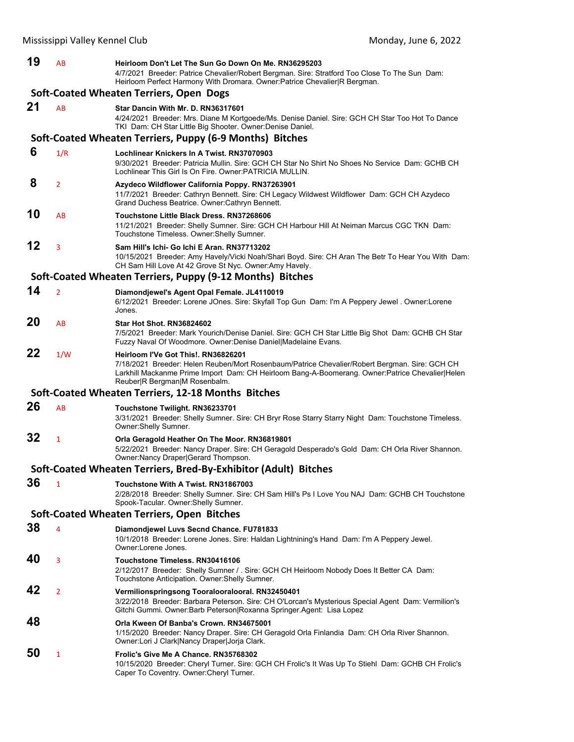**19** AB **Heirloom Don't Let The Sun Go Down On Me. RN36295203**
4/7/2021 Breeder: Patrice Chevalier/Robert Bergman. Sire: Stratford Too Close To The Sun Dam: Heirloom Perfect Harmony With Dromara. Owner:Patrice Chevalier|R Bergman.

### Soft-Coated Wheaten Terriers, Open Dogs

**21** AB **Star Dancin With Mr. D. RN36317601**
4/24/2021 Breeder: Mrs. Diane M Kortgoede/Ms. Denise Daniel. Sire: GCH CH Star Too Hot To Dance TKI Dam: CH Star Little Big Shooter. Owner:Denise Daniel.

### Soft-Coated Wheaten Terriers, Puppy (6-9 Months) Bitches

**6** 1/R **Lochlinear Knickers In A Twist. RN37070903**
9/30/2021 Breeder: Patricia Mullin. Sire: GCH CH Star No Shirt No Shoes No Service Dam: GCHB CH Lochlinear This Girl Is On Fire. Owner:PATRICIA MULLIN.

**8** 2 **Azydeco Wildflower California Poppy. RN37263901**
11/7/2021 Breeder: Cathryn Bennett. Sire: CH Legacy Wildwest Wildflower Dam: GCH CH Azydeco Grand Duchess Beatrice. Owner:Cathryn Bennett.

**10** AB **Touchstone Little Black Dress. RN37268606**
11/21/2021 Breeder: Shelly Sumner. Sire: GCH CH Harbour Hill At Neiman Marcus CGC TKN Dam: Touchstone Timeless. Owner:Shelly Sumner.

**12** 3 **Sam Hill's Ichi- Go Ichi E Aran. RN37713202**
10/15/2021 Breeder: Amy Havely/Vicki Noah/Shari Boyd. Sire: CH Aran The Betr To Hear You With Dam: CH Sam Hill Love At 42 Grove St Nyc. Owner:Amy Havely.

### Soft-Coated Wheaten Terriers, Puppy (9-12 Months) Bitches

**14** 2 **Diamondjewel's Agent Opal Female. JL4110019**
6/12/2021 Breeder: Lorene JOnes. Sire: Skyfall Top Gun Dam: I'm A Peppery Jewel . Owner:Lorene Jones.

**20** AB **Star Hot Shot. RN36824602**
7/5/2021 Breeder: Mark Yourich/Denise Daniel. Sire: GCH CH Star Little Big Shot Dam: GCHB CH Star Fuzzy Naval Of Woodmore. Owner:Denise Daniel|Madelaine Evans.

**22** 1/W **Heirloom I'Ve Got This!. RN36826201**
7/18/2021 Breeder: Helen Reuben/Mort Rosenbaum/Patrice Chevalier/Robert Bergman. Sire: GCH CH Larkhill Mackanme Prime Import Dam: CH Heirloom Bang-A-Boomerang. Owner:Patrice Chevalier|Helen Reuber|R Bergman|M Rosenbalm.

### Soft-Coated Wheaten Terriers, 12-18 Months Bitches

**26** AB **Touchstone Twilight. RN36233701**
3/31/2021 Breeder: Shelly Sumner. Sire: CH Bryr Rose Starry Starry Night Dam: Touchstone Timeless. Owner:Shelly Sumner.

**32** 1 **Orla Geragold Heather On The Moor. RN36819801**
5/22/2021 Breeder: Nancy Draper. Sire: CH Geragold Desperado's Gold Dam: CH Orla River Shannon. Owner:Nancy Draper|Gerard Thompson.

### Soft-Coated Wheaten Terriers, Bred-By-Exhibitor (Adult) Bitches

**36** 1 **Touchstone With A Twist. RN31867003**
2/28/2018 Breeder: Shelly Sumner. Sire: CH Sam Hill's Ps I Love You NAJ Dam: GCHB CH Touchstone Spook-Tacular. Owner:Shelly Sumner.

### Soft-Coated Wheaten Terriers, Open Bitches

**38** 4 **Diamondjewel Luvs Secnd Chance. FU781833**
10/1/2018 Breeder: Lorene Jones. Sire: Haldan Lightnining's Hand Dam: I'm A Peppery Jewel. Owner:Lorene Jones.

**40** 3 **Touchstone Timeless. RN30416106**
2/12/2017 Breeder: Shelly Sumner / . Sire: GCH CH Heirloom Nobody Does It Better CA Dam: Touchstone Anticipation. Owner:Shelly Sumner.

**42** 2 **Vermilionspringsong Tooralooralooral. RN32450401**
3/22/2018 Breeder: Barbara Peterson. Sire: CH O'Lorcan's Mysterious Special Agent Dam: Vermilion's Gitchi Gummi. Owner:Barb Peterson|Roxanna Springer.Agent: Lisa Lopez

**48** **Orla Kween Of Banba's Crown. RN34675001**
1/15/2020 Breeder: Nancy Draper. Sire: CH Geragold Orla Finlandia Dam: CH Orla River Shannon. Owner:Lori J Clark|Nancy Draper|Jorja Clark.

**50** 1 **Frolic's Give Me A Chance. RN35768302**
10/15/2020 Breeder: Cheryl Turner. Sire: GCH CH Frolic's It Was Up To Stiehl Dam: GCHB CH Frolic's Caper To Coventry. Owner:Cheryl Turner.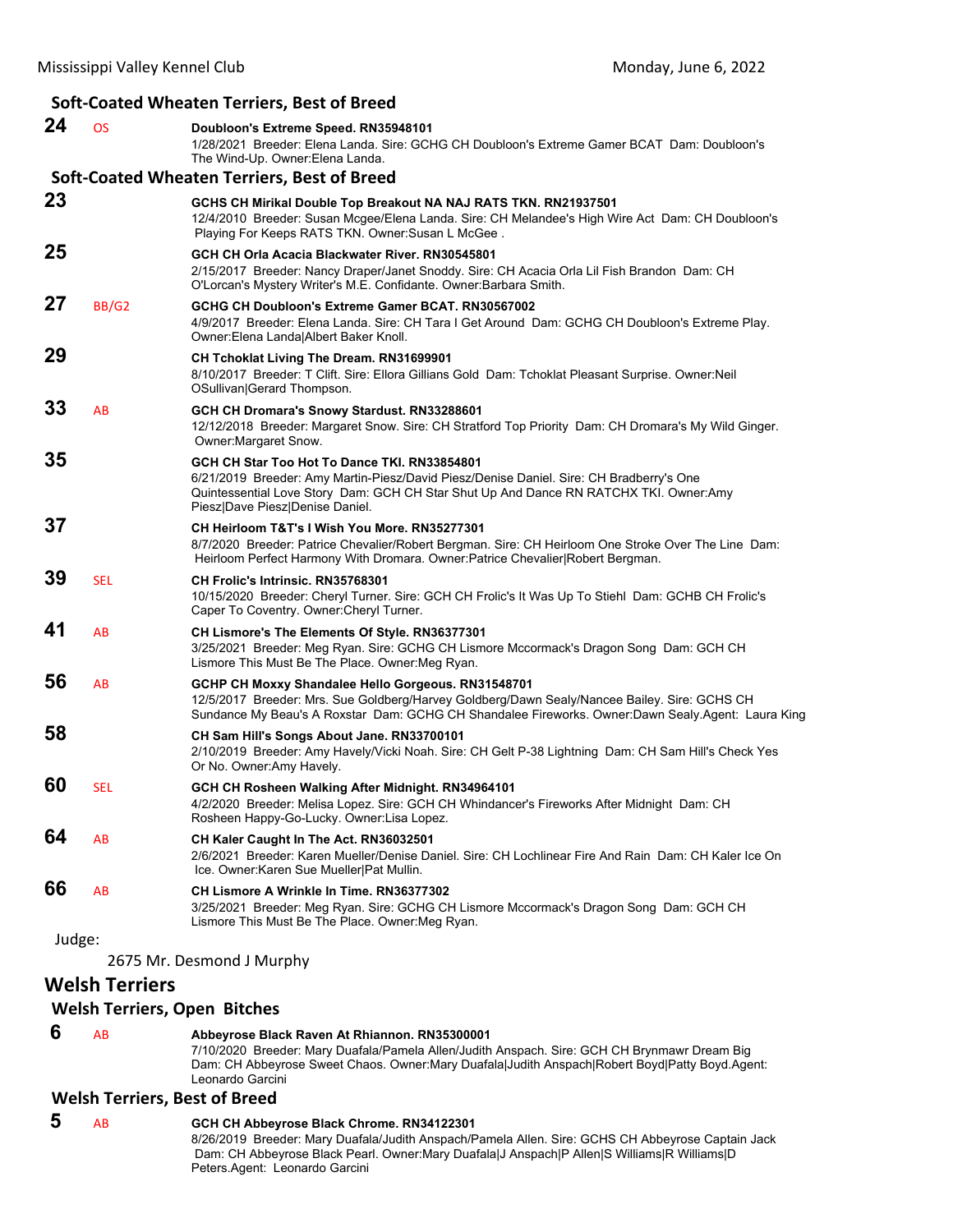### Soft-Coated Wheaten Terriers, Best of Breed

**24** OS **Doubloon's Extreme Speed. RN35948101**
1/28/2021 Breeder: Elena Landa. Sire: GCHG CH Doubloon's Extreme Gamer BCAT Dam: Doubloon's The Wind-Up. Owner:Elena Landa.

### Soft-Coated Wheaten Terriers, Best of Breed

**23** **GCHS CH Mirikal Double Top Breakout NA NAJ RATS TKN. RN21937501**
12/4/2010 Breeder: Susan Mcgee/Elena Landa. Sire: CH Melandee's High Wire Act Dam: CH Doubloon's Playing For Keeps RATS TKN. Owner:Susan L McGee .

**25** **GCH CH Orla Acacia Blackwater River. RN30545801**
2/15/2017 Breeder: Nancy Draper/Janet Snoddy. Sire: CH Acacia Orla Lil Fish Brandon Dam: CH O'Lorcan's Mystery Writer's M.E. Confidante. Owner:Barbara Smith.

**27** BB/G2 **GCHG CH Doubloon's Extreme Gamer BCAT. RN30567002**
4/9/2017 Breeder: Elena Landa. Sire: CH Tara I Get Around Dam: GCHG CH Doubloon's Extreme Play. Owner:Elena Landa|Albert Baker Knoll.

**29** **CH Tchoklat Living The Dream. RN31699901**
8/10/2017 Breeder: T Clift. Sire: Ellora Gillians Gold Dam: Tchoklat Pleasant Surprise. Owner:Neil OSullivan|Gerard Thompson.

**33** AB **GCH CH Dromara's Snowy Stardust. RN33288601**
12/12/2018 Breeder: Margaret Snow. Sire: CH Stratford Top Priority Dam: CH Dromara's My Wild Ginger. Owner:Margaret Snow.

**35** **GCH CH Star Too Hot To Dance TKI. RN33854801**
6/21/2019 Breeder: Amy Martin-Piesz/David Piesz/Denise Daniel. Sire: CH Bradberry's One Quintessential Love Story Dam: GCH CH Star Shut Up And Dance RN RATCHX TKI. Owner:Amy Piesz|Dave Piesz|Denise Daniel.

**37** **CH Heirloom T&T's I Wish You More. RN35277301**
8/7/2020 Breeder: Patrice Chevalier/Robert Bergman. Sire: CH Heirloom One Stroke Over The Line Dam: Heirloom Perfect Harmony With Dromara. Owner:Patrice Chevalier|Robert Bergman.

**39** SEL **CH Frolic's Intrinsic. RN35768301**
10/15/2020 Breeder: Cheryl Turner. Sire: GCH CH Frolic's It Was Up To Stiehl Dam: GCHB CH Frolic's Caper To Coventry. Owner:Cheryl Turner.

**41** AB **CH Lismore's The Elements Of Style. RN36377301**
3/25/2021 Breeder: Meg Ryan. Sire: GCHG CH Lismore Mccormack's Dragon Song Dam: GCH CH Lismore This Must Be The Place. Owner:Meg Ryan.

**56** AB **GCHP CH Moxxy Shandalee Hello Gorgeous. RN31548701**
12/5/2017 Breeder: Mrs. Sue Goldberg/Harvey Goldberg/Dawn Sealy/Nancee Bailey. Sire: GCHS CH Sundance My Beau's A Roxstar Dam: GCHG CH Shandalee Fireworks. Owner:Dawn Sealy.Agent: Laura King

**58** **CH Sam Hill's Songs About Jane. RN33700101**
2/10/2019 Breeder: Amy Havely/Vicki Noah. Sire: CH Gelt P-38 Lightning Dam: CH Sam Hill's Check Yes Or No. Owner:Amy Havely.

**60** SEL **GCH CH Rosheen Walking After Midnight. RN34964101**
4/2/2020 Breeder: Melisa Lopez. Sire: GCH CH Whindancer's Fireworks After Midnight Dam: CH Rosheen Happy-Go-Lucky. Owner:Lisa Lopez.

**64** AB **CH Kaler Caught In The Act. RN36032501**
2/6/2021 Breeder: Karen Mueller/Denise Daniel. Sire: CH Lochlinear Fire And Rain Dam: CH Kaler Ice On Ice. Owner:Karen Sue Mueller|Pat Mullin.

**66** AB **CH Lismore A Wrinkle In Time. RN36377302**
3/25/2021 Breeder: Meg Ryan. Sire: GCHG CH Lismore Mccormack's Dragon Song Dam: GCH CH Lismore This Must Be The Place. Owner:Meg Ryan.

Judge:

2675 Mr. Desmond J Murphy

## Welsh Terriers

### Welsh Terriers, Open Bitches

**6** AB **Abbeyrose Black Raven At Rhiannon. RN35300001**
7/10/2020 Breeder: Mary Duafala/Pamela Allen/Judith Anspach. Sire: GCH CH Brynmawr Dream Big Dam: CH Abbeyrose Sweet Chaos. Owner:Mary Duafala|Judith Anspach|Robert Boyd|Patty Boyd.Agent: Leonardo Garcini

### Welsh Terriers, Best of Breed

**5** AB **GCH CH Abbeyrose Black Chrome. RN34122301**
8/26/2019 Breeder: Mary Duafala/Judith Anspach/Pamela Allen. Sire: GCHS CH Abbeyrose Captain Jack Dam: CH Abbeyrose Black Pearl. Owner:Mary Duafala|J Anspach|P Allen|S Williams|R Williams|D Peters.Agent: Leonardo Garcini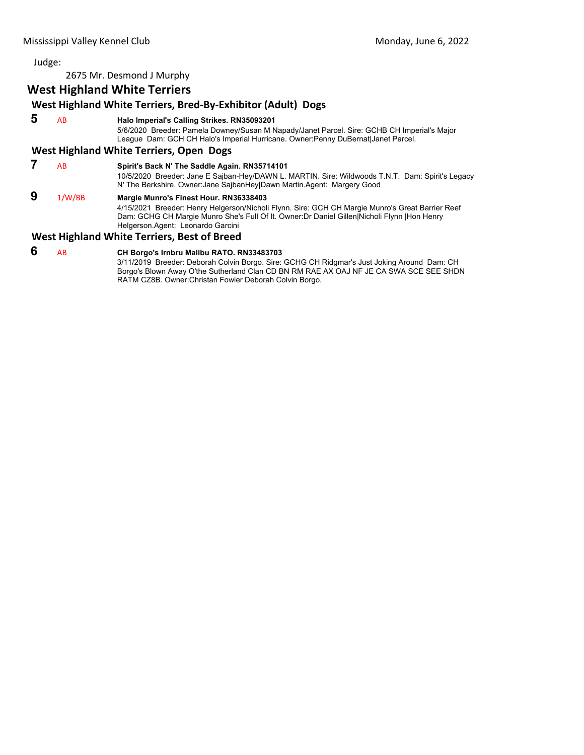Judge:

2675 Mr. Desmond J Murphy

## West Highland White Terriers

### West Highland White Terriers, Bred-By-Exhibitor (Adult) Dogs

**5** AB **Halo Imperial's Calling Strikes. RN35093201**
5/6/2020 Breeder: Pamela Downey/Susan M Napady/Janet Parcel. Sire: GCHB CH Imperial's Major League Dam: GCH CH Halo's Imperial Hurricane. Owner:Penny DuBernat|Janet Parcel.

### West Highland White Terriers, Open Dogs

**7** AB **Spirit's Back N' The Saddle Again. RN35714101**
10/5/2020 Breeder: Jane E Sajban-Hey/DAWN L. MARTIN. Sire: Wildwoods T.N.T. Dam: Spirit's Legacy N' The Berkshire. Owner:Jane SajbanHey|Dawn Martin.Agent: Margery Good

**9** 1/W/BB **Margie Munro's Finest Hour. RN36338403**
4/15/2021 Breeder: Henry Helgerson/Nicholi Flynn. Sire: GCH CH Margie Munro's Great Barrier Reef Dam: GCHG CH Margie Munro She's Full Of It. Owner:Dr Daniel Gillen|Nicholi Flynn |Hon Henry Helgerson.Agent: Leonardo Garcini

### West Highland White Terriers, Best of Breed

**6** AB **CH Borgo's Irnbru Malibu RATO. RN33483703**
3/11/2019 Breeder: Deborah Colvin Borgo. Sire: GCHG CH Ridgmar's Just Joking Around Dam: CH Borgo's Blown Away O'the Sutherland Clan CD BN RM RAE AX OAJ NF JE CA SWA SCE SEE SHDN RATM CZ8B. Owner:Christan Fowler Deborah Colvin Borgo.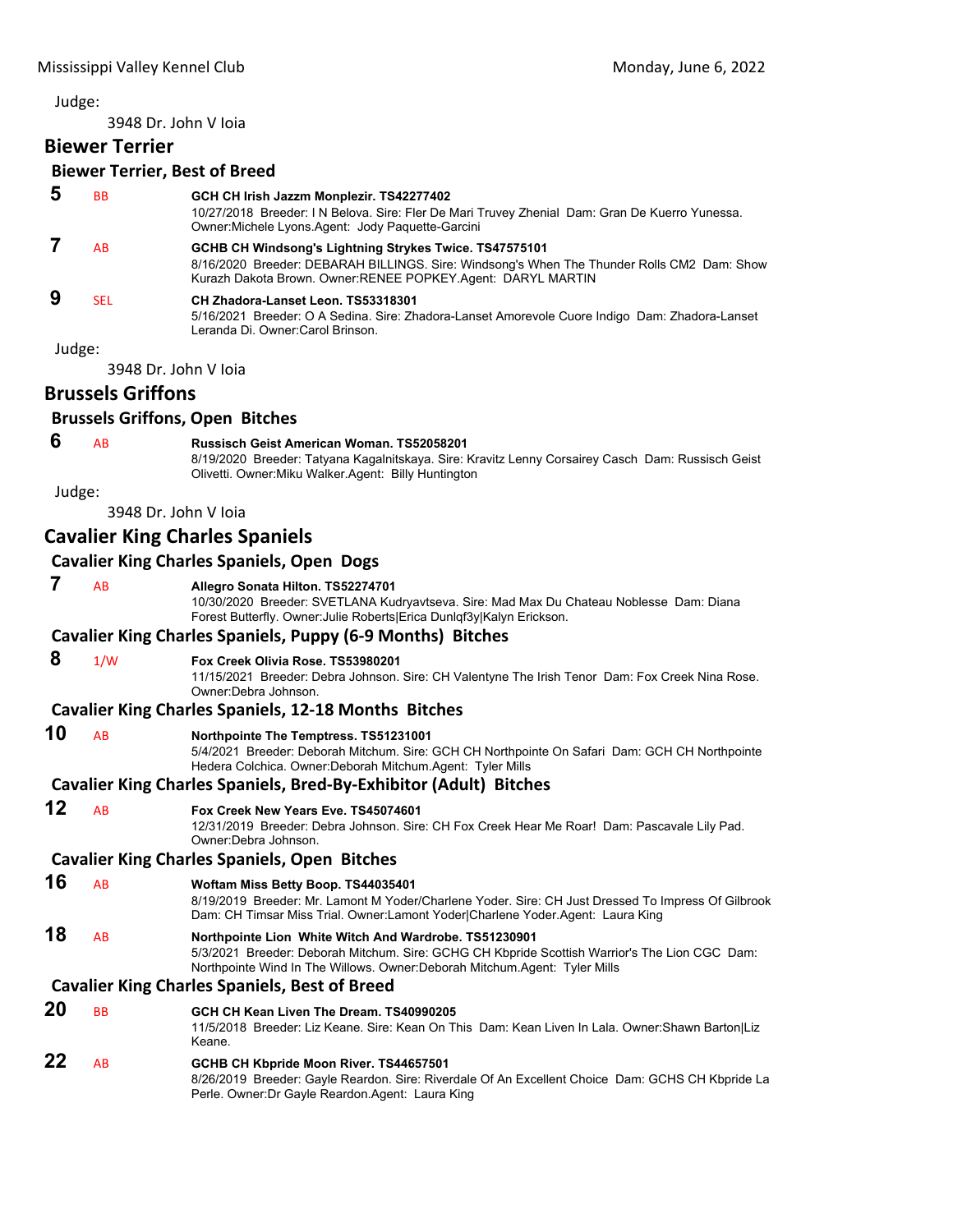Judge:

3948 Dr. John V Ioia

## Biewer Terrier

### Biewer Terrier, Best of Breed

**5** BB **GCH CH Irish Jazzm Monplezir. TS42277402**
10/27/2018 Breeder: I N Belova. Sire: Fler De Mari Truvey Zhenial Dam: Gran De Kuerro Yunessa. Owner:Michele Lyons.Agent: Jody Paquette-Garcini

**7** AB **GCHB CH Windsong's Lightning Strykes Twice. TS47575101**
8/16/2020 Breeder: DEBARAH BILLINGS. Sire: Windsong's When The Thunder Rolls CM2 Dam: Show Kurazh Dakota Brown. Owner:RENEE POPKEY.Agent: DARYL MARTIN

**9** SEL **CH Zhadora-Lanset Leon. TS53318301**
5/16/2021 Breeder: O A Sedina. Sire: Zhadora-Lanset Amorevole Cuore Indigo Dam: Zhadora-Lanset Leranda Di. Owner:Carol Brinson.

Judge:

3948 Dr. John V Ioia

## Brussels Griffons

### Brussels Griffons, Open Bitches

**6** AB **Russisch Geist American Woman. TS52058201**
8/19/2020 Breeder: Tatyana Kagalnitskaya. Sire: Kravitz Lenny Corsairey Casch Dam: Russisch Geist Olivetti. Owner:Miku Walker.Agent: Billy Huntington

Judge:

3948 Dr. John V Ioia

## Cavalier King Charles Spaniels

### Cavalier King Charles Spaniels, Open Dogs

**7** AB **Allegro Sonata Hilton. TS52274701**
10/30/2020 Breeder: SVETLANA Kudryavtseva. Sire: Mad Max Du Chateau Noblesse Dam: Diana Forest Butterfly. Owner:Julie Roberts|Erica Dunlqf3y|Kalyn Erickson.

### Cavalier King Charles Spaniels, Puppy (6-9 Months) Bitches

**8** 1/W **Fox Creek Olivia Rose. TS53980201**
11/15/2021 Breeder: Debra Johnson. Sire: CH Valentyne The Irish Tenor Dam: Fox Creek Nina Rose. Owner:Debra Johnson.

### Cavalier King Charles Spaniels, 12-18 Months Bitches

**10** AB **Northpointe The Temptress. TS51231001**
5/4/2021 Breeder: Deborah Mitchum. Sire: GCH CH Northpointe On Safari Dam: GCH CH Northpointe Hedera Colchica. Owner:Deborah Mitchum.Agent: Tyler Mills

### Cavalier King Charles Spaniels, Bred-By-Exhibitor (Adult) Bitches

**12** AB **Fox Creek New Years Eve. TS45074601**
12/31/2019 Breeder: Debra Johnson. Sire: CH Fox Creek Hear Me Roar! Dam: Pascavale Lily Pad. Owner:Debra Johnson.

### Cavalier King Charles Spaniels, Open Bitches

**16** AB **Woftam Miss Betty Boop. TS44035401**
8/19/2019 Breeder: Mr. Lamont M Yoder/Charlene Yoder. Sire: CH Just Dressed To Impress Of Gilbrook Dam: CH Timsar Miss Trial. Owner:Lamont Yoder|Charlene Yoder.Agent: Laura King

**18** AB **Northpointe Lion White Witch And Wardrobe. TS51230901**
5/3/2021 Breeder: Deborah Mitchum. Sire: GCHG CH Kbpride Scottish Warrior's The Lion CGC Dam: Northpointe Wind In The Willows. Owner:Deborah Mitchum.Agent: Tyler Mills

### Cavalier King Charles Spaniels, Best of Breed

**20** BB **GCH CH Kean Liven The Dream. TS40990205**
11/5/2018 Breeder: Liz Keane. Sire: Kean On This Dam: Kean Liven In Lala. Owner:Shawn Barton|Liz Keane.

**22** AB **GCHB CH Kbpride Moon River. TS44657501**
8/26/2019 Breeder: Gayle Reardon. Sire: Riverdale Of An Excellent Choice Dam: GCHS CH Kbpride La Perle. Owner:Dr Gayle Reardon.Agent: Laura King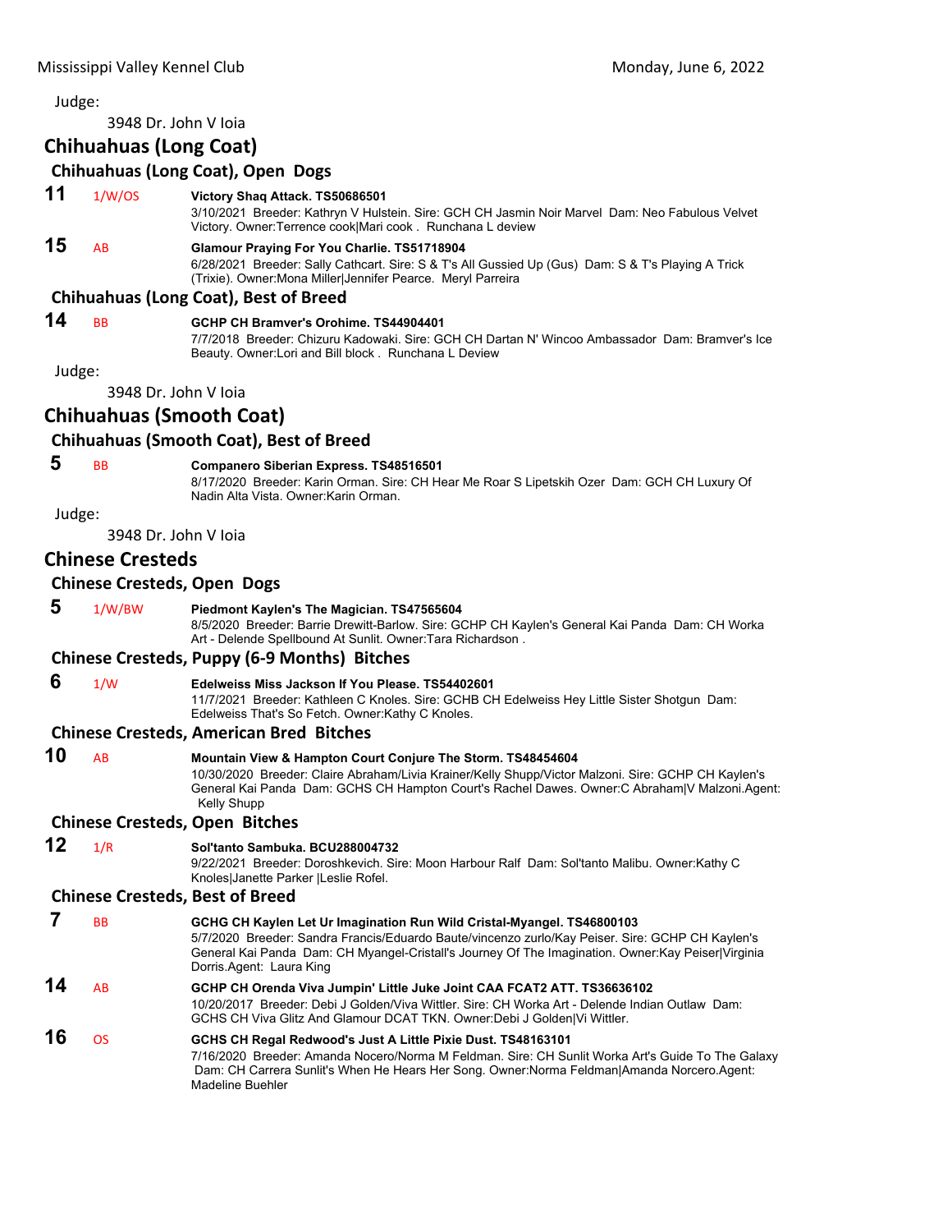Judge:

3948 Dr. John V Ioia

## Chihuahuas (Long Coat)

### Chihuahuas (Long Coat), Open Dogs

**11** 1/W/OS **Victory Shaq Attack. TS50686501**
3/10/2021 Breeder: Kathryn V Hulstein. Sire: GCH CH Jasmin Noir Marvel Dam: Neo Fabulous Velvet Victory. Owner:Terrence cook|Mari cook . Runchana L deview

**15** AB **Glamour Praying For You Charlie. TS51718904**
6/28/2021 Breeder: Sally Cathcart. Sire: S & T's All Gussied Up (Gus) Dam: S & T's Playing A Trick (Trixie). Owner:Mona Miller|Jennifer Pearce. Meryl Parreira

### Chihuahuas (Long Coat), Best of Breed

**14** BB **GCHP CH Bramver's Orohime. TS44904401**
7/7/2018 Breeder: Chizuru Kadowaki. Sire: GCH CH Dartan N' Wincoo Ambassador Dam: Bramver's Ice Beauty. Owner:Lori and Bill block . Runchana L Deview

Judge:

3948 Dr. John V Ioia

## Chihuahuas (Smooth Coat)

### Chihuahuas (Smooth Coat), Best of Breed

**5** BB **Companero Siberian Express. TS48516501**
8/17/2020 Breeder: Karin Orman. Sire: CH Hear Me Roar S Lipetskih Ozer Dam: GCH CH Luxury Of Nadin Alta Vista. Owner:Karin Orman.

Judge:

3948 Dr. John V Ioia

## Chinese Cresteds

### Chinese Cresteds, Open Dogs

**5** 1/W/BW **Piedmont Kaylen's The Magician. TS47565604**
8/5/2020 Breeder: Barrie Drewitt-Barlow. Sire: GCHP CH Kaylen's General Kai Panda Dam: CH Worka Art - Delende Spellbound At Sunlit. Owner:Tara Richardson .

### Chinese Cresteds, Puppy (6-9 Months) Bitches

**6** 1/W **Edelweiss Miss Jackson If You Please. TS54402601**
11/7/2021 Breeder: Kathleen C Knoles. Sire: GCHB CH Edelweiss Hey Little Sister Shotgun Dam: Edelweiss That's So Fetch. Owner:Kathy C Knoles.

### Chinese Cresteds, American Bred Bitches

**10** AB **Mountain View & Hampton Court Conjure The Storm. TS48454604**
10/30/2020 Breeder: Claire Abraham/Livia Krainer/Kelly Shupp/Victor Malzoni. Sire: GCHP CH Kaylen's General Kai Panda Dam: GCHS CH Hampton Court's Rachel Dawes. Owner:C Abraham|V Malzoni.Agent: Kelly Shupp

### Chinese Cresteds, Open Bitches

**12** 1/R **Sol'tanto Sambuka. BCU288004732**
9/22/2021 Breeder: Doroshkevich. Sire: Moon Harbour Ralf Dam: Sol'tanto Malibu. Owner:Kathy C Knoles|Janette Parker |Leslie Rofel.

### Chinese Cresteds, Best of Breed

**7** BB **GCHG CH Kaylen Let Ur Imagination Run Wild Cristal-Myangel. TS46800103**
5/7/2020 Breeder: Sandra Francis/Eduardo Baute/vincenzo zurlo/Kay Peiser. Sire: GCHP CH Kaylen's General Kai Panda Dam: CH Myangel-Cristall's Journey Of The Imagination. Owner:Kay Peiser|Virginia Dorris.Agent: Laura King

**14** AB **GCHP CH Orenda Viva Jumpin' Little Juke Joint CAA FCAT2 ATT. TS36636102**
10/20/2017 Breeder: Debi J Golden/Viva Wittler. Sire: CH Worka Art - Delende Indian Outlaw Dam: GCHS CH Viva Glitz And Glamour DCAT TKN. Owner:Debi J Golden|Vi Wittler.

**16** OS **GCHS CH Regal Redwood's Just A Little Pixie Dust. TS48163101**
7/16/2020 Breeder: Amanda Nocero/Norma M Feldman. Sire: CH Sunlit Worka Art's Guide To The Galaxy Dam: CH Carrera Sunlit's When He Hears Her Song. Owner:Norma Feldman|Amanda Norcero.Agent: Madeline Buehler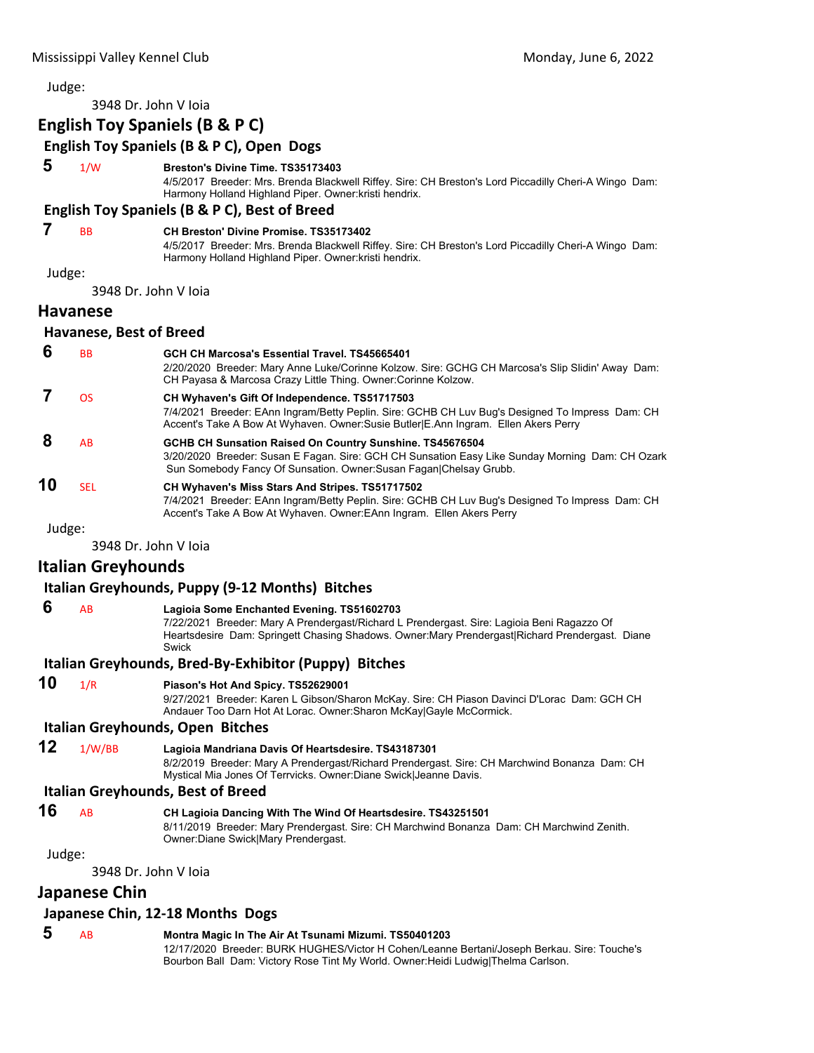Judge:

3948 Dr. John V Ioia

## English Toy Spaniels (B & P C)

### English Toy Spaniels (B & P C), Open Dogs

**5** 1/W **Breston's Divine Time. TS35173403**
4/5/2017 Breeder: Mrs. Brenda Blackwell Riffey. Sire: CH Breston's Lord Piccadilly Cheri-A Wingo Dam: Harmony Holland Highland Piper. Owner:kristi hendrix.

### English Toy Spaniels (B & P C), Best of Breed

**7** BB **CH Breston' Divine Promise. TS35173402**
4/5/2017 Breeder: Mrs. Brenda Blackwell Riffey. Sire: CH Breston's Lord Piccadilly Cheri-A Wingo Dam: Harmony Holland Highland Piper. Owner:kristi hendrix.

Judge:

3948 Dr. John V Ioia

## Havanese

### Havanese, Best of Breed

**6** BB **GCH CH Marcosa's Essential Travel. TS45665401**
2/20/2020 Breeder: Mary Anne Luke/Corinne Kolzow. Sire: GCHG CH Marcosa's Slip Slidin' Away Dam: CH Payasa & Marcosa Crazy Little Thing. Owner:Corinne Kolzow.

**7** OS **CH Wyhaven's Gift Of Independence. TS51717503**
7/4/2021 Breeder: EAnn Ingram/Betty Peplin. Sire: GCHB CH Luv Bug's Designed To Impress Dam: CH Accent's Take A Bow At Wyhaven. Owner:Susie Butler|E.Ann Ingram. Ellen Akers Perry

**8** AB **GCHB CH Sunsation Raised On Country Sunshine. TS45676504**
3/20/2020 Breeder: Susan E Fagan. Sire: GCH CH Sunsation Easy Like Sunday Morning Dam: CH Ozark Sun Somebody Fancy Of Sunsation. Owner:Susan Fagan|Chelsay Grubb.

**10** SEL **CH Wyhaven's Miss Stars And Stripes. TS51717502**
7/4/2021 Breeder: EAnn Ingram/Betty Peplin. Sire: GCHB CH Luv Bug's Designed To Impress Dam: CH Accent's Take A Bow At Wyhaven. Owner:EAnn Ingram. Ellen Akers Perry

Judge:

3948 Dr. John V Ioia

## Italian Greyhounds

### Italian Greyhounds, Puppy (9-12 Months) Bitches

**6** AB **Lagioia Some Enchanted Evening. TS51602703**
7/22/2021 Breeder: Mary A Prendergast/Richard L Prendergast. Sire: Lagioia Beni Ragazzo Of Heartsdesire Dam: Springett Chasing Shadows. Owner:Mary Prendergast|Richard Prendergast. Diane Swick

### Italian Greyhounds, Bred-By-Exhibitor (Puppy) Bitches

**10** 1/R **Piason's Hot And Spicy. TS52629001**
9/27/2021 Breeder: Karen L Gibson/Sharon McKay. Sire: CH Piason Davinci D'Lorac Dam: GCH CH Andauer Too Darn Hot At Lorac. Owner:Sharon McKay|Gayle McCormick.

### Italian Greyhounds, Open Bitches

**12** 1/W/BB **Lagioia Mandriana Davis Of Heartsdesire. TS43187301**
8/2/2019 Breeder: Mary A Prendergast/Richard Prendergast. Sire: CH Marchwind Bonanza Dam: CH Mystical Mia Jones Of Terrvicks. Owner:Diane Swick|Jeanne Davis.

### Italian Greyhounds, Best of Breed

**16** AB **CH Lagioia Dancing With The Wind Of Heartsdesire. TS43251501**
8/11/2019 Breeder: Mary Prendergast. Sire: CH Marchwind Bonanza Dam: CH Marchwind Zenith. Owner:Diane Swick|Mary Prendergast.

Judge:

3948 Dr. John V Ioia

## Japanese Chin

### Japanese Chin, 12-18 Months Dogs

**5** AB **Montra Magic In The Air At Tsunami Mizumi. TS50401203**
12/17/2020 Breeder: BURK HUGHES/Victor H Cohen/Leanne Bertani/Joseph Berkau. Sire: Touche's Bourbon Ball Dam: Victory Rose Tint My World. Owner:Heidi Ludwig|Thelma Carlson.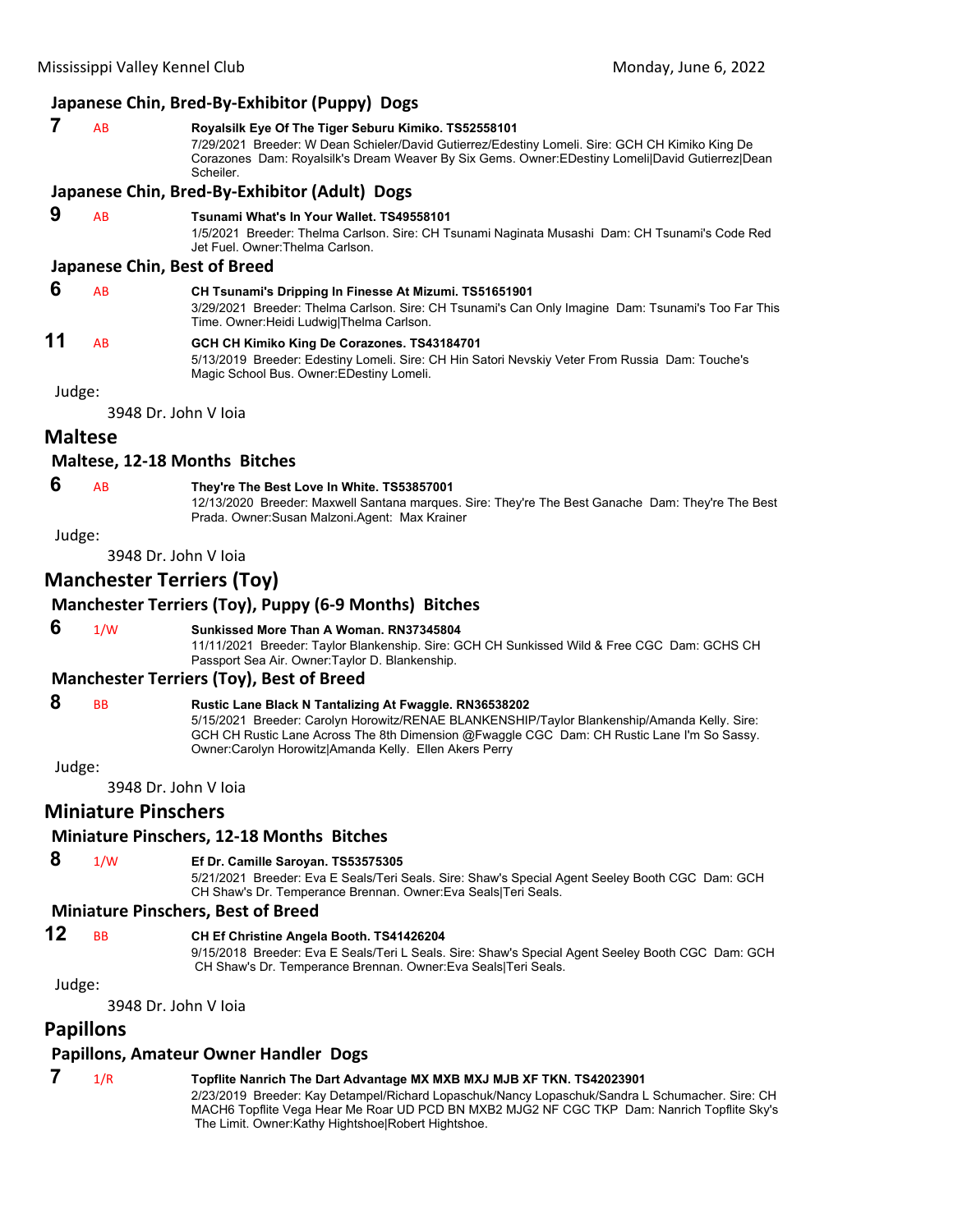### Japanese Chin, Bred-By-Exhibitor (Puppy) Dogs

**7** AB **Royalsilk Eye Of The Tiger Seburu Kimiko. TS52558101**
7/29/2021 Breeder: W Dean Schieler/David Gutierrez/Edestiny Lomeli. Sire: GCH CH Kimiko King De Corazones Dam: Royalsilk's Dream Weaver By Six Gems. Owner:EDestiny Lomeli|David Gutierrez|Dean Scheiler.

### Japanese Chin, Bred-By-Exhibitor (Adult) Dogs

**9** AB **Tsunami What's In Your Wallet. TS49558101**
1/5/2021 Breeder: Thelma Carlson. Sire: CH Tsunami Naginata Musashi Dam: CH Tsunami's Code Red Jet Fuel. Owner:Thelma Carlson.

### Japanese Chin, Best of Breed

**6** AB **CH Tsunami's Dripping In Finesse At Mizumi. TS51651901**
3/29/2021 Breeder: Thelma Carlson. Sire: CH Tsunami's Can Only Imagine Dam: Tsunami's Too Far This Time. Owner:Heidi Ludwig|Thelma Carlson.

**11** AB **GCH CH Kimiko King De Corazones. TS43184701**
5/13/2019 Breeder: Edestiny Lomeli. Sire: CH Hin Satori Nevskiy Veter From Russia Dam: Touche's Magic School Bus. Owner:EDestiny Lomeli.

Judge:

3948 Dr. John V Ioia

## Maltese

### Maltese, 12-18 Months Bitches

**6** AB **They're The Best Love In White. TS53857001**
12/13/2020 Breeder: Maxwell Santana marques. Sire: They're The Best Ganache Dam: They're The Best Prada. Owner:Susan Malzoni.Agent: Max Krainer

Judge:

3948 Dr. John V Ioia

## Manchester Terriers (Toy)

### Manchester Terriers (Toy), Puppy (6-9 Months) Bitches

**6** 1/W **Sunkissed More Than A Woman. RN37345804**
11/11/2021 Breeder: Taylor Blankenship. Sire: GCH CH Sunkissed Wild & Free CGC Dam: GCHS CH Passport Sea Air. Owner:Taylor D. Blankenship.

### Manchester Terriers (Toy), Best of Breed

**8** BB **Rustic Lane Black N Tantalizing At Fwaggle. RN36538202**
5/15/2021 Breeder: Carolyn Horowitz/RENAE BLANKENSHIP/Taylor Blankenship/Amanda Kelly. Sire: GCH CH Rustic Lane Across The 8th Dimension @Fwaggle CGC Dam: CH Rustic Lane I'm So Sassy. Owner:Carolyn Horowitz|Amanda Kelly. Ellen Akers Perry

Judge:

3948 Dr. John V Ioia

## Miniature Pinschers

### Miniature Pinschers, 12-18 Months Bitches

**8** 1/W **Ef Dr. Camille Saroyan. TS53575305**
5/21/2021 Breeder: Eva E Seals/Teri Seals. Sire: Shaw's Special Agent Seeley Booth CGC Dam: GCH CH Shaw's Dr. Temperance Brennan. Owner:Eva Seals|Teri Seals.

### Miniature Pinschers, Best of Breed

**12** BB **CH Ef Christine Angela Booth. TS41426204**
9/15/2018 Breeder: Eva E Seals/Teri L Seals. Sire: Shaw's Special Agent Seeley Booth CGC Dam: GCH CH Shaw's Dr. Temperance Brennan. Owner:Eva Seals|Teri Seals.

Judge:

3948 Dr. John V Ioia

## Papillons

### Papillons, Amateur Owner Handler Dogs

**7** 1/R **Topflite Nanrich The Dart Advantage MX MXB MXJ MJB XF TKN. TS42023901**
2/23/2019 Breeder: Kay Detampel/Richard Lopaschuk/Nancy Lopaschuk/Sandra L Schumacher. Sire: CH MACH6 Topflite Vega Hear Me Roar UD PCD BN MXB2 MJG2 NF CGC TKP Dam: Nanrich Topflite Sky's The Limit. Owner:Kathy Hightshoe|Robert Hightshoe.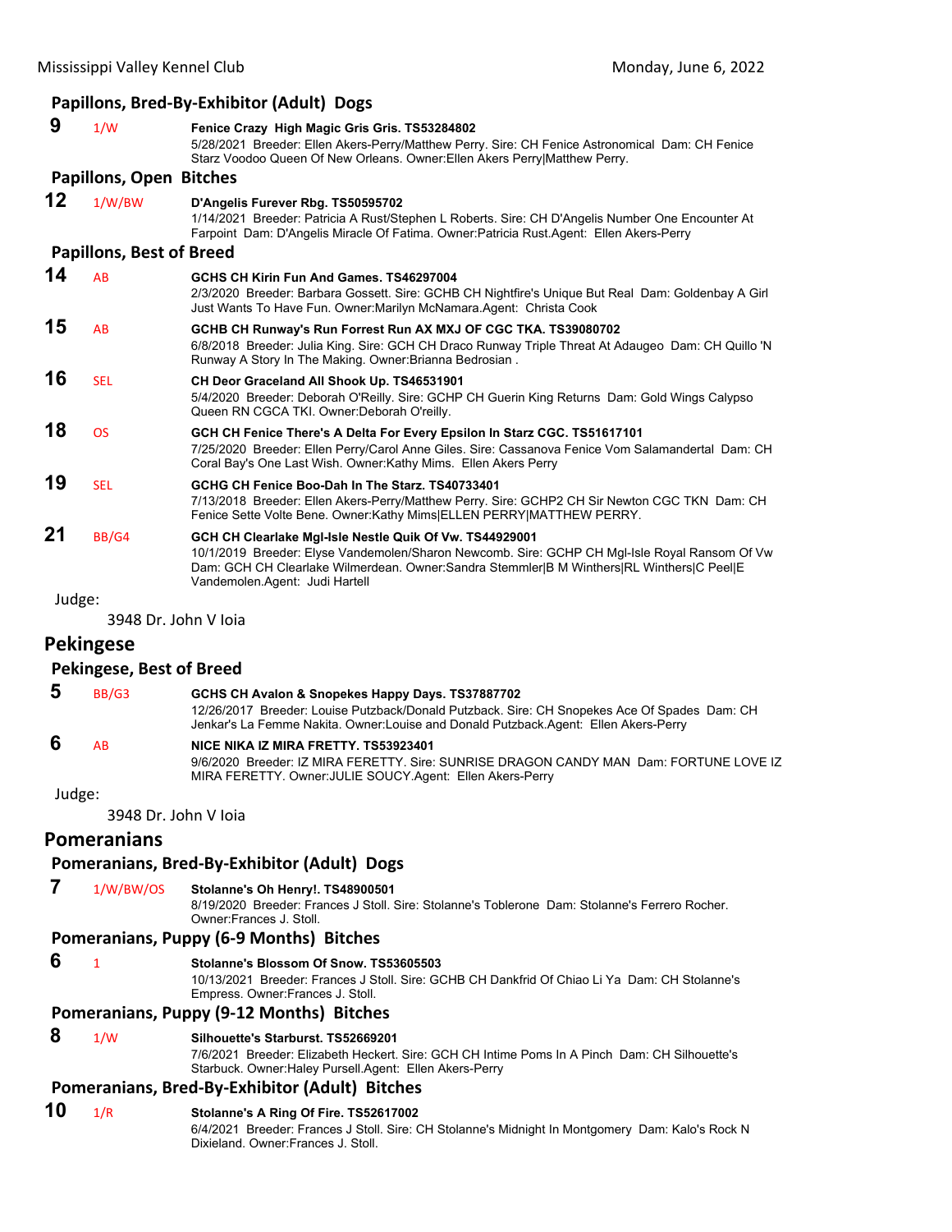### Papillons, Bred-By-Exhibitor (Adult) Dogs

**9** 1/W **Fenice Crazy High Magic Gris Gris. TS53284802**
5/28/2021 Breeder: Ellen Akers-Perry/Matthew Perry. Sire: CH Fenice Astronomical Dam: CH Fenice Starz Voodoo Queen Of New Orleans. Owner:Ellen Akers Perry|Matthew Perry.

### Papillons, Open Bitches

**12** 1/W/BW **D'Angelis Furever Rbg. TS50595702**
1/14/2021 Breeder: Patricia A Rust/Stephen L Roberts. Sire: CH D'Angelis Number One Encounter At Farpoint Dam: D'Angelis Miracle Of Fatima. Owner:Patricia Rust.Agent: Ellen Akers-Perry

### Papillons, Best of Breed

**14** AB **GCHS CH Kirin Fun And Games. TS46297004**
2/3/2020 Breeder: Barbara Gossett. Sire: GCHB CH Nightfire's Unique But Real Dam: Goldenbay A Girl Just Wants To Have Fun. Owner:Marilyn McNamara.Agent: Christa Cook

**15** AB **GCHB CH Runway's Run Forrest Run AX MXJ OF CGC TKA. TS39080702**
6/8/2018 Breeder: Julia King. Sire: GCH CH Draco Runway Triple Threat At Adaugeo Dam: CH Quillo 'N Runway A Story In The Making. Owner:Brianna Bedrosian .

**16** SEL **CH Deor Graceland All Shook Up. TS46531901**
5/4/2020 Breeder: Deborah O'Reilly. Sire: GCHP CH Guerin King Returns Dam: Gold Wings Calypso Queen RN CGCA TKI. Owner:Deborah O'reilly.

**18** OS **GCH CH Fenice There's A Delta For Every Epsilon In Starz CGC. TS51617101**
7/25/2020 Breeder: Ellen Perry/Carol Anne Giles. Sire: Cassanova Fenice Vom Salamandertal Dam: CH Coral Bay's One Last Wish. Owner:Kathy Mims. Ellen Akers Perry

**19** SEL **GCHG CH Fenice Boo-Dah In The Starz. TS40733401**
7/13/2018 Breeder: Ellen Akers-Perry/Matthew Perry. Sire: GCHP2 CH Sir Newton CGC TKN Dam: CH Fenice Sette Volte Bene. Owner:Kathy Mims|ELLEN PERRY|MATTHEW PERRY.

**21** BB/G4 **GCH CH Clearlake Mgl-Isle Nestle Quik Of Vw. TS44929001**
10/1/2019 Breeder: Elyse Vandemolen/Sharon Newcomb. Sire: GCHP CH Mgl-Isle Royal Ransom Of Vw Dam: GCH CH Clearlake Wilmerdean. Owner:Sandra Stemmler|B M Winthers|RL Winthers|C Peel|E Vandemolen.Agent: Judi Hartell

Judge:
3948 Dr. John V Ioia

## Pekingese

### Pekingese, Best of Breed

**5** BB/G3 **GCHS CH Avalon & Snopekes Happy Days. TS37887702**
12/26/2017 Breeder: Louise Putzback/Donald Putzback. Sire: CH Snopekes Ace Of Spades Dam: CH Jenkar's La Femme Nakita. Owner:Louise and Donald Putzback.Agent: Ellen Akers-Perry

**6** AB **NICE NIKA IZ MIRA FRETTY. TS53923401**
9/6/2020 Breeder: IZ MIRA FERETTY. Sire: SUNRISE DRAGON CANDY MAN Dam: FORTUNE LOVE IZ MIRA FERETTY. Owner:JULIE SOUCY.Agent: Ellen Akers-Perry

Judge:
3948 Dr. John V Ioia

## Pomeranians

### Pomeranians, Bred-By-Exhibitor (Adult) Dogs

**7** 1/W/BW/OS **Stolanne's Oh Henry!. TS48900501**
8/19/2020 Breeder: Frances J Stoll. Sire: Stolanne's Toblerone Dam: Stolanne's Ferrero Rocher. Owner:Frances J. Stoll.

### Pomeranians, Puppy (6-9 Months) Bitches

**6** 1 **Stolanne's Blossom Of Snow. TS53605503**
10/13/2021 Breeder: Frances J Stoll. Sire: GCHB CH Dankfrid Of Chiao Li Ya Dam: CH Stolanne's Empress. Owner:Frances J. Stoll.

### Pomeranians, Puppy (9-12 Months) Bitches

**8** 1/W **Silhouette's Starburst. TS52669201**
7/6/2021 Breeder: Elizabeth Heckert. Sire: GCH CH Intime Poms In A Pinch Dam: CH Silhouette's Starbuck. Owner:Haley Pursell.Agent: Ellen Akers-Perry

### Pomeranians, Bred-By-Exhibitor (Adult) Bitches

**10** 1/R **Stolanne's A Ring Of Fire. TS52617002**
6/4/2021 Breeder: Frances J Stoll. Sire: CH Stolanne's Midnight In Montgomery Dam: Kalo's Rock N Dixieland. Owner:Frances J. Stoll.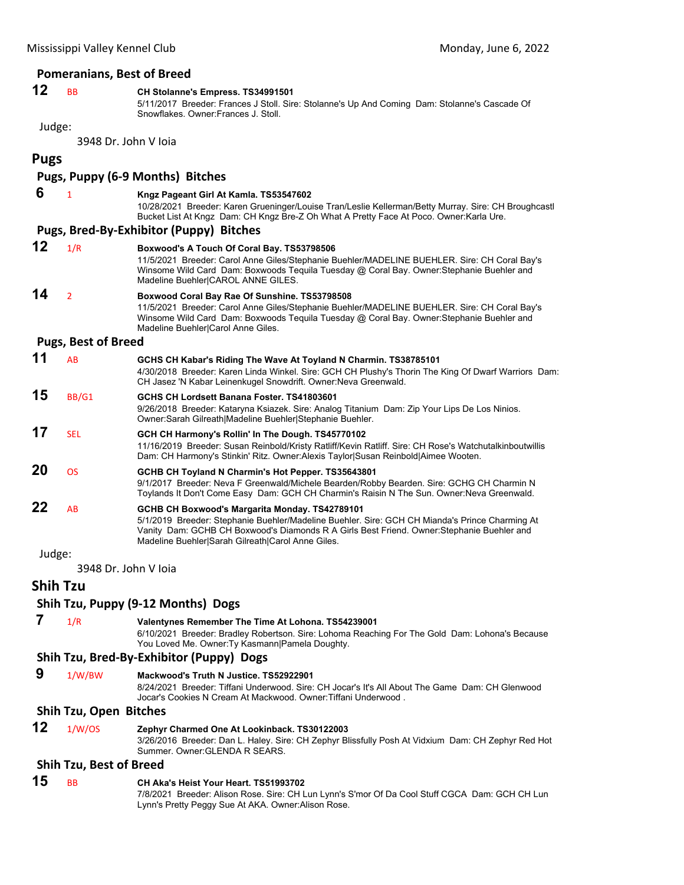### Pomeranians, Best of Breed

**12** BB **CH Stolanne's Empress. TS34991501**
5/11/2017 Breeder: Frances J Stoll. Sire: Stolanne's Up And Coming Dam: Stolanne's Cascade Of Snowflakes. Owner:Frances J. Stoll.

Judge:

3948 Dr. John V Ioia

## Pugs

### Pugs, Puppy (6-9 Months) Bitches

**6** 1 **Kngz Pageant Girl At Kamla. TS53547602**
10/28/2021 Breeder: Karen Grueninger/Louise Tran/Leslie Kellerman/Betty Murray. Sire: CH Broughcastl Bucket List At Kngz Dam: CH Kngz Bre-Z Oh What A Pretty Face At Poco. Owner:Karla Ure.

### Pugs, Bred-By-Exhibitor (Puppy) Bitches

**12** 1/R **Boxwood's A Touch Of Coral Bay. TS53798506**
11/5/2021 Breeder: Carol Anne Giles/Stephanie Buehler/MADELINE BUEHLER. Sire: CH Coral Bay's Winsome Wild Card Dam: Boxwoods Tequila Tuesday @ Coral Bay. Owner:Stephanie Buehler and Madeline Buehler|CAROL ANNE GILES.

**14** 2 **Boxwood Coral Bay Rae Of Sunshine. TS53798508**
11/5/2021 Breeder: Carol Anne Giles/Stephanie Buehler/MADELINE BUEHLER. Sire: CH Coral Bay's Winsome Wild Card Dam: Boxwoods Tequila Tuesday @ Coral Bay. Owner:Stephanie Buehler and Madeline Buehler|Carol Anne Giles.

### Pugs, Best of Breed

**11** AB **GCHS CH Kabar's Riding The Wave At Toyland N Charmin. TS38785101**
4/30/2018 Breeder: Karen Linda Winkel. Sire: GCH CH Plushy's Thorin The King Of Dwarf Warriors Dam: CH Jasez 'N Kabar Leinenkugel Snowdrift. Owner:Neva Greenwald.

**15** BB/G1 **GCHS CH Lordsett Banana Foster. TS41803601**
9/26/2018 Breeder: Kataryna Ksiazek. Sire: Analog Titanium Dam: Zip Your Lips De Los Ninios. Owner:Sarah Gilreath|Madeline Buehler|Stephanie Buehler.

**17** SEL **GCH CH Harmony's Rollin' In The Dough. TS45770102**
11/16/2019 Breeder: Susan Reinbold/Kristy Ratliff/Kevin Ratliff. Sire: CH Rose's Watchutalkinboutwillis Dam: CH Harmony's Stinkin' Ritz. Owner:Alexis Taylor|Susan Reinbold|Aimee Wooten.

**20** OS **GCHB CH Toyland N Charmin's Hot Pepper. TS35643801**
9/1/2017 Breeder: Neva F Greenwald/Michele Bearden/Robby Bearden. Sire: GCHG CH Charmin N Toylands It Don't Come Easy Dam: GCH CH Charmin's Raisin N The Sun. Owner:Neva Greenwald.

**22** AB **GCHB CH Boxwood's Margarita Monday. TS42789101**
5/1/2019 Breeder: Stephanie Buehler/Madeline Buehler. Sire: GCH CH Mianda's Prince Charming At Vanity Dam: GCHB CH Boxwood's Diamonds R A Girls Best Friend. Owner:Stephanie Buehler and Madeline Buehler|Sarah Gilreath|Carol Anne Giles.

Judge:

3948 Dr. John V Ioia

## Shih Tzu

### Shih Tzu, Puppy (9-12 Months) Dogs

**7** 1/R **Valentynes Remember The Time At Lohona. TS54239001**
6/10/2021 Breeder: Bradley Robertson. Sire: Lohoma Reaching For The Gold Dam: Lohona's Because You Loved Me. Owner:Ty Kasmann|Pamela Doughty.

### Shih Tzu, Bred-By-Exhibitor (Puppy) Dogs

**9** 1/W/BW **Mackwood's Truth N Justice. TS52922901**
8/24/2021 Breeder: Tiffani Underwood. Sire: CH Jocar's It's All About The Game Dam: CH Glenwood Jocar's Cookies N Cream At Mackwood. Owner:Tiffani Underwood .

### Shih Tzu, Open Bitches

**12** 1/W/OS **Zephyr Charmed One At Lookinback. TS30122003**
3/26/2016 Breeder: Dan L. Haley. Sire: CH Zephyr Blissfully Posh At Vidxium Dam: CH Zephyr Red Hot Summer. Owner:GLENDA R SEARS.

### Shih Tzu, Best of Breed

**15** BB **CH Aka's Heist Your Heart. TS51993702**
7/8/2021 Breeder: Alison Rose. Sire: CH Lun Lynn's S'mor Of Da Cool Stuff CGCA Dam: GCH CH Lun Lynn's Pretty Peggy Sue At AKA. Owner:Alison Rose.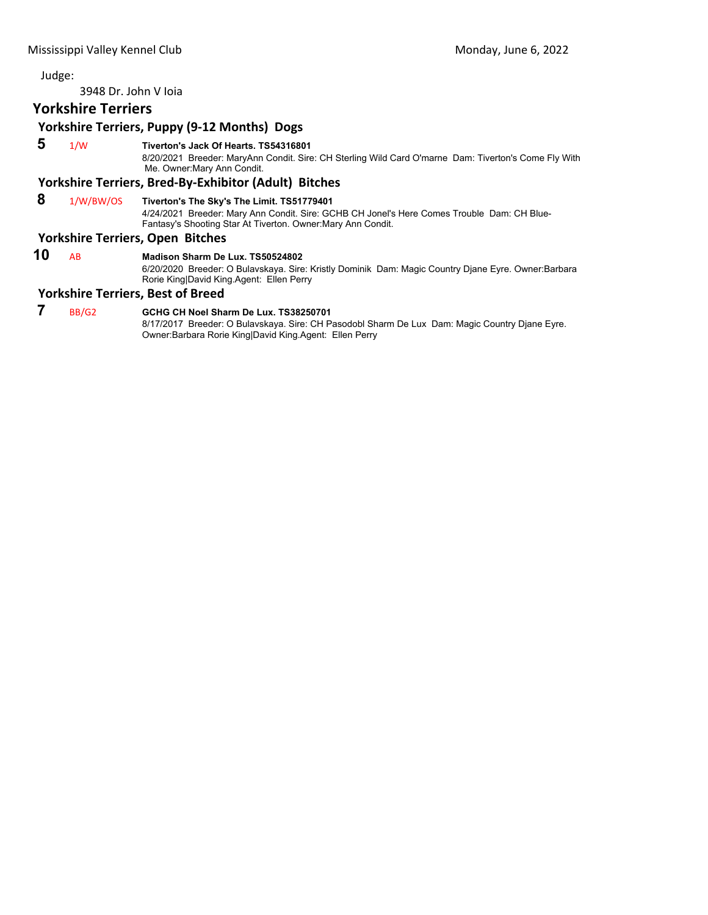Judge:

3948 Dr. John V Ioia

## Yorkshire Terriers

### Yorkshire Terriers, Puppy (9-12 Months) Dogs

**5** 1/W **Tiverton's Jack Of Hearts. TS54316801**
8/20/2021 Breeder: MaryAnn Condit. Sire: CH Sterling Wild Card O'marne Dam: Tiverton's Come Fly With Me. Owner:Mary Ann Condit.

### Yorkshire Terriers, Bred-By-Exhibitor (Adult) Bitches

**8** 1/W/BW/OS **Tiverton's The Sky's The Limit. TS51779401**
4/24/2021 Breeder: Mary Ann Condit. Sire: GCHB CH Jonel's Here Comes Trouble Dam: CH Blue-Fantasy's Shooting Star At Tiverton. Owner:Mary Ann Condit.

### Yorkshire Terriers, Open Bitches

**10** AB **Madison Sharm De Lux. TS50524802**
6/20/2020 Breeder: O Bulavskaya. Sire: Kristly Dominik Dam: Magic Country Djane Eyre. Owner:Barbara Rorie King|David King.Agent: Ellen Perry

### Yorkshire Terriers, Best of Breed

**7** BB/G2 **GCHG CH Noel Sharm De Lux. TS38250701**
8/17/2017 Breeder: O Bulavskaya. Sire: CH Pasodobl Sharm De Lux Dam: Magic Country Djane Eyre. Owner:Barbara Rorie King|David King.Agent: Ellen Perry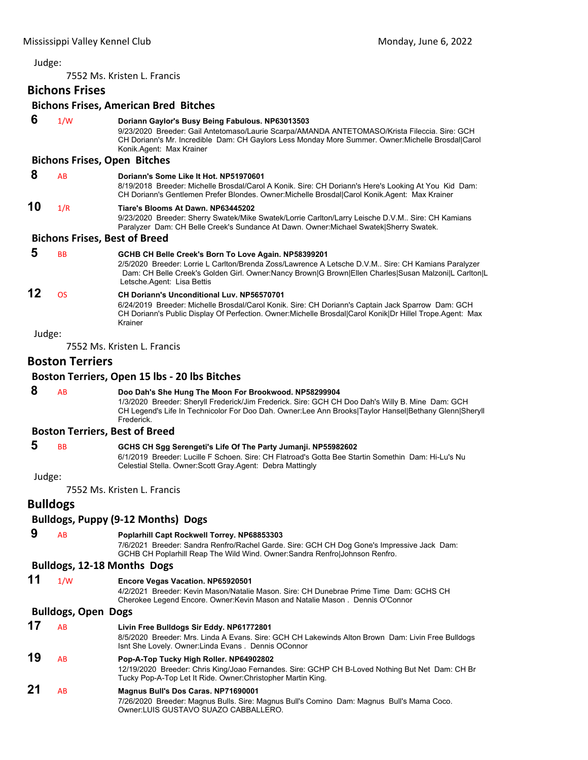Judge:

7552 Ms. Kristen L. Francis

## Bichons Frises

### Bichons Frises, American Bred Bitches

**6** 1/W **Doriann Gaylor's Busy Being Fabulous. NP63013503**
9/23/2020 Breeder: Gail Antetomaso/Laurie Scarpa/AMANDA ANTETOMASO/Krista Fileccia. Sire: GCH CH Doriann's Mr. Incredible Dam: CH Gaylors Less Monday More Summer. Owner:Michelle Brosdal|Carol Konik.Agent: Max Krainer

### Bichons Frises, Open Bitches

**8** AB **Doriann's Some Like It Hot. NP51970601**
8/19/2018 Breeder: Michelle Brosdal/Carol A Konik. Sire: CH Doriann's Here's Looking At You Kid Dam: CH Doriann's Gentlemen Prefer Blondes. Owner:Michelle Brosdal|Carol Konik.Agent: Max Krainer

**10** 1/R **Tiare's Blooms At Dawn. NP63445202**
9/23/2020 Breeder: Sherry Swatek/Mike Swatek/Lorrie Carlton/Larry Leische D.V.M.. Sire: CH Kamians Paralyzer Dam: CH Belle Creek's Sundance At Dawn. Owner:Michael Swatek|Sherry Swatek.

### Bichons Frises, Best of Breed

**5** BB **GCHB CH Belle Creek's Born To Love Again. NP58399201**
2/5/2020 Breeder: Lorrie L Carlton/Brenda Zoss/Lawrence A Letsche D.V.M.. Sire: CH Kamians Paralyzer Dam: CH Belle Creek's Golden Girl. Owner:Nancy Brown|G Brown|Ellen Charles|Susan Malzoni|L Carlton|L Letsche.Agent: Lisa Bettis

**12** OS **CH Doriann's Unconditional Luv. NP56570701**
6/24/2019 Breeder: Michelle Brosdal/Carol Konik. Sire: CH Doriann's Captain Jack Sparrow Dam: GCH CH Doriann's Public Display Of Perfection. Owner:Michelle Brosdal|Carol Konik|Dr Hillel Trope.Agent: Max Krainer

Judge:

7552 Ms. Kristen L. Francis

## Boston Terriers

### Boston Terriers, Open 15 lbs - 20 lbs Bitches

**8** AB **Doo Dah's She Hung The Moon For Brookwood. NP58299904**
1/3/2020 Breeder: Sheryll Frederick/Jim Frederick. Sire: GCH CH Doo Dah's Willy B. Mine Dam: GCH CH Legend's Life In Technicolor For Doo Dah. Owner:Lee Ann Brooks|Taylor Hansel|Bethany Glenn|Sheryll Frederick.

### Boston Terriers, Best of Breed

**5** BB **GCHS CH Sgg Serengeti's Life Of The Party Jumanji. NP55982602**
6/1/2019 Breeder: Lucille F Schoen. Sire: CH Flatroad's Gotta Bee Startin Somethin Dam: Hi-Lu's Nu Celestial Stella. Owner:Scott Gray.Agent: Debra Mattingly

Judge:

7552 Ms. Kristen L. Francis

## Bulldogs

### Bulldogs, Puppy (9-12 Months) Dogs

**9** AB **Poplarhill Capt Rockwell Torrey. NP68853303**
7/6/2021 Breeder: Sandra Renfro/Rachel Garde. Sire: GCH CH Dog Gone's Impressive Jack Dam: GCHB CH Poplarhill Reap The Wild Wind. Owner:Sandra Renfro|Johnson Renfro.

### Bulldogs, 12-18 Months Dogs

**11** 1/W **Encore Vegas Vacation. NP65920501**
4/2/2021 Breeder: Kevin Mason/Natalie Mason. Sire: CH Dunebrae Prime Time Dam: GCHS CH Cherokee Legend Encore. Owner:Kevin Mason and Natalie Mason . Dennis O'Connor

### Bulldogs, Open Dogs

**17** AB **Livin Free Bulldogs Sir Eddy. NP61772801**
8/5/2020 Breeder: Mrs. Linda A Evans. Sire: GCH CH Lakewinds Alton Brown Dam: Livin Free Bulldogs Isnt She Lovely. Owner:Linda Evans . Dennis OConnor

**19** AB **Pop-A-Top Tucky High Roller. NP64902802**
12/19/2020 Breeder: Chris King/Joao Fernandes. Sire: GCHP CH B-Loved Nothing But Net Dam: CH Br Tucky Pop-A-Top Let It Ride. Owner:Christopher Martin King.

**21** AB **Magnus Bull's Dos Caras. NP71690001**
7/26/2020 Breeder: Magnus Bulls. Sire: Magnus Bull's Comino Dam: Magnus Bull's Mama Coco. Owner:LUIS GUSTAVO SUAZO CABBALLERO.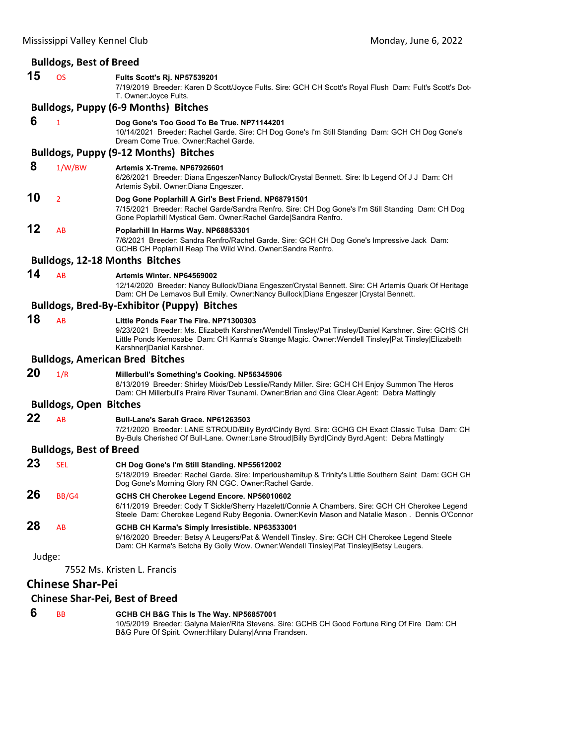### Bulldogs, Best of Breed

**15** OS **Fults Scott's Rj. NP57539201**
7/19/2019 Breeder: Karen D Scott/Joyce Fults. Sire: GCH CH Scott's Royal Flush Dam: Fult's Scott's Dot-T. Owner:Joyce Fults.

### Bulldogs, Puppy (6-9 Months) Bitches

**6** 1 **Dog Gone's Too Good To Be True. NP71144201**
10/14/2021 Breeder: Rachel Garde. Sire: CH Dog Gone's I'm Still Standing Dam: GCH CH Dog Gone's Dream Come True. Owner:Rachel Garde.

### Bulldogs, Puppy (9-12 Months) Bitches

**8** 1/W/BW **Artemis X-Treme. NP67926601**
6/26/2021 Breeder: Diana Engeszer/Nancy Bullock/Crystal Bennett. Sire: Ib Legend Of J J Dam: CH Artemis Sybil. Owner:Diana Engeszer.

**10** 2 **Dog Gone Poplarhill A Girl's Best Friend. NP68791501**
7/15/2021 Breeder: Rachel Garde/Sandra Renfro. Sire: CH Dog Gone's I'm Still Standing Dam: CH Dog Gone Poplarhill Mystical Gem. Owner:Rachel Garde|Sandra Renfro.

**12** AB **Poplarhill In Harms Way. NP68853301**
7/6/2021 Breeder: Sandra Renfro/Rachel Garde. Sire: GCH CH Dog Gone's Impressive Jack Dam: GCHB CH Poplarhill Reap The Wild Wind. Owner:Sandra Renfro.

### Bulldogs, 12-18 Months Bitches

**14** AB **Artemis Winter. NP64569002**
12/14/2020 Breeder: Nancy Bullock/Diana Engeszer/Crystal Bennett. Sire: CH Artemis Quark Of Heritage Dam: CH De Lemavos Bull Emily. Owner:Nancy Bullock|Diana Engeszer |Crystal Bennett.

### Bulldogs, Bred-By-Exhibitor (Puppy) Bitches

**18** AB **Little Ponds Fear The Fire. NP71300303**
9/23/2021 Breeder: Ms. Elizabeth Karshner/Wendell Tinsley/Pat Tinsley/Daniel Karshner. Sire: GCHS CH Little Ponds Kemosabe Dam: CH Karma's Strange Magic. Owner:Wendell Tinsley|Pat Tinsley|Elizabeth Karshner|Daniel Karshner.

### Bulldogs, American Bred Bitches

**20** 1/R **Millerbull's Something's Cooking. NP56345906**
8/13/2019 Breeder: Shirley Mixis/Deb Lesslie/Randy Miller. Sire: GCH CH Enjoy Summon The Heros Dam: CH Millerbull's Praire River Tsunami. Owner:Brian and Gina Clear.Agent: Debra Mattingly

### Bulldogs, Open Bitches

**22** AB **Bull-Lane's Sarah Grace. NP61263503**
7/21/2020 Breeder: LANE STROUD/Billy Byrd/Cindy Byrd. Sire: GCHG CH Exact Classic Tulsa Dam: CH By-Buls Cherished Of Bull-Lane. Owner:Lane Stroud|Billy Byrd|Cindy Byrd.Agent: Debra Mattingly

### Bulldogs, Best of Breed

**23** SEL **CH Dog Gone's I'm Still Standing. NP55612002**
5/18/2019 Breeder: Rachel Garde. Sire: Imperioushamitup & Trinity's Little Southern Saint Dam: GCH CH Dog Gone's Morning Glory RN CGC. Owner:Rachel Garde.

**26** BB/G4 **GCHS CH Cherokee Legend Encore. NP56010602**
6/11/2019 Breeder: Cody T Sickle/Sherry Hazelett/Connie A Chambers. Sire: GCH CH Cherokee Legend Steele Dam: Cherokee Legend Ruby Begonia. Owner:Kevin Mason and Natalie Mason . Dennis O'Connor

**28** AB **GCHB CH Karma's Simply Irresistible. NP63533001**
9/16/2020 Breeder: Betsy A Leugers/Pat & Wendell Tinsley. Sire: GCH CH Cherokee Legend Steele Dam: CH Karma's Betcha By Golly Wow. Owner:Wendell Tinsley|Pat Tinsley|Betsy Leugers.

Judge:

7552 Ms. Kristen L. Francis

## Chinese Shar-Pei

### Chinese Shar-Pei, Best of Breed

**6** BB **GCHB CH B&G This Is The Way. NP56857001**
10/5/2019 Breeder: Galyna Maier/Rita Stevens. Sire: GCHB CH Good Fortune Ring Of Fire Dam: CH B&G Pure Of Spirit. Owner:Hilary Dulany|Anna Frandsen.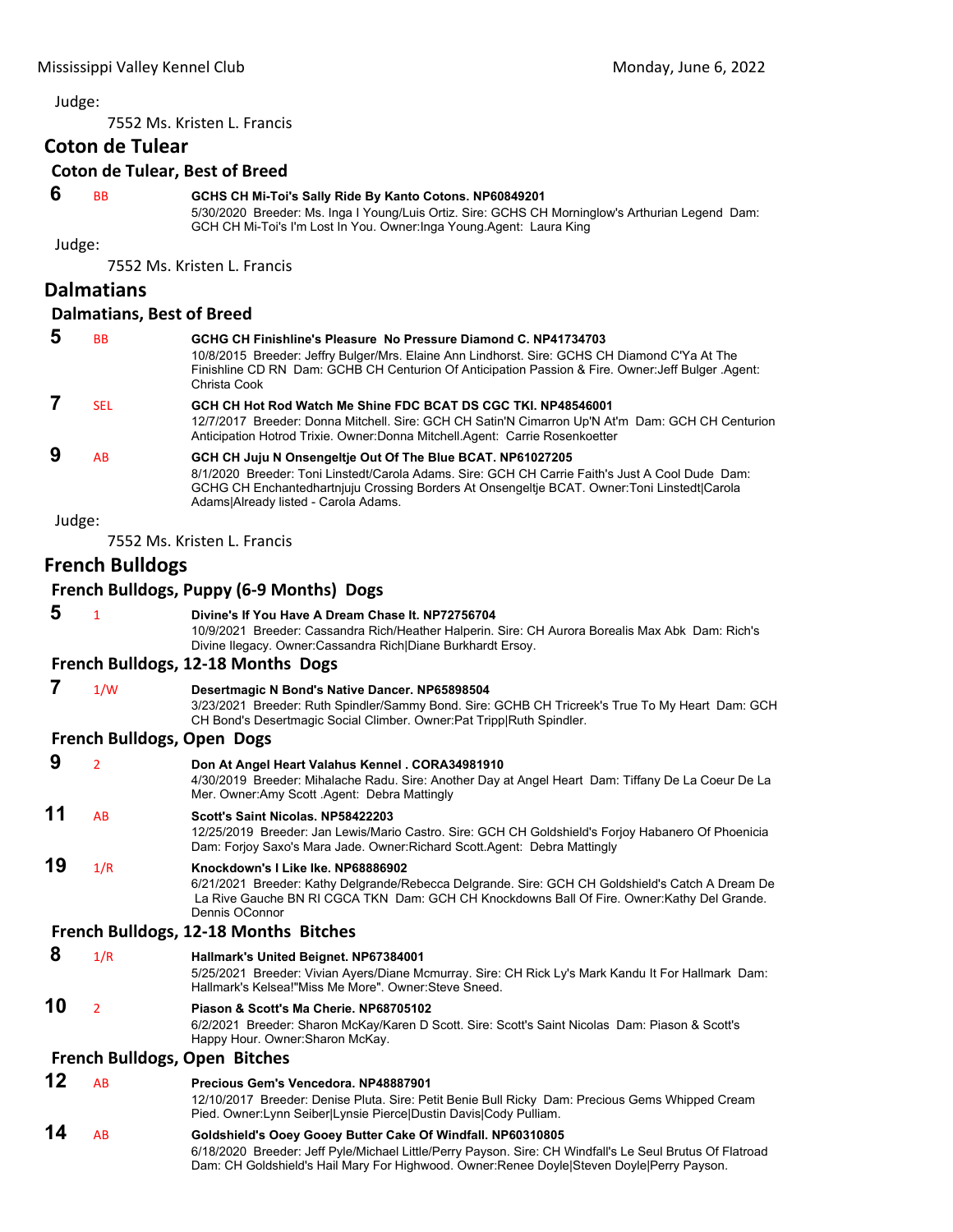Judge:

7552 Ms. Kristen L. Francis

## Coton de Tulear

### Coton de Tulear, Best of Breed

**6** BB **GCHS CH Mi-Toi's Sally Ride By Kanto Cotons. NP60849201**
5/30/2020 Breeder: Ms. Inga I Young/Luis Ortiz. Sire: GCHS CH Morninglow's Arthurian Legend Dam: GCH CH Mi-Toi's I'm Lost In You. Owner:Inga Young.Agent: Laura King

Judge:

7552 Ms. Kristen L. Francis

## Dalmatians

### Dalmatians, Best of Breed

**5** BB **GCHG CH Finishline's Pleasure No Pressure Diamond C. NP41734703**
10/8/2015 Breeder: Jeffry Bulger/Mrs. Elaine Ann Lindhorst. Sire: GCHS CH Diamond C'Ya At The Finishline CD RN Dam: GCHB CH Centurion Of Anticipation Passion & Fire. Owner:Jeff Bulger .Agent: Christa Cook

**7** SEL **GCH CH Hot Rod Watch Me Shine FDC BCAT DS CGC TKI. NP48546001**
12/7/2017 Breeder: Donna Mitchell. Sire: GCH CH Satin'N Cimarron Up'N At'm Dam: GCH CH Centurion Anticipation Hotrod Trixie. Owner:Donna Mitchell.Agent: Carrie Rosenkoetter

**9** AB **GCH CH Juju N Onsengeltje Out Of The Blue BCAT. NP61027205**
8/1/2020 Breeder: Toni Linstedt/Carola Adams. Sire: GCH CH Carrie Faith's Just A Cool Dude Dam: GCHG CH Enchantedhartnjuju Crossing Borders At Onsengeltje BCAT. Owner:Toni Linstedt|Carola Adams|Already listed - Carola Adams.

Judge:

7552 Ms. Kristen L. Francis

## French Bulldogs

### French Bulldogs, Puppy (6-9 Months) Dogs

**5** 1 **Divine's If You Have A Dream Chase It. NP72756704**
10/9/2021 Breeder: Cassandra Rich/Heather Halperin. Sire: CH Aurora Borealis Max Abk Dam: Rich's Divine Ilegacy. Owner:Cassandra Rich|Diane Burkhardt Ersoy.

### French Bulldogs, 12-18 Months Dogs

**7** 1/W **Desertmagic N Bond's Native Dancer. NP65898504**
3/23/2021 Breeder: Ruth Spindler/Sammy Bond. Sire: GCHB CH Tricreek's True To My Heart Dam: GCH CH Bond's Desertmagic Social Climber. Owner:Pat Tripp|Ruth Spindler.

### French Bulldogs, Open Dogs

**9** 2 **Don At Angel Heart Valahus Kennel . CORA34981910**
4/30/2019 Breeder: Mihalache Radu. Sire: Another Day at Angel Heart Dam: Tiffany De La Coeur De La Mer. Owner:Amy Scott .Agent: Debra Mattingly

**11** AB **Scott's Saint Nicolas. NP58422203**
12/25/2019 Breeder: Jan Lewis/Mario Castro. Sire: GCH CH Goldshield's Forjoy Habanero Of Phoenicia Dam: Forjoy Saxo's Mara Jade. Owner:Richard Scott.Agent: Debra Mattingly

**19** 1/R **Knockdown's I Like Ike. NP68886902**
6/21/2021 Breeder: Kathy Delgrande/Rebecca Delgrande. Sire: GCH CH Goldshield's Catch A Dream De La Rive Gauche BN RI CGCA TKN Dam: GCH CH Knockdowns Ball Of Fire. Owner:Kathy Del Grande. Dennis OConnor

### French Bulldogs, 12-18 Months Bitches

**8** 1/R **Hallmark's United Beignet. NP67384001**
5/25/2021 Breeder: Vivian Ayers/Diane Mcmurray. Sire: CH Rick Ly's Mark Kandu It For Hallmark Dam: Hallmark's Kelsea!"Miss Me More". Owner:Steve Sneed.

**10** 2 **Piason & Scott's Ma Cherie. NP68705102**
6/2/2021 Breeder: Sharon McKay/Karen D Scott. Sire: Scott's Saint Nicolas Dam: Piason & Scott's Happy Hour. Owner:Sharon McKay.

### French Bulldogs, Open Bitches

**12** AB **Precious Gem's Vencedora. NP48887901**
12/10/2017 Breeder: Denise Pluta. Sire: Petit Benie Bull Ricky Dam: Precious Gems Whipped Cream Pied. Owner:Lynn Seiber|Lynsie Pierce|Dustin Davis|Cody Pulliam.

**14** AB **Goldshield's Ooey Gooey Butter Cake Of Windfall. NP60310805**
6/18/2020 Breeder: Jeff Pyle/Michael Little/Perry Payson. Sire: CH Windfall's Le Seul Brutus Of Flatroad Dam: CH Goldshield's Hail Mary For Highwood. Owner:Renee Doyle|Steven Doyle|Perry Payson.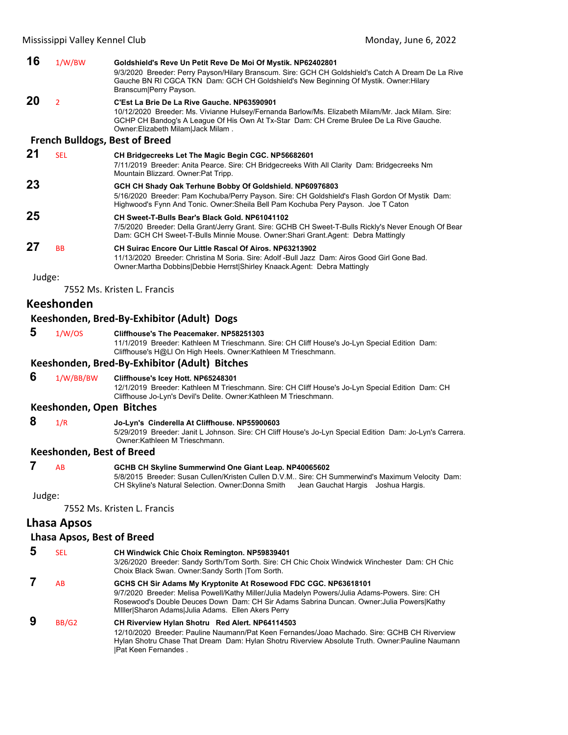**16** 1/W/BW **Goldshield's Reve Un Petit Reve De Moi Of Mystik. NP62402801**
9/3/2020 Breeder: Perry Payson/Hilary Branscum. Sire: GCH CH Goldshield's Catch A Dream De La Rive Gauche BN RI CGCA TKN Dam: GCH CH Goldshield's New Beginning Of Mystik. Owner:Hilary Branscum|Perry Payson.

**20** 2 **C'Est La Brie De La Rive Gauche. NP63590901**
10/12/2020 Breeder: Ms. Vivianne Hulsey/Fernanda Barlow/Ms. Elizabeth Milam/Mr. Jack Milam. Sire: GCHP CH Bandog's A League Of His Own At Tx-Star Dam: CH Creme Brulee De La Rive Gauche. Owner:Elizabeth Milam|Jack Milam .

### French Bulldogs, Best of Breed

**21** SEL **CH Bridgecreeks Let The Magic Begin CGC. NP56682601**
7/11/2019 Breeder: Anita Pearce. Sire: CH Bridgecreeks With All Clarity Dam: Bridgecreeks Nm Mountain Blizzard. Owner:Pat Tripp.

**23** **GCH CH Shady Oak Terhune Bobby Of Goldshield. NP60976803**
5/16/2020 Breeder: Pam Kochuba/Perry Payson. Sire: CH Goldshield's Flash Gordon Of Mystik Dam: Highwood's Fynn And Tonic. Owner:Sheila Bell Pam Kochuba Pery Payson. Joe T Caton

**25** **CH Sweet-T-Bulls Bear's Black Gold. NP61041102**
7/5/2020 Breeder: Della Grant/Jerry Grant. Sire: GCHB CH Sweet-T-Bulls Rickly's Never Enough Of Bear Dam: GCH CH Sweet-T-Bulls Minnie Mouse. Owner:Shari Grant.Agent: Debra Mattingly

**27** BB **CH Suirac Encore Our Little Rascal Of Airos. NP63213902**
11/13/2020 Breeder: Christina M Soria. Sire: Adolf -Bull Jazz Dam: Airos Good Girl Gone Bad. Owner:Martha Dobbins|Debbie Herrst|Shirley Knaack.Agent: Debra Mattingly

Judge:

7552 Ms. Kristen L. Francis

## Keeshonden

### Keeshonden, Bred-By-Exhibitor (Adult) Dogs

**5** 1/W/OS **Cliffhouse's The Peacemaker. NP58251303**
11/1/2019 Breeder: Kathleen M Trieschmann. Sire: CH Cliff House's Jo-Lyn Special Edition Dam: Cliffhouse's H@LI On High Heels. Owner:Kathleen M Trieschmann.

### Keeshonden, Bred-By-Exhibitor (Adult) Bitches

**6** 1/W/BB/BW **Cliffhouse's Icey Hott. NP65248301**
12/1/2019 Breeder: Kathleen M Trieschmann. Sire: CH Cliff House's Jo-Lyn Special Edition Dam: CH Cliffhouse Jo-Lyn's Devil's Delite. Owner:Kathleen M Trieschmann.

### Keeshonden, Open Bitches

**8** 1/R **Jo-Lyn's Cinderella At Cliffhouse. NP55900603**
5/29/2019 Breeder: Janit L Johnson. Sire: CH Cliff House's Jo-Lyn Special Edition Dam: Jo-Lyn's Carrera. Owner:Kathleen M Trieschmann.

### Keeshonden, Best of Breed

**7** AB **GCHB CH Skyline Summerwind One Giant Leap. NP40065602**
5/8/2015 Breeder: Susan Cullen/Kristen Cullen D.V.M.. Sire: CH Summerwind's Maximum Velocity Dam: CH Skyline's Natural Selection. Owner:Donna Smith Jean Gauchat Hargis Joshua Hargis.

Judge:

7552 Ms. Kristen L. Francis

## Lhasa Apsos

### Lhasa Apsos, Best of Breed

**5** SEL **CH Windwick Chic Choix Remington. NP59839401**
3/26/2020 Breeder: Sandy Sorth/Tom Sorth. Sire: CH Chic Choix Windwick Winchester Dam: CH Chic Choix Black Swan. Owner:Sandy Sorth |Tom Sorth.

**7** AB **GCHS CH Sir Adams My Kryptonite At Rosewood FDC CGC. NP63618101**
9/7/2020 Breeder: Melisa Powell/Kathy Miller/Julia Madelyn Powers/Julia Adams-Powers. Sire: CH Rosewood's Double Deuces Down Dam: CH Sir Adams Sabrina Duncan. Owner:Julia Powers|Kathy MIller|Sharon Adams|Julia Adams. Ellen Akers Perry

**9** BB/G2 **CH Riverview Hylan Shotru Red Alert. NP64114503**
12/10/2020 Breeder: Pauline Naumann/Pat Keen Fernandes/Joao Machado. Sire: GCHB CH Riverview Hylan Shotru Chase That Dream Dam: Hylan Shotru Riverview Absolute Truth. Owner:Pauline Naumann |Pat Keen Fernandes .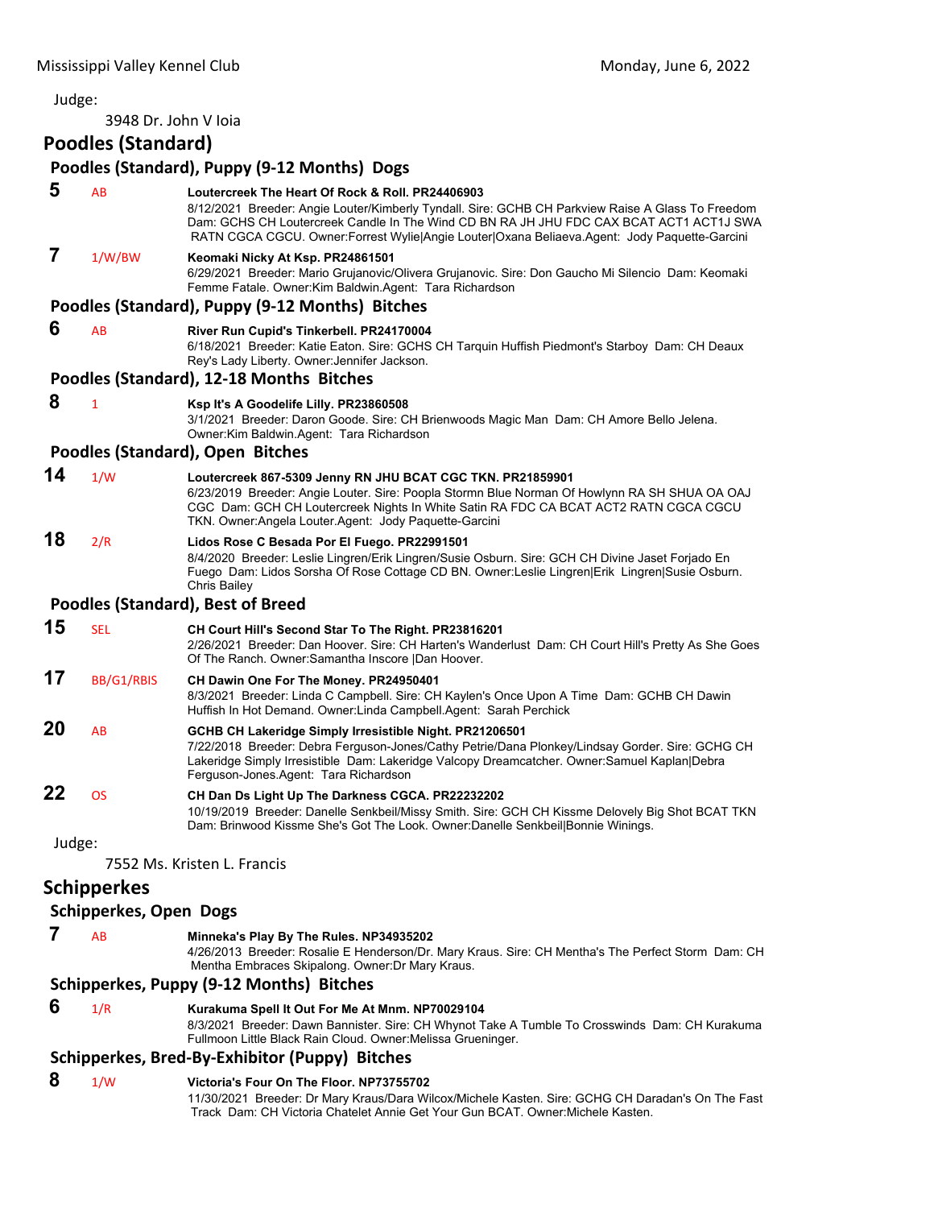Judge:

3948 Dr. John V Ioia

## Poodles (Standard)

### Poodles (Standard), Puppy (9-12 Months) Dogs

**5** AB **Loutercreek The Heart Of Rock & Roll. PR24406903**
8/12/2021 Breeder: Angie Louter/Kimberly Tyndall. Sire: GCHB CH Parkview Raise A Glass To Freedom Dam: GCHS CH Loutercreek Candle In The Wind CD BN RA JH JHU FDC CAX BCAT ACT1 ACT1J SWA RATN CGCA CGCU. Owner:Forrest Wylie|Angie Louter|Oxana Beliaeva.Agent: Jody Paquette-Garcini

**7** 1/W/BW **Keomaki Nicky At Ksp. PR24861501**
6/29/2021 Breeder: Mario Grujanovic/Olivera Grujanovic. Sire: Don Gaucho Mi Silencio Dam: Keomaki Femme Fatale. Owner:Kim Baldwin.Agent: Tara Richardson

### Poodles (Standard), Puppy (9-12 Months) Bitches

**6** AB **River Run Cupid's Tinkerbell. PR24170004**
6/18/2021 Breeder: Katie Eaton. Sire: GCHS CH Tarquin Huffish Piedmont's Starboy Dam: CH Deaux Rey's Lady Liberty. Owner:Jennifer Jackson.

### Poodles (Standard), 12-18 Months Bitches

**8** 1 **Ksp It's A Goodelife Lilly. PR23860508**
3/1/2021 Breeder: Daron Goode. Sire: CH Brienwoods Magic Man Dam: CH Amore Bello Jelena. Owner:Kim Baldwin.Agent: Tara Richardson

### Poodles (Standard), Open Bitches

**14** 1/W **Loutercreek 867-5309 Jenny RN JHU BCAT CGC TKN. PR21859901**
6/23/2019 Breeder: Angie Louter. Sire: Poopla Stormn Blue Norman Of Howlynn RA SH SHUA OA OAJ CGC Dam: GCH CH Loutercreek Nights In White Satin RA FDC CA BCAT ACT2 RATN CGCA CGCU TKN. Owner:Angela Louter.Agent: Jody Paquette-Garcini

**18** 2/R **Lidos Rose C Besada Por El Fuego. PR22991501**
8/4/2020 Breeder: Leslie Lingren/Erik Lingren/Susie Osburn. Sire: GCH CH Divine Jaset Forjado En Fuego Dam: Lidos Sorsha Of Rose Cottage CD BN. Owner:Leslie Lingren|Erik Lingren|Susie Osburn. Chris Bailey

### Poodles (Standard), Best of Breed

**15** SEL **CH Court Hill's Second Star To The Right. PR23816201**
2/26/2021 Breeder: Dan Hoover. Sire: CH Harten's Wanderlust Dam: CH Court Hill's Pretty As She Goes Of The Ranch. Owner:Samantha Inscore |Dan Hoover.

**17** BB/G1/RBIS **CH Dawin One For The Money. PR24950401**
8/3/2021 Breeder: Linda C Campbell. Sire: CH Kaylen's Once Upon A Time Dam: GCHB CH Dawin Huffish In Hot Demand. Owner:Linda Campbell.Agent: Sarah Perchick

**20** AB **GCHB CH Lakeridge Simply Irresistible Night. PR21206501**
7/22/2018 Breeder: Debra Ferguson-Jones/Cathy Petrie/Dana Plonkey/Lindsay Gorder. Sire: GCHG CH Lakeridge Simply Irresistible Dam: Lakeridge Valcopy Dreamcatcher. Owner:Samuel Kaplan|Debra Ferguson-Jones.Agent: Tara Richardson

**22** OS **CH Dan Ds Light Up The Darkness CGCA. PR22232202**
10/19/2019 Breeder: Danelle Senkbeil/Missy Smith. Sire: GCH CH Kissme Delovely Big Shot BCAT TKN Dam: Brinwood Kissme She's Got The Look. Owner:Danelle Senkbeil|Bonnie Winings.

Judge:

7552 Ms. Kristen L. Francis

## Schipperkes

### Schipperkes, Open Dogs

**7** AB **Minneka's Play By The Rules. NP34935202**
4/26/2013 Breeder: Rosalie E Henderson/Dr. Mary Kraus. Sire: CH Mentha's The Perfect Storm Dam: CH Mentha Embraces Skipalong. Owner:Dr Mary Kraus.

### Schipperkes, Puppy (9-12 Months) Bitches

**6** 1/R **Kurakuma Spell It Out For Me At Mnm. NP70029104**
8/3/2021 Breeder: Dawn Bannister. Sire: CH Whynot Take A Tumble To Crosswinds Dam: CH Kurakuma Fullmoon Little Black Rain Cloud. Owner:Melissa Grueninger.

### Schipperkes, Bred-By-Exhibitor (Puppy) Bitches

**8** 1/W **Victoria's Four On The Floor. NP73755702**
11/30/2021 Breeder: Dr Mary Kraus/Dara Wilcox/Michele Kasten. Sire: GCHG CH Daradan's On The Fast Track Dam: CH Victoria Chatelet Annie Get Your Gun BCAT. Owner:Michele Kasten.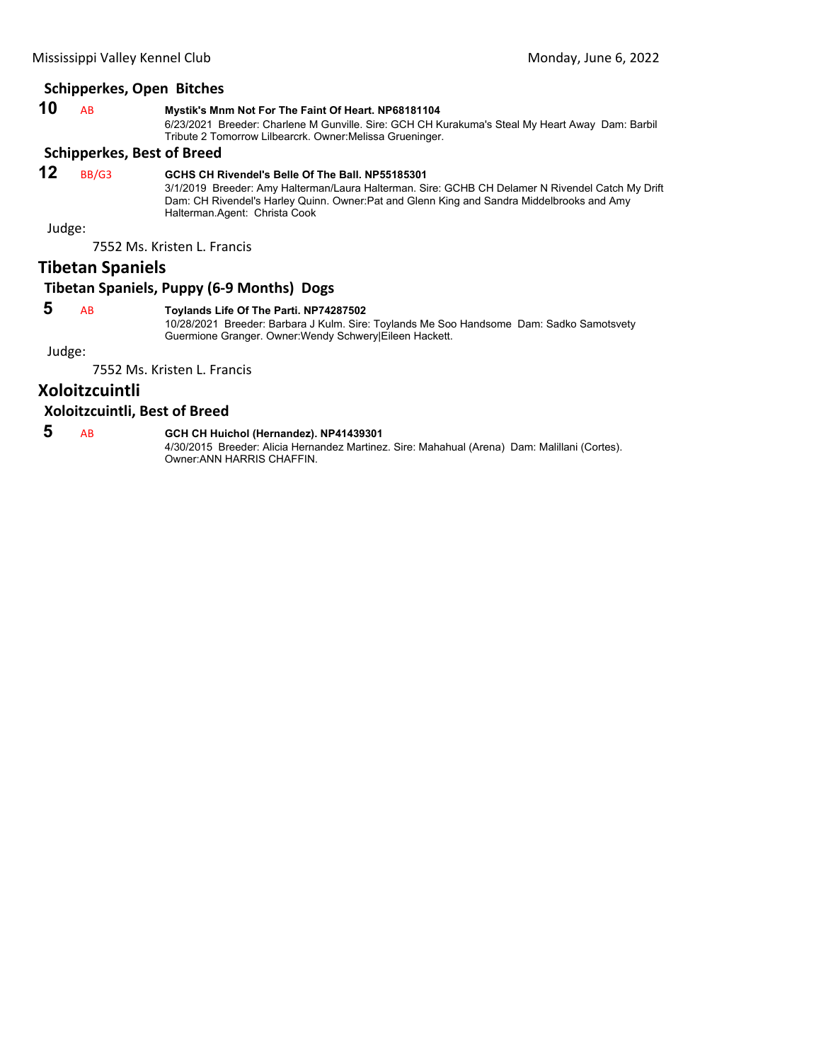### Schipperkes, Open Bitches

**10** AB **Mystik's Mnm Not For The Faint Of Heart. NP68181104**
6/23/2021 Breeder: Charlene M Gunville. Sire: GCH CH Kurakuma's Steal My Heart Away Dam: Barbil Tribute 2 Tomorrow Lilbearcrk. Owner:Melissa Grueninger.

### Schipperkes, Best of Breed

**12** BB/G3 **GCHS CH Rivendel's Belle Of The Ball. NP55185301**
3/1/2019 Breeder: Amy Halterman/Laura Halterman. Sire: GCHB CH Delamer N Rivendel Catch My Drift Dam: CH Rivendel's Harley Quinn. Owner:Pat and Glenn King and Sandra Middelbrooks and Amy Halterman.Agent: Christa Cook

Judge:

7552 Ms. Kristen L. Francis

## Tibetan Spaniels

### Tibetan Spaniels, Puppy (6-9 Months) Dogs

**5** AB **Toylands Life Of The Parti. NP74287502**
10/28/2021 Breeder: Barbara J Kulm. Sire: Toylands Me Soo Handsome Dam: Sadko Samotsvety Guermione Granger. Owner:Wendy Schwery|Eileen Hackett.

Judge:

7552 Ms. Kristen L. Francis

## Xoloitzcuintli

### Xoloitzcuintli, Best of Breed

**5** AB **GCH CH Huichol (Hernandez). NP41439301**
4/30/2015 Breeder: Alicia Hernandez Martinez. Sire: Mahahual (Arena) Dam: Malillani (Cortes). Owner:ANN HARRIS CHAFFIN.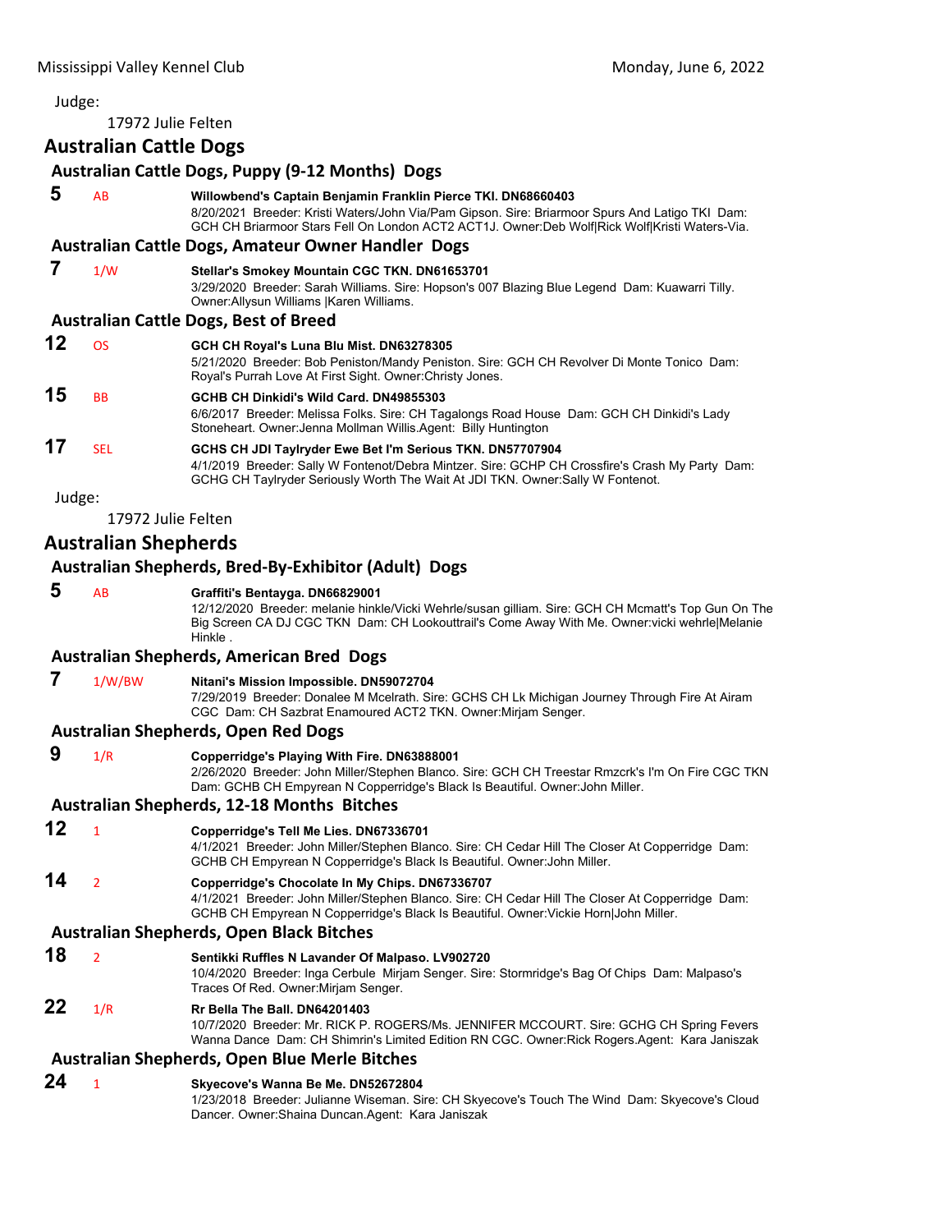Judge:

17972 Julie Felten

## Australian Cattle Dogs

### Australian Cattle Dogs, Puppy (9-12 Months) Dogs

**5** AB **Willowbend's Captain Benjamin Franklin Pierce TKI. DN68660403**
8/20/2021 Breeder: Kristi Waters/John Via/Pam Gipson. Sire: Briarmoor Spurs And Latigo TKI Dam: GCH CH Briarmoor Stars Fell On London ACT2 ACT1J. Owner:Deb Wolf|Rick Wolf|Kristi Waters-Via.

### Australian Cattle Dogs, Amateur Owner Handler Dogs

**7** 1/W **Stellar's Smokey Mountain CGC TKN. DN61653701**
3/29/2020 Breeder: Sarah Williams. Sire: Hopson's 007 Blazing Blue Legend Dam: Kuawarri Tilly. Owner:Allysun Williams |Karen Williams.

### Australian Cattle Dogs, Best of Breed

**12** OS **GCH CH Royal's Luna Blu Mist. DN63278305**
5/21/2020 Breeder: Bob Peniston/Mandy Peniston. Sire: GCH CH Revolver Di Monte Tonico Dam: Royal's Purrah Love At First Sight. Owner:Christy Jones.

**15** BB **GCHB CH Dinkidi's Wild Card. DN49855303**
6/6/2017 Breeder: Melissa Folks. Sire: CH Tagalongs Road House Dam: GCH CH Dinkidi's Lady Stoneheart. Owner:Jenna Mollman Willis.Agent: Billy Huntington

**17** SEL **GCHS CH JDI Taylryder Ewe Bet I'm Serious TKN. DN57707904**
4/1/2019 Breeder: Sally W Fontenot/Debra Mintzer. Sire: GCHP CH Crossfire's Crash My Party Dam: GCHG CH Taylryder Seriously Worth The Wait At JDI TKN. Owner:Sally W Fontenot.

Judge:

17972 Julie Felten

## Australian Shepherds

### Australian Shepherds, Bred-By-Exhibitor (Adult) Dogs

**5** AB **Graffiti's Bentayga. DN66829001**
12/12/2020 Breeder: melanie hinkle/Vicki Wehrle/susan gilliam. Sire: GCH CH Mcmatt's Top Gun On The Big Screen CA DJ CGC TKN Dam: CH Lookouttrail's Come Away With Me. Owner:vicki wehrle|Melanie Hinkle .

### Australian Shepherds, American Bred Dogs

**7** 1/W/BW **Nitani's Mission Impossible. DN59072704**
7/29/2019 Breeder: Donalee M Mcelrath. Sire: GCHS CH Lk Michigan Journey Through Fire At Airam CGC Dam: CH Sazbrat Enamoured ACT2 TKN. Owner:Mirjam Senger.

### Australian Shepherds, Open Red Dogs

**9** 1/R **Copperridge's Playing With Fire. DN63888001**
2/26/2020 Breeder: John Miller/Stephen Blanco. Sire: GCH CH Treestar Rmzcrk's I'm On Fire CGC TKN Dam: GCHB CH Empyrean N Copperridge's Black Is Beautiful. Owner:John Miller.

### Australian Shepherds, 12-18 Months Bitches

**12** 1 **Copperridge's Tell Me Lies. DN67336701**
4/1/2021 Breeder: John Miller/Stephen Blanco. Sire: CH Cedar Hill The Closer At Copperridge Dam: GCHB CH Empyrean N Copperridge's Black Is Beautiful. Owner:John Miller.

**14** 2 **Copperridge's Chocolate In My Chips. DN67336707**
4/1/2021 Breeder: John Miller/Stephen Blanco. Sire: CH Cedar Hill The Closer At Copperridge Dam: GCHB CH Empyrean N Copperridge's Black Is Beautiful. Owner:Vickie Horn|John Miller.

### Australian Shepherds, Open Black Bitches

**18** 2 **Sentikki Ruffles N Lavander Of Malpaso. LV902720**
10/4/2020 Breeder: Inga Cerbule Mirjam Senger. Sire: Stormridge's Bag Of Chips Dam: Malpaso's Traces Of Red. Owner:Mirjam Senger.

**22** 1/R **Rr Bella The Ball. DN64201403**
10/7/2020 Breeder: Mr. RICK P. ROGERS/Ms. JENNIFER MCCOURT. Sire: GCHG CH Spring Fevers Wanna Dance Dam: CH Shimrin's Limited Edition RN CGC. Owner:Rick Rogers.Agent: Kara Janiszak

### Australian Shepherds, Open Blue Merle Bitches

**24** 1 **Skyecove's Wanna Be Me. DN52672804**
1/23/2018 Breeder: Julianne Wiseman. Sire: CH Skyecove's Touch The Wind Dam: Skyecove's Cloud Dancer. Owner:Shaina Duncan.Agent: Kara Janiszak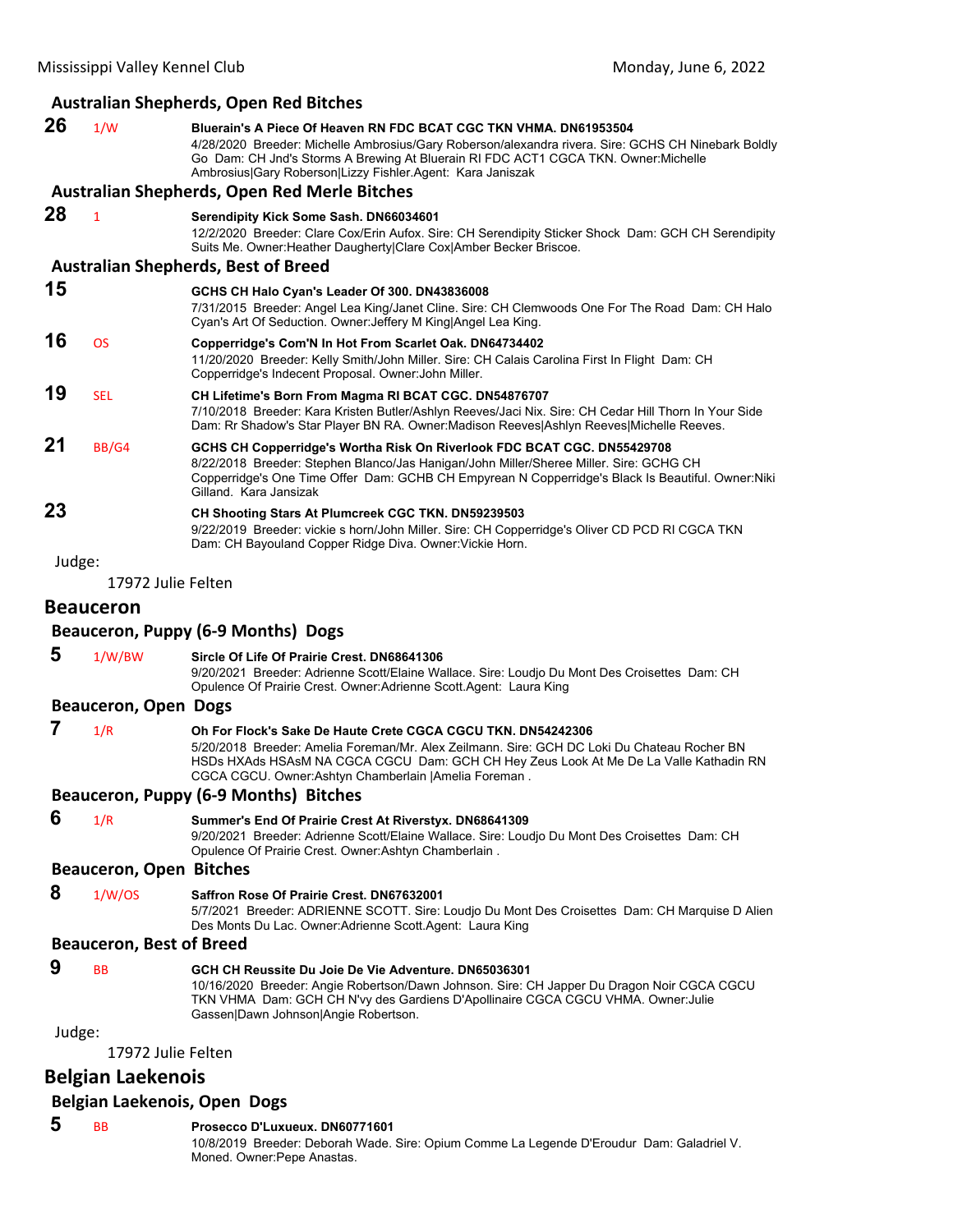### Australian Shepherds, Open Red Bitches

**26** 1/W **Bluerain's A Piece Of Heaven RN FDC BCAT CGC TKN VHMA. DN61953504**
4/28/2020 Breeder: Michelle Ambrosius/Gary Roberson/alexandra rivera. Sire: GCHS CH Ninebark Boldly Go Dam: CH Jnd's Storms A Brewing At Bluerain RI FDC ACT1 CGCA TKN. Owner:Michelle Ambrosius|Gary Roberson|Lizzy Fishler.Agent: Kara Janiszak

### Australian Shepherds, Open Red Merle Bitches

**28** 1 **Serendipity Kick Some Sash. DN66034601**
12/2/2020 Breeder: Clare Cox/Erin Aufox. Sire: CH Serendipity Sticker Shock Dam: GCH CH Serendipity Suits Me. Owner:Heather Daugherty|Clare Cox|Amber Becker Briscoe.

### Australian Shepherds, Best of Breed

**15** **GCHS CH Halo Cyan's Leader Of 300. DN43836008**
7/31/2015 Breeder: Angel Lea King/Janet Cline. Sire: CH Clemwoods One For The Road Dam: CH Halo Cyan's Art Of Seduction. Owner:Jeffery M King|Angel Lea King.

**16** OS **Copperridge's Com'N In Hot From Scarlet Oak. DN64734402**
11/20/2020 Breeder: Kelly Smith/John Miller. Sire: CH Calais Carolina First In Flight Dam: CH Copperridge's Indecent Proposal. Owner:John Miller.

**19** SEL **CH Lifetime's Born From Magma RI BCAT CGC. DN54876707**
7/10/2018 Breeder: Kara Kristen Butler/Ashlyn Reeves/Jaci Nix. Sire: CH Cedar Hill Thorn In Your Side Dam: Rr Shadow's Star Player BN RA. Owner:Madison Reeves|Ashlyn Reeves|Michelle Reeves.

**21** BB/G4 **GCHS CH Copperridge's Wortha Risk On Riverlook FDC BCAT CGC. DN55429708**
8/22/2018 Breeder: Stephen Blanco/Jas Hanigan/John Miller/Sheree Miller. Sire: GCHG CH Copperridge's One Time Offer Dam: GCHB CH Empyrean N Copperridge's Black Is Beautiful. Owner:Niki Gilland. Kara Jansizak

**23** **CH Shooting Stars At Plumcreek CGC TKN. DN59239503**
9/22/2019 Breeder: vickie s horn/John Miller. Sire: CH Copperridge's Oliver CD PCD RI CGCA TKN Dam: CH Bayouland Copper Ridge Diva. Owner:Vickie Horn.

Judge:

17972 Julie Felten

## Beauceron

### Beauceron, Puppy (6-9 Months) Dogs

**5** 1/W/BW **Sircle Of Life Of Prairie Crest. DN68641306**
9/20/2021 Breeder: Adrienne Scott/Elaine Wallace. Sire: Loudjo Du Mont Des Croisettes Dam: CH Opulence Of Prairie Crest. Owner:Adrienne Scott.Agent: Laura King

### Beauceron, Open Dogs

**7** 1/R **Oh For Flock's Sake De Haute Crete CGCA CGCU TKN. DN54242306**
5/20/2018 Breeder: Amelia Foreman/Mr. Alex Zeilmann. Sire: GCH DC Loki Du Chateau Rocher BN HSDs HXAds HSAsM NA CGCA CGCU Dam: GCH CH Hey Zeus Look At Me De La Valle Kathadin RN CGCA CGCU. Owner:Ashtyn Chamberlain |Amelia Foreman .

### Beauceron, Puppy (6-9 Months) Bitches

**6** 1/R **Summer's End Of Prairie Crest At Riverstyx. DN68641309**
9/20/2021 Breeder: Adrienne Scott/Elaine Wallace. Sire: Loudjo Du Mont Des Croisettes Dam: CH Opulence Of Prairie Crest. Owner:Ashtyn Chamberlain .

### Beauceron, Open Bitches

**8** 1/W/OS **Saffron Rose Of Prairie Crest. DN67632001**
5/7/2021 Breeder: ADRIENNE SCOTT. Sire: Loudjo Du Mont Des Croisettes Dam: CH Marquise D Alien Des Monts Du Lac. Owner:Adrienne Scott.Agent: Laura King

### Beauceron, Best of Breed

**9** BB **GCH CH Reussite Du Joie De Vie Adventure. DN65036301**
10/16/2020 Breeder: Angie Robertson/Dawn Johnson. Sire: CH Japper Du Dragon Noir CGCA CGCU TKN VHMA Dam: GCH CH N'vy des Gardiens D'Apollinaire CGCA CGCU VHMA. Owner:Julie Gassen|Dawn Johnson|Angie Robertson.

Judge:

17972 Julie Felten

## Belgian Laekenois

### Belgian Laekenois, Open Dogs

**5** BB **Prosecco D'Luxueux. DN60771601**
10/8/2019 Breeder: Deborah Wade. Sire: Opium Comme La Legende D'Eroudur Dam: Galadriel V. Moned. Owner:Pepe Anastas.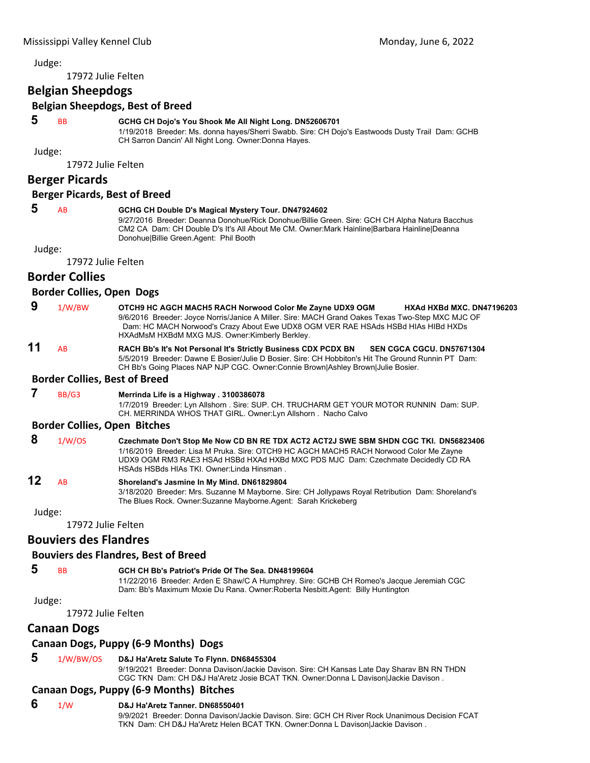Judge:

17972 Julie Felten

## Belgian Sheepdogs

### Belgian Sheepdogs, Best of Breed

**5** BB **GCHG CH Dojo's You Shook Me All Night Long. DN52606701**
1/19/2018 Breeder: Ms. donna hayes/Sherri Swabb. Sire: CH Dojo's Eastwoods Dusty Trail Dam: GCHB CH Sarron Dancin' All Night Long. Owner:Donna Hayes.

Judge:

17972 Julie Felten

## Berger Picards

### Berger Picards, Best of Breed

**5** AB **GCHG CH Double D's Magical Mystery Tour. DN47924602**
9/27/2016 Breeder: Deanna Donohue/Rick Donohue/Billie Green. Sire: GCH CH Alpha Natura Bacchus CM2 CA Dam: CH Double D's It's All About Me CM. Owner:Mark Hainline|Barbara Hainline|Deanna Donohue|Billie Green.Agent: Phil Booth

Judge:

17972 Julie Felten

## Border Collies

### Border Collies, Open Dogs

**9** 1/W/BW **OTCH9 HC AGCH MACH5 RACH Norwood Color Me Zayne UDX9 OGM HXAd HXBd MXC. DN47196203**
9/6/2016 Breeder: Joyce Norris/Janice A Miller. Sire: MACH Grand Oakes Texas Two-Step MXC MJC OF Dam: HC MACH Norwood's Crazy About Ewe UDX8 OGM VER RAE HSAds HSBd HIAs HIBd HXDs HXAdMsM HXBdM MXG MJS. Owner:Kimberly Berkley.

**11** AB **RACH Bb's It's Not Personal It's Strictly Business CDX PCDX BN SEN CGCA CGCU. DN57671304**
5/5/2019 Breeder: Dawne E Bosier/Julie D Bosier. Sire: CH Hobbiton's Hit The Ground Runnin PT Dam: CH Bb's Going Places NAP NJP CGC. Owner:Connie Brown|Ashley Brown|Julie Bosier.

### Border Collies, Best of Breed

**7** BB/G3 **Merrinda Life is a Highway . 3100386078**
1/7/2019 Breeder: Lyn Allshorn . Sire: SUP. CH. TRUCHARM GET YOUR MOTOR RUNNIN Dam: SUP. CH. MERRINDA WHOS THAT GIRL. Owner:Lyn Allshorn . Nacho Calvo

### Border Collies, Open Bitches

**8** 1/W/OS **Czechmate Don't Stop Me Now CD BN RE TDX ACT2 ACT2J SWE SBM SHDN CGC TKI. DN56823406**
1/16/2019 Breeder: Lisa M Pruka. Sire: OTCH9 HC AGCH MACH5 RACH Norwood Color Me Zayne UDX9 OGM RM3 RAE3 HSAd HSBd HXAd HXBd MXC PDS MJC Dam: Czechmate Decidedly CD RA HSAds HSBds HIAs TKI. Owner:Linda Hinsman .

**12** AB **Shoreland's Jasmine In My Mind. DN61829804**
3/18/2020 Breeder: Mrs. Suzanne M Mayborne. Sire: CH Jollypaws Royal Retribution Dam: Shoreland's The Blues Rock. Owner:Suzanne Mayborne.Agent: Sarah Krickeberg

Judge:

17972 Julie Felten

## Bouviers des Flandres

### Bouviers des Flandres, Best of Breed

**5** BB **GCH CH Bb's Patriot's Pride Of The Sea. DN48199604**
11/22/2016 Breeder: Arden E Shaw/C A Humphrey. Sire: GCHB CH Romeo's Jacque Jeremiah CGC Dam: Bb's Maximum Moxie Du Rana. Owner:Roberta Nesbitt.Agent: Billy Huntington

Judge:

17972 Julie Felten

## Canaan Dogs

### Canaan Dogs, Puppy (6-9 Months) Dogs

**5** 1/W/BW/OS **D&J Ha'Aretz Salute To Flynn. DN68455304**
9/19/2021 Breeder: Donna Davison/Jackie Davison. Sire: CH Kansas Late Day Sharav BN RN THDN CGC TKN Dam: CH D&J Ha'Aretz Josie BCAT TKN. Owner:Donna L Davison|Jackie Davison .

### Canaan Dogs, Puppy (6-9 Months) Bitches

**6** 1/W **D&J Ha'Aretz Tanner. DN68550401**
9/9/2021 Breeder: Donna Davison/Jackie Davison. Sire: GCH CH River Rock Unanimous Decision FCAT TKN Dam: CH D&J Ha'Aretz Helen BCAT TKN. Owner:Donna L Davison|Jackie Davison .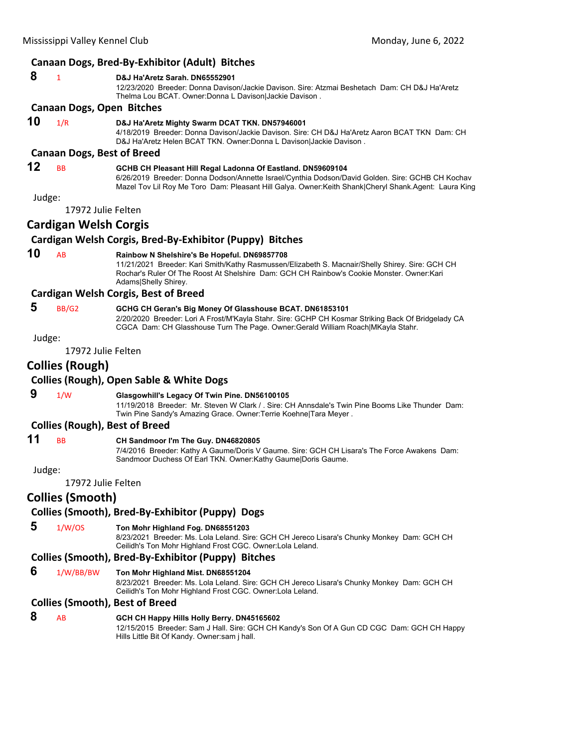### Canaan Dogs, Bred-By-Exhibitor (Adult) Bitches

**8** 1 **D&J Ha'Aretz Sarah. DN65552901**
12/23/2020 Breeder: Donna Davison/Jackie Davison. Sire: Atzmai Beshetach Dam: CH D&J Ha'Aretz Thelma Lou BCAT. Owner:Donna L Davison|Jackie Davison .

### Canaan Dogs, Open Bitches

**10** 1/R **D&J Ha'Aretz Mighty Swarm DCAT TKN. DN57946001**
4/18/2019 Breeder: Donna Davison/Jackie Davison. Sire: CH D&J Ha'Aretz Aaron BCAT TKN Dam: CH D&J Ha'Aretz Helen BCAT TKN. Owner:Donna L Davison|Jackie Davison .

### Canaan Dogs, Best of Breed

**12** BB **GCHB CH Pleasant Hill Regal Ladonna Of Eastland. DN59609104**
6/26/2019 Breeder: Donna Dodson/Annette Israel/Cynthia Dodson/David Golden. Sire: GCHB CH Kochav Mazel Tov Lil Roy Me Toro Dam: Pleasant Hill Galya. Owner:Keith Shank|Cheryl Shank.Agent: Laura King

Judge:
17972 Julie Felten

## Cardigan Welsh Corgis

### Cardigan Welsh Corgis, Bred-By-Exhibitor (Puppy) Bitches

**10** AB **Rainbow N Shelshire's Be Hopeful. DN69857708**
11/21/2021 Breeder: Kari Smith/Kathy Rasmussen/Elizabeth S. Macnair/Shelly Shirey. Sire: GCH CH Rochar's Ruler Of The Roost At Shelshire Dam: GCH CH Rainbow's Cookie Monster. Owner:Kari Adams|Shelly Shirey.

### Cardigan Welsh Corgis, Best of Breed

**5** BB/G2 **GCHG CH Geran's Big Money Of Glasshouse BCAT. DN61853101**
2/20/2020 Breeder: Lori A Frost/M'Kayla Stahr. Sire: GCHP CH Kosmar Striking Back Of Bridgelady CA CGCA Dam: CH Glasshouse Turn The Page. Owner:Gerald William Roach|MKayla Stahr.

Judge:
17972 Julie Felten

## Collies (Rough)

### Collies (Rough), Open Sable & White Dogs

**9** 1/W **Glasgowhill's Legacy Of Twin Pine. DN56100105**
11/19/2018 Breeder: Mr. Steven W Clark / . Sire: CH Annsdale's Twin Pine Booms Like Thunder Dam: Twin Pine Sandy's Amazing Grace. Owner:Terrie Koehne|Tara Meyer .

### Collies (Rough), Best of Breed

**11** BB **CH Sandmoor I'm The Guy. DN46820805**
7/4/2016 Breeder: Kathy A Gaume/Doris V Gaume. Sire: GCH CH Lisara's The Force Awakens Dam: Sandmoor Duchess Of Earl TKN. Owner:Kathy Gaume|Doris Gaume.

Judge:
17972 Julie Felten

## Collies (Smooth)

### Collies (Smooth), Bred-By-Exhibitor (Puppy) Dogs

**5** 1/W/OS **Ton Mohr Highland Fog. DN68551203**
8/23/2021 Breeder: Ms. Lola Leland. Sire: GCH CH Jereco Lisara's Chunky Monkey Dam: GCH CH Ceilidh's Ton Mohr Highland Frost CGC. Owner:Lola Leland.

### Collies (Smooth), Bred-By-Exhibitor (Puppy) Bitches

**6** 1/W/BB/BW **Ton Mohr Highland Mist. DN68551204**
8/23/2021 Breeder: Ms. Lola Leland. Sire: GCH CH Jereco Lisara's Chunky Monkey Dam: GCH CH Ceilidh's Ton Mohr Highland Frost CGC. Owner:Lola Leland.

### Collies (Smooth), Best of Breed

**8** AB **GCH CH Happy Hills Holly Berry. DN45165602**
12/15/2015 Breeder: Sam J Hall. Sire: GCH CH Kandy's Son Of A Gun CD CGC Dam: GCH CH Happy Hills Little Bit Of Kandy. Owner:sam j hall.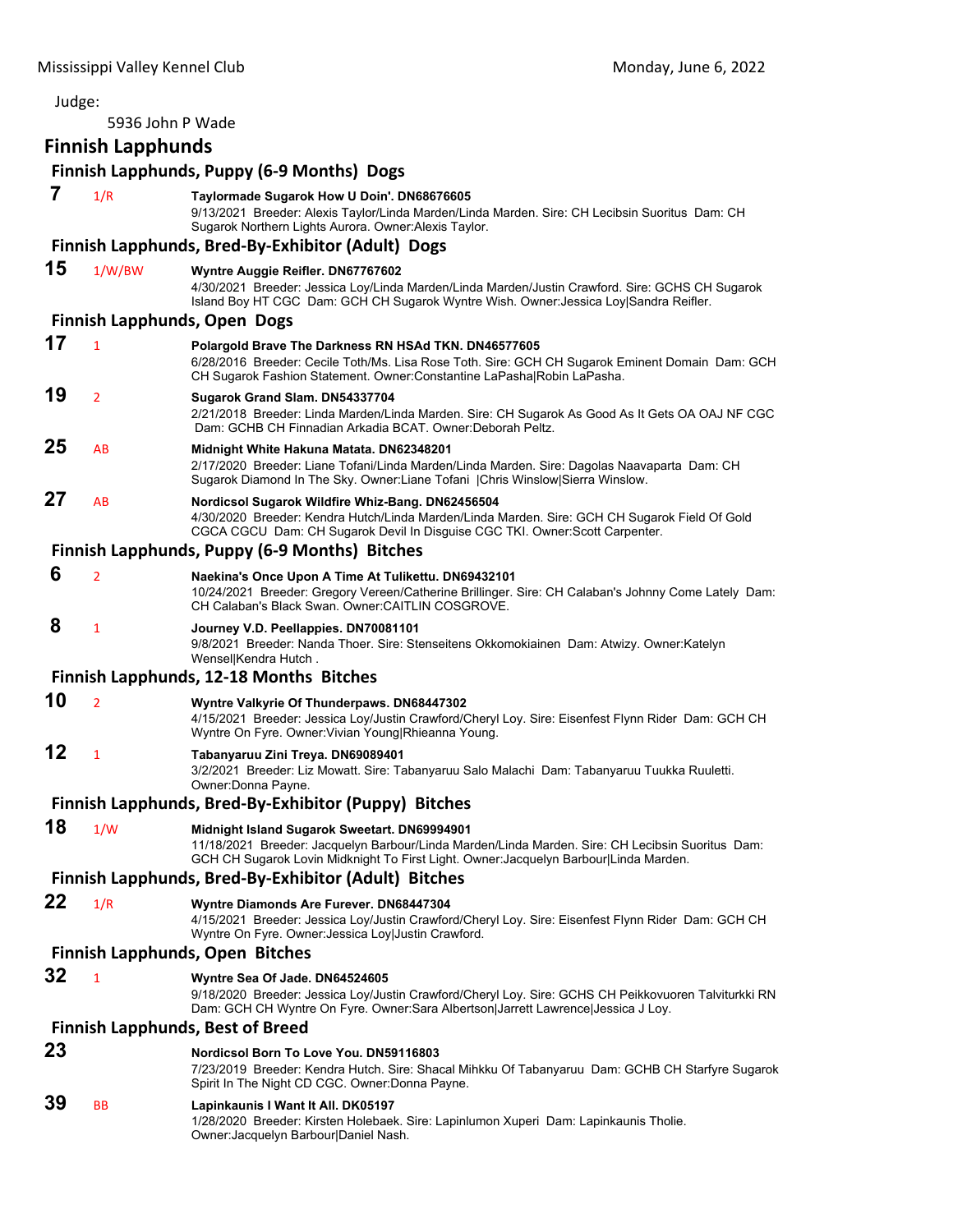Judge:

5936 John P Wade

## Finnish Lapphunds

### Finnish Lapphunds, Puppy (6-9 Months) Dogs

**7** 1/R **Taylormade Sugarok How U Doin'. DN68676605**
9/13/2021 Breeder: Alexis Taylor/Linda Marden/Linda Marden. Sire: CH Lecibsin Suoritus Dam: CH Sugarok Northern Lights Aurora. Owner:Alexis Taylor.

### Finnish Lapphunds, Bred-By-Exhibitor (Adult) Dogs

**15** 1/W/BW **Wyntre Auggie Reifler. DN67767602**
4/30/2021 Breeder: Jessica Loy/Linda Marden/Linda Marden/Justin Crawford. Sire: GCHS CH Sugarok Island Boy HT CGC Dam: GCH CH Sugarok Wyntre Wish. Owner:Jessica Loy|Sandra Reifler.

### Finnish Lapphunds, Open Dogs

**17** 1 **Polargold Brave The Darkness RN HSAd TKN. DN46577605**
6/28/2016 Breeder: Cecile Toth/Ms. Lisa Rose Toth. Sire: GCH CH Sugarok Eminent Domain Dam: GCH CH Sugarok Fashion Statement. Owner:Constantine LaPasha|Robin LaPasha.

**19** 2 **Sugarok Grand Slam. DN54337704**
2/21/2018 Breeder: Linda Marden/Linda Marden. Sire: CH Sugarok As Good As It Gets OA OAJ NF CGC Dam: GCHB CH Finnadian Arkadia BCAT. Owner:Deborah Peltz.

**25** AB **Midnight White Hakuna Matata. DN62348201**
2/17/2020 Breeder: Liane Tofani/Linda Marden/Linda Marden. Sire: Dagolas Naavaparta Dam: CH Sugarok Diamond In The Sky. Owner:Liane Tofani |Chris Winslow|Sierra Winslow.

**27** AB **Nordicsol Sugarok Wildfire Whiz-Bang. DN62456504**
4/30/2020 Breeder: Kendra Hutch/Linda Marden/Linda Marden. Sire: GCH CH Sugarok Field Of Gold CGCA CGCU Dam: CH Sugarok Devil In Disguise CGC TKI. Owner:Scott Carpenter.

### Finnish Lapphunds, Puppy (6-9 Months) Bitches

**6** 2 **Naekina's Once Upon A Time At Tulikettu. DN69432101**
10/24/2021 Breeder: Gregory Vereen/Catherine Brillinger. Sire: CH Calaban's Johnny Come Lately Dam: CH Calaban's Black Swan. Owner:CAITLIN COSGROVE.

**8** 1 **Journey V.D. Peellappies. DN70081101**
9/8/2021 Breeder: Nanda Thoer. Sire: Stenseitens Okkomokiainen Dam: Atwizy. Owner:Katelyn Wensel|Kendra Hutch .

### Finnish Lapphunds, 12-18 Months Bitches

**10** 2 **Wyntre Valkyrie Of Thunderpaws. DN68447302**
4/15/2021 Breeder: Jessica Loy/Justin Crawford/Cheryl Loy. Sire: Eisenfest Flynn Rider Dam: GCH CH Wyntre On Fyre. Owner:Vivian Young|Rhieanna Young.

**12** 1 **Tabanyaruu Zini Treya. DN69089401**
3/2/2021 Breeder: Liz Mowatt. Sire: Tabanyaruu Salo Malachi Dam: Tabanyaruu Tuukka Ruuletti. Owner:Donna Payne.

### Finnish Lapphunds, Bred-By-Exhibitor (Puppy) Bitches

**18** 1/W **Midnight Island Sugarok Sweetart. DN69994901**
11/18/2021 Breeder: Jacquelyn Barbour/Linda Marden/Linda Marden. Sire: CH Lecibsin Suoritus Dam: GCH CH Sugarok Lovin Midknight To First Light. Owner:Jacquelyn Barbour|Linda Marden.

### Finnish Lapphunds, Bred-By-Exhibitor (Adult) Bitches

**22** 1/R **Wyntre Diamonds Are Furever. DN68447304**
4/15/2021 Breeder: Jessica Loy/Justin Crawford/Cheryl Loy. Sire: Eisenfest Flynn Rider Dam: GCH CH Wyntre On Fyre. Owner:Jessica Loy|Justin Crawford.

### Finnish Lapphunds, Open Bitches

**32** 1 **Wyntre Sea Of Jade. DN64524605**
9/18/2020 Breeder: Jessica Loy/Justin Crawford/Cheryl Loy. Sire: GCHS CH Peikkovuoren Talviturkki RN Dam: GCH CH Wyntre On Fyre. Owner:Sara Albertson|Jarrett Lawrence|Jessica J Loy.

### Finnish Lapphunds, Best of Breed

**23** **Nordicsol Born To Love You. DN59116803**
7/23/2019 Breeder: Kendra Hutch. Sire: Shacal Mihkku Of Tabanyaruu Dam: GCHB CH Starfyre Sugarok Spirit In The Night CD CGC. Owner:Donna Payne.

**39** BB **Lapinkaunis I Want It All. DK05197**
1/28/2020 Breeder: Kirsten Holebaek. Sire: Lapinlumon Xuperi Dam: Lapinkaunis Tholie. Owner:Jacquelyn Barbour|Daniel Nash.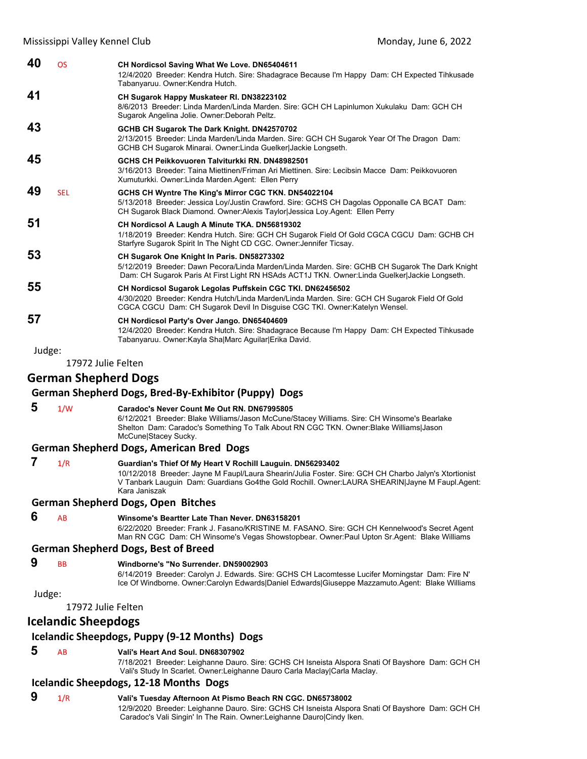**40** OS **CH Nordicsol Saving What We Love. DN65404611**
12/4/2020 Breeder: Kendra Hutch. Sire: Shadagrace Because I'm Happy Dam: CH Expected Tihkusade Tabanyaruu. Owner:Kendra Hutch.

**41** **CH Sugarok Happy Muskateer RI. DN38223102**
8/6/2013 Breeder: Linda Marden/Linda Marden. Sire: GCH CH Lapinlumon Xukulaku Dam: GCH CH Sugarok Angelina Jolie. Owner:Deborah Peltz.

**43** **GCHB CH Sugarok The Dark Knight. DN42570702**
2/13/2015 Breeder: Linda Marden/Linda Marden. Sire: GCH CH Sugarok Year Of The Dragon Dam: GCHB CH Sugarok Minarai. Owner:Linda Guelker|Jackie Longseth.

**45** **GCHS CH Peikkovuoren Talviturkki RN. DN48982501**
3/16/2013 Breeder: Taina Miettinen/Friman Ari Miettinen. Sire: Lecibsin Macce Dam: Peikkovuoren Xumuturkki. Owner:Linda Marden.Agent: Ellen Perry

**49** SEL **GCHS CH Wyntre The King's Mirror CGC TKN. DN54022104**
5/13/2018 Breeder: Jessica Loy/Justin Crawford. Sire: GCHS CH Dagolas Opponalle CA BCAT Dam: CH Sugarok Black Diamond. Owner:Alexis Taylor|Jessica Loy.Agent: Ellen Perry

**51** **CH Nordicsol A Laugh A Minute TKA. DN56819302**
1/18/2019 Breeder: Kendra Hutch. Sire: GCH CH Sugarok Field Of Gold CGCA CGCU Dam: GCHB CH Starfyre Sugarok Spirit In The Night CD CGC. Owner:Jennifer Ticsay.

**53** **CH Sugarok One Knight In Paris. DN58273302**
5/12/2019 Breeder: Dawn Pecora/Linda Marden/Linda Marden. Sire: GCHB CH Sugarok The Dark Knight Dam: CH Sugarok Paris At First Light RN HSAds ACT1J TKN. Owner:Linda Guelker|Jackie Longseth.

**55** **CH Nordicsol Sugarok Legolas Puffskein CGC TKI. DN62456502**
4/30/2020 Breeder: Kendra Hutch/Linda Marden/Linda Marden. Sire: GCH CH Sugarok Field Of Gold CGCA CGCU Dam: CH Sugarok Devil In Disguise CGC TKI. Owner:Katelyn Wensel.

**57** **CH Nordicsol Party's Over Jango. DN65404609**
12/4/2020 Breeder: Kendra Hutch. Sire: Shadagrace Because I'm Happy Dam: CH Expected Tihkusade Tabanyaruu. Owner:Kayla Sha|Marc Aguilar|Erika David.

Judge:

17972 Julie Felten

## German Shepherd Dogs

### German Shepherd Dogs, Bred-By-Exhibitor (Puppy) Dogs

**5** 1/W **Caradoc's Never Count Me Out RN. DN67995805**
6/12/2021 Breeder: Blake Williams/Jason McCune/Stacey Williams. Sire: CH Winsome's Bearlake Shelton Dam: Caradoc's Something To Talk About RN CGC TKN. Owner:Blake Williams|Jason McCune|Stacey Sucky.

### German Shepherd Dogs, American Bred Dogs

**7** 1/R **Guardian's Thief Of My Heart V Rochill Lauguin. DN56293402**
10/12/2018 Breeder: Jayne M Faupl/Laura Shearin/Julia Foster. Sire: GCH CH Charbo Jalyn's Xtortionist V Tanbark Lauguin Dam: Guardians Go4the Gold Rochill. Owner:LAURA SHEARIN|Jayne M Faupl.Agent: Kara Janiszak

### German Shepherd Dogs, Open Bitches

**6** AB **Winsome's Beartter Late Than Never. DN63158201**
6/22/2020 Breeder: Frank J. Fasano/KRISTINE M. FASANO. Sire: GCH CH Kennelwood's Secret Agent Man RN CGC Dam: CH Winsome's Vegas Showstopbear. Owner:Paul Upton Sr.Agent: Blake Williams

### German Shepherd Dogs, Best of Breed

**9** BB **Windborne's "No Surrender. DN59002903**
6/14/2019 Breeder: Carolyn J. Edwards. Sire: GCHS CH Lacomtesse Lucifer Morningstar Dam: Fire N' Ice Of Windborne. Owner:Carolyn Edwards|Daniel Edwards|Giuseppe Mazzamuto.Agent: Blake Williams

Judge:

17972 Julie Felten

## Icelandic Sheepdogs

### Icelandic Sheepdogs, Puppy (9-12 Months) Dogs

**5** AB **Vali's Heart And Soul. DN68307902**
7/18/2021 Breeder: Leighanne Dauro. Sire: GCHS CH Isneista Alspora Snati Of Bayshore Dam: GCH CH Vali's Study In Scarlet. Owner:Leighanne Dauro Carla Maclay|Carla Maclay.

### Icelandic Sheepdogs, 12-18 Months Dogs

**9** 1/R **Vali's Tuesday Afternoon At Pismo Beach RN CGC. DN65738002**
12/9/2020 Breeder: Leighanne Dauro. Sire: GCHS CH Isneista Alspora Snati Of Bayshore Dam: GCH CH Caradoc's Vali Singin' In The Rain. Owner:Leighanne Dauro|Cindy Iken.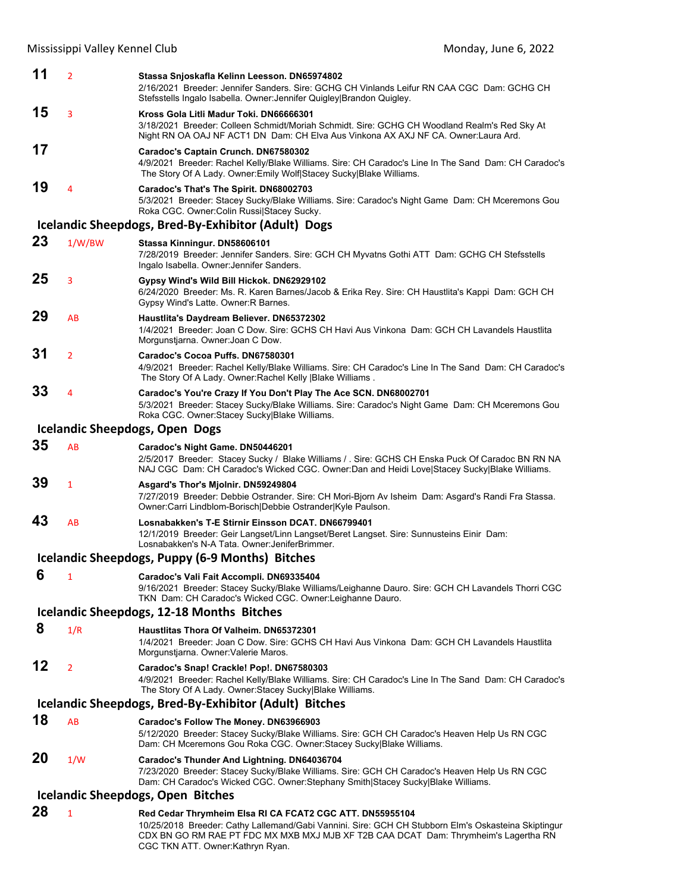**11** 2 **Stassa Snjoskafla Kelinn Leesson. DN65974802**
2/16/2021 Breeder: Jennifer Sanders. Sire: GCHG CH Vinlands Leifur RN CAA CGC Dam: GCHG CH Stefsstells Ingalo Isabella. Owner:Jennifer Quigley|Brandon Quigley.

**15** 3 **Kross Gola Litli Madur Toki. DN66666301**
3/18/2021 Breeder: Colleen Schmidt/Moriah Schmidt. Sire: GCHG CH Woodland Realm's Red Sky At Night RN OA OAJ NF ACT1 DN Dam: CH Elva Aus Vinkona AX AXJ NF CA. Owner:Laura Ard.

**17** **Caradoc's Captain Crunch. DN67580302**
4/9/2021 Breeder: Rachel Kelly/Blake Williams. Sire: CH Caradoc's Line In The Sand Dam: CH Caradoc's The Story Of A Lady. Owner:Emily Wolf|Stacey Sucky|Blake Williams.

**19** 4 **Caradoc's That's The Spirit. DN68002703**
5/3/2021 Breeder: Stacey Sucky/Blake Williams. Sire: Caradoc's Night Game Dam: CH Mceremons Gou Roka CGC. Owner:Colin Russi|Stacey Sucky.

## Icelandic Sheepdogs, Bred-By-Exhibitor (Adult) Dogs

**23** 1/W/BW **Stassa Kinningur. DN58606101**
7/28/2019 Breeder: Jennifer Sanders. Sire: GCH CH Myvatns Gothi ATT Dam: GCHG CH Stefsstells Ingalo Isabella. Owner:Jennifer Sanders.

**25** 3 **Gypsy Wind's Wild Bill Hickok. DN62929102**
6/24/2020 Breeder: Ms. R. Karen Barnes/Jacob & Erika Rey. Sire: CH Haustlita's Kappi Dam: GCH CH Gypsy Wind's Latte. Owner:R Barnes.

**29** AB **Haustlita's Daydream Believer. DN65372302**
1/4/2021 Breeder: Joan C Dow. Sire: GCHS CH Havi Aus Vinkona Dam: GCH CH Lavandels Haustlita Morgunstjarna. Owner:Joan C Dow.

**31** 2 **Caradoc's Cocoa Puffs. DN67580301**
4/9/2021 Breeder: Rachel Kelly/Blake Williams. Sire: CH Caradoc's Line In The Sand Dam: CH Caradoc's The Story Of A Lady. Owner:Rachel Kelly |Blake Williams .

**33** 4 **Caradoc's You're Crazy If You Don't Play The Ace SCN. DN68002701**
5/3/2021 Breeder: Stacey Sucky/Blake Williams. Sire: Caradoc's Night Game Dam: CH Mceremons Gou Roka CGC. Owner:Stacey Sucky|Blake Williams.

## Icelandic Sheepdogs, Open Dogs

**35** AB **Caradoc's Night Game. DN50446201**
2/5/2017 Breeder: Stacey Sucky / Blake Williams / . Sire: GCHS CH Enska Puck Of Caradoc BN RN NA NAJ CGC Dam: CH Caradoc's Wicked CGC. Owner:Dan and Heidi Love|Stacey Sucky|Blake Williams.

**39** 1 **Asgard's Thor's Mjolnir. DN59249804**
7/27/2019 Breeder: Debbie Ostrander. Sire: CH Mori-Bjorn Av Isheim Dam: Asgard's Randi Fra Stassa. Owner:Carri Lindblom-Borisch|Debbie Ostrander|Kyle Paulson.

**43** AB **Losnabakken's T-E Stirnir Einsson DCAT. DN66799401**
12/1/2019 Breeder: Geir Langset/Linn Langset/Beret Langset. Sire: Sunnusteins Einir Dam: Losnabakken's N-A Tata. Owner:JeniferBrimmer.

## Icelandic Sheepdogs, Puppy (6-9 Months) Bitches

**6** 1 **Caradoc's Vali Fait Accompli. DN69335404**
9/16/2021 Breeder: Stacey Sucky/Blake Williams/Leighanne Dauro. Sire: GCH CH Lavandels Thorri CGC TKN Dam: CH Caradoc's Wicked CGC. Owner:Leighanne Dauro.

## Icelandic Sheepdogs, 12-18 Months Bitches

**8** 1/R **Haustlitas Thora Of Valheim. DN65372301**
1/4/2021 Breeder: Joan C Dow. Sire: GCHS CH Havi Aus Vinkona Dam: GCH CH Lavandels Haustlita Morgunstjarna. Owner:Valerie Maros.

**12** 2 **Caradoc's Snap! Crackle! Pop!. DN67580303**
4/9/2021 Breeder: Rachel Kelly/Blake Williams. Sire: CH Caradoc's Line In The Sand Dam: CH Caradoc's The Story Of A Lady. Owner:Stacey Sucky|Blake Williams.

## Icelandic Sheepdogs, Bred-By-Exhibitor (Adult) Bitches

**18** AB **Caradoc's Follow The Money. DN63966903**
5/12/2020 Breeder: Stacey Sucky/Blake Williams. Sire: GCH CH Caradoc's Heaven Help Us RN CGC Dam: CH Mceremons Gou Roka CGC. Owner:Stacey Sucky|Blake Williams.

**20** 1/W **Caradoc's Thunder And Lightning. DN64036704**
7/23/2020 Breeder: Stacey Sucky/Blake Williams. Sire: GCH CH Caradoc's Heaven Help Us RN CGC Dam: CH Caradoc's Wicked CGC. Owner:Stephany Smith|Stacey Sucky|Blake Williams.

## Icelandic Sheepdogs, Open Bitches

**28** 1 **Red Cedar Thrymheim Elsa RI CA FCAT2 CGC ATT. DN55955104**
10/25/2018 Breeder: Cathy Lallemand/Gabi Vannini. Sire: GCH CH Stubborn Elm's Oskasteina Skiptingur CDX BN GO RM RAE PT FDC MX MXB MXJ MJB XF T2B CAA DCAT Dam: Thrymheim's Lagertha RN CGC TKN ATT. Owner:Kathryn Ryan.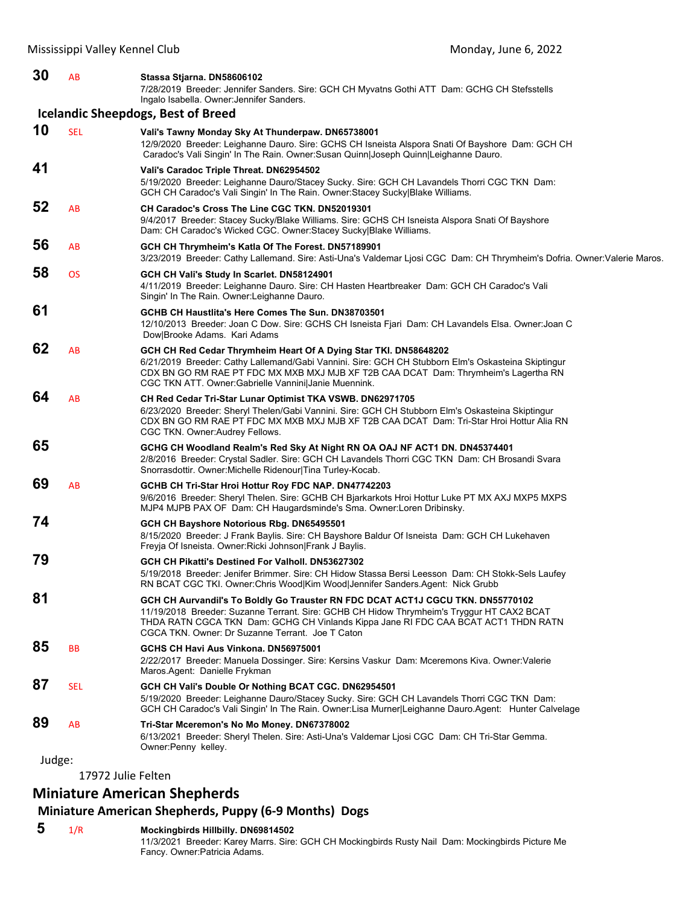**30** AB **Stassa Stjarna. DN58606102**
7/28/2019 Breeder: Jennifer Sanders. Sire: GCH CH Myvatns Gothi ATT Dam: GCHG CH Stefsstells Ingalo Isabella. Owner:Jennifer Sanders.

### Icelandic Sheepdogs, Best of Breed

**10** SEL **Vali's Tawny Monday Sky At Thunderpaw. DN65738001**
12/9/2020 Breeder: Leighanne Dauro. Sire: GCHS CH Isneista Alspora Snati Of Bayshore Dam: GCH CH Caradoc's Vali Singin' In The Rain. Owner:Susan Quinn|Joseph Quinn|Leighanne Dauro.

**41** **Vali's Caradoc Triple Threat. DN62954502**
5/19/2020 Breeder: Leighanne Dauro/Stacey Sucky. Sire: GCH CH Lavandels Thorri CGC TKN Dam: GCH CH Caradoc's Vali Singin' In The Rain. Owner:Stacey Sucky|Blake Williams.

**52** AB **CH Caradoc's Cross The Line CGC TKN. DN52019301**
9/4/2017 Breeder: Stacey Sucky/Blake Williams. Sire: GCHS CH Isneista Alspora Snati Of Bayshore Dam: CH Caradoc's Wicked CGC. Owner:Stacey Sucky|Blake Williams.

**56** AB **GCH CH Thrymheim's Katla Of The Forest. DN57189901**
3/23/2019 Breeder: Cathy Lallemand. Sire: Asti-Una's Valdemar Ljosi CGC Dam: CH Thrymheim's Dofria. Owner:Valerie Maros.

**58** OS **GCH CH Vali's Study In Scarlet. DN58124901**
4/11/2019 Breeder: Leighanne Dauro. Sire: CH Hasten Heartbreaker Dam: GCH CH Caradoc's Vali Singin' In The Rain. Owner:Leighanne Dauro.

**61** **GCHB CH Haustlita's Here Comes The Sun. DN38703501**
12/10/2013 Breeder: Joan C Dow. Sire: GCHS CH Isneista Fjari Dam: CH Lavandels Elsa. Owner:Joan C Dow|Brooke Adams. Kari Adams

**62** AB **GCH CH Red Cedar Thrymheim Heart Of A Dying Star TKI. DN58648202**
6/21/2019 Breeder: Cathy Lallemand/Gabi Vannini. Sire: GCH CH Stubborn Elm's Oskasteina Skiptingur CDX BN GO RM RAE PT FDC MX MXB MXJ MJB XF T2B CAA DCAT Dam: Thrymheim's Lagertha RN CGC TKN ATT. Owner:Gabrielle Vannini|Janie Muennink.

**64** AB **CH Red Cedar Tri-Star Lunar Optimist TKA VSWB. DN62971705**
6/23/2020 Breeder: Sheryl Thelen/Gabi Vannini. Sire: GCH CH Stubborn Elm's Oskasteina Skiptingur CDX BN GO RM RAE PT FDC MX MXB MXJ MJB XF T2B CAA DCAT Dam: Tri-Star Hroi Hottur Alia RN CGC TKN. Owner:Audrey Fellows.

**65** **GCHG CH Woodland Realm's Red Sky At Night RN OA OAJ NF ACT1 DN. DN45374401**
2/8/2016 Breeder: Crystal Sadler. Sire: GCH CH Lavandels Thorri CGC TKN Dam: CH Brosandi Svara Snorrasdottir. Owner:Michelle Ridenour|Tina Turley-Kocab.

**69** AB **GCHB CH Tri-Star Hroi Hottur Roy FDC NAP. DN47742203**
9/6/2016 Breeder: Sheryl Thelen. Sire: GCHB CH Bjarkarkots Hroi Hottur Luke PT MX AXJ MXP5 MXPS MJP4 MJPB PAX OF Dam: CH Haugardsminde's Sma. Owner:Loren Dribinsky.

**74** **GCH CH Bayshore Notorious Rbg. DN65495501**
8/15/2020 Breeder: J Frank Baylis. Sire: CH Bayshore Baldur Of Isneista Dam: GCH CH Lukehaven Freyja Of Isneista. Owner:Ricki Johnson|Frank J Baylis.

**79** **GCH CH Pikatti's Destined For Valholl. DN53627302**
5/19/2018 Breeder: Jenifer Brimmer. Sire: CH Hidow Stassa Bersi Leesson Dam: CH Stokk-Sels Laufey RN BCAT CGC TKI. Owner:Chris Wood|Kim Wood|Jennifer Sanders.Agent: Nick Grubb

**81** **GCH CH Aurvandil's To Boldly Go Trauster RN FDC DCAT ACT1J CGCU TKN. DN55770102**
11/19/2018 Breeder: Suzanne Terrant. Sire: GCHB CH Hidow Thrymheim's Tryggur HT CAX2 BCAT THDA RATN CGCA TKN Dam: GCHG CH Vinlands Kippa Jane RI FDC CAA BCAT ACT1 THDN RATN CGCA TKN. Owner: Dr Suzanne Terrant. Joe T Caton

**85** BB **GCHS CH Havi Aus Vinkona. DN56975001**
2/22/2017 Breeder: Manuela Dossinger. Sire: Kersins Vaskur Dam: Mceremons Kiva. Owner:Valerie Maros.Agent: Danielle Frykman

**87** SEL **GCH CH Vali's Double Or Nothing BCAT CGC. DN62954501**
5/19/2020 Breeder: Leighanne Dauro/Stacey Sucky. Sire: GCH CH Lavandels Thorri CGC TKN Dam: GCH CH Caradoc's Vali Singin' In The Rain. Owner:Lisa Murner|Leighanne Dauro.Agent: Hunter Calvelage

**89** AB **Tri-Star Mceremon's No Mo Money. DN67378002**
6/13/2021 Breeder: Sheryl Thelen. Sire: Asti-Una's Valdemar Ljosi CGC Dam: CH Tri-Star Gemma. Owner:Penny kelley.

Judge:

17972 Julie Felten

## Miniature American Shepherds

### Miniature American Shepherds, Puppy (6-9 Months) Dogs

**5** 1/R **Mockingbirds Hillbilly. DN69814502**
11/3/2021 Breeder: Karey Marrs. Sire: GCH CH Mockingbirds Rusty Nail Dam: Mockingbirds Picture Me Fancy. Owner:Patricia Adams.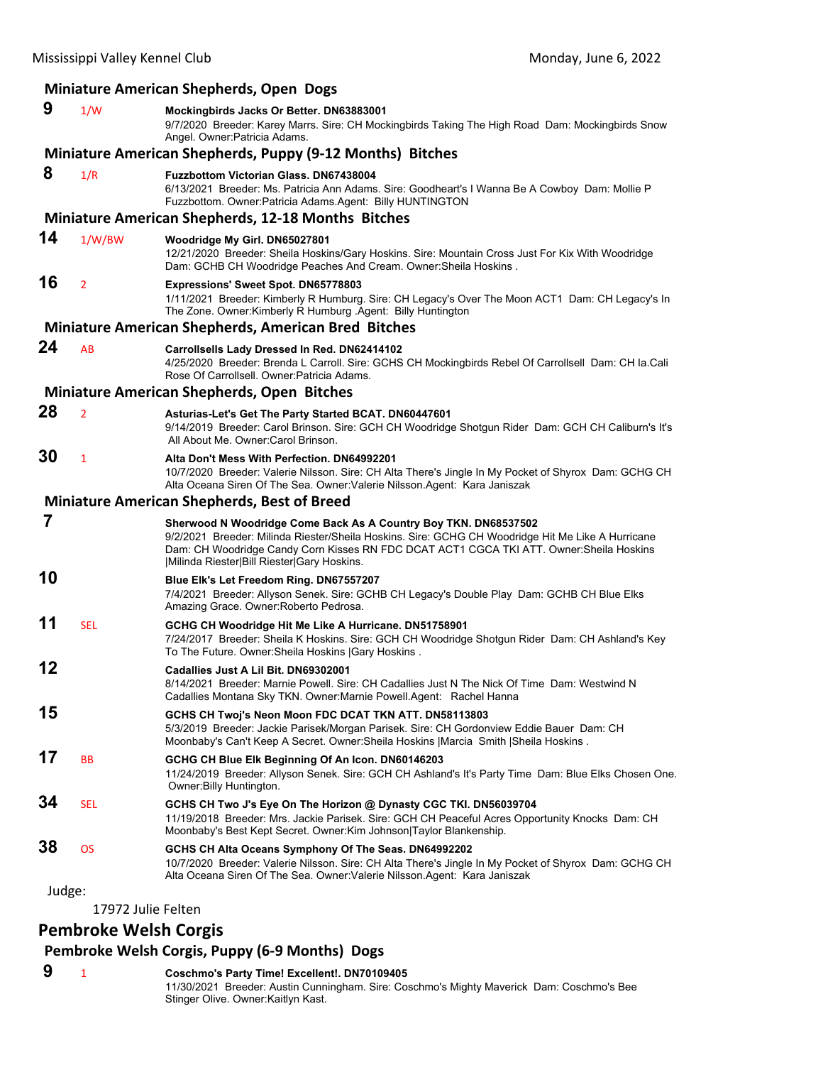### Miniature American Shepherds, Open Dogs

**9** 1/W **Mockingbirds Jacks Or Better. DN63883001**
9/7/2020 Breeder: Karey Marrs. Sire: CH Mockingbirds Taking The High Road Dam: Mockingbirds Snow Angel. Owner:Patricia Adams.

### Miniature American Shepherds, Puppy (9-12 Months) Bitches

**8** 1/R **Fuzzbottom Victorian Glass. DN67438004**
6/13/2021 Breeder: Ms. Patricia Ann Adams. Sire: Goodheart's I Wanna Be A Cowboy Dam: Mollie P Fuzzbottom. Owner:Patricia Adams.Agent: Billy HUNTINGTON

### Miniature American Shepherds, 12-18 Months Bitches

**14** 1/W/BW **Woodridge My Girl. DN65027801**
12/21/2020 Breeder: Sheila Hoskins/Gary Hoskins. Sire: Mountain Cross Just For Kix With Woodridge Dam: GCHB CH Woodridge Peaches And Cream. Owner:Sheila Hoskins .

**16** 2 **Expressions' Sweet Spot. DN65778803**
1/11/2021 Breeder: Kimberly R Humburg. Sire: CH Legacy's Over The Moon ACT1 Dam: CH Legacy's In The Zone. Owner:Kimberly R Humburg .Agent: Billy Huntington

### Miniature American Shepherds, American Bred Bitches

**24** AB **Carrollsells Lady Dressed In Red. DN62414102**
4/25/2020 Breeder: Brenda L Carroll. Sire: GCHS CH Mockingbirds Rebel Of Carrollsell Dam: CH Ia.Cali Rose Of Carrollsell. Owner:Patricia Adams.

### Miniature American Shepherds, Open Bitches

**28** 2 **Asturias-Let's Get The Party Started BCAT. DN60447601**
9/14/2019 Breeder: Carol Brinson. Sire: GCH CH Woodridge Shotgun Rider Dam: GCH CH Caliburn's It's All About Me. Owner:Carol Brinson.

**30** 1 **Alta Don't Mess With Perfection. DN64992201**
10/7/2020 Breeder: Valerie Nilsson. Sire: CH Alta There's Jingle In My Pocket of Shyrox Dam: GCHG CH Alta Oceana Siren Of The Sea. Owner:Valerie Nilsson.Agent: Kara Janiszak

### Miniature American Shepherds, Best of Breed

**7** **Sherwood N Woodridge Come Back As A Country Boy TKN. DN68537502**
9/2/2021 Breeder: Milinda Riester/Sheila Hoskins. Sire: GCHG CH Woodridge Hit Me Like A Hurricane Dam: CH Woodridge Candy Corn Kisses RN FDC DCAT ACT1 CGCA TKI ATT. Owner:Sheila Hoskins |Milinda Riester|Bill Riester|Gary Hoskins.

**10** **Blue Elk's Let Freedom Ring. DN67557207**
7/4/2021 Breeder: Allyson Senek. Sire: GCHB CH Legacy's Double Play Dam: GCHB CH Blue Elks Amazing Grace. Owner:Roberto Pedrosa.

**11** SEL **GCHG CH Woodridge Hit Me Like A Hurricane. DN51758901**
7/24/2017 Breeder: Sheila K Hoskins. Sire: GCH CH Woodridge Shotgun Rider Dam: CH Ashland's Key To The Future. Owner:Sheila Hoskins |Gary Hoskins .

**12** **Cadallies Just A Lil Bit. DN69302001**
8/14/2021 Breeder: Marnie Powell. Sire: CH Cadallies Just N The Nick Of Time Dam: Westwind N Cadallies Montana Sky TKN. Owner:Marnie Powell.Agent: Rachel Hanna

**15** **GCHS CH Twoj's Neon Moon FDC DCAT TKN ATT. DN58113803**
5/3/2019 Breeder: Jackie Parisek/Morgan Parisek. Sire: CH Gordonview Eddie Bauer Dam: CH Moonbaby's Can't Keep A Secret. Owner:Sheila Hoskins |Marcia Smith |Sheila Hoskins .

**17** BB **GCHG CH Blue Elk Beginning Of An Icon. DN60146203**
11/24/2019 Breeder: Allyson Senek. Sire: GCH CH Ashland's It's Party Time Dam: Blue Elks Chosen One. Owner:Billy Huntington.

**34** SEL **GCHS CH Two J's Eye On The Horizon @ Dynasty CGC TKI. DN56039704**
11/19/2018 Breeder: Mrs. Jackie Parisek. Sire: GCH CH Peaceful Acres Opportunity Knocks Dam: CH Moonbaby's Best Kept Secret. Owner:Kim Johnson|Taylor Blankenship.

**38** OS **GCHS CH Alta Oceans Symphony Of The Seas. DN64992202**
10/7/2020 Breeder: Valerie Nilsson. Sire: CH Alta There's Jingle In My Pocket of Shyrox Dam: GCHG CH Alta Oceana Siren Of The Sea. Owner:Valerie Nilsson.Agent: Kara Janiszak

Judge:

17972 Julie Felten

## Pembroke Welsh Corgis

### Pembroke Welsh Corgis, Puppy (6-9 Months) Dogs

**9** 1 **Coschmo's Party Time! Excellent!. DN70109405**
11/30/2021 Breeder: Austin Cunningham. Sire: Coschmo's Mighty Maverick Dam: Coschmo's Bee Stinger Olive. Owner:Kaitlyn Kast.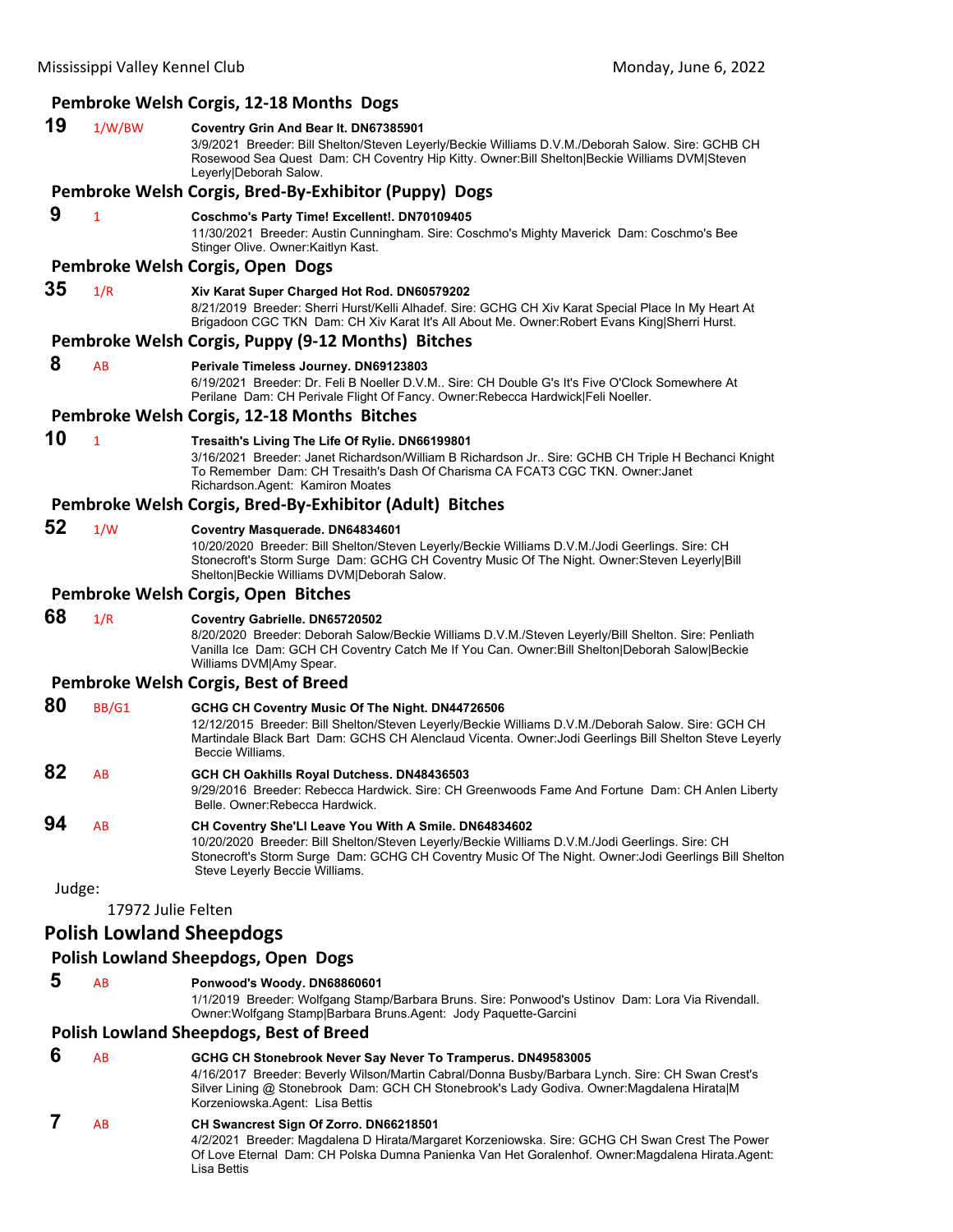### Pembroke Welsh Corgis, 12-18 Months Dogs

**19** 1/W/BW **Coventry Grin And Bear It. DN67385901**
3/9/2021 Breeder: Bill Shelton/Steven Leyerly/Beckie Williams D.V.M./Deborah Salow. Sire: GCHB CH Rosewood Sea Quest Dam: CH Coventry Hip Kitty. Owner:Bill Shelton|Beckie Williams DVM|Steven Leyerly|Deborah Salow.

### Pembroke Welsh Corgis, Bred-By-Exhibitor (Puppy) Dogs

**9** 1 **Coschmo's Party Time! Excellent!. DN70109405**
11/30/2021 Breeder: Austin Cunningham. Sire: Coschmo's Mighty Maverick Dam: Coschmo's Bee Stinger Olive. Owner:Kaitlyn Kast.

### Pembroke Welsh Corgis, Open Dogs

**35** 1/R **Xiv Karat Super Charged Hot Rod. DN60579202**
8/21/2019 Breeder: Sherri Hurst/Kelli Alhadef. Sire: GCHG CH Xiv Karat Special Place In My Heart At Brigadoon CGC TKN Dam: CH Xiv Karat It's All About Me. Owner:Robert Evans King|Sherri Hurst.

### Pembroke Welsh Corgis, Puppy (9-12 Months) Bitches

**8** AB **Perivale Timeless Journey. DN69123803**
6/19/2021 Breeder: Dr. Feli B Noeller D.V.M.. Sire: CH Double G's It's Five O'Clock Somewhere At Perilane Dam: CH Perivale Flight Of Fancy. Owner:Rebecca Hardwick|Feli Noeller.

### Pembroke Welsh Corgis, 12-18 Months Bitches

**10** 1 **Tresaith's Living The Life Of Rylie. DN66199801**
3/16/2021 Breeder: Janet Richardson/William B Richardson Jr.. Sire: GCHB CH Triple H Bechanci Knight To Remember Dam: CH Tresaith's Dash Of Charisma CA FCAT3 CGC TKN. Owner:Janet Richardson.Agent: Kamiron Moates

### Pembroke Welsh Corgis, Bred-By-Exhibitor (Adult) Bitches

**52** 1/W **Coventry Masquerade. DN64834601**
10/20/2020 Breeder: Bill Shelton/Steven Leyerly/Beckie Williams D.V.M./Jodi Geerlings. Sire: CH Stonecroft's Storm Surge Dam: GCHG CH Coventry Music Of The Night. Owner:Steven Leyerly|Bill Shelton|Beckie Williams DVM|Deborah Salow.

### Pembroke Welsh Corgis, Open Bitches

**68** 1/R **Coventry Gabrielle. DN65720502**
8/20/2020 Breeder: Deborah Salow/Beckie Williams D.V.M./Steven Leyerly/Bill Shelton. Sire: Penliath Vanilla Ice Dam: GCH CH Coventry Catch Me If You Can. Owner:Bill Shelton|Deborah Salow|Beckie Williams DVM|Amy Spear.

### Pembroke Welsh Corgis, Best of Breed

**80** BB/G1 **GCHG CH Coventry Music Of The Night. DN44726506**
12/12/2015 Breeder: Bill Shelton/Steven Leyerly/Beckie Williams D.V.M./Deborah Salow. Sire: GCH CH Martindale Black Bart Dam: GCHS CH Alenclaud Vicenta. Owner:Jodi Geerlings Bill Shelton Steve Leyerly Beccie Williams.

**82** AB **GCH CH Oakhills Royal Dutchess. DN48436503**
9/29/2016 Breeder: Rebecca Hardwick. Sire: CH Greenwoods Fame And Fortune Dam: CH Anlen Liberty Belle. Owner:Rebecca Hardwick.

**94** AB **CH Coventry She'Ll Leave You With A Smile. DN64834602**
10/20/2020 Breeder: Bill Shelton/Steven Leyerly/Beckie Williams D.V.M./Jodi Geerlings. Sire: CH Stonecroft's Storm Surge Dam: GCHG CH Coventry Music Of The Night. Owner:Jodi Geerlings Bill Shelton Steve Leyerly Beccie Williams.

Judge:

17972 Julie Felten

## Polish Lowland Sheepdogs

### Polish Lowland Sheepdogs, Open Dogs

**5** AB **Ponwood's Woody. DN68860601**
1/1/2019 Breeder: Wolfgang Stamp/Barbara Bruns. Sire: Ponwood's Ustinov Dam: Lora Via Rivendall. Owner:Wolfgang Stamp|Barbara Bruns.Agent: Jody Paquette-Garcini

### Polish Lowland Sheepdogs, Best of Breed

**6** AB **GCHG CH Stonebrook Never Say Never To Tramperus. DN49583005**
4/16/2017 Breeder: Beverly Wilson/Martin Cabral/Donna Busby/Barbara Lynch. Sire: CH Swan Crest's Silver Lining @ Stonebrook Dam: GCH CH Stonebrook's Lady Godiva. Owner:Magdalena Hirata|M Korzeniowska.Agent: Lisa Bettis

**7** AB **CH Swancrest Sign Of Zorro. DN66218501**
4/2/2021 Breeder: Magdalena D Hirata/Margaret Korzeniowska. Sire: GCHG CH Swan Crest The Power Of Love Eternal Dam: CH Polska Dumna Panienka Van Het Goralenhof. Owner:Magdalena Hirata.Agent: Lisa Bettis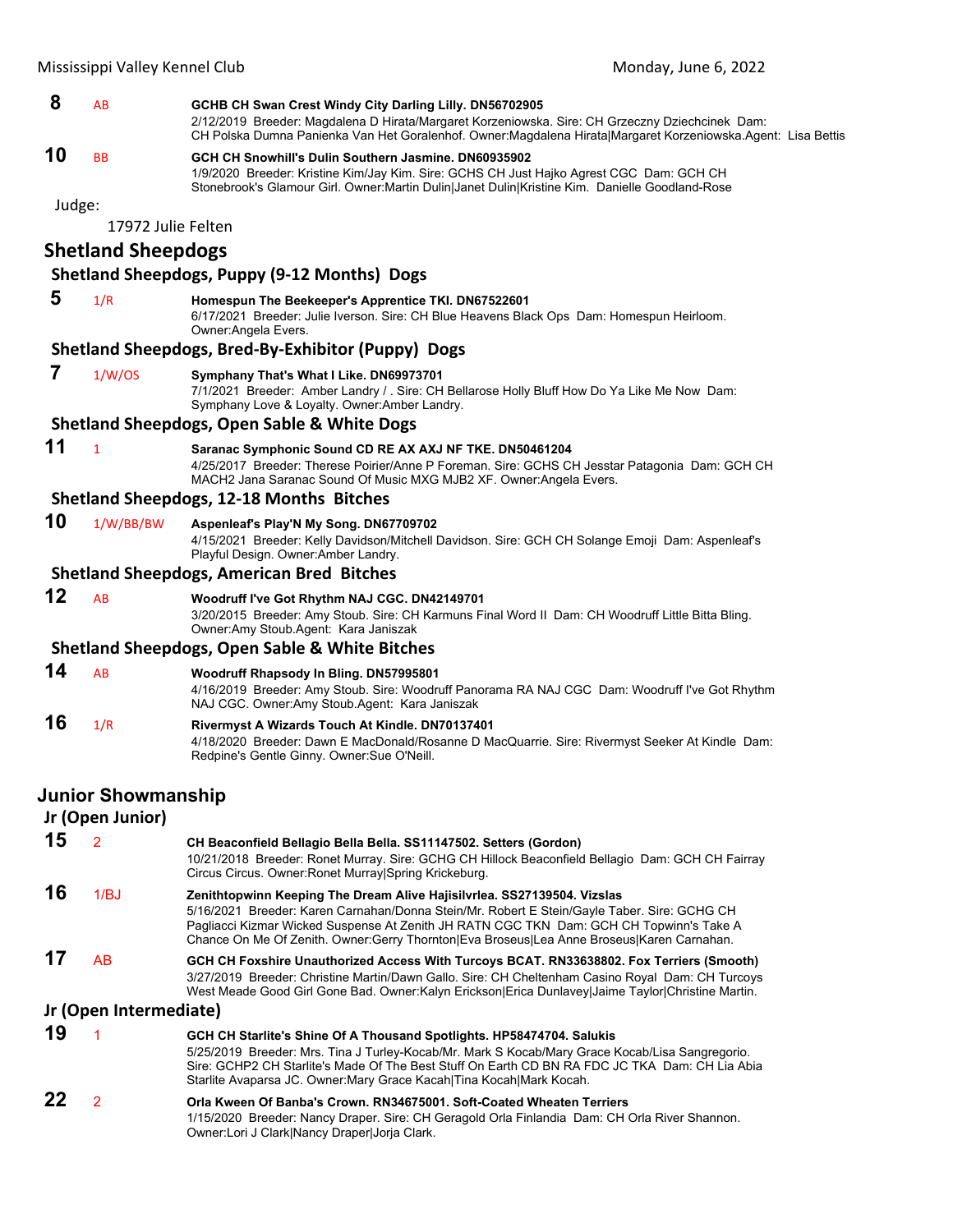**8** AB **GCHB CH Swan Crest Windy City Darling Lilly. DN56702905**
2/12/2019 Breeder: Magdalena D Hirata/Margaret Korzeniowska. Sire: CH Grzeczny Dziechcinek Dam: CH Polska Dumna Panienka Van Het Goralenhof. Owner:Magdalena Hirata|Margaret Korzeniowska.Agent: Lisa Bettis

**10** BB **GCH CH Snowhill's Dulin Southern Jasmine. DN60935902**
1/9/2020 Breeder: Kristine Kim/Jay Kim. Sire: GCHS CH Just Hajko Agrest CGC Dam: GCH CH Stonebrook's Glamour Girl. Owner:Martin Dulin|Janet Dulin|Kristine Kim. Danielle Goodland-Rose

Judge:

17972 Julie Felten

## Shetland Sheepdogs

### Shetland Sheepdogs, Puppy (9-12 Months) Dogs

**5** 1/R **Homespun The Beekeeper's Apprentice TKI. DN67522601**
6/17/2021 Breeder: Julie Iverson. Sire: CH Blue Heavens Black Ops Dam: Homespun Heirloom. Owner:Angela Evers.

### Shetland Sheepdogs, Bred-By-Exhibitor (Puppy) Dogs

**7** 1/W/OS **Symphany That's What I Like. DN69973701**
7/1/2021 Breeder: Amber Landry / . Sire: CH Bellarose Holly Bluff How Do Ya Like Me Now Dam: Symphany Love & Loyalty. Owner:Amber Landry.

### Shetland Sheepdogs, Open Sable & White Dogs

**11** 1 **Saranac Symphonic Sound CD RE AX AXJ NF TKE. DN50461204**
4/25/2017 Breeder: Therese Poirier/Anne P Foreman. Sire: GCHS CH Jesstar Patagonia Dam: GCH CH MACH2 Jana Saranac Sound Of Music MXG MJB2 XF. Owner:Angela Evers.

### Shetland Sheepdogs, 12-18 Months Bitches

**10** 1/W/BB/BW **Aspenleaf's Play'N My Song. DN67709702**
4/15/2021 Breeder: Kelly Davidson/Mitchell Davidson. Sire: GCH CH Solange Emoji Dam: Aspenleaf's Playful Design. Owner:Amber Landry.

### Shetland Sheepdogs, American Bred Bitches

**12** AB **Woodruff I've Got Rhythm NAJ CGC. DN42149701**
3/20/2015 Breeder: Amy Stoub. Sire: CH Karmuns Final Word II Dam: CH Woodruff Little Bitta Bling. Owner:Amy Stoub.Agent: Kara Janiszak

### Shetland Sheepdogs, Open Sable & White Bitches

**14** AB **Woodruff Rhapsody In Bling. DN57995801**
4/16/2019 Breeder: Amy Stoub. Sire: Woodruff Panorama RA NAJ CGC Dam: Woodruff I've Got Rhythm NAJ CGC. Owner:Amy Stoub.Agent: Kara Janiszak

**16** 1/R **Rivermyst A Wizards Touch At Kindle. DN70137401**
4/18/2020 Breeder: Dawn E MacDonald/Rosanne D MacQuarrie. Sire: Rivermyst Seeker At Kindle Dam: Redpine's Gentle Ginny. Owner:Sue O'Neill.

## Junior Showmanship

### Jr (Open Junior)

**15** 2 **CH Beaconfield Bellagio Bella Bella. SS11147502. Setters (Gordon)**
10/21/2018 Breeder: Ronet Murray. Sire: GCHG CH Hillock Beaconfield Bellagio Dam: GCH CH Fairray Circus Circus. Owner:Ronet Murray|Spring Krickeburg.

**16** 1/BJ **Zenithtopwinn Keeping The Dream Alive Hajisilvrlea. SS27139504. Vizslas**
5/16/2021 Breeder: Karen Carnahan/Donna Stein/Mr. Robert E Stein/Gayle Taber. Sire: GCHG CH Pagliacci Kizmar Wicked Suspense At Zenith JH RATN CGC TKN Dam: GCH CH Topwinn's Take A Chance On Me Of Zenith. Owner:Gerry Thornton|Eva Broseus|Lea Anne Broseus|Karen Carnahan.

**17** AB **GCH CH Foxshire Unauthorized Access With Turcoys BCAT. RN33638802. Fox Terriers (Smooth)**
3/27/2019 Breeder: Christine Martin/Dawn Gallo. Sire: CH Cheltenham Casino Royal Dam: CH Turcoys West Meade Good Girl Gone Bad. Owner:Kalyn Erickson|Erica Dunlavey|Jaime Taylor|Christine Martin.

### Jr (Open Intermediate)

**19** 1 **GCH CH Starlite's Shine Of A Thousand Spotlights. HP58474704. Salukis**
5/25/2019 Breeder: Mrs. Tina J Turley-Kocab/Mr. Mark S Kocab/Mary Grace Kocab/Lisa Sangregorio. Sire: GCHP2 CH Starlite's Made Of The Best Stuff On Earth CD BN RA FDC JC TKA Dam: CH Lia Abia Starlite Avaparsa JC. Owner:Mary Grace Kacah|Tina Kocah|Mark Kocah.

**22** 2 **Orla Kween Of Banba's Crown. RN34675001. Soft-Coated Wheaten Terriers**
1/15/2020 Breeder: Nancy Draper. Sire: CH Geragold Orla Finlandia Dam: CH Orla River Shannon. Owner:Lori J Clark|Nancy Draper|Jorja Clark.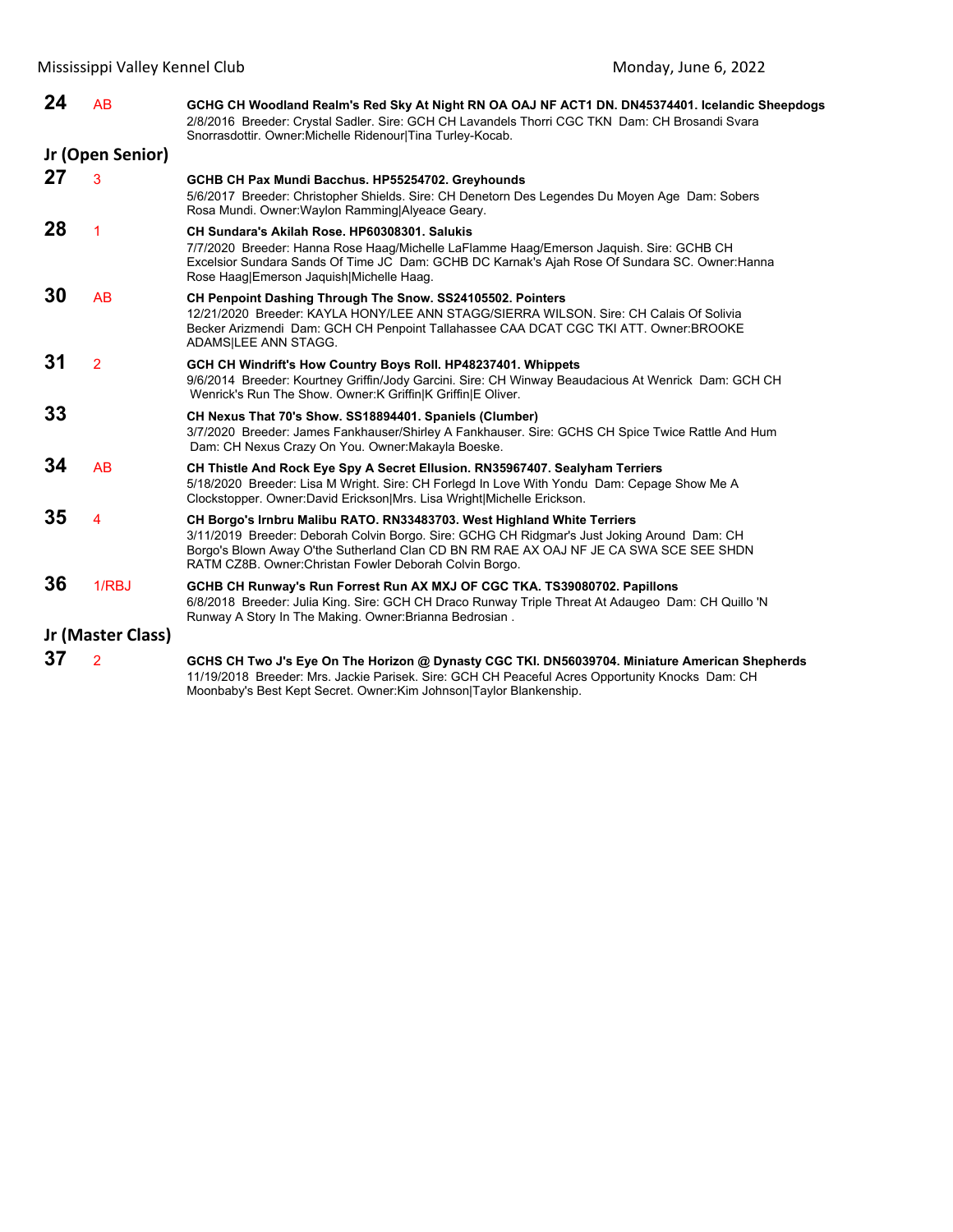**24** AB **GCHG CH Woodland Realm's Red Sky At Night RN OA OAJ NF ACT1 DN. DN45374401. Icelandic Sheepdogs**
2/8/2016 Breeder: Crystal Sadler. Sire: GCH CH Lavandels Thorri CGC TKN Dam: CH Brosandi Svara Snorrasdottir. Owner:Michelle Ridenour|Tina Turley-Kocab.

## Jr (Open Senior)

**27** 3 **GCHB CH Pax Mundi Bacchus. HP55254702. Greyhounds**
5/6/2017 Breeder: Christopher Shields. Sire: CH Denetorn Des Legendes Du Moyen Age Dam: Sobers Rosa Mundi. Owner:Waylon Ramming|Alyeace Geary.

**28** 1 **CH Sundara's Akilah Rose. HP60308301. Salukis**
7/7/2020 Breeder: Hanna Rose Haag/Michelle LaFlamme Haag/Emerson Jaquish. Sire: GCHB CH Excelsior Sundara Sands Of Time JC Dam: GCHB DC Karnak's Ajah Rose Of Sundara SC. Owner:Hanna Rose Haag|Emerson Jaquish|Michelle Haag.

**30** AB **CH Penpoint Dashing Through The Snow. SS24105502. Pointers**
12/21/2020 Breeder: KAYLA HONY/LEE ANN STAGG/SIERRA WILSON. Sire: CH Calais Of Solivia Becker Arizmendi Dam: GCH CH Penpoint Tallahassee CAA DCAT CGC TKI ATT. Owner:BROOKE ADAMS|LEE ANN STAGG.

**31** 2 **GCH CH Windrift's How Country Boys Roll. HP48237401. Whippets**
9/6/2014 Breeder: Kourtney Griffin/Jody Garcini. Sire: CH Winway Beaudacious At Wenrick Dam: GCH CH Wenrick's Run The Show. Owner:K Griffin|K Griffin|E Oliver.

**33** **CH Nexus That 70's Show. SS18894401. Spaniels (Clumber)**
3/7/2020 Breeder: James Fankhauser/Shirley A Fankhauser. Sire: GCHS CH Spice Twice Rattle And Hum Dam: CH Nexus Crazy On You. Owner:Makayla Boeske.

**34** AB **CH Thistle And Rock Eye Spy A Secret Ellusion. RN35967407. Sealyham Terriers**
5/18/2020 Breeder: Lisa M Wright. Sire: CH Forlegd In Love With Yondu Dam: Cepage Show Me A Clockstopper. Owner:David Erickson|Mrs. Lisa Wright|Michelle Erickson.

**35** 4 **CH Borgo's Irnbru Malibu RATO. RN33483703. West Highland White Terriers**
3/11/2019 Breeder: Deborah Colvin Borgo. Sire: GCHG CH Ridgmar's Just Joking Around Dam: CH Borgo's Blown Away O'the Sutherland Clan CD BN RM RAE AX OAJ NF JE CA SWA SCE SEE SHDN RATM CZ8B. Owner:Christan Fowler Deborah Colvin Borgo.

**36** 1/RBJ **GCHB CH Runway's Run Forrest Run AX MXJ OF CGC TKA. TS39080702. Papillons**
6/8/2018 Breeder: Julia King. Sire: GCH CH Draco Runway Triple Threat At Adaugeo Dam: CH Quillo 'N Runway A Story In The Making. Owner:Brianna Bedrosian .

## Jr (Master Class)

**37** 2 **GCHS CH Two J's Eye On The Horizon @ Dynasty CGC TKI. DN56039704. Miniature American Shepherds**
11/19/2018 Breeder: Mrs. Jackie Parisek. Sire: GCH CH Peaceful Acres Opportunity Knocks Dam: CH Moonbaby's Best Kept Secret. Owner:Kim Johnson|Taylor Blankenship.